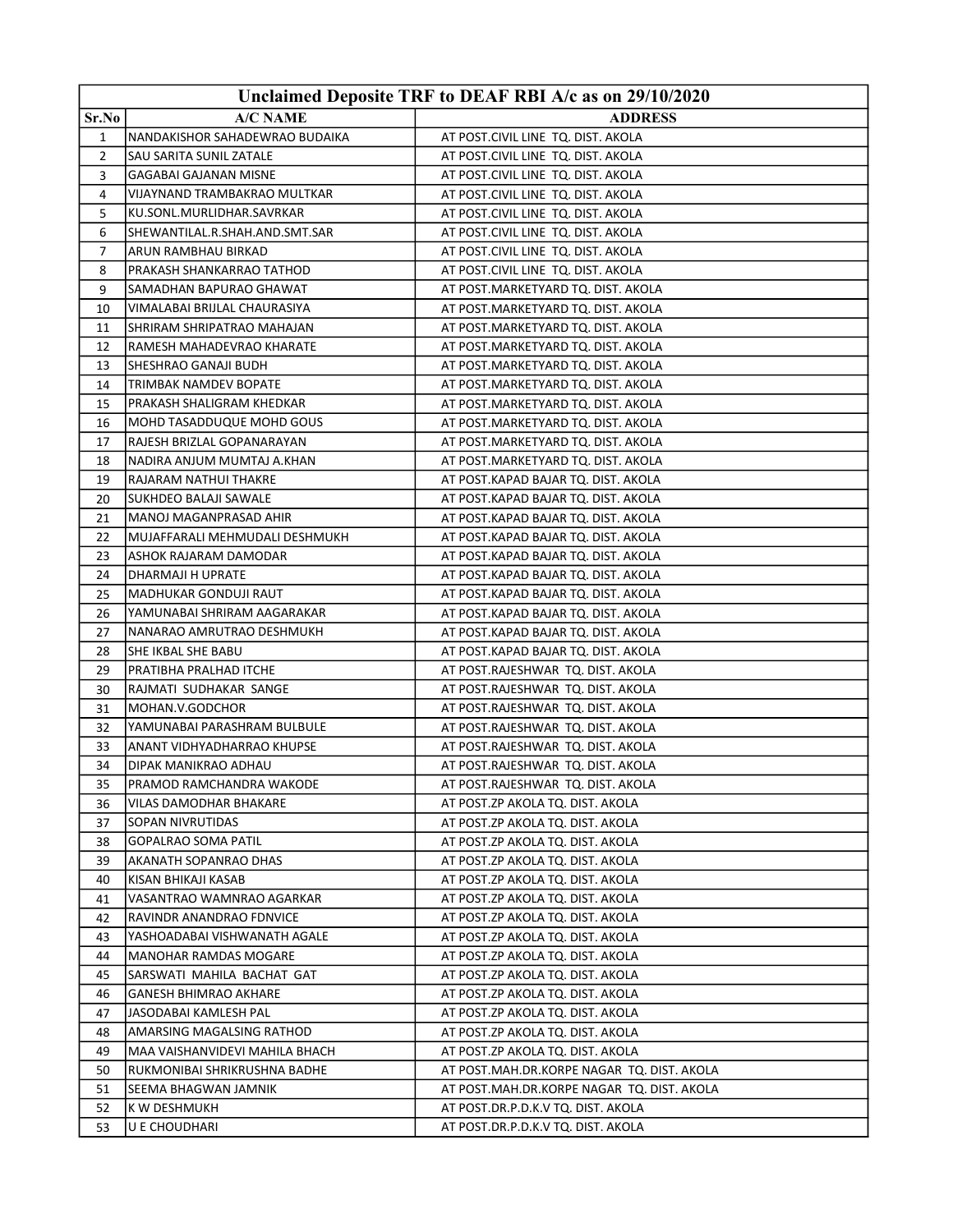| Unclaimed Deposite TRF to DEAF RBI A/c as on 29/10/2020 | | |
|---|---|---|
| **Sr.No** | **A/C NAME** | **ADDRESS** |
| 1 | NANDAKISHOR SAHADEWRAO BUDAIKA | AT POST.CIVIL LINE TQ. DIST. AKOLA |
| 2 | SAU SARITA SUNIL ZATALE | AT POST.CIVIL LINE TQ. DIST. AKOLA |
| 3 | GAGABAI GAJANAN MISNE | AT POST.CIVIL LINE TQ. DIST. AKOLA |
| 4 | VIJAYNAND TRAMBAKRAO MULTKAR | AT POST.CIVIL LINE TQ. DIST. AKOLA |
| 5 | KU.SONL.MURLIDHAR.SAVRKAR | AT POST.CIVIL LINE TQ. DIST. AKOLA |
| 6 | SHEWANTILAL.R.SHAH.AND.SMT.SAR | AT POST.CIVIL LINE TQ. DIST. AKOLA |
| 7 | ARUN RAMBHAU BIRKAD | AT POST.CIVIL LINE TQ. DIST. AKOLA |
| 8 | PRAKASH SHANKARRAO TATHOD | AT POST.CIVIL LINE TQ. DIST. AKOLA |
| 9 | SAMADHAN BAPURAO GHAWAT | AT POST.MARKETYARD TQ. DIST. AKOLA |
| 10 | VIMALABAI BRIJLAL CHAURASIYA | AT POST.MARKETYARD TQ. DIST. AKOLA |
| 11 | SHRIRAM SHRIPATRAO MAHAJAN | AT POST.MARKETYARD TQ. DIST. AKOLA |
| 12 | RAMESH MAHADEVRAO KHARATE | AT POST.MARKETYARD TQ. DIST. AKOLA |
| 13 | SHESHRAO GANAJI BUDH | AT POST.MARKETYARD TQ. DIST. AKOLA |
| 14 | TRIMBAK NAMDEV BOPATE | AT POST.MARKETYARD TQ. DIST. AKOLA |
| 15 | PRAKASH SHALIGRAM KHEDKAR | AT POST.MARKETYARD TQ. DIST. AKOLA |
| 16 | MOHD TASADDUQUE MOHD GOUS | AT POST.MARKETYARD TQ. DIST. AKOLA |
| 17 | RAJESH BRIZLAL GOPANARAYAN | AT POST.MARKETYARD TQ. DIST. AKOLA |
| 18 | NADIRA ANJUM MUMTAJ A.KHAN | AT POST.MARKETYARD TQ. DIST. AKOLA |
| 19 | RAJARAM NATHUI THAKRE | AT POST.KAPAD BAJAR TQ. DIST. AKOLA |
| 20 | SUKHDEO BALAJI SAWALE | AT POST.KAPAD BAJAR TQ. DIST. AKOLA |
| 21 | MANOJ MAGANPRASAD AHIR | AT POST.KAPAD BAJAR TQ. DIST. AKOLA |
| 22 | MUJAFFARALI MEHMUDALI DESHMUKH | AT POST.KAPAD BAJAR TQ. DIST. AKOLA |
| 23 | ASHOK RAJARAM DAMODAR | AT POST.KAPAD BAJAR TQ. DIST. AKOLA |
| 24 | DHARMAJI H UPRATE | AT POST.KAPAD BAJAR TQ. DIST. AKOLA |
| 25 | MADHUKAR GONDUJI RAUT | AT POST.KAPAD BAJAR TQ. DIST. AKOLA |
| 26 | YAMUNABAI SHRIRAM AAGARAKAR | AT POST.KAPAD BAJAR TQ. DIST. AKOLA |
| 27 | NANARAO AMRUTRAO DESHMUKH | AT POST.KAPAD BAJAR TQ. DIST. AKOLA |
| 28 | SHE IKBAL SHE BABU | AT POST.KAPAD BAJAR TQ. DIST. AKOLA |
| 29 | PRATIBHA PRALHAD ITCHE | AT POST.RAJESHWAR TQ. DIST. AKOLA |
| 30 | RAJMATI SUDHAKAR SANGE | AT POST.RAJESHWAR TQ. DIST. AKOLA |
| 31 | MOHAN.V.GODCHOR | AT POST.RAJESHWAR TQ. DIST. AKOLA |
| 32 | YAMUNABAI PARASHRAM BULBULE | AT POST.RAJESHWAR TQ. DIST. AKOLA |
| 33 | ANANT VIDHYADHARRAO KHUPSE | AT POST.RAJESHWAR TQ. DIST. AKOLA |
| 34 | DIPAK MANIKRAO ADHAU | AT POST.RAJESHWAR TQ. DIST. AKOLA |
| 35 | PRAMOD RAMCHANDRA WAKODE | AT POST.RAJESHWAR TQ. DIST. AKOLA |
| 36 | VILAS DAMODHAR BHAKARE | AT POST.ZP AKOLA TQ. DIST. AKOLA |
| 37 | SOPAN NIVRUTIDAS | AT POST.ZP AKOLA TQ. DIST. AKOLA |
| 38 | GOPALRAO SOMA PATIL | AT POST.ZP AKOLA TQ. DIST. AKOLA |
| 39 | AKANATH SOPANRAO DHAS | AT POST.ZP AKOLA TQ. DIST. AKOLA |
| 40 | KISAN BHIKAJI KASAB | AT POST.ZP AKOLA TQ. DIST. AKOLA |
| 41 | VASANTRAO WAMNRAO AGARKAR | AT POST.ZP AKOLA TQ. DIST. AKOLA |
| 42 | RAVINDR ANANDRAO FDNVICE | AT POST.ZP AKOLA TQ. DIST. AKOLA |
| 43 | YASHOADABAI VISHWANATH AGALE | AT POST.ZP AKOLA TQ. DIST. AKOLA |
| 44 | MANOHAR RAMDAS MOGARE | AT POST.ZP AKOLA TQ. DIST. AKOLA |
| 45 | SARSWATI MAHILA BACHAT GAT | AT POST.ZP AKOLA TQ. DIST. AKOLA |
| 46 | GANESH BHIMRAO AKHARE | AT POST.ZP AKOLA TQ. DIST. AKOLA |
| 47 | JASODABAI KAMLESH PAL | AT POST.ZP AKOLA TQ. DIST. AKOLA |
| 48 | AMARSING MAGALSING RATHOD | AT POST.ZP AKOLA TQ. DIST. AKOLA |
| 49 | MAA VAISHANVIDEVI MAHILA BHACH | AT POST.ZP AKOLA TQ. DIST. AKOLA |
| 50 | RUKMONIBAI SHRIKRUSHNA BADHE | AT POST.MAH.DR.KORPE NAGAR TQ. DIST. AKOLA |
| 51 | SEEMA BHAGWAN JAMNIK | AT POST.MAH.DR.KORPE NAGAR TQ. DIST. AKOLA |
| 52 | K W DESHMUKH | AT POST.DR.P.D.K.V TQ. DIST. AKOLA |
| 53 | U E CHOUDHARI | AT POST.DR.P.D.K.V TQ. DIST. AKOLA |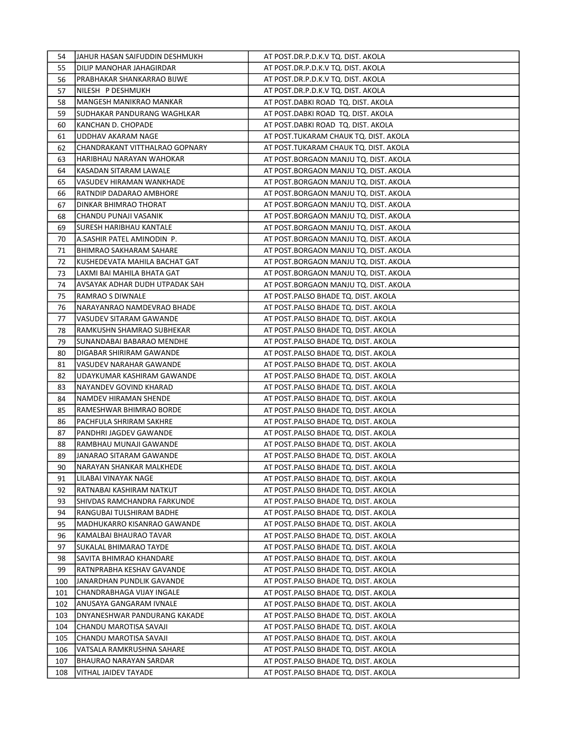| | | |
|---|---|---|
| 54 | JAHUR HASAN SAIFUDDIN DESHMUKH | AT POST.DR.P.D.K.V TQ. DIST. AKOLA |
| 55 | DILIP MANOHAR JAHAGIRDAR | AT POST.DR.P.D.K.V TQ. DIST. AKOLA |
| 56 | PRABHAKAR SHANKARRAO BIJWE | AT POST.DR.P.D.K.V TQ. DIST. AKOLA |
| 57 | NILESH P DESHMUKH | AT POST.DR.P.D.K.V TQ. DIST. AKOLA |
| 58 | MANGESH MANIKRAO MANKAR | AT POST.DABKI ROAD TQ. DIST. AKOLA |
| 59 | SUDHAKAR PANDURANG WAGHLKAR | AT POST.DABKI ROAD TQ. DIST. AKOLA |
| 60 | KANCHAN D. CHOPADE | AT POST.DABKI ROAD TQ. DIST. AKOLA |
| 61 | UDDHAV AKARAM NAGE | AT POST.TUKARAM CHAUK TQ. DIST. AKOLA |
| 62 | CHANDRAKANT VITTHALRAO GOPNARY | AT POST.TUKARAM CHAUK TQ. DIST. AKOLA |
| 63 | HARIBHAU NARAYAN WAHOKAR | AT POST.BORGAON MANJU TQ. DIST. AKOLA |
| 64 | KASADAN SITARAM LAWALE | AT POST.BORGAON MANJU TQ. DIST. AKOLA |
| 65 | VASUDEV HIRAMAN WANKHADE | AT POST.BORGAON MANJU TQ. DIST. AKOLA |
| 66 | RATNDIP DADARAO AMBHORE | AT POST.BORGAON MANJU TQ. DIST. AKOLA |
| 67 | DINKAR BHIMRAO THORAT | AT POST.BORGAON MANJU TQ. DIST. AKOLA |
| 68 | CHANDU PUNAJI VASANIK | AT POST.BORGAON MANJU TQ. DIST. AKOLA |
| 69 | SURESH HARIBHAU KANTALE | AT POST.BORGAON MANJU TQ. DIST. AKOLA |
| 70 | A.SASHIR PATEL AMINODIN P. | AT POST.BORGAON MANJU TQ. DIST. AKOLA |
| 71 | BHIMRAO SAKHARAM SAHARE | AT POST.BORGAON MANJU TQ. DIST. AKOLA |
| 72 | KUSHEDEVATA MAHILA BACHAT GAT | AT POST.BORGAON MANJU TQ. DIST. AKOLA |
| 73 | LAXMI BAI MAHILA BHATA GAT | AT POST.BORGAON MANJU TQ. DIST. AKOLA |
| 74 | AVSAYAK ADHAR DUDH UTPADAK SAH | AT POST.BORGAON MANJU TQ. DIST. AKOLA |
| 75 | RAMRAO S DIWNALE | AT POST.PALSO BHADE TQ. DIST. AKOLA |
| 76 | NARAYANRAO NAMDEVRAO BHADE | AT POST.PALSO BHADE TQ. DIST. AKOLA |
| 77 | VASUDEV SITARAM GAWANDE | AT POST.PALSO BHADE TQ. DIST. AKOLA |
| 78 | RAMKUSHN SHAMRAO SUBHEKAR | AT POST.PALSO BHADE TQ. DIST. AKOLA |
| 79 | SUNANDABAI BABARAO MENDHE | AT POST.PALSO BHADE TQ. DIST. AKOLA |
| 80 | DIGABAR SHIRIRAM GAWANDE | AT POST.PALSO BHADE TQ. DIST. AKOLA |
| 81 | VASUDEV NARAHAR GAWANDE | AT POST.PALSO BHADE TQ. DIST. AKOLA |
| 82 | UDAYKUMAR KASHIRAM GAWANDE | AT POST.PALSO BHADE TQ. DIST. AKOLA |
| 83 | NAYANDEV GOVIND KHARAD | AT POST.PALSO BHADE TQ. DIST. AKOLA |
| 84 | NAMDEV HIRAMAN SHENDE | AT POST.PALSO BHADE TQ. DIST. AKOLA |
| 85 | RAMESHWAR BHIMRAO BORDE | AT POST.PALSO BHADE TQ. DIST. AKOLA |
| 86 | PACHFULA SHRIRAM SAKHRE | AT POST.PALSO BHADE TQ. DIST. AKOLA |
| 87 | PANDHRI JAGDEV GAWANDE | AT POST.PALSO BHADE TQ. DIST. AKOLA |
| 88 | RAMBHAU MUNAJI GAWANDE | AT POST.PALSO BHADE TQ. DIST. AKOLA |
| 89 | JANARAO SITARAM GAWANDE | AT POST.PALSO BHADE TQ. DIST. AKOLA |
| 90 | NARAYAN SHANKAR MALKHEDE | AT POST.PALSO BHADE TQ. DIST. AKOLA |
| 91 | LILABAI VINAYAK NAGE | AT POST.PALSO BHADE TQ. DIST. AKOLA |
| 92 | RATNABAI KASHIRAM NATKUT | AT POST.PALSO BHADE TQ. DIST. AKOLA |
| 93 | SHIVDAS RAMCHANDRA FARKUNDE | AT POST.PALSO BHADE TQ. DIST. AKOLA |
| 94 | RANGUBAI TULSHIRAM BADHE | AT POST.PALSO BHADE TQ. DIST. AKOLA |
| 95 | MADHUKARRO KISANRAO GAWANDE | AT POST.PALSO BHADE TQ. DIST. AKOLA |
| 96 | KAMALBAI BHAURAO TAVAR | AT POST.PALSO BHADE TQ. DIST. AKOLA |
| 97 | SUKALAL BHIMARAO TAYDE | AT POST.PALSO BHADE TQ. DIST. AKOLA |
| 98 | SAVITA BHIMRAO KHANDARE | AT POST.PALSO BHADE TQ. DIST. AKOLA |
| 99 | RATNPRABHA KESHAV GAVANDE | AT POST.PALSO BHADE TQ. DIST. AKOLA |
| 100 | JANARDHAN PUNDLIK GAVANDE | AT POST.PALSO BHADE TQ. DIST. AKOLA |
| 101 | CHANDRABHAGA VIJAY INGALE | AT POST.PALSO BHADE TQ. DIST. AKOLA |
| 102 | ANUSAYA GANGARAM IVNALE | AT POST.PALSO BHADE TQ. DIST. AKOLA |
| 103 | DNYANESHWAR PANDURANG KAKADE | AT POST.PALSO BHADE TQ. DIST. AKOLA |
| 104 | CHANDU MAROTISA SAVAJI | AT POST.PALSO BHADE TQ. DIST. AKOLA |
| 105 | CHANDU MAROTISA SAVAJI | AT POST.PALSO BHADE TQ. DIST. AKOLA |
| 106 | VATSALA RAMKRUSHNA SAHARE | AT POST.PALSO BHADE TQ. DIST. AKOLA |
| 107 | BHAURAO NARAYAN SARDAR | AT POST.PALSO BHADE TQ. DIST. AKOLA |
| 108 | VITHAL JAIDEV TAYADE | AT POST.PALSO BHADE TQ. DIST. AKOLA |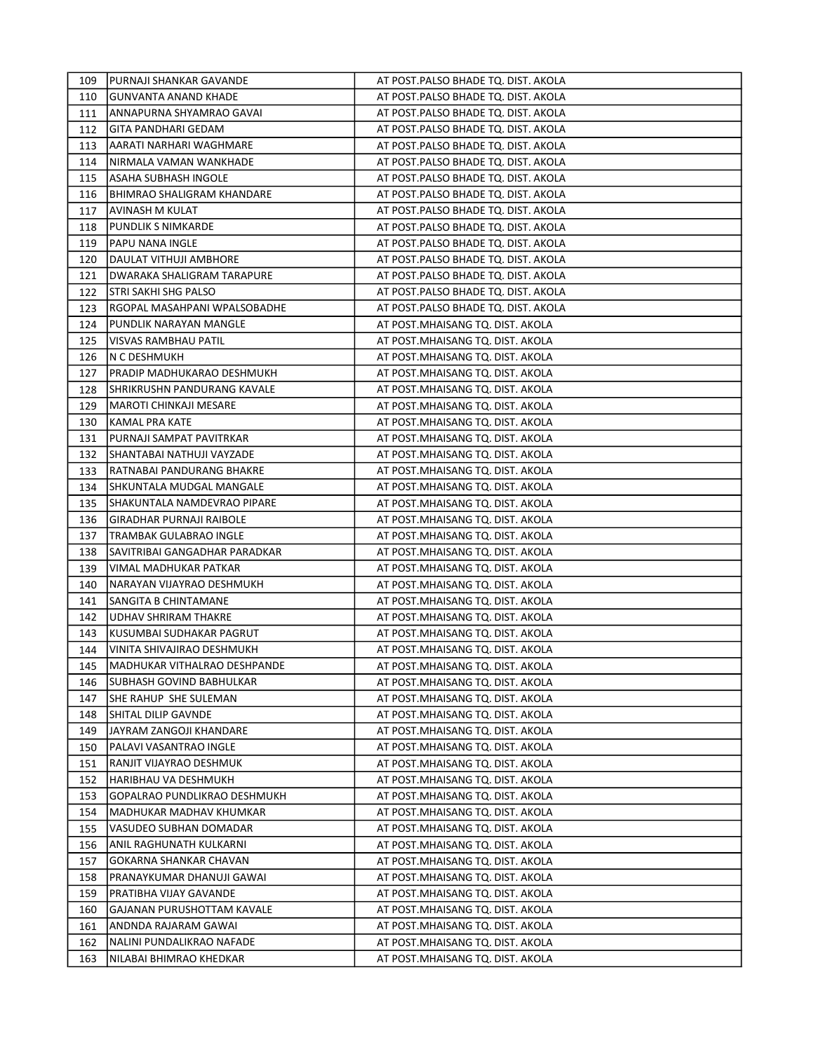| 109 | PURNAJI SHANKAR GAVANDE | AT POST.PALSO BHADE TQ. DIST. AKOLA |
|---|---|---|
| 110 | GUNVANTA ANAND KHADE | AT POST.PALSO BHADE TQ. DIST. AKOLA |
| 111 | ANNAPURNA SHYAMRAO GAVAI | AT POST.PALSO BHADE TQ. DIST. AKOLA |
| 112 | GITA PANDHARI GEDAM | AT POST.PALSO BHADE TQ. DIST. AKOLA |
| 113 | AARATI NARHARI WAGHMARE | AT POST.PALSO BHADE TQ. DIST. AKOLA |
| 114 | NIRMALA VAMAN WANKHADE | AT POST.PALSO BHADE TQ. DIST. AKOLA |
| 115 | ASAHA SUBHASH INGOLE | AT POST.PALSO BHADE TQ. DIST. AKOLA |
| 116 | BHIMRAO SHALIGRAM KHANDARE | AT POST.PALSO BHADE TQ. DIST. AKOLA |
| 117 | AVINASH M KULAT | AT POST.PALSO BHADE TQ. DIST. AKOLA |
| 118 | PUNDLIK S NIMKARDE | AT POST.PALSO BHADE TQ. DIST. AKOLA |
| 119 | PAPU NANA INGLE | AT POST.PALSO BHADE TQ. DIST. AKOLA |
| 120 | DAULAT VITHUJI AMBHORE | AT POST.PALSO BHADE TQ. DIST. AKOLA |
| 121 | DWARAKA SHALIGRAM TARAPURE | AT POST.PALSO BHADE TQ. DIST. AKOLA |
| 122 | STRI SAKHI SHG PALSO | AT POST.PALSO BHADE TQ. DIST. AKOLA |
| 123 | RGOPAL MASAHPANI WPALSOBADHE | AT POST.PALSO BHADE TQ. DIST. AKOLA |
| 124 | PUNDLIK NARAYAN MANGLE | AT POST.MHAISANG TQ. DIST. AKOLA |
| 125 | VISVAS RAMBHAU PATIL | AT POST.MHAISANG TQ. DIST. AKOLA |
| 126 | N C DESHMUKH | AT POST.MHAISANG TQ. DIST. AKOLA |
| 127 | PRADIP MADHUKARAO DESHMUKH | AT POST.MHAISANG TQ. DIST. AKOLA |
| 128 | SHRIKRUSHN PANDURANG KAVALE | AT POST.MHAISANG TQ. DIST. AKOLA |
| 129 | MAROTI CHINKAJI MESARE | AT POST.MHAISANG TQ. DIST. AKOLA |
| 130 | KAMAL PRA KATE | AT POST.MHAISANG TQ. DIST. AKOLA |
| 131 | PURNAJI SAMPAT PAVITRKAR | AT POST.MHAISANG TQ. DIST. AKOLA |
| 132 | SHANTABAI NATHUJI VAYZADE | AT POST.MHAISANG TQ. DIST. AKOLA |
| 133 | RATNABAI PANDURANG BHAKRE | AT POST.MHAISANG TQ. DIST. AKOLA |
| 134 | SHKUNTALA MUDGAL MANGALE | AT POST.MHAISANG TQ. DIST. AKOLA |
| 135 | SHAKUNTALA NAMDEVRAO PIPARE | AT POST.MHAISANG TQ. DIST. AKOLA |
| 136 | GIRADHAR PURNAJI RAIBOLE | AT POST.MHAISANG TQ. DIST. AKOLA |
| 137 | TRAMBAK GULABRAO INGLE | AT POST.MHAISANG TQ. DIST. AKOLA |
| 138 | SAVITRIBAI GANGADHAR PARADKAR | AT POST.MHAISANG TQ. DIST. AKOLA |
| 139 | VIMAL MADHUKAR PATKAR | AT POST.MHAISANG TQ. DIST. AKOLA |
| 140 | NARAYAN VIJAYRAO DESHMUKH | AT POST.MHAISANG TQ. DIST. AKOLA |
| 141 | SANGITA B CHINTAMANE | AT POST.MHAISANG TQ. DIST. AKOLA |
| 142 | UDHAV SHRIRAM THAKRE | AT POST.MHAISANG TQ. DIST. AKOLA |
| 143 | KUSUMBAI SUDHAKAR PAGRUT | AT POST.MHAISANG TQ. DIST. AKOLA |
| 144 | VINITA SHIVAJIRAO DESHMUKH | AT POST.MHAISANG TQ. DIST. AKOLA |
| 145 | MADHUKAR VITHALRAO DESHPANDE | AT POST.MHAISANG TQ. DIST. AKOLA |
| 146 | SUBHASH GOVIND BABHULKAR | AT POST.MHAISANG TQ. DIST. AKOLA |
| 147 | SHE RAHUP SHE SULEMAN | AT POST.MHAISANG TQ. DIST. AKOLA |
| 148 | SHITAL DILIP GAVNDE | AT POST.MHAISANG TQ. DIST. AKOLA |
| 149 | JAYRAM ZANGOJI KHANDARE | AT POST.MHAISANG TQ. DIST. AKOLA |
| 150 | PALAVI VASANTRAO INGLE | AT POST.MHAISANG TQ. DIST. AKOLA |
| 151 | RANJIT VIJAYRAO DESHMUK | AT POST.MHAISANG TQ. DIST. AKOLA |
| 152 | HARIBHAU VA DESHMUKH | AT POST.MHAISANG TQ. DIST. AKOLA |
| 153 | GOPALRAO PUNDLIKRAO DESHMUKH | AT POST.MHAISANG TQ. DIST. AKOLA |
| 154 | MADHUKAR MADHAV KHUMKAR | AT POST.MHAISANG TQ. DIST. AKOLA |
| 155 | VASUDEO SUBHAN DOMADAR | AT POST.MHAISANG TQ. DIST. AKOLA |
| 156 | ANIL RAGHUNATH KULKARNI | AT POST.MHAISANG TQ. DIST. AKOLA |
| 157 | GOKARNA SHANKAR CHAVAN | AT POST.MHAISANG TQ. DIST. AKOLA |
| 158 | PRANAYKUMAR DHANUJI GAWAI | AT POST.MHAISANG TQ. DIST. AKOLA |
| 159 | PRATIBHA VIJAY GAVANDE | AT POST.MHAISANG TQ. DIST. AKOLA |
| 160 | GAJANAN PURUSHOTTAM KAVALE | AT POST.MHAISANG TQ. DIST. AKOLA |
| 161 | ANDNDA RAJARAM GAWAI | AT POST.MHAISANG TQ. DIST. AKOLA |
| 162 | NALINI PUNDALIKRAO NAFADE | AT POST.MHAISANG TQ. DIST. AKOLA |
| 163 | NILABAI BHIMRAO KHEDKAR | AT POST.MHAISANG TQ. DIST. AKOLA |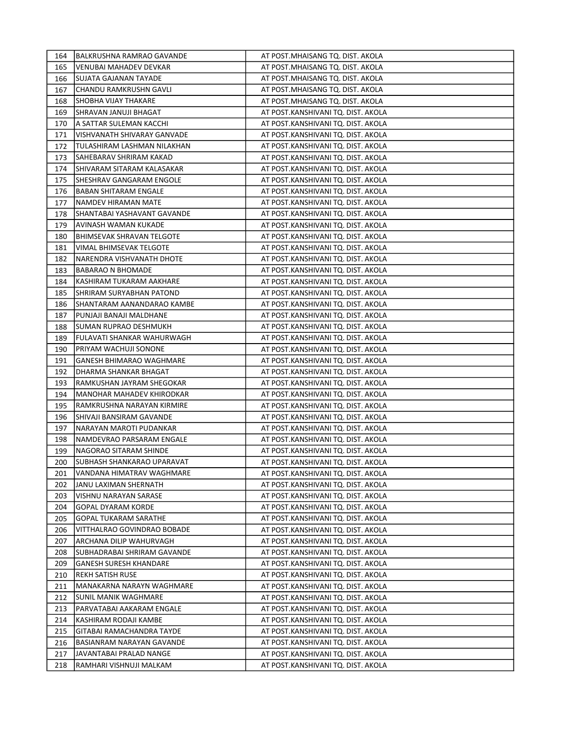| 164 | BALKRUSHNA RAMRAO GAVANDE | AT POST.MHAISANG TQ. DIST. AKOLA |
|---|---|---|
| 165 | VENUBAI MAHADEV DEVKAR | AT POST.MHAISANG TQ. DIST. AKOLA |
| 166 | SUJATA GAJANAN TAYADE | AT POST.MHAISANG TQ. DIST. AKOLA |
| 167 | CHANDU RAMKRUSHN GAVLI | AT POST.MHAISANG TQ. DIST. AKOLA |
| 168 | SHOBHA VIJAY THAKARE | AT POST.MHAISANG TQ. DIST. AKOLA |
| 169 | SHRAVAN JANUJI BHAGAT | AT POST.KANSHIVANI TQ. DIST. AKOLA |
| 170 | A SATTAR SULEMAN KACCHI | AT POST.KANSHIVANI TQ. DIST. AKOLA |
| 171 | VISHVANATH SHIVARAY GANVADE | AT POST.KANSHIVANI TQ. DIST. AKOLA |
| 172 | TULASHIRAM LASHMAN NILAKHAN | AT POST.KANSHIVANI TQ. DIST. AKOLA |
| 173 | SAHEBARAV SHRIRAM KAKAD | AT POST.KANSHIVANI TQ. DIST. AKOLA |
| 174 | SHIVARAM SITARAM KALASAKAR | AT POST.KANSHIVANI TQ. DIST. AKOLA |
| 175 | SHESHRAV GANGARAM ENGOLE | AT POST.KANSHIVANI TQ. DIST. AKOLA |
| 176 | BABAN SHITARAM ENGALE | AT POST.KANSHIVANI TQ. DIST. AKOLA |
| 177 | NAMDEV HIRAMAN MATE | AT POST.KANSHIVANI TQ. DIST. AKOLA |
| 178 | SHANTABAI YASHAVANT GAVANDE | AT POST.KANSHIVANI TQ. DIST. AKOLA |
| 179 | AVINASH WAMAN KUKADE | AT POST.KANSHIVANI TQ. DIST. AKOLA |
| 180 | BHIMSEVAK SHRAVAN TELGOTE | AT POST.KANSHIVANI TQ. DIST. AKOLA |
| 181 | VIMAL BHIMSEVAK TELGOTE | AT POST.KANSHIVANI TQ. DIST. AKOLA |
| 182 | NARENDRA VISHVANATH DHOTE | AT POST.KANSHIVANI TQ. DIST. AKOLA |
| 183 | BABARAO N BHOMADE | AT POST.KANSHIVANI TQ. DIST. AKOLA |
| 184 | KASHIRAM TUKARAM AAKHARE | AT POST.KANSHIVANI TQ. DIST. AKOLA |
| 185 | SHRIRAM SURYABHAN PATOND | AT POST.KANSHIVANI TQ. DIST. AKOLA |
| 186 | SHANTARAM AANANDARAO KAMBE | AT POST.KANSHIVANI TQ. DIST. AKOLA |
| 187 | PUNJAJI BANAJI MALDHANE | AT POST.KANSHIVANI TQ. DIST. AKOLA |
| 188 | SUMAN RUPRAO DESHMUKH | AT POST.KANSHIVANI TQ. DIST. AKOLA |
| 189 | FULAVATI SHANKAR WAHURWAGH | AT POST.KANSHIVANI TQ. DIST. AKOLA |
| 190 | PRIYAM WACHUJI SONONE | AT POST.KANSHIVANI TQ. DIST. AKOLA |
| 191 | GANESH BHIMARAO WAGHMARE | AT POST.KANSHIVANI TQ. DIST. AKOLA |
| 192 | DHARMA SHANKAR BHAGAT | AT POST.KANSHIVANI TQ. DIST. AKOLA |
| 193 | RAMKUSHAN JAYRAM SHEGOKAR | AT POST.KANSHIVANI TQ. DIST. AKOLA |
| 194 | MANOHAR MAHADEV KHIRODKAR | AT POST.KANSHIVANI TQ. DIST. AKOLA |
| 195 | RAMKRUSHNA NARAYAN KIRMIRE | AT POST.KANSHIVANI TQ. DIST. AKOLA |
| 196 | SHIVAJI BANSIRAM GAVANDE | AT POST.KANSHIVANI TQ. DIST. AKOLA |
| 197 | NARAYAN MAROTI PUDANKAR | AT POST.KANSHIVANI TQ. DIST. AKOLA |
| 198 | NAMDEVRAO PARSARAM ENGALE | AT POST.KANSHIVANI TQ. DIST. AKOLA |
| 199 | NAGORAO SITARAM SHINDE | AT POST.KANSHIVANI TQ. DIST. AKOLA |
| 200 | SUBHASH SHANKARAO UPARAVAT | AT POST.KANSHIVANI TQ. DIST. AKOLA |
| 201 | VANDANA HIMATRAV WAGHMARE | AT POST.KANSHIVANI TQ. DIST. AKOLA |
| 202 | JANU LAXIMAN SHERNATH | AT POST.KANSHIVANI TQ. DIST. AKOLA |
| 203 | VISHNU NARAYAN SARASE | AT POST.KANSHIVANI TQ. DIST. AKOLA |
| 204 | GOPAL DYARAM KORDE | AT POST.KANSHIVANI TQ. DIST. AKOLA |
| 205 | GOPAL TUKARAM SARATHE | AT POST.KANSHIVANI TQ. DIST. AKOLA |
| 206 | VITTHALRAO GOVINDRAO BOBADE | AT POST.KANSHIVANI TQ. DIST. AKOLA |
| 207 | ARCHANA DILIP WAHURVAGH | AT POST.KANSHIVANI TQ. DIST. AKOLA |
| 208 | SUBHADRABAI SHRIRAM GAVANDE | AT POST.KANSHIVANI TQ. DIST. AKOLA |
| 209 | GANESH SURESH KHANDARE | AT POST.KANSHIVANI TQ. DIST. AKOLA |
| 210 | REKH SATISH RUSE | AT POST.KANSHIVANI TQ. DIST. AKOLA |
| 211 | MANAKARNA NARAYN WAGHMARE | AT POST.KANSHIVANI TQ. DIST. AKOLA |
| 212 | SUNIL MANIK WAGHMARE | AT POST.KANSHIVANI TQ. DIST. AKOLA |
| 213 | PARVATABAI AAKARAM ENGALE | AT POST.KANSHIVANI TQ. DIST. AKOLA |
| 214 | KASHIRAM RODAJI KAMBE | AT POST.KANSHIVANI TQ. DIST. AKOLA |
| 215 | GITABAI RAMACHANDRA TAYDE | AT POST.KANSHIVANI TQ. DIST. AKOLA |
| 216 | BASIANRAM NARAYAN GAVANDE | AT POST.KANSHIVANI TQ. DIST. AKOLA |
| 217 | JAVANTABAI PRALAD NANGE | AT POST.KANSHIVANI TQ. DIST. AKOLA |
| 218 | RAMHARI VISHNUJI MALKAM | AT POST.KANSHIVANI TQ. DIST. AKOLA |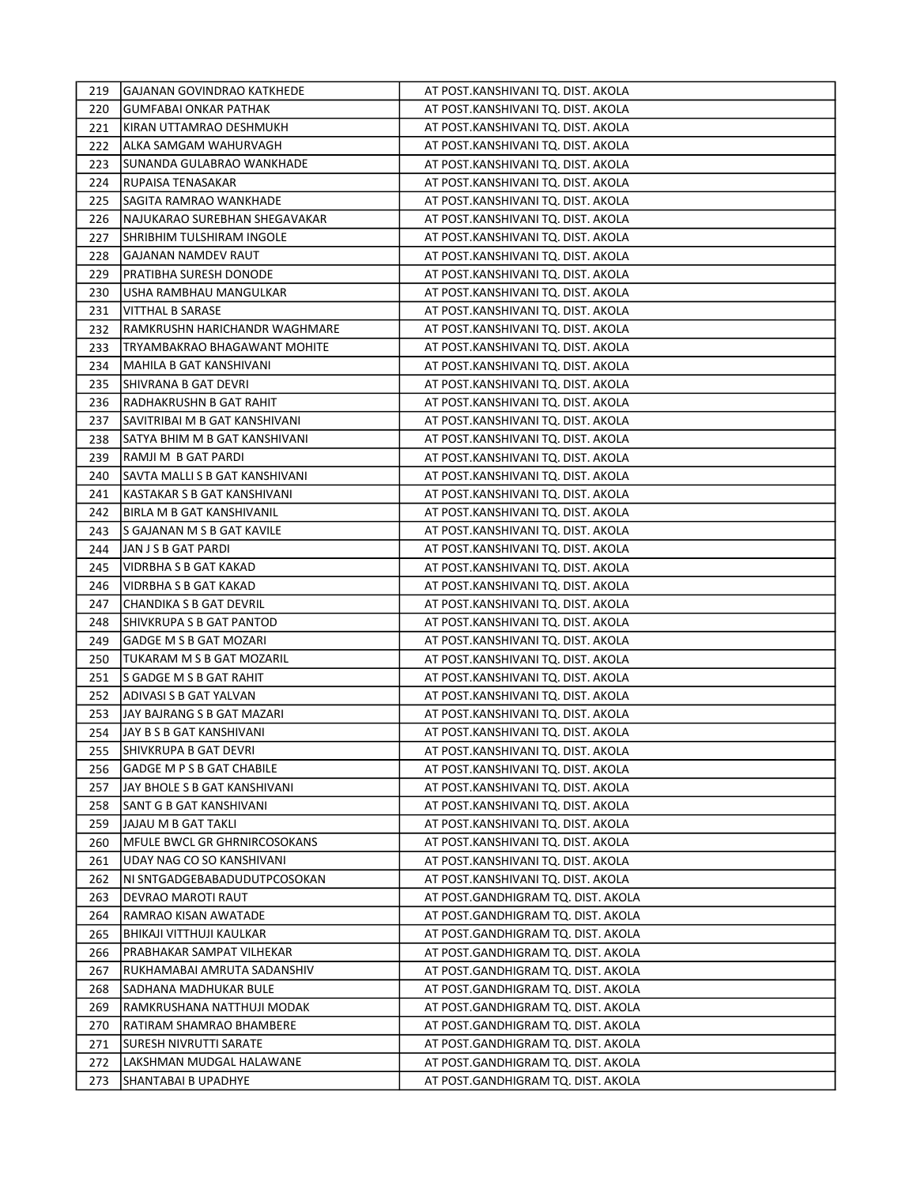| | | |
|---|---|---|
| 219 | GAJANAN GOVINDRAO KATKHEDE | AT POST.KANSHIVANI TQ. DIST. AKOLA |
| 220 | GUMFABAI ONKAR PATHAK | AT POST.KANSHIVANI TQ. DIST. AKOLA |
| 221 | KIRAN UTTAMRAO DESHMUKH | AT POST.KANSHIVANI TQ. DIST. AKOLA |
| 222 | ALKA SAMGAM WAHURVAGH | AT POST.KANSHIVANI TQ. DIST. AKOLA |
| 223 | SUNANDA GULABRAO WANKHADE | AT POST.KANSHIVANI TQ. DIST. AKOLA |
| 224 | RUPAISA TENASAKAR | AT POST.KANSHIVANI TQ. DIST. AKOLA |
| 225 | SAGITA RAMRAO WANKHADE | AT POST.KANSHIVANI TQ. DIST. AKOLA |
| 226 | NAJUKARAO SUREBHAN SHEGAVAKAR | AT POST.KANSHIVANI TQ. DIST. AKOLA |
| 227 | SHRIBHIM TULSHIRAM INGOLE | AT POST.KANSHIVANI TQ. DIST. AKOLA |
| 228 | GAJANAN NAMDEV RAUT | AT POST.KANSHIVANI TQ. DIST. AKOLA |
| 229 | PRATIBHA SURESH DONODE | AT POST.KANSHIVANI TQ. DIST. AKOLA |
| 230 | USHA RAMBHAU MANGULKAR | AT POST.KANSHIVANI TQ. DIST. AKOLA |
| 231 | VITTHAL B SARASE | AT POST.KANSHIVANI TQ. DIST. AKOLA |
| 232 | RAMKRUSHN HARICHANDR WAGHMARE | AT POST.KANSHIVANI TQ. DIST. AKOLA |
| 233 | TRYAMBAKRAO BHAGAWANT MOHITE | AT POST.KANSHIVANI TQ. DIST. AKOLA |
| 234 | MAHILA B GAT KANSHIVANI | AT POST.KANSHIVANI TQ. DIST. AKOLA |
| 235 | SHIVRANA B GAT DEVRI | AT POST.KANSHIVANI TQ. DIST. AKOLA |
| 236 | RADHAKRUSHN B GAT RAHIT | AT POST.KANSHIVANI TQ. DIST. AKOLA |
| 237 | SAVITRIBAI M B GAT KANSHIVANI | AT POST.KANSHIVANI TQ. DIST. AKOLA |
| 238 | SATYA BHIM M B GAT KANSHIVANI | AT POST.KANSHIVANI TQ. DIST. AKOLA |
| 239 | RAMJI M B GAT PARDI | AT POST.KANSHIVANI TQ. DIST. AKOLA |
| 240 | SAVTA MALLI S B GAT KANSHIVANI | AT POST.KANSHIVANI TQ. DIST. AKOLA |
| 241 | KASTAKAR S B GAT KANSHIVANI | AT POST.KANSHIVANI TQ. DIST. AKOLA |
| 242 | BIRLA M B GAT KANSHIVANIL | AT POST.KANSHIVANI TQ. DIST. AKOLA |
| 243 | S GAJANAN M S B GAT KAVILE | AT POST.KANSHIVANI TQ. DIST. AKOLA |
| 244 | JAN J S B GAT PARDI | AT POST.KANSHIVANI TQ. DIST. AKOLA |
| 245 | VIDRBHA S B GAT KAKAD | AT POST.KANSHIVANI TQ. DIST. AKOLA |
| 246 | VIDRBHA S B GAT KAKAD | AT POST.KANSHIVANI TQ. DIST. AKOLA |
| 247 | CHANDIKA S B GAT DEVRIL | AT POST.KANSHIVANI TQ. DIST. AKOLA |
| 248 | SHIVKRUPA S B GAT PANTOD | AT POST.KANSHIVANI TQ. DIST. AKOLA |
| 249 | GADGE M S B GAT MOZARI | AT POST.KANSHIVANI TQ. DIST. AKOLA |
| 250 | TUKARAM M S B GAT MOZARIL | AT POST.KANSHIVANI TQ. DIST. AKOLA |
| 251 | S GADGE M S B GAT RAHIT | AT POST.KANSHIVANI TQ. DIST. AKOLA |
| 252 | ADIVASI S B GAT YALVAN | AT POST.KANSHIVANI TQ. DIST. AKOLA |
| 253 | JAY BAJRANG S B GAT MAZARI | AT POST.KANSHIVANI TQ. DIST. AKOLA |
| 254 | JAY B S B GAT KANSHIVANI | AT POST.KANSHIVANI TQ. DIST. AKOLA |
| 255 | SHIVKRUPA B GAT DEVRI | AT POST.KANSHIVANI TQ. DIST. AKOLA |
| 256 | GADGE M P S B GAT CHABILE | AT POST.KANSHIVANI TQ. DIST. AKOLA |
| 257 | JAY BHOLE S B GAT KANSHIVANI | AT POST.KANSHIVANI TQ. DIST. AKOLA |
| 258 | SANT G B GAT KANSHIVANI | AT POST.KANSHIVANI TQ. DIST. AKOLA |
| 259 | JAJAU M B GAT TAKLI | AT POST.KANSHIVANI TQ. DIST. AKOLA |
| 260 | MFULE BWCL GR GHRNIRCOSOKANS | AT POST.KANSHIVANI TQ. DIST. AKOLA |
| 261 | UDAY NAG CO SO KANSHIVANI | AT POST.KANSHIVANI TQ. DIST. AKOLA |
| 262 | NI SNTGADGEBABADUDUTPCOSOKAN | AT POST.KANSHIVANI TQ. DIST. AKOLA |
| 263 | DEVRAO MAROTI RAUT | AT POST.GANDHIGRAM TQ. DIST. AKOLA |
| 264 | RAMRAO KISAN AWATADE | AT POST.GANDHIGRAM TQ. DIST. AKOLA |
| 265 | BHIKAJI VITTHUJI KAULKAR | AT POST.GANDHIGRAM TQ. DIST. AKOLA |
| 266 | PRABHAKAR SAMPAT VILHEKAR | AT POST.GANDHIGRAM TQ. DIST. AKOLA |
| 267 | RUKHAMABAI AMRUTA SADANSHIV | AT POST.GANDHIGRAM TQ. DIST. AKOLA |
| 268 | SADHANA MADHUKAR BULE | AT POST.GANDHIGRAM TQ. DIST. AKOLA |
| 269 | RAMKRUSHANA NATTHUJI MODAK | AT POST.GANDHIGRAM TQ. DIST. AKOLA |
| 270 | RATIRAM SHAMRAO BHAMBERE | AT POST.GANDHIGRAM TQ. DIST. AKOLA |
| 271 | SURESH NIVRUTTI SARATE | AT POST.GANDHIGRAM TQ. DIST. AKOLA |
| 272 | LAKSHMAN MUDGAL HALAWANE | AT POST.GANDHIGRAM TQ. DIST. AKOLA |
| 273 | SHANTABAI B UPADHYE | AT POST.GANDHIGRAM TQ. DIST. AKOLA |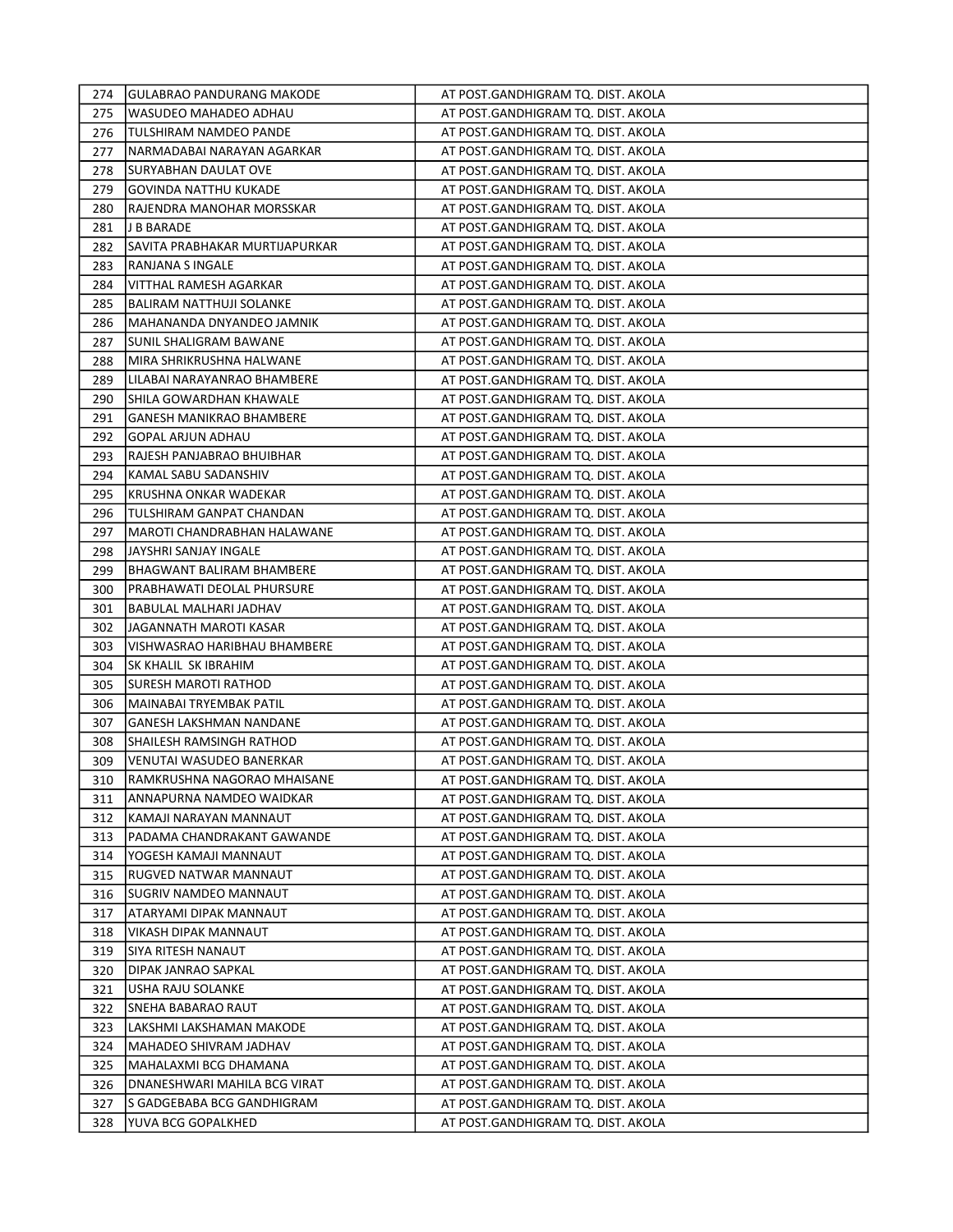| | | |
|---|---|---|
| 274 | GULABRAO PANDURANG MAKODE | AT POST.GANDHIGRAM TQ. DIST. AKOLA |
| 275 | WASUDEO MAHADEO ADHAU | AT POST.GANDHIGRAM TQ. DIST. AKOLA |
| 276 | TULSHIRAM NAMDEO PANDE | AT POST.GANDHIGRAM TQ. DIST. AKOLA |
| 277 | NARMADABAI NARAYAN AGARKAR | AT POST.GANDHIGRAM TQ. DIST. AKOLA |
| 278 | SURYABHAN DAULAT OVE | AT POST.GANDHIGRAM TQ. DIST. AKOLA |
| 279 | GOVINDA NATTHU KUKADE | AT POST.GANDHIGRAM TQ. DIST. AKOLA |
| 280 | RAJENDRA MANOHAR MORSSKAR | AT POST.GANDHIGRAM TQ. DIST. AKOLA |
| 281 | J B BARADE | AT POST.GANDHIGRAM TQ. DIST. AKOLA |
| 282 | SAVITA PRABHAKAR MURTIJAPURKAR | AT POST.GANDHIGRAM TQ. DIST. AKOLA |
| 283 | RANJANA S INGALE | AT POST.GANDHIGRAM TQ. DIST. AKOLA |
| 284 | VITTHAL RAMESH AGARKAR | AT POST.GANDHIGRAM TQ. DIST. AKOLA |
| 285 | BALIRAM NATTHUJI SOLANKE | AT POST.GANDHIGRAM TQ. DIST. AKOLA |
| 286 | MAHANANDA DNYANDEO JAMNIK | AT POST.GANDHIGRAM TQ. DIST. AKOLA |
| 287 | SUNIL SHALIGRAM BAWANE | AT POST.GANDHIGRAM TQ. DIST. AKOLA |
| 288 | MIRA SHRIKRUSHNA HALWANE | AT POST.GANDHIGRAM TQ. DIST. AKOLA |
| 289 | LILABAI NARAYANRAO BHAMBERE | AT POST.GANDHIGRAM TQ. DIST. AKOLA |
| 290 | SHILA GOWARDHAN KHAWALE | AT POST.GANDHIGRAM TQ. DIST. AKOLA |
| 291 | GANESH MANIKRAO BHAMBERE | AT POST.GANDHIGRAM TQ. DIST. AKOLA |
| 292 | GOPAL ARJUN ADHAU | AT POST.GANDHIGRAM TQ. DIST. AKOLA |
| 293 | RAJESH PANJABRAO BHUIBHAR | AT POST.GANDHIGRAM TQ. DIST. AKOLA |
| 294 | KAMAL SABU SADANSHIV | AT POST.GANDHIGRAM TQ. DIST. AKOLA |
| 295 | KRUSHNA ONKAR WADEKAR | AT POST.GANDHIGRAM TQ. DIST. AKOLA |
| 296 | TULSHIRAM GANPAT CHANDAN | AT POST.GANDHIGRAM TQ. DIST. AKOLA |
| 297 | MAROTI CHANDRABHAN HALAWANE | AT POST.GANDHIGRAM TQ. DIST. AKOLA |
| 298 | JAYSHRI SANJAY INGALE | AT POST.GANDHIGRAM TQ. DIST. AKOLA |
| 299 | BHAGWANT BALIRAM BHAMBERE | AT POST.GANDHIGRAM TQ. DIST. AKOLA |
| 300 | PRABHAWATI DEOLAL PHURSURE | AT POST.GANDHIGRAM TQ. DIST. AKOLA |
| 301 | BABULAL MALHARI JADHAV | AT POST.GANDHIGRAM TQ. DIST. AKOLA |
| 302 | JAGANNATH MAROTI KASAR | AT POST.GANDHIGRAM TQ. DIST. AKOLA |
| 303 | VISHWASRAO HARIBHAU BHAMBERE | AT POST.GANDHIGRAM TQ. DIST. AKOLA |
| 304 | SK KHALIL SK IBRAHIM | AT POST.GANDHIGRAM TQ. DIST. AKOLA |
| 305 | SURESH MAROTI RATHOD | AT POST.GANDHIGRAM TQ. DIST. AKOLA |
| 306 | MAINABAI TRYEMBAK PATIL | AT POST.GANDHIGRAM TQ. DIST. AKOLA |
| 307 | GANESH LAKSHMAN NANDANE | AT POST.GANDHIGRAM TQ. DIST. AKOLA |
| 308 | SHAILESH RAMSINGH RATHOD | AT POST.GANDHIGRAM TQ. DIST. AKOLA |
| 309 | VENUTAI WASUDEO BANERKAR | AT POST.GANDHIGRAM TQ. DIST. AKOLA |
| 310 | RAMKRUSHNA NAGORAO MHAISANE | AT POST.GANDHIGRAM TQ. DIST. AKOLA |
| 311 | ANNAPURNA NAMDEO WAIDKAR | AT POST.GANDHIGRAM TQ. DIST. AKOLA |
| 312 | KAMAJI NARAYAN MANNAUT | AT POST.GANDHIGRAM TQ. DIST. AKOLA |
| 313 | PADAMA CHANDRAKANT GAWANDE | AT POST.GANDHIGRAM TQ. DIST. AKOLA |
| 314 | YOGESH KAMAJI MANNAUT | AT POST.GANDHIGRAM TQ. DIST. AKOLA |
| 315 | RUGVED NATWAR MANNAUT | AT POST.GANDHIGRAM TQ. DIST. AKOLA |
| 316 | SUGRIV NAMDEO MANNAUT | AT POST.GANDHIGRAM TQ. DIST. AKOLA |
| 317 | ATARYAMI DIPAK MANNAUT | AT POST.GANDHIGRAM TQ. DIST. AKOLA |
| 318 | VIKASH DIPAK MANNAUT | AT POST.GANDHIGRAM TQ. DIST. AKOLA |
| 319 | SIYA RITESH NANAUT | AT POST.GANDHIGRAM TQ. DIST. AKOLA |
| 320 | DIPAK JANRAO SAPKAL | AT POST.GANDHIGRAM TQ. DIST. AKOLA |
| 321 | USHA RAJU SOLANKE | AT POST.GANDHIGRAM TQ. DIST. AKOLA |
| 322 | SNEHA BABARAO RAUT | AT POST.GANDHIGRAM TQ. DIST. AKOLA |
| 323 | LAKSHMI LAKSHAMAN MAKODE | AT POST.GANDHIGRAM TQ. DIST. AKOLA |
| 324 | MAHADEO SHIVRAM JADHAV | AT POST.GANDHIGRAM TQ. DIST. AKOLA |
| 325 | MAHALAXMI BCG DHAMANA | AT POST.GANDHIGRAM TQ. DIST. AKOLA |
| 326 | DNANESHWARI MAHILA BCG VIRAT | AT POST.GANDHIGRAM TQ. DIST. AKOLA |
| 327 | S GADGEBABA BCG GANDHIGRAM | AT POST.GANDHIGRAM TQ. DIST. AKOLA |
| 328 | YUVA BCG GOPALKHED | AT POST.GANDHIGRAM TQ. DIST. AKOLA |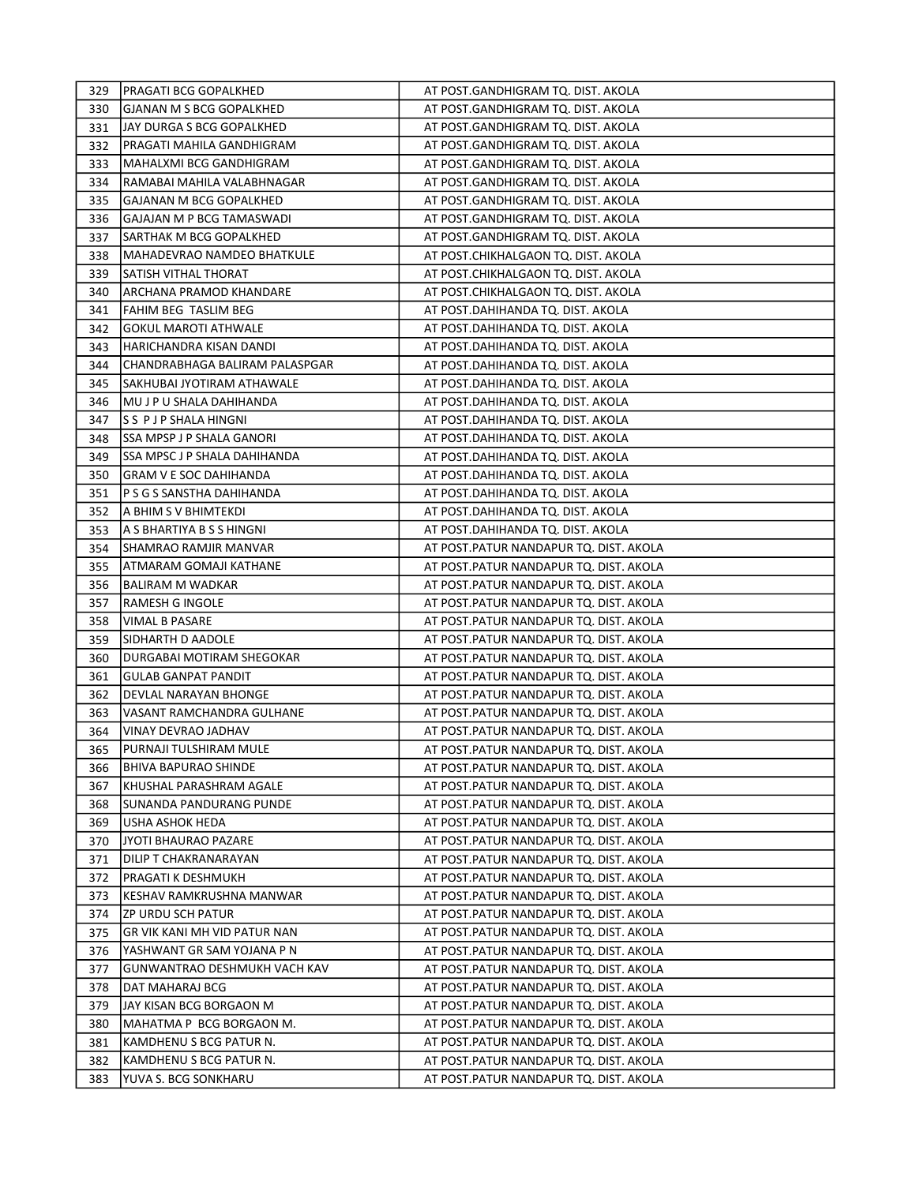| | | |
|---|---|---|
| 329 | PRAGATI BCG GOPALKHED | AT POST.GANDHIGRAM TQ. DIST. AKOLA |
| 330 | GJANAN M S BCG GOPALKHED | AT POST.GANDHIGRAM TQ. DIST. AKOLA |
| 331 | JAY DURGA S BCG GOPALKHED | AT POST.GANDHIGRAM TQ. DIST. AKOLA |
| 332 | PRAGATI MAHILA GANDHIGRAM | AT POST.GANDHIGRAM TQ. DIST. AKOLA |
| 333 | MAHALXMI BCG GANDHIGRAM | AT POST.GANDHIGRAM TQ. DIST. AKOLA |
| 334 | RAMABAI MAHILA VALABHNAGAR | AT POST.GANDHIGRAM TQ. DIST. AKOLA |
| 335 | GAJANAN M BCG GOPALKHED | AT POST.GANDHIGRAM TQ. DIST. AKOLA |
| 336 | GAJAJAN M P BCG TAMASWADI | AT POST.GANDHIGRAM TQ. DIST. AKOLA |
| 337 | SARTHAK M BCG GOPALKHED | AT POST.GANDHIGRAM TQ. DIST. AKOLA |
| 338 | MAHADEVRAO NAMDEO BHATKULE | AT POST.CHIKHALGAON TQ. DIST. AKOLA |
| 339 | SATISH VITHAL THORAT | AT POST.CHIKHALGAON TQ. DIST. AKOLA |
| 340 | ARCHANA PRAMOD KHANDARE | AT POST.CHIKHALGAON TQ. DIST. AKOLA |
| 341 | FAHIM BEG TASLIM BEG | AT POST.DAHIHANDA TQ. DIST. AKOLA |
| 342 | GOKUL MAROTI ATHWALE | AT POST.DAHIHANDA TQ. DIST. AKOLA |
| 343 | HARICHANDRA KISAN DANDI | AT POST.DAHIHANDA TQ. DIST. AKOLA |
| 344 | CHANDRABHAGA BALIRAM PALASPGAR | AT POST.DAHIHANDA TQ. DIST. AKOLA |
| 345 | SAKHUBAI JYOTIRAM ATHAWALE | AT POST.DAHIHANDA TQ. DIST. AKOLA |
| 346 | MU J P U SHALA DAHIHANDA | AT POST.DAHIHANDA TQ. DIST. AKOLA |
| 347 | S S P J P SHALA HINGNI | AT POST.DAHIHANDA TQ. DIST. AKOLA |
| 348 | SSA MPSP J P SHALA GANORI | AT POST.DAHIHANDA TQ. DIST. AKOLA |
| 349 | SSA MPSC J P SHALA DAHIHANDA | AT POST.DAHIHANDA TQ. DIST. AKOLA |
| 350 | GRAM V E SOC DAHIHANDA | AT POST.DAHIHANDA TQ. DIST. AKOLA |
| 351 | P S G S SANSTHA DAHIHANDA | AT POST.DAHIHANDA TQ. DIST. AKOLA |
| 352 | A BHIM S V BHIMTEKDI | AT POST.DAHIHANDA TQ. DIST. AKOLA |
| 353 | A S BHARTIYA B S S HINGNI | AT POST.DAHIHANDA TQ. DIST. AKOLA |
| 354 | SHAMRAO RAMJIR MANVAR | AT POST.PATUR NANDAPUR TQ. DIST. AKOLA |
| 355 | ATMARAM GOMAJI KATHANE | AT POST.PATUR NANDAPUR TQ. DIST. AKOLA |
| 356 | BALIRAM M WADKAR | AT POST.PATUR NANDAPUR TQ. DIST. AKOLA |
| 357 | RAMESH G INGOLE | AT POST.PATUR NANDAPUR TQ. DIST. AKOLA |
| 358 | VIMAL B PASARE | AT POST.PATUR NANDAPUR TQ. DIST. AKOLA |
| 359 | SIDHARTH D AADOLE | AT POST.PATUR NANDAPUR TQ. DIST. AKOLA |
| 360 | DURGABAI MOTIRAM SHEGOKAR | AT POST.PATUR NANDAPUR TQ. DIST. AKOLA |
| 361 | GULAB GANPAT PANDIT | AT POST.PATUR NANDAPUR TQ. DIST. AKOLA |
| 362 | DEVLAL NARAYAN BHONGE | AT POST.PATUR NANDAPUR TQ. DIST. AKOLA |
| 363 | VASANT RAMCHANDRA GULHANE | AT POST.PATUR NANDAPUR TQ. DIST. AKOLA |
| 364 | VINAY DEVRAO JADHAV | AT POST.PATUR NANDAPUR TQ. DIST. AKOLA |
| 365 | PURNAJI TULSHIRAM MULE | AT POST.PATUR NANDAPUR TQ. DIST. AKOLA |
| 366 | BHIVA BAPURAO SHINDE | AT POST.PATUR NANDAPUR TQ. DIST. AKOLA |
| 367 | KHUSHAL PARASHRAM AGALE | AT POST.PATUR NANDAPUR TQ. DIST. AKOLA |
| 368 | SUNANDA PANDURANG PUNDE | AT POST.PATUR NANDAPUR TQ. DIST. AKOLA |
| 369 | USHA ASHOK HEDA | AT POST.PATUR NANDAPUR TQ. DIST. AKOLA |
| 370 | JYOTI BHAURAO PAZARE | AT POST.PATUR NANDAPUR TQ. DIST. AKOLA |
| 371 | DILIP T CHAKRANARAYAN | AT POST.PATUR NANDAPUR TQ. DIST. AKOLA |
| 372 | PRAGATI K DESHMUKH | AT POST.PATUR NANDAPUR TQ. DIST. AKOLA |
| 373 | KESHAV RAMKRUSHNA MANWAR | AT POST.PATUR NANDAPUR TQ. DIST. AKOLA |
| 374 | ZP URDU SCH PATUR | AT POST.PATUR NANDAPUR TQ. DIST. AKOLA |
| 375 | GR VIK KANI MH VID PATUR NAN | AT POST.PATUR NANDAPUR TQ. DIST. AKOLA |
| 376 | YASHWANT GR SAM YOJANA P N | AT POST.PATUR NANDAPUR TQ. DIST. AKOLA |
| 377 | GUNWANTRAO DESHMUKH VACH KAV | AT POST.PATUR NANDAPUR TQ. DIST. AKOLA |
| 378 | DAT MAHARAJ BCG | AT POST.PATUR NANDAPUR TQ. DIST. AKOLA |
| 379 | JAY KISAN BCG BORGAON M | AT POST.PATUR NANDAPUR TQ. DIST. AKOLA |
| 380 | MAHATMA P BCG BORGAON M. | AT POST.PATUR NANDAPUR TQ. DIST. AKOLA |
| 381 | KAMDHENU S BCG PATUR N. | AT POST.PATUR NANDAPUR TQ. DIST. AKOLA |
| 382 | KAMDHENU S BCG PATUR N. | AT POST.PATUR NANDAPUR TQ. DIST. AKOLA |
| 383 | YUVA S. BCG SONKHARU | AT POST.PATUR NANDAPUR TQ. DIST. AKOLA |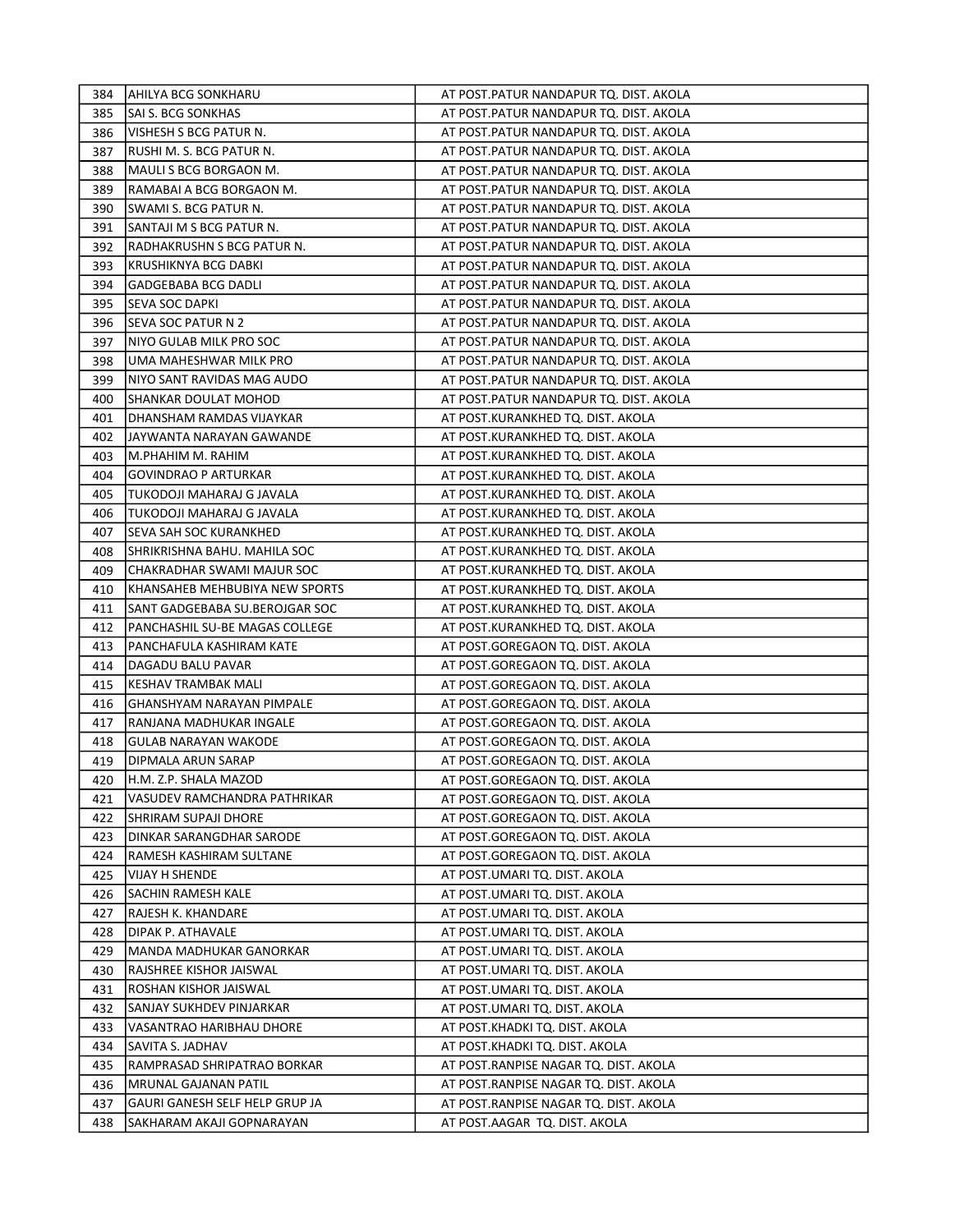| | | |
|---|---|---|
| 384 | AHILYA BCG SONKHARU | AT POST.PATUR NANDAPUR TQ. DIST. AKOLA |
| 385 | SAI S. BCG SONKHAS | AT POST.PATUR NANDAPUR TQ. DIST. AKOLA |
| 386 | VISHESH S BCG PATUR N. | AT POST.PATUR NANDAPUR TQ. DIST. AKOLA |
| 387 | RUSHI M. S. BCG PATUR N. | AT POST.PATUR NANDAPUR TQ. DIST. AKOLA |
| 388 | MAULI S BCG BORGAON M. | AT POST.PATUR NANDAPUR TQ. DIST. AKOLA |
| 389 | RAMABAI A BCG BORGAON M. | AT POST.PATUR NANDAPUR TQ. DIST. AKOLA |
| 390 | SWAMI S. BCG PATUR N. | AT POST.PATUR NANDAPUR TQ. DIST. AKOLA |
| 391 | SANTAJI M S BCG PATUR N. | AT POST.PATUR NANDAPUR TQ. DIST. AKOLA |
| 392 | RADHAKRUSHN S BCG PATUR N. | AT POST.PATUR NANDAPUR TQ. DIST. AKOLA |
| 393 | KRUSHIKNYA BCG DABKI | AT POST.PATUR NANDAPUR TQ. DIST. AKOLA |
| 394 | GADGEBABA BCG DADLI | AT POST.PATUR NANDAPUR TQ. DIST. AKOLA |
| 395 | SEVA SOC DAPKI | AT POST.PATUR NANDAPUR TQ. DIST. AKOLA |
| 396 | SEVA SOC PATUR N 2 | AT POST.PATUR NANDAPUR TQ. DIST. AKOLA |
| 397 | NIYO GULAB MILK PRO SOC | AT POST.PATUR NANDAPUR TQ. DIST. AKOLA |
| 398 | UMA MAHESHWAR MILK PRO | AT POST.PATUR NANDAPUR TQ. DIST. AKOLA |
| 399 | NIYO SANT RAVIDAS MAG AUDO | AT POST.PATUR NANDAPUR TQ. DIST. AKOLA |
| 400 | SHANKAR DOULAT MOHOD | AT POST.PATUR NANDAPUR TQ. DIST. AKOLA |
| 401 | DHANSHAM RAMDAS VIJAYKAR | AT POST.KURANKHED TQ. DIST. AKOLA |
| 402 | JAYWANTA NARAYAN GAWANDE | AT POST.KURANKHED TQ. DIST. AKOLA |
| 403 | M.PHAHIM M. RAHIM | AT POST.KURANKHED TQ. DIST. AKOLA |
| 404 | GOVINDRAO P ARTURKAR | AT POST.KURANKHED TQ. DIST. AKOLA |
| 405 | TUKODOJI MAHARAJ G JAVALA | AT POST.KURANKHED TQ. DIST. AKOLA |
| 406 | TUKODOJI MAHARAJ G JAVALA | AT POST.KURANKHED TQ. DIST. AKOLA |
| 407 | SEVA SAH SOC KURANKHED | AT POST.KURANKHED TQ. DIST. AKOLA |
| 408 | SHRIKRISHNA BAHU. MAHILA SOC | AT POST.KURANKHED TQ. DIST. AKOLA |
| 409 | CHAKRADHAR SWAMI MAJUR SOC | AT POST.KURANKHED TQ. DIST. AKOLA |
| 410 | KHANSAHEB MEHBUBIYA NEW SPORTS | AT POST.KURANKHED TQ. DIST. AKOLA |
| 411 | SANT GADGEBABA SU.BEROJGAR SOC | AT POST.KURANKHED TQ. DIST. AKOLA |
| 412 | PANCHASHIL SU-BE MAGAS COLLEGE | AT POST.KURANKHED TQ. DIST. AKOLA |
| 413 | PANCHAFULA KASHIRAM KATE | AT POST.GOREGAON TQ. DIST. AKOLA |
| 414 | DAGADU BALU PAVAR | AT POST.GOREGAON TQ. DIST. AKOLA |
| 415 | KESHAV TRAMBAK MALI | AT POST.GOREGAON TQ. DIST. AKOLA |
| 416 | GHANSHYAM NARAYAN PIMPALE | AT POST.GOREGAON TQ. DIST. AKOLA |
| 417 | RANJANA MADHUKAR INGALE | AT POST.GOREGAON TQ. DIST. AKOLA |
| 418 | GULAB NARAYAN WAKODE | AT POST.GOREGAON TQ. DIST. AKOLA |
| 419 | DIPMALA ARUN SARAP | AT POST.GOREGAON TQ. DIST. AKOLA |
| 420 | H.M. Z.P. SHALA MAZOD | AT POST.GOREGAON TQ. DIST. AKOLA |
| 421 | VASUDEV RAMCHANDRA PATHRIKAR | AT POST.GOREGAON TQ. DIST. AKOLA |
| 422 | SHRIRAM SUPAJI DHORE | AT POST.GOREGAON TQ. DIST. AKOLA |
| 423 | DINKAR SARANGDHAR SARODE | AT POST.GOREGAON TQ. DIST. AKOLA |
| 424 | RAMESH KASHIRAM SULTANE | AT POST.GOREGAON TQ. DIST. AKOLA |
| 425 | VIJAY H SHENDE | AT POST.UMARI TQ. DIST. AKOLA |
| 426 | SACHIN RAMESH KALE | AT POST.UMARI TQ. DIST. AKOLA |
| 427 | RAJESH K. KHANDARE | AT POST.UMARI TQ. DIST. AKOLA |
| 428 | DIPAK P. ATHAVALE | AT POST.UMARI TQ. DIST. AKOLA |
| 429 | MANDA MADHUKAR GANORKAR | AT POST.UMARI TQ. DIST. AKOLA |
| 430 | RAJSHREE KISHOR JAISWAL | AT POST.UMARI TQ. DIST. AKOLA |
| 431 | ROSHAN KISHOR JAISWAL | AT POST.UMARI TQ. DIST. AKOLA |
| 432 | SANJAY SUKHDEV PINJARKAR | AT POST.UMARI TQ. DIST. AKOLA |
| 433 | VASANTRAO HARIBHAU DHORE | AT POST.KHADKI TQ. DIST. AKOLA |
| 434 | SAVITA S. JADHAV | AT POST.KHADKI TQ. DIST. AKOLA |
| 435 | RAMPRASAD SHRIPATRAO BORKAR | AT POST.RANPISE NAGAR TQ. DIST. AKOLA |
| 436 | MRUNAL GAJANAN PATIL | AT POST.RANPISE NAGAR TQ. DIST. AKOLA |
| 437 | GAURI GANESH SELF HELP GRUP JA | AT POST.RANPISE NAGAR TQ. DIST. AKOLA |
| 438 | SAKHARAM AKAJI GOPNARAYAN | AT POST.AAGAR TQ. DIST. AKOLA |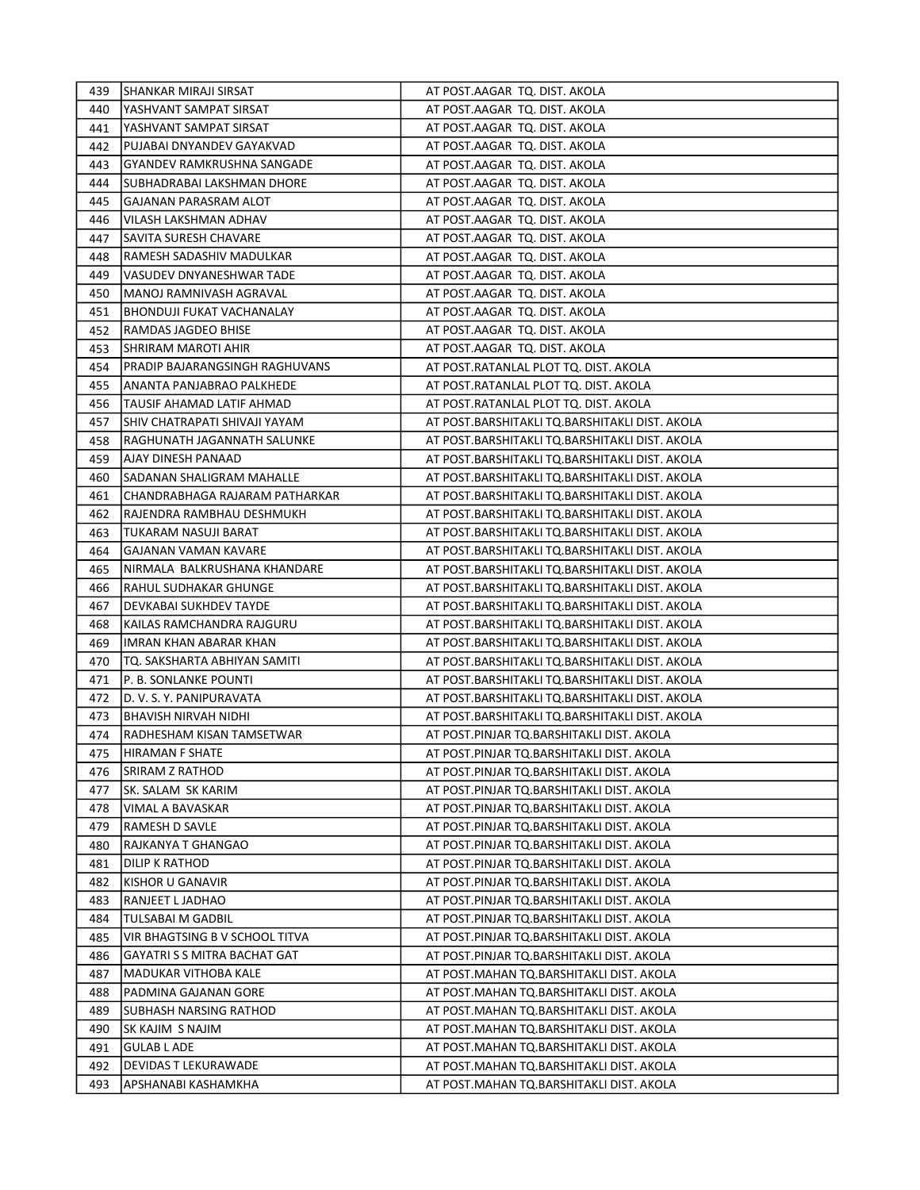| | | |
|---|---|---|
| 439 | SHANKAR MIRAJI SIRSAT | AT POST.AAGAR TQ. DIST. AKOLA |
| 440 | YASHVANT SAMPAT SIRSAT | AT POST.AAGAR TQ. DIST. AKOLA |
| 441 | YASHVANT SAMPAT SIRSAT | AT POST.AAGAR TQ. DIST. AKOLA |
| 442 | PUJABAI DNYANDEV GAYAKVAD | AT POST.AAGAR TQ. DIST. AKOLA |
| 443 | GYANDEV RAMKRUSHNA SANGADE | AT POST.AAGAR TQ. DIST. AKOLA |
| 444 | SUBHADRABAI LAKSHMAN DHORE | AT POST.AAGAR TQ. DIST. AKOLA |
| 445 | GAJANAN PARASRAM ALOT | AT POST.AAGAR TQ. DIST. AKOLA |
| 446 | VILASH LAKSHMAN ADHAV | AT POST.AAGAR TQ. DIST. AKOLA |
| 447 | SAVITA SURESH CHAVARE | AT POST.AAGAR TQ. DIST. AKOLA |
| 448 | RAMESH SADASHIV MADULKAR | AT POST.AAGAR TQ. DIST. AKOLA |
| 449 | VASUDEV DNYANESHWAR TADE | AT POST.AAGAR TQ. DIST. AKOLA |
| 450 | MANOJ RAMNIVASH AGRAVAL | AT POST.AAGAR TQ. DIST. AKOLA |
| 451 | BHONDUJI FUKAT VACHANALAY | AT POST.AAGAR TQ. DIST. AKOLA |
| 452 | RAMDAS JAGDEO BHISE | AT POST.AAGAR TQ. DIST. AKOLA |
| 453 | SHRIRAM MAROTI AHIR | AT POST.AAGAR TQ. DIST. AKOLA |
| 454 | PRADIP BAJARANGSINGH RAGHUVANS | AT POST.RATANLAL PLOT TQ. DIST. AKOLA |
| 455 | ANANTA PANJABRAO PALKHEDE | AT POST.RATANLAL PLOT TQ. DIST. AKOLA |
| 456 | TAUSIF AHAMAD LATIF AHMAD | AT POST.RATANLAL PLOT TQ. DIST. AKOLA |
| 457 | SHIV CHATRAPATI SHIVAJI YAYAM | AT POST.BARSHITAKLI TQ.BARSHITAKLI DIST. AKOLA |
| 458 | RAGHUNATH JAGANNATH SALUNKE | AT POST.BARSHITAKLI TQ.BARSHITAKLI DIST. AKOLA |
| 459 | AJAY DINESH PANAAD | AT POST.BARSHITAKLI TQ.BARSHITAKLI DIST. AKOLA |
| 460 | SADANAN SHALIGRAM MAHALLE | AT POST.BARSHITAKLI TQ.BARSHITAKLI DIST. AKOLA |
| 461 | CHANDRABHAGA RAJARAM PATHARKAR | AT POST.BARSHITAKLI TQ.BARSHITAKLI DIST. AKOLA |
| 462 | RAJENDRA RAMBHAU DESHMUKH | AT POST.BARSHITAKLI TQ.BARSHITAKLI DIST. AKOLA |
| 463 | TUKARAM NASUJI BARAT | AT POST.BARSHITAKLI TQ.BARSHITAKLI DIST. AKOLA |
| 464 | GAJANAN VAMAN KAVARE | AT POST.BARSHITAKLI TQ.BARSHITAKLI DIST. AKOLA |
| 465 | NIRMALA BALKRUSHANA KHANDARE | AT POST.BARSHITAKLI TQ.BARSHITAKLI DIST. AKOLA |
| 466 | RAHUL SUDHAKAR GHUNGE | AT POST.BARSHITAKLI TQ.BARSHITAKLI DIST. AKOLA |
| 467 | DEVKABAI SUKHDEV TAYDE | AT POST.BARSHITAKLI TQ.BARSHITAKLI DIST. AKOLA |
| 468 | KAILAS RAMCHANDRA RAJGURU | AT POST.BARSHITAKLI TQ.BARSHITAKLI DIST. AKOLA |
| 469 | IMRAN KHAN ABARAR KHAN | AT POST.BARSHITAKLI TQ.BARSHITAKLI DIST. AKOLA |
| 470 | TQ. SAKSHARTA ABHIYAN SAMITI | AT POST.BARSHITAKLI TQ.BARSHITAKLI DIST. AKOLA |
| 471 | P. B. SONLANKE POUNTI | AT POST.BARSHITAKLI TQ.BARSHITAKLI DIST. AKOLA |
| 472 | D. V. S. Y. PANIPURAVATA | AT POST.BARSHITAKLI TQ.BARSHITAKLI DIST. AKOLA |
| 473 | BHAVISH NIRVAH NIDHI | AT POST.BARSHITAKLI TQ.BARSHITAKLI DIST. AKOLA |
| 474 | RADHESHAM KISAN TAMSETWAR | AT POST.PINJAR TQ.BARSHITAKLI DIST. AKOLA |
| 475 | HIRAMAN F SHATE | AT POST.PINJAR TQ.BARSHITAKLI DIST. AKOLA |
| 476 | SRIRAM Z RATHOD | AT POST.PINJAR TQ.BARSHITAKLI DIST. AKOLA |
| 477 | SK. SALAM SK KARIM | AT POST.PINJAR TQ.BARSHITAKLI DIST. AKOLA |
| 478 | VIMAL A BAVASKAR | AT POST.PINJAR TQ.BARSHITAKLI DIST. AKOLA |
| 479 | RAMESH D SAVLE | AT POST.PINJAR TQ.BARSHITAKLI DIST. AKOLA |
| 480 | RAJKANYA T GHANGAO | AT POST.PINJAR TQ.BARSHITAKLI DIST. AKOLA |
| 481 | DILIP K RATHOD | AT POST.PINJAR TQ.BARSHITAKLI DIST. AKOLA |
| 482 | KISHOR U GANAVIR | AT POST.PINJAR TQ.BARSHITAKLI DIST. AKOLA |
| 483 | RANJEET L JADHAO | AT POST.PINJAR TQ.BARSHITAKLI DIST. AKOLA |
| 484 | TULSABAI M GADBIL | AT POST.PINJAR TQ.BARSHITAKLI DIST. AKOLA |
| 485 | VIR BHAGTSING B V SCHOOL TITVA | AT POST.PINJAR TQ.BARSHITAKLI DIST. AKOLA |
| 486 | GAYATRI S S MITRA BACHAT GAT | AT POST.PINJAR TQ.BARSHITAKLI DIST. AKOLA |
| 487 | MADUKAR VITHOBA KALE | AT POST.MAHAN TQ.BARSHITAKLI DIST. AKOLA |
| 488 | PADMINA GAJANAN GORE | AT POST.MAHAN TQ.BARSHITAKLI DIST. AKOLA |
| 489 | SUBHASH NARSING RATHOD | AT POST.MAHAN TQ.BARSHITAKLI DIST. AKOLA |
| 490 | SK KAJIM S NAJIM | AT POST.MAHAN TQ.BARSHITAKLI DIST. AKOLA |
| 491 | GULAB L ADE | AT POST.MAHAN TQ.BARSHITAKLI DIST. AKOLA |
| 492 | DEVIDAS T LEKURAWADE | AT POST.MAHAN TQ.BARSHITAKLI DIST. AKOLA |
| 493 | APSHANABI KASHAMKHA | AT POST.MAHAN TQ.BARSHITAKLI DIST. AKOLA |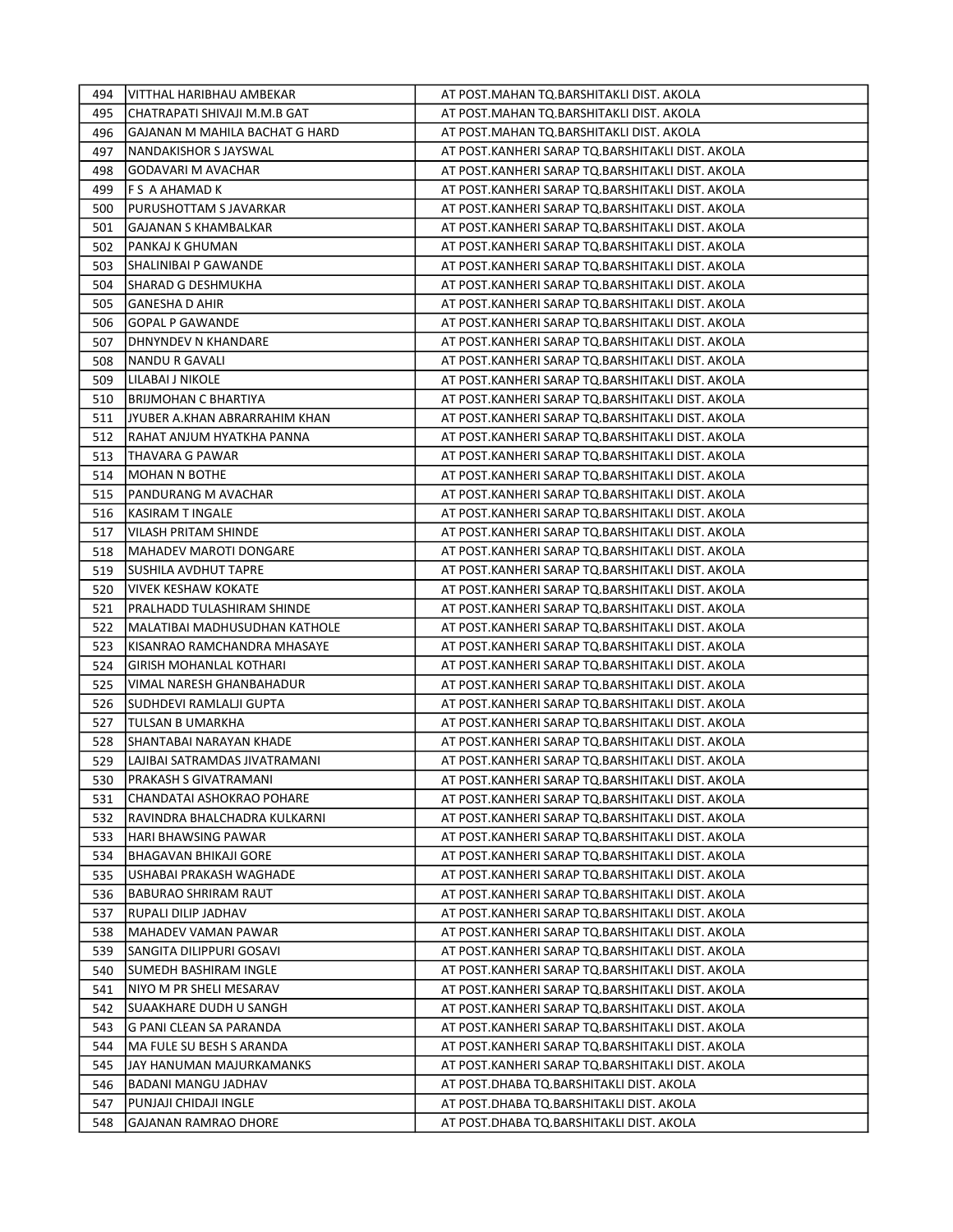| | | |
|---|---|---|
| 494 | VITTHAL HARIBHAU AMBEKAR | AT POST.MAHAN TQ.BARSHITAKLI DIST. AKOLA |
| 495 | CHATRAPATI SHIVAJI M.M.B GAT | AT POST.MAHAN TQ.BARSHITAKLI DIST. AKOLA |
| 496 | GAJANAN M MAHILA BACHAT G HARD | AT POST.MAHAN TQ.BARSHITAKLI DIST. AKOLA |
| 497 | NANDAKISHOR S JAYSWAL | AT POST.KANHERI SARAP TQ.BARSHITAKLI DIST. AKOLA |
| 498 | GODAVARI M AVACHAR | AT POST.KANHERI SARAP TQ.BARSHITAKLI DIST. AKOLA |
| 499 | F S A AHAMAD K | AT POST.KANHERI SARAP TQ.BARSHITAKLI DIST. AKOLA |
| 500 | PURUSHOTTAM S JAVARKAR | AT POST.KANHERI SARAP TQ.BARSHITAKLI DIST. AKOLA |
| 501 | GAJANAN S KHAMBALKAR | AT POST.KANHERI SARAP TQ.BARSHITAKLI DIST. AKOLA |
| 502 | PANKAJ K GHUMAN | AT POST.KANHERI SARAP TQ.BARSHITAKLI DIST. AKOLA |
| 503 | SHALINIBAI P GAWANDE | AT POST.KANHERI SARAP TQ.BARSHITAKLI DIST. AKOLA |
| 504 | SHARAD G DESHMUKHA | AT POST.KANHERI SARAP TQ.BARSHITAKLI DIST. AKOLA |
| 505 | GANESHA D AHIR | AT POST.KANHERI SARAP TQ.BARSHITAKLI DIST. AKOLA |
| 506 | GOPAL P GAWANDE | AT POST.KANHERI SARAP TQ.BARSHITAKLI DIST. AKOLA |
| 507 | DHNYNDEV N KHANDARE | AT POST.KANHERI SARAP TQ.BARSHITAKLI DIST. AKOLA |
| 508 | NANDU R GAVALI | AT POST.KANHERI SARAP TQ.BARSHITAKLI DIST. AKOLA |
| 509 | LILABAI J NIKOLE | AT POST.KANHERI SARAP TQ.BARSHITAKLI DIST. AKOLA |
| 510 | BRIJMOHAN C BHARTIYA | AT POST.KANHERI SARAP TQ.BARSHITAKLI DIST. AKOLA |
| 511 | JYUBER A.KHAN ABRARRAHIM KHAN | AT POST.KANHERI SARAP TQ.BARSHITAKLI DIST. AKOLA |
| 512 | RAHAT ANJUM HYATKHA PANNA | AT POST.KANHERI SARAP TQ.BARSHITAKLI DIST. AKOLA |
| 513 | THAVARA G PAWAR | AT POST.KANHERI SARAP TQ.BARSHITAKLI DIST. AKOLA |
| 514 | MOHAN N BOTHE | AT POST.KANHERI SARAP TQ.BARSHITAKLI DIST. AKOLA |
| 515 | PANDURANG M AVACHAR | AT POST.KANHERI SARAP TQ.BARSHITAKLI DIST. AKOLA |
| 516 | KASIRAM T INGALE | AT POST.KANHERI SARAP TQ.BARSHITAKLI DIST. AKOLA |
| 517 | VILASH PRITAM SHINDE | AT POST.KANHERI SARAP TQ.BARSHITAKLI DIST. AKOLA |
| 518 | MAHADEV MAROTI DONGARE | AT POST.KANHERI SARAP TQ.BARSHITAKLI DIST. AKOLA |
| 519 | SUSHILA AVDHUT TAPRE | AT POST.KANHERI SARAP TQ.BARSHITAKLI DIST. AKOLA |
| 520 | VIVEK KESHAW KOKATE | AT POST.KANHERI SARAP TQ.BARSHITAKLI DIST. AKOLA |
| 521 | PRALHADD TULASHIRAM SHINDE | AT POST.KANHERI SARAP TQ.BARSHITAKLI DIST. AKOLA |
| 522 | MALATIBAI MADHUSUDHAN KATHOLE | AT POST.KANHERI SARAP TQ.BARSHITAKLI DIST. AKOLA |
| 523 | KISANRAO RAMCHANDRA MHASAYE | AT POST.KANHERI SARAP TQ.BARSHITAKLI DIST. AKOLA |
| 524 | GIRISH MOHANLAL KOTHARI | AT POST.KANHERI SARAP TQ.BARSHITAKLI DIST. AKOLA |
| 525 | VIMAL NARESH GHANBAHADUR | AT POST.KANHERI SARAP TQ.BARSHITAKLI DIST. AKOLA |
| 526 | SUDHDEVI RAMLALJI GUPTA | AT POST.KANHERI SARAP TQ.BARSHITAKLI DIST. AKOLA |
| 527 | TULSAN B UMARKHA | AT POST.KANHERI SARAP TQ.BARSHITAKLI DIST. AKOLA |
| 528 | SHANTABAI NARAYAN KHADE | AT POST.KANHERI SARAP TQ.BARSHITAKLI DIST. AKOLA |
| 529 | LAJIBAI SATRAMDAS JIVATRAMANI | AT POST.KANHERI SARAP TQ.BARSHITAKLI DIST. AKOLA |
| 530 | PRAKASH S GIVATRAMANI | AT POST.KANHERI SARAP TQ.BARSHITAKLI DIST. AKOLA |
| 531 | CHANDATAI ASHOKRAO POHARE | AT POST.KANHERI SARAP TQ.BARSHITAKLI DIST. AKOLA |
| 532 | RAVINDRA BHALCHADRA KULKARNI | AT POST.KANHERI SARAP TQ.BARSHITAKLI DIST. AKOLA |
| 533 | HARI BHAWSING PAWAR | AT POST.KANHERI SARAP TQ.BARSHITAKLI DIST. AKOLA |
| 534 | BHAGAVAN BHIKAJI GORE | AT POST.KANHERI SARAP TQ.BARSHITAKLI DIST. AKOLA |
| 535 | USHABAI PRAKASH WAGHADE | AT POST.KANHERI SARAP TQ.BARSHITAKLI DIST. AKOLA |
| 536 | BABURAO SHRIRAM RAUT | AT POST.KANHERI SARAP TQ.BARSHITAKLI DIST. AKOLA |
| 537 | RUPALI DILIP JADHAV | AT POST.KANHERI SARAP TQ.BARSHITAKLI DIST. AKOLA |
| 538 | MAHADEV VAMAN PAWAR | AT POST.KANHERI SARAP TQ.BARSHITAKLI DIST. AKOLA |
| 539 | SANGITA DILIPPURI GOSAVI | AT POST.KANHERI SARAP TQ.BARSHITAKLI DIST. AKOLA |
| 540 | SUMEDH BASHIRAM INGLE | AT POST.KANHERI SARAP TQ.BARSHITAKLI DIST. AKOLA |
| 541 | NIYO M PR SHELI MESARAV | AT POST.KANHERI SARAP TQ.BARSHITAKLI DIST. AKOLA |
| 542 | SUAAKHARE DUDH U SANGH | AT POST.KANHERI SARAP TQ.BARSHITAKLI DIST. AKOLA |
| 543 | G PANI CLEAN SA PARANDA | AT POST.KANHERI SARAP TQ.BARSHITAKLI DIST. AKOLA |
| 544 | MA FULE SU BESH S ARANDA | AT POST.KANHERI SARAP TQ.BARSHITAKLI DIST. AKOLA |
| 545 | JAY HANUMAN MAJURKAMANKS | AT POST.KANHERI SARAP TQ.BARSHITAKLI DIST. AKOLA |
| 546 | BADANI MANGU JADHAV | AT POST.DHABA TQ.BARSHITAKLI DIST. AKOLA |
| 547 | PUNJAJI CHIDAJI INGLE | AT POST.DHABA TQ.BARSHITAKLI DIST. AKOLA |
| 548 | GAJANAN RAMRAO DHORE | AT POST.DHABA TQ.BARSHITAKLI DIST. AKOLA |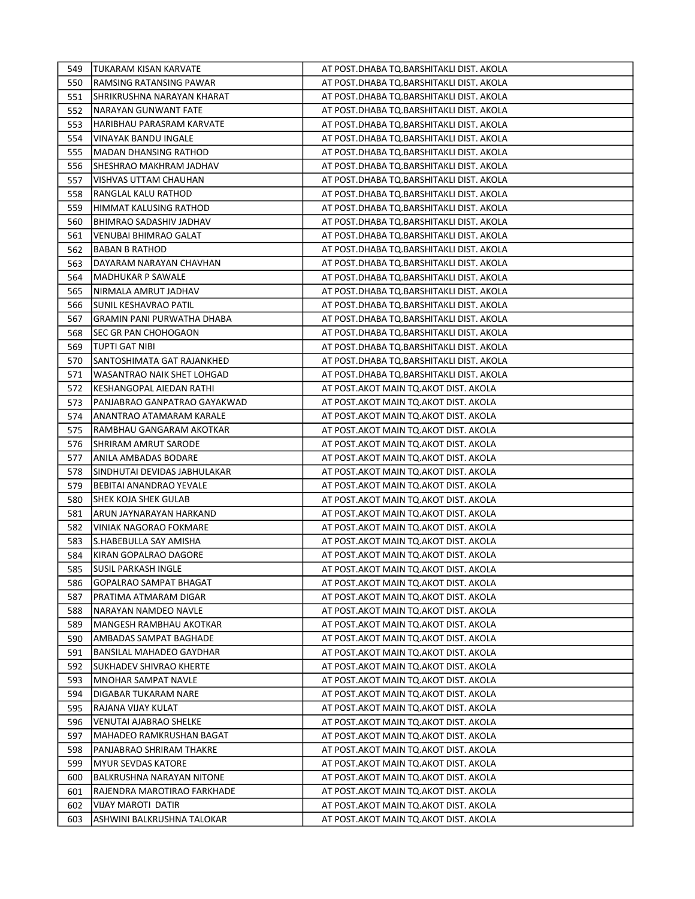| | | |
|---|---|---|
| 549 | TUKARAM KISAN KARVATE | AT POST.DHABA TQ.BARSHITAKLI DIST. AKOLA |
| 550 | RAMSING RATANSING PAWAR | AT POST.DHABA TQ.BARSHITAKLI DIST. AKOLA |
| 551 | SHRIKRUSHNA NARAYAN KHARAT | AT POST.DHABA TQ.BARSHITAKLI DIST. AKOLA |
| 552 | NARAYAN GUNWANT FATE | AT POST.DHABA TQ.BARSHITAKLI DIST. AKOLA |
| 553 | HARIBHAU PARASRAM KARVATE | AT POST.DHABA TQ.BARSHITAKLI DIST. AKOLA |
| 554 | VINAYAK BANDU INGALE | AT POST.DHABA TQ.BARSHITAKLI DIST. AKOLA |
| 555 | MADAN DHANSING RATHOD | AT POST.DHABA TQ.BARSHITAKLI DIST. AKOLA |
| 556 | SHESHRAO MAKHRAM JADHAV | AT POST.DHABA TQ.BARSHITAKLI DIST. AKOLA |
| 557 | VISHVAS UTTAM CHAUHAN | AT POST.DHABA TQ.BARSHITAKLI DIST. AKOLA |
| 558 | RANGLAL KALU RATHOD | AT POST.DHABA TQ.BARSHITAKLI DIST. AKOLA |
| 559 | HIMMAT KALUSING RATHOD | AT POST.DHABA TQ.BARSHITAKLI DIST. AKOLA |
| 560 | BHIMRAO SADASHIV JADHAV | AT POST.DHABA TQ.BARSHITAKLI DIST. AKOLA |
| 561 | VENUBAI BHIMRAO GALAT | AT POST.DHABA TQ.BARSHITAKLI DIST. AKOLA |
| 562 | BABAN B RATHOD | AT POST.DHABA TQ.BARSHITAKLI DIST. AKOLA |
| 563 | DAYARAM NARAYAN CHAVHAN | AT POST.DHABA TQ.BARSHITAKLI DIST. AKOLA |
| 564 | MADHUKAR P SAWALE | AT POST.DHABA TQ.BARSHITAKLI DIST. AKOLA |
| 565 | NIRMALA AMRUT JADHAV | AT POST.DHABA TQ.BARSHITAKLI DIST. AKOLA |
| 566 | SUNIL KESHAVRAO PATIL | AT POST.DHABA TQ.BARSHITAKLI DIST. AKOLA |
| 567 | GRAMIN PANI PURWATHA DHABA | AT POST.DHABA TQ.BARSHITAKLI DIST. AKOLA |
| 568 | SEC GR PAN CHOHOGAON | AT POST.DHABA TQ.BARSHITAKLI DIST. AKOLA |
| 569 | TUPTI GAT NIBI | AT POST.DHABA TQ.BARSHITAKLI DIST. AKOLA |
| 570 | SANTOSHIMATA GAT RAJANKHED | AT POST.DHABA TQ.BARSHITAKLI DIST. AKOLA |
| 571 | WASANTRAO NAIK SHET LOHGAD | AT POST.DHABA TQ.BARSHITAKLI DIST. AKOLA |
| 572 | KESHANGOPAL AIEDAN RATHI | AT POST.AKOT MAIN TQ.AKOT DIST. AKOLA |
| 573 | PANJABRAO GANPATRAO GAYAKWAD | AT POST.AKOT MAIN TQ.AKOT DIST. AKOLA |
| 574 | ANANTRAO ATAMARAM KARALE | AT POST.AKOT MAIN TQ.AKOT DIST. AKOLA |
| 575 | RAMBHAU GANGARAM AKOTKAR | AT POST.AKOT MAIN TQ.AKOT DIST. AKOLA |
| 576 | SHRIRAM AMRUT SARODE | AT POST.AKOT MAIN TQ.AKOT DIST. AKOLA |
| 577 | ANILA AMBADAS BODARE | AT POST.AKOT MAIN TQ.AKOT DIST. AKOLA |
| 578 | SINDHUTAI DEVIDAS JABHULAKAR | AT POST.AKOT MAIN TQ.AKOT DIST. AKOLA |
| 579 | BEBITAI ANANDRAO YEVALE | AT POST.AKOT MAIN TQ.AKOT DIST. AKOLA |
| 580 | SHEK KOJA SHEK GULAB | AT POST.AKOT MAIN TQ.AKOT DIST. AKOLA |
| 581 | ARUN JAYNARAYAN HARKAND | AT POST.AKOT MAIN TQ.AKOT DIST. AKOLA |
| 582 | VINIAK NAGORAO FOKMARE | AT POST.AKOT MAIN TQ.AKOT DIST. AKOLA |
| 583 | S.HABEBULLA SAY AMISHA | AT POST.AKOT MAIN TQ.AKOT DIST. AKOLA |
| 584 | KIRAN GOPALRAO DAGORE | AT POST.AKOT MAIN TQ.AKOT DIST. AKOLA |
| 585 | SUSIL PARKASH INGLE | AT POST.AKOT MAIN TQ.AKOT DIST. AKOLA |
| 586 | GOPALRAO SAMPAT BHAGAT | AT POST.AKOT MAIN TQ.AKOT DIST. AKOLA |
| 587 | PRATIMA ATMARAM DIGAR | AT POST.AKOT MAIN TQ.AKOT DIST. AKOLA |
| 588 | NARAYAN NAMDEO NAVLE | AT POST.AKOT MAIN TQ.AKOT DIST. AKOLA |
| 589 | MANGESH RAMBHAU AKOTKAR | AT POST.AKOT MAIN TQ.AKOT DIST. AKOLA |
| 590 | AMBADAS SAMPAT BAGHADE | AT POST.AKOT MAIN TQ.AKOT DIST. AKOLA |
| 591 | BANSILAL MAHADEO GAYDHAR | AT POST.AKOT MAIN TQ.AKOT DIST. AKOLA |
| 592 | SUKHADEV SHIVRAO KHERTE | AT POST.AKOT MAIN TQ.AKOT DIST. AKOLA |
| 593 | MNOHAR SAMPAT NAVLE | AT POST.AKOT MAIN TQ.AKOT DIST. AKOLA |
| 594 | DIGABAR TUKARAM NARE | AT POST.AKOT MAIN TQ.AKOT DIST. AKOLA |
| 595 | RAJANA VIJAY KULAT | AT POST.AKOT MAIN TQ.AKOT DIST. AKOLA |
| 596 | VENUTAI AJABRAO SHELKE | AT POST.AKOT MAIN TQ.AKOT DIST. AKOLA |
| 597 | MAHADEO RAMKRUSHAN BAGAT | AT POST.AKOT MAIN TQ.AKOT DIST. AKOLA |
| 598 | PANJABRAO SHRIRAM THAKRE | AT POST.AKOT MAIN TQ.AKOT DIST. AKOLA |
| 599 | MYUR SEVDAS KATORE | AT POST.AKOT MAIN TQ.AKOT DIST. AKOLA |
| 600 | BALKRUSHNA NARAYAN NITONE | AT POST.AKOT MAIN TQ.AKOT DIST. AKOLA |
| 601 | RAJENDRA MAROTIRAO FARKHADE | AT POST.AKOT MAIN TQ.AKOT DIST. AKOLA |
| 602 | VIJAY MAROTI DATIR | AT POST.AKOT MAIN TQ.AKOT DIST. AKOLA |
| 603 | ASHWINI BALKRUSHNA TALOKAR | AT POST.AKOT MAIN TQ.AKOT DIST. AKOLA |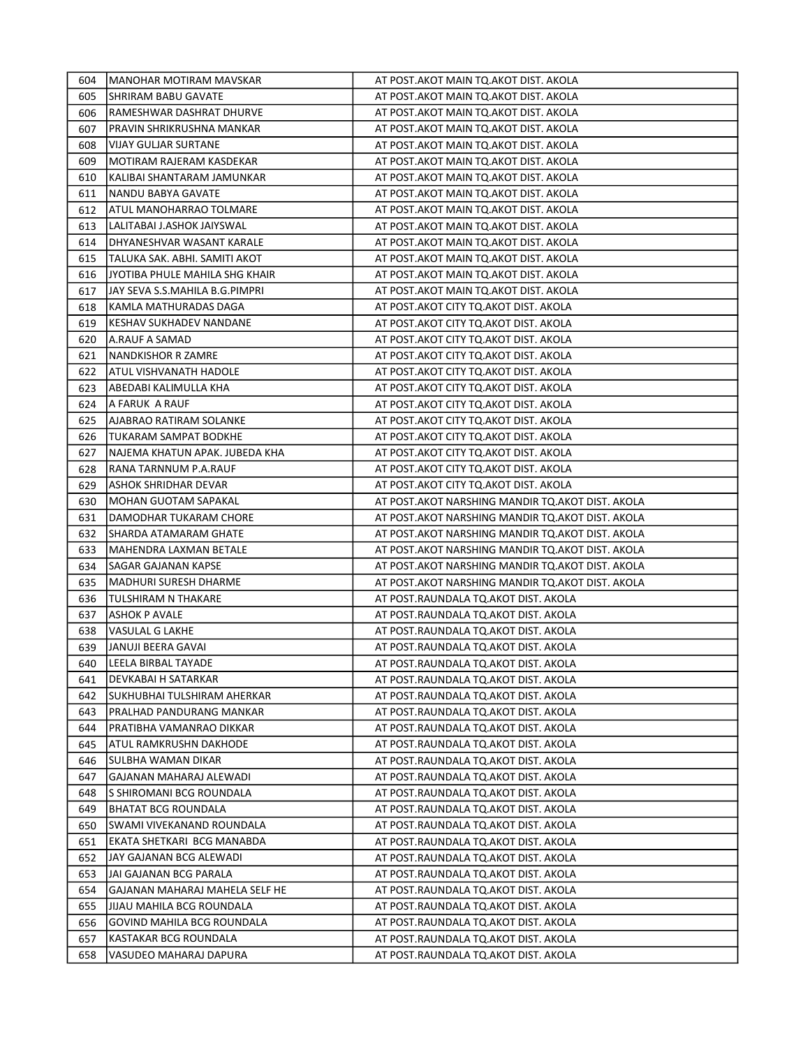| | | |
|---|---|---|
| 604 | MANOHAR MOTIRAM MAVSKAR | AT POST.AKOT MAIN TQ.AKOT DIST. AKOLA |
| 605 | SHRIRAM BABU GAVATE | AT POST.AKOT MAIN TQ.AKOT DIST. AKOLA |
| 606 | RAMESHWAR DASHRAT DHURVE | AT POST.AKOT MAIN TQ.AKOT DIST. AKOLA |
| 607 | PRAVIN SHRIKRUSHNA MANKAR | AT POST.AKOT MAIN TQ.AKOT DIST. AKOLA |
| 608 | VIJAY GULJAR SURTANE | AT POST.AKOT MAIN TQ.AKOT DIST. AKOLA |
| 609 | MOTIRAM RAJERAM KASDEKAR | AT POST.AKOT MAIN TQ.AKOT DIST. AKOLA |
| 610 | KALIBAI SHANTARAM JAMUNKAR | AT POST.AKOT MAIN TQ.AKOT DIST. AKOLA |
| 611 | NANDU BABYA GAVATE | AT POST.AKOT MAIN TQ.AKOT DIST. AKOLA |
| 612 | ATUL MANOHARRAO TOLMARE | AT POST.AKOT MAIN TQ.AKOT DIST. AKOLA |
| 613 | LALITABAI J.ASHOK JAIYSWAL | AT POST.AKOT MAIN TQ.AKOT DIST. AKOLA |
| 614 | DHYANESHVAR WASANT KARALE | AT POST.AKOT MAIN TQ.AKOT DIST. AKOLA |
| 615 | TALUKA SAK. ABHI. SAMITI AKOT | AT POST.AKOT MAIN TQ.AKOT DIST. AKOLA |
| 616 | JYOTIBA PHULE MAHILA SHG KHAIR | AT POST.AKOT MAIN TQ.AKOT DIST. AKOLA |
| 617 | JAY SEVA S.S.MAHILA B.G.PIMPRI | AT POST.AKOT MAIN TQ.AKOT DIST. AKOLA |
| 618 | KAMLA MATHURADAS DAGA | AT POST.AKOT CITY TQ.AKOT DIST. AKOLA |
| 619 | KESHAV SUKHADEV NANDANE | AT POST.AKOT CITY TQ.AKOT DIST. AKOLA |
| 620 | A.RAUF A SAMAD | AT POST.AKOT CITY TQ.AKOT DIST. AKOLA |
| 621 | NANDKISHOR R ZAMRE | AT POST.AKOT CITY TQ.AKOT DIST. AKOLA |
| 622 | ATUL VISHVANATH HADOLE | AT POST.AKOT CITY TQ.AKOT DIST. AKOLA |
| 623 | ABEDABI KALIMULLA KHA | AT POST.AKOT CITY TQ.AKOT DIST. AKOLA |
| 624 | A FARUK A RAUF | AT POST.AKOT CITY TQ.AKOT DIST. AKOLA |
| 625 | AJABRAO RATIRAM SOLANKE | AT POST.AKOT CITY TQ.AKOT DIST. AKOLA |
| 626 | TUKARAM SAMPAT BODKHE | AT POST.AKOT CITY TQ.AKOT DIST. AKOLA |
| 627 | NAJEMA KHATUN APAK. JUBEDA KHA | AT POST.AKOT CITY TQ.AKOT DIST. AKOLA |
| 628 | RANA TARNNUM P.A.RAUF | AT POST.AKOT CITY TQ.AKOT DIST. AKOLA |
| 629 | ASHOK SHRIDHAR DEVAR | AT POST.AKOT CITY TQ.AKOT DIST. AKOLA |
| 630 | MOHAN GUOTAM SAPAKAL | AT POST.AKOT NARSHING MANDIR TQ.AKOT DIST. AKOLA |
| 631 | DAMODHAR TUKARAM CHORE | AT POST.AKOT NARSHING MANDIR TQ.AKOT DIST. AKOLA |
| 632 | SHARDA ATAMARAM GHATE | AT POST.AKOT NARSHING MANDIR TQ.AKOT DIST. AKOLA |
| 633 | MAHENDRA LAXMAN BETALE | AT POST.AKOT NARSHING MANDIR TQ.AKOT DIST. AKOLA |
| 634 | SAGAR GAJANAN KAPSE | AT POST.AKOT NARSHING MANDIR TQ.AKOT DIST. AKOLA |
| 635 | MADHURI SURESH DHARME | AT POST.AKOT NARSHING MANDIR TQ.AKOT DIST. AKOLA |
| 636 | TULSHIRAM N THAKARE | AT POST.RAUNDALA TQ.AKOT DIST. AKOLA |
| 637 | ASHOK P AVALE | AT POST.RAUNDALA TQ.AKOT DIST. AKOLA |
| 638 | VASULAL G LAKHE | AT POST.RAUNDALA TQ.AKOT DIST. AKOLA |
| 639 | JANUJI BEERA GAVAI | AT POST.RAUNDALA TQ.AKOT DIST. AKOLA |
| 640 | LEELA BIRBAL TAYADE | AT POST.RAUNDALA TQ.AKOT DIST. AKOLA |
| 641 | DEVKABAI H SATARKAR | AT POST.RAUNDALA TQ.AKOT DIST. AKOLA |
| 642 | SUKHUBHAI TULSHIRAM AHERKAR | AT POST.RAUNDALA TQ.AKOT DIST. AKOLA |
| 643 | PRALHAD PANDURANG MANKAR | AT POST.RAUNDALA TQ.AKOT DIST. AKOLA |
| 644 | PRATIBHA VAMANRAO DIKKAR | AT POST.RAUNDALA TQ.AKOT DIST. AKOLA |
| 645 | ATUL RAMKRUSHN DAKHODE | AT POST.RAUNDALA TQ.AKOT DIST. AKOLA |
| 646 | SULBHA WAMAN DIKAR | AT POST.RAUNDALA TQ.AKOT DIST. AKOLA |
| 647 | GAJANAN MAHARAJ ALEWADI | AT POST.RAUNDALA TQ.AKOT DIST. AKOLA |
| 648 | S SHIROMANI BCG ROUNDALA | AT POST.RAUNDALA TQ.AKOT DIST. AKOLA |
| 649 | BHATAT BCG ROUNDALA | AT POST.RAUNDALA TQ.AKOT DIST. AKOLA |
| 650 | SWAMI VIVEKANAND ROUNDALA | AT POST.RAUNDALA TQ.AKOT DIST. AKOLA |
| 651 | EKATA SHETKARI BCG MANABDA | AT POST.RAUNDALA TQ.AKOT DIST. AKOLA |
| 652 | JAY GAJANAN BCG ALEWADI | AT POST.RAUNDALA TQ.AKOT DIST. AKOLA |
| 653 | JAI GAJANAN BCG PARALA | AT POST.RAUNDALA TQ.AKOT DIST. AKOLA |
| 654 | GAJANAN MAHARAJ MAHELA SELF HE | AT POST.RAUNDALA TQ.AKOT DIST. AKOLA |
| 655 | JIJAU MAHILA BCG ROUNDALA | AT POST.RAUNDALA TQ.AKOT DIST. AKOLA |
| 656 | GOVIND MAHILA BCG ROUNDALA | AT POST.RAUNDALA TQ.AKOT DIST. AKOLA |
| 657 | KASTAKAR BCG ROUNDALA | AT POST.RAUNDALA TQ.AKOT DIST. AKOLA |
| 658 | VASUDEO MAHARAJ DAPURA | AT POST.RAUNDALA TQ.AKOT DIST. AKOLA |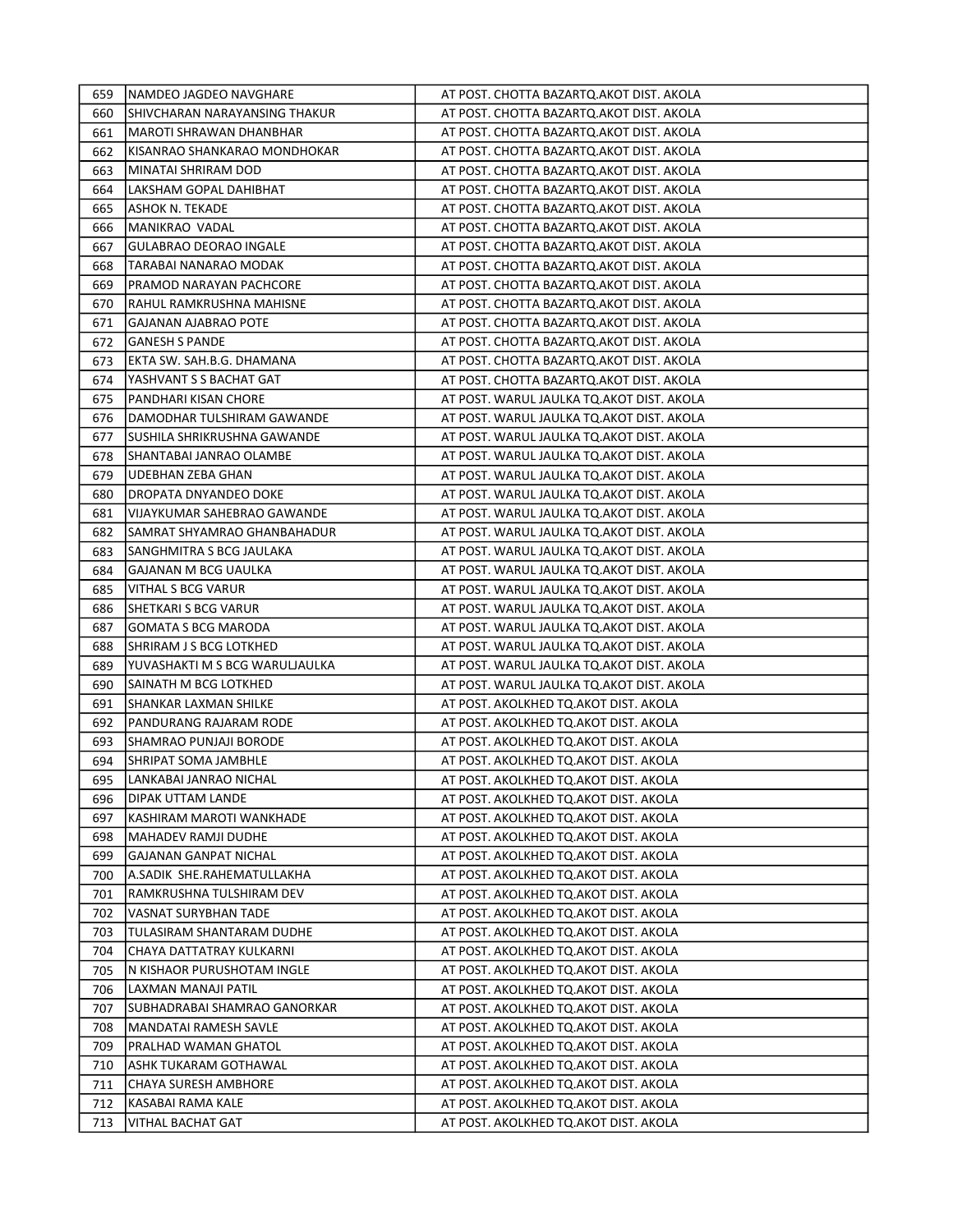| | | |
|---|---|---|
| 659 | NAMDEO JAGDEO NAVGHARE | AT POST. CHOTTA BAZARTQ.AKOT DIST. AKOLA |
| 660 | SHIVCHARAN NARAYANSING THAKUR | AT POST. CHOTTA BAZARTQ.AKOT DIST. AKOLA |
| 661 | MAROTI SHRAWAN DHANBHAR | AT POST. CHOTTA BAZARTQ.AKOT DIST. AKOLA |
| 662 | KISANRAO SHANKARAO MONDHOKAR | AT POST. CHOTTA BAZARTQ.AKOT DIST. AKOLA |
| 663 | MINATAI SHRIRAM DOD | AT POST. CHOTTA BAZARTQ.AKOT DIST. AKOLA |
| 664 | LAKSHAM GOPAL DAHIBHAT | AT POST. CHOTTA BAZARTQ.AKOT DIST. AKOLA |
| 665 | ASHOK N. TEKADE | AT POST. CHOTTA BAZARTQ.AKOT DIST. AKOLA |
| 666 | MANIKRAO VADAL | AT POST. CHOTTA BAZARTQ.AKOT DIST. AKOLA |
| 667 | GULABRAO DEORAO INGALE | AT POST. CHOTTA BAZARTQ.AKOT DIST. AKOLA |
| 668 | TARABAI NANARAO MODAK | AT POST. CHOTTA BAZARTQ.AKOT DIST. AKOLA |
| 669 | PRAMOD NARAYAN PACHCORE | AT POST. CHOTTA BAZARTQ.AKOT DIST. AKOLA |
| 670 | RAHUL RAMKRUSHNA MAHISNE | AT POST. CHOTTA BAZARTQ.AKOT DIST. AKOLA |
| 671 | GAJANAN AJABRAO POTE | AT POST. CHOTTA BAZARTQ.AKOT DIST. AKOLA |
| 672 | GANESH S PANDE | AT POST. CHOTTA BAZARTQ.AKOT DIST. AKOLA |
| 673 | EKTA SW. SAH.B.G. DHAMANA | AT POST. CHOTTA BAZARTQ.AKOT DIST. AKOLA |
| 674 | YASHVANT S S BACHAT GAT | AT POST. CHOTTA BAZARTQ.AKOT DIST. AKOLA |
| 675 | PANDHARI KISAN CHORE | AT POST. WARUL JAULKA TQ.AKOT DIST. AKOLA |
| 676 | DAMODHAR TULSHIRAM GAWANDE | AT POST. WARUL JAULKA TQ.AKOT DIST. AKOLA |
| 677 | SUSHILA SHRIKRUSHNA GAWANDE | AT POST. WARUL JAULKA TQ.AKOT DIST. AKOLA |
| 678 | SHANTABAI JANRAO OLAMBE | AT POST. WARUL JAULKA TQ.AKOT DIST. AKOLA |
| 679 | UDEBHAN ZEBA GHAN | AT POST. WARUL JAULKA TQ.AKOT DIST. AKOLA |
| 680 | DROPATA DNYANDEO DOKE | AT POST. WARUL JAULKA TQ.AKOT DIST. AKOLA |
| 681 | VIJAYKUMAR SAHEBRAO GAWANDE | AT POST. WARUL JAULKA TQ.AKOT DIST. AKOLA |
| 682 | SAMRAT SHYAMRAO GHANBAHADUR | AT POST. WARUL JAULKA TQ.AKOT DIST. AKOLA |
| 683 | SANGHMITRA S BCG JAULAKA | AT POST. WARUL JAULKA TQ.AKOT DIST. AKOLA |
| 684 | GAJANAN M BCG UAULKA | AT POST. WARUL JAULKA TQ.AKOT DIST. AKOLA |
| 685 | VITHAL S BCG VARUR | AT POST. WARUL JAULKA TQ.AKOT DIST. AKOLA |
| 686 | SHETKARI S BCG VARUR | AT POST. WARUL JAULKA TQ.AKOT DIST. AKOLA |
| 687 | GOMATA S BCG MARODA | AT POST. WARUL JAULKA TQ.AKOT DIST. AKOLA |
| 688 | SHRIRAM J S BCG LOTKHED | AT POST. WARUL JAULKA TQ.AKOT DIST. AKOLA |
| 689 | YUVASHAKTI M S BCG WARULJAULKA | AT POST. WARUL JAULKA TQ.AKOT DIST. AKOLA |
| 690 | SAINATH M BCG LOTKHED | AT POST. WARUL JAULKA TQ.AKOT DIST. AKOLA |
| 691 | SHANKAR LAXMAN SHILKE | AT POST. AKOLKHED TQ.AKOT DIST. AKOLA |
| 692 | PANDURANG RAJARAM RODE | AT POST. AKOLKHED TQ.AKOT DIST. AKOLA |
| 693 | SHAMRAO PUNJAJI BORODE | AT POST. AKOLKHED TQ.AKOT DIST. AKOLA |
| 694 | SHRIPAT SOMA JAMBHLE | AT POST. AKOLKHED TQ.AKOT DIST. AKOLA |
| 695 | LANKABAI JANRAO NICHAL | AT POST. AKOLKHED TQ.AKOT DIST. AKOLA |
| 696 | DIPAK UTTAM LANDE | AT POST. AKOLKHED TQ.AKOT DIST. AKOLA |
| 697 | KASHIRAM MAROTI WANKHADE | AT POST. AKOLKHED TQ.AKOT DIST. AKOLA |
| 698 | MAHADEV RAMJI DUDHE | AT POST. AKOLKHED TQ.AKOT DIST. AKOLA |
| 699 | GAJANAN GANPAT NICHAL | AT POST. AKOLKHED TQ.AKOT DIST. AKOLA |
| 700 | A.SADIK SHE.RAHEMATULLAKHA | AT POST. AKOLKHED TQ.AKOT DIST. AKOLA |
| 701 | RAMKRUSHNA TULSHIRAM DEV | AT POST. AKOLKHED TQ.AKOT DIST. AKOLA |
| 702 | VASNAT SURYBHAN TADE | AT POST. AKOLKHED TQ.AKOT DIST. AKOLA |
| 703 | TULASIRAM SHANTARAM DUDHE | AT POST. AKOLKHED TQ.AKOT DIST. AKOLA |
| 704 | CHAYA DATTATRAY KULKARNI | AT POST. AKOLKHED TQ.AKOT DIST. AKOLA |
| 705 | N KISHAOR PURUSHOTAM INGLE | AT POST. AKOLKHED TQ.AKOT DIST. AKOLA |
| 706 | LAXMAN MANAJI PATIL | AT POST. AKOLKHED TQ.AKOT DIST. AKOLA |
| 707 | SUBHADRABAI SHAMRAO GANORKAR | AT POST. AKOLKHED TQ.AKOT DIST. AKOLA |
| 708 | MANDATAI RAMESH SAVLE | AT POST. AKOLKHED TQ.AKOT DIST. AKOLA |
| 709 | PRALHAD WAMAN GHATOL | AT POST. AKOLKHED TQ.AKOT DIST. AKOLA |
| 710 | ASHK TUKARAM GOTHAWAL | AT POST. AKOLKHED TQ.AKOT DIST. AKOLA |
| 711 | CHAYA SURESH AMBHORE | AT POST. AKOLKHED TQ.AKOT DIST. AKOLA |
| 712 | KASABAI RAMA KALE | AT POST. AKOLKHED TQ.AKOT DIST. AKOLA |
| 713 | VITHAL BACHAT GAT | AT POST. AKOLKHED TQ.AKOT DIST. AKOLA |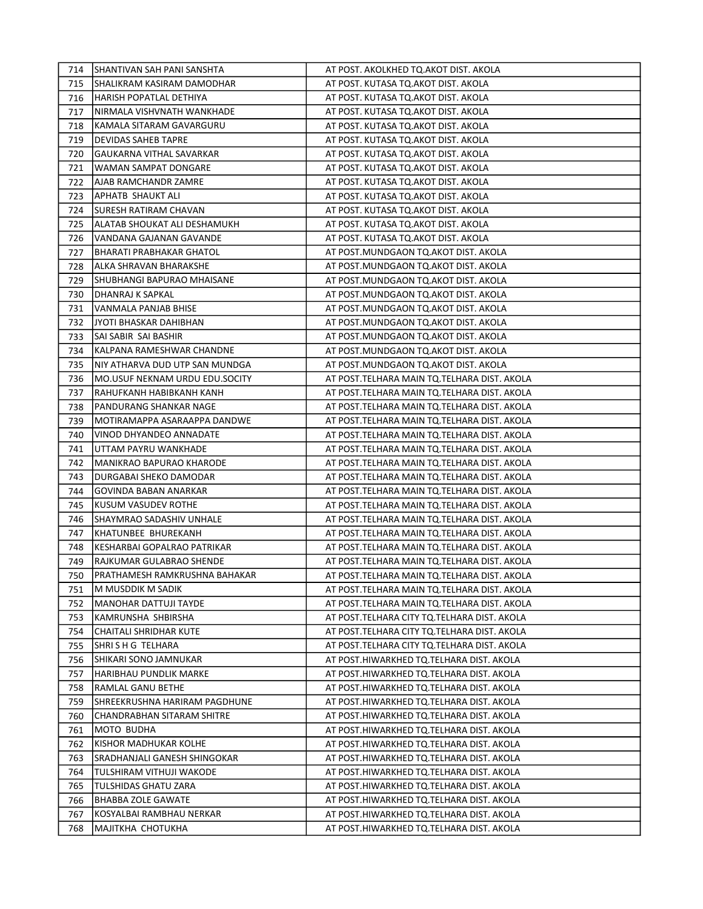| | | |
|---|---|---|
| 714 | SHANTIVAN SAH PANI SANSHTA | AT POST. AKOLKHED TQ.AKOT DIST. AKOLA |
| 715 | SHALIKRAM KASIRAM DAMODHAR | AT POST. KUTASA TQ.AKOT DIST. AKOLA |
| 716 | HARISH POPATLAL DETHIYA | AT POST. KUTASA TQ.AKOT DIST. AKOLA |
| 717 | NIRMALA VISHVNATH WANKHADE | AT POST. KUTASA TQ.AKOT DIST. AKOLA |
| 718 | KAMALA SITARAM GAVARGURU | AT POST. KUTASA TQ.AKOT DIST. AKOLA |
| 719 | DEVIDAS SAHEB TAPRE | AT POST. KUTASA TQ.AKOT DIST. AKOLA |
| 720 | GAUKARNA VITHAL SAVARKAR | AT POST. KUTASA TQ.AKOT DIST. AKOLA |
| 721 | WAMAN SAMPAT DONGARE | AT POST. KUTASA TQ.AKOT DIST. AKOLA |
| 722 | AJAB RAMCHANDR ZAMRE | AT POST. KUTASA TQ.AKOT DIST. AKOLA |
| 723 | APHATB SHAUKT ALI | AT POST. KUTASA TQ.AKOT DIST. AKOLA |
| 724 | SURESH RATIRAM CHAVAN | AT POST. KUTASA TQ.AKOT DIST. AKOLA |
| 725 | ALATAB SHOUKAT ALI DESHAMUKH | AT POST. KUTASA TQ.AKOT DIST. AKOLA |
| 726 | VANDANA GAJANAN GAVANDE | AT POST. KUTASA TQ.AKOT DIST. AKOLA |
| 727 | BHARATI PRABHAKAR GHATOL | AT POST.MUNDGAON TQ.AKOT DIST. AKOLA |
| 728 | ALKA SHRAVAN BHARAKSHE | AT POST.MUNDGAON TQ.AKOT DIST. AKOLA |
| 729 | SHUBHANGI BAPURAO MHAISANE | AT POST.MUNDGAON TQ.AKOT DIST. AKOLA |
| 730 | DHANRAJ K SAPKAL | AT POST.MUNDGAON TQ.AKOT DIST. AKOLA |
| 731 | VANMALA PANJAB BHISE | AT POST.MUNDGAON TQ.AKOT DIST. AKOLA |
| 732 | JYOTI BHASKAR DAHIBHAN | AT POST.MUNDGAON TQ.AKOT DIST. AKOLA |
| 733 | SAI SABIR SAI BASHIR | AT POST.MUNDGAON TQ.AKOT DIST. AKOLA |
| 734 | KALPANA RAMESHWAR CHANDNE | AT POST.MUNDGAON TQ.AKOT DIST. AKOLA |
| 735 | NIY ATHARVA DUD UTP SAN MUNDGA | AT POST.MUNDGAON TQ.AKOT DIST. AKOLA |
| 736 | MO.USUF NEKNAM URDU EDU.SOCITY | AT POST.TELHARA MAIN TQ.TELHARA DIST. AKOLA |
| 737 | RAHUFKANH HABIBKANH KANH | AT POST.TELHARA MAIN TQ.TELHARA DIST. AKOLA |
| 738 | PANDURANG SHANKAR NAGE | AT POST.TELHARA MAIN TQ.TELHARA DIST. AKOLA |
| 739 | MOTIRAMAPPA ASARAAPPA DANDWE | AT POST.TELHARA MAIN TQ.TELHARA DIST. AKOLA |
| 740 | VINOD DHYANDEO ANNADATE | AT POST.TELHARA MAIN TQ.TELHARA DIST. AKOLA |
| 741 | UTTAM PAYRU WANKHADE | AT POST.TELHARA MAIN TQ.TELHARA DIST. AKOLA |
| 742 | MANIKRAO BAPURAO KHARODE | AT POST.TELHARA MAIN TQ.TELHARA DIST. AKOLA |
| 743 | DURGABAI SHEKO DAMODAR | AT POST.TELHARA MAIN TQ.TELHARA DIST. AKOLA |
| 744 | GOVINDA BABAN ANARKAR | AT POST.TELHARA MAIN TQ.TELHARA DIST. AKOLA |
| 745 | KUSUM VASUDEV ROTHE | AT POST.TELHARA MAIN TQ.TELHARA DIST. AKOLA |
| 746 | SHAYMRAO SADASHIV UNHALE | AT POST.TELHARA MAIN TQ.TELHARA DIST. AKOLA |
| 747 | KHATUNBEE BHUREKANH | AT POST.TELHARA MAIN TQ.TELHARA DIST. AKOLA |
| 748 | KESHARBAI GOPALRAO PATRIKAR | AT POST.TELHARA MAIN TQ.TELHARA DIST. AKOLA |
| 749 | RAJKUMAR GULABRAO SHENDE | AT POST.TELHARA MAIN TQ.TELHARA DIST. AKOLA |
| 750 | PRATHAMESH RAMKRUSHNA BAHAKAR | AT POST.TELHARA MAIN TQ.TELHARA DIST. AKOLA |
| 751 | M MUSDDIK M SADIK | AT POST.TELHARA MAIN TQ.TELHARA DIST. AKOLA |
| 752 | MANOHAR DATTUJI TAYDE | AT POST.TELHARA MAIN TQ.TELHARA DIST. AKOLA |
| 753 | KAMRUNSHA SHBIRSHA | AT POST.TELHARA CITY TQ.TELHARA DIST. AKOLA |
| 754 | CHAITALI SHRIDHAR KUTE | AT POST.TELHARA CITY TQ.TELHARA DIST. AKOLA |
| 755 | SHRI S H G TELHARA | AT POST.TELHARA CITY TQ.TELHARA DIST. AKOLA |
| 756 | SHIKARI SONO JAMNUKAR | AT POST.HIWARKHED TQ.TELHARA DIST. AKOLA |
| 757 | HARIBHAU PUNDLIK MARKE | AT POST.HIWARKHED TQ.TELHARA DIST. AKOLA |
| 758 | RAMLAL GANU BETHE | AT POST.HIWARKHED TQ.TELHARA DIST. AKOLA |
| 759 | SHREEKRUSHNA HARIRAM PAGDHUNE | AT POST.HIWARKHED TQ.TELHARA DIST. AKOLA |
| 760 | CHANDRABHAN SITARAM SHITRE | AT POST.HIWARKHED TQ.TELHARA DIST. AKOLA |
| 761 | MOTO BUDHA | AT POST.HIWARKHED TQ.TELHARA DIST. AKOLA |
| 762 | KISHOR MADHUKAR KOLHE | AT POST.HIWARKHED TQ.TELHARA DIST. AKOLA |
| 763 | SRADHANJALI GANESH SHINGOKAR | AT POST.HIWARKHED TQ.TELHARA DIST. AKOLA |
| 764 | TULSHIRAM VITHUJI WAKODE | AT POST.HIWARKHED TQ.TELHARA DIST. AKOLA |
| 765 | TULSHIDAS GHATU ZARA | AT POST.HIWARKHED TQ.TELHARA DIST. AKOLA |
| 766 | BHABBA ZOLE GAWATE | AT POST.HIWARKHED TQ.TELHARA DIST. AKOLA |
| 767 | KOSYALBAI RAMBHAU NERKAR | AT POST.HIWARKHED TQ.TELHARA DIST. AKOLA |
| 768 | MAJITKHA CHOTUKHA | AT POST.HIWARKHED TQ.TELHARA DIST. AKOLA |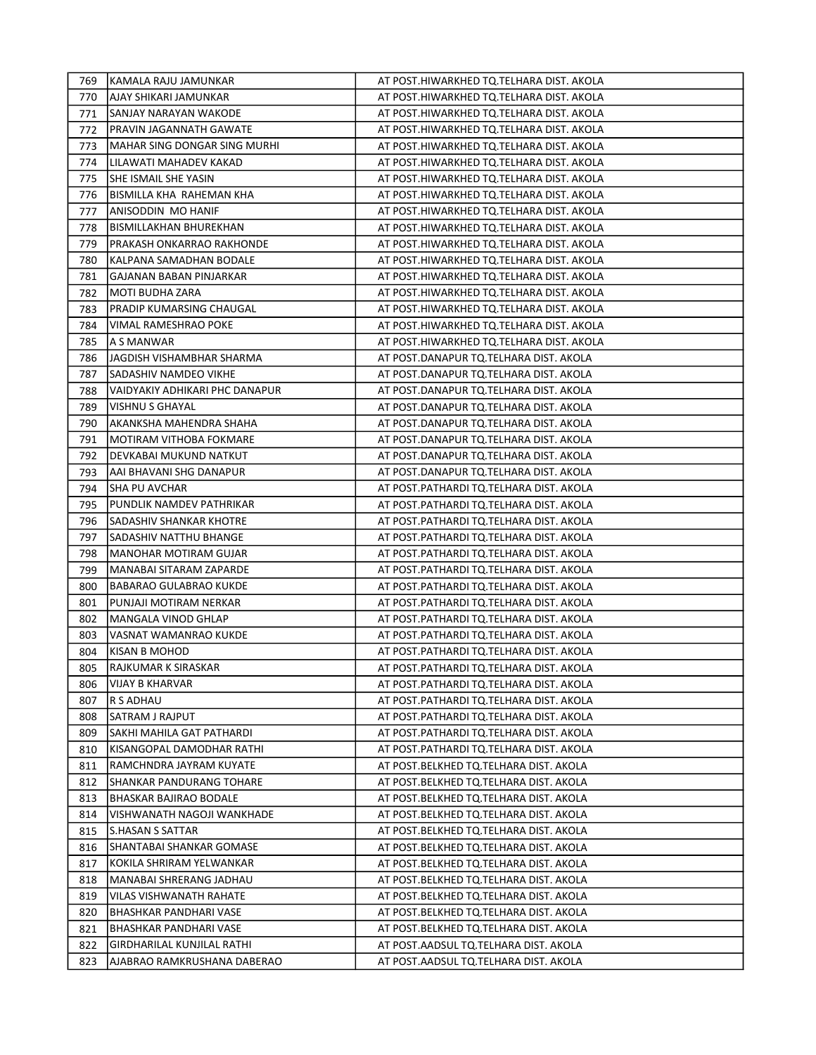| | | |
|---|---|---|
| 769 | KAMALA RAJU JAMUNKAR | AT POST.HIWARKHED TQ.TELHARA DIST. AKOLA |
| 770 | AJAY SHIKARI JAMUNKAR | AT POST.HIWARKHED TQ.TELHARA DIST. AKOLA |
| 771 | SANJAY NARAYAN WAKODE | AT POST.HIWARKHED TQ.TELHARA DIST. AKOLA |
| 772 | PRAVIN JAGANNATH GAWATE | AT POST.HIWARKHED TQ.TELHARA DIST. AKOLA |
| 773 | MAHAR SING DONGAR SING MURHI | AT POST.HIWARKHED TQ.TELHARA DIST. AKOLA |
| 774 | LILAWATI MAHADEV KAKAD | AT POST.HIWARKHED TQ.TELHARA DIST. AKOLA |
| 775 | SHE ISMAIL SHE YASIN | AT POST.HIWARKHED TQ.TELHARA DIST. AKOLA |
| 776 | BISMILLA KHA RAHEMAN KHA | AT POST.HIWARKHED TQ.TELHARA DIST. AKOLA |
| 777 | ANISODDIN MO HANIF | AT POST.HIWARKHED TQ.TELHARA DIST. AKOLA |
| 778 | BISMILLAKHAN BHUREKHAN | AT POST.HIWARKHED TQ.TELHARA DIST. AKOLA |
| 779 | PRAKASH ONKARRAO RAKHONDE | AT POST.HIWARKHED TQ.TELHARA DIST. AKOLA |
| 780 | KALPANA SAMADHAN BODALE | AT POST.HIWARKHED TQ.TELHARA DIST. AKOLA |
| 781 | GAJANAN BABAN PINJARKAR | AT POST.HIWARKHED TQ.TELHARA DIST. AKOLA |
| 782 | MOTI BUDHA ZARA | AT POST.HIWARKHED TQ.TELHARA DIST. AKOLA |
| 783 | PRADIP KUMARSING CHAUGAL | AT POST.HIWARKHED TQ.TELHARA DIST. AKOLA |
| 784 | VIMAL RAMESHRAO POKE | AT POST.HIWARKHED TQ.TELHARA DIST. AKOLA |
| 785 | A S MANWAR | AT POST.HIWARKHED TQ.TELHARA DIST. AKOLA |
| 786 | JAGDISH VISHAMBHAR SHARMA | AT POST.DANAPUR TQ.TELHARA DIST. AKOLA |
| 787 | SADASHIV NAMDEO VIKHE | AT POST.DANAPUR TQ.TELHARA DIST. AKOLA |
| 788 | VAIDYAKIY ADHIKARI PHC DANAPUR | AT POST.DANAPUR TQ.TELHARA DIST. AKOLA |
| 789 | VISHNU S GHAYAL | AT POST.DANAPUR TQ.TELHARA DIST. AKOLA |
| 790 | AKANKSHA MAHENDRA SHAHA | AT POST.DANAPUR TQ.TELHARA DIST. AKOLA |
| 791 | MOTIRAM VITHOBA FOKMARE | AT POST.DANAPUR TQ.TELHARA DIST. AKOLA |
| 792 | DEVKABAI MUKUND NATKUT | AT POST.DANAPUR TQ.TELHARA DIST. AKOLA |
| 793 | AAI BHAVANI SHG DANAPUR | AT POST.DANAPUR TQ.TELHARA DIST. AKOLA |
| 794 | SHA PU AVCHAR | AT POST.PATHARDI TQ.TELHARA DIST. AKOLA |
| 795 | PUNDLIK NAMDEV PATHRIKAR | AT POST.PATHARDI TQ.TELHARA DIST. AKOLA |
| 796 | SADASHIV SHANKAR KHOTRE | AT POST.PATHARDI TQ.TELHARA DIST. AKOLA |
| 797 | SADASHIV NATTHU BHANGE | AT POST.PATHARDI TQ.TELHARA DIST. AKOLA |
| 798 | MANOHAR MOTIRAM GUJAR | AT POST.PATHARDI TQ.TELHARA DIST. AKOLA |
| 799 | MANABAI SITARAM ZAPARDE | AT POST.PATHARDI TQ.TELHARA DIST. AKOLA |
| 800 | BABARAO GULABRAO KUKDE | AT POST.PATHARDI TQ.TELHARA DIST. AKOLA |
| 801 | PUNJAJI MOTIRAM NERKAR | AT POST.PATHARDI TQ.TELHARA DIST. AKOLA |
| 802 | MANGALA VINOD GHLAP | AT POST.PATHARDI TQ.TELHARA DIST. AKOLA |
| 803 | VASNAT WAMANRAO KUKDE | AT POST.PATHARDI TQ.TELHARA DIST. AKOLA |
| 804 | KISAN B MOHOD | AT POST.PATHARDI TQ.TELHARA DIST. AKOLA |
| 805 | RAJKUMAR K SIRASKAR | AT POST.PATHARDI TQ.TELHARA DIST. AKOLA |
| 806 | VIJAY B KHARVAR | AT POST.PATHARDI TQ.TELHARA DIST. AKOLA |
| 807 | R S ADHAU | AT POST.PATHARDI TQ.TELHARA DIST. AKOLA |
| 808 | SATRAM J RAJPUT | AT POST.PATHARDI TQ.TELHARA DIST. AKOLA |
| 809 | SAKHI MAHILA GAT PATHARDI | AT POST.PATHARDI TQ.TELHARA DIST. AKOLA |
| 810 | KISANGOPAL DAMODHAR RATHI | AT POST.PATHARDI TQ.TELHARA DIST. AKOLA |
| 811 | RAMCHNDRA JAYRAM KUYATE | AT POST.BELKHED TQ.TELHARA DIST. AKOLA |
| 812 | SHANKAR PANDURANG TOHARE | AT POST.BELKHED TQ.TELHARA DIST. AKOLA |
| 813 | BHASKAR BAJIRAO BODALE | AT POST.BELKHED TQ.TELHARA DIST. AKOLA |
| 814 | VISHWANATH NAGOJI WANKHADE | AT POST.BELKHED TQ.TELHARA DIST. AKOLA |
| 815 | S.HASAN S SATTAR | AT POST.BELKHED TQ.TELHARA DIST. AKOLA |
| 816 | SHANTABAI SHANKAR GOMASE | AT POST.BELKHED TQ.TELHARA DIST. AKOLA |
| 817 | KOKILA SHRIRAM YELWANKAR | AT POST.BELKHED TQ.TELHARA DIST. AKOLA |
| 818 | MANABAI SHRERANG JADHAU | AT POST.BELKHED TQ.TELHARA DIST. AKOLA |
| 819 | VILAS VISHWANATH RAHATE | AT POST.BELKHED TQ.TELHARA DIST. AKOLA |
| 820 | BHASHKAR PANDHARI VASE | AT POST.BELKHED TQ.TELHARA DIST. AKOLA |
| 821 | BHASHKAR PANDHARI VASE | AT POST.BELKHED TQ.TELHARA DIST. AKOLA |
| 822 | GIRDHARILAL KUNJILAL RATHI | AT POST.AADSUL TQ.TELHARA DIST. AKOLA |
| 823 | AJABRAO RAMKRUSHANA DABERAO | AT POST.AADSUL TQ.TELHARA DIST. AKOLA |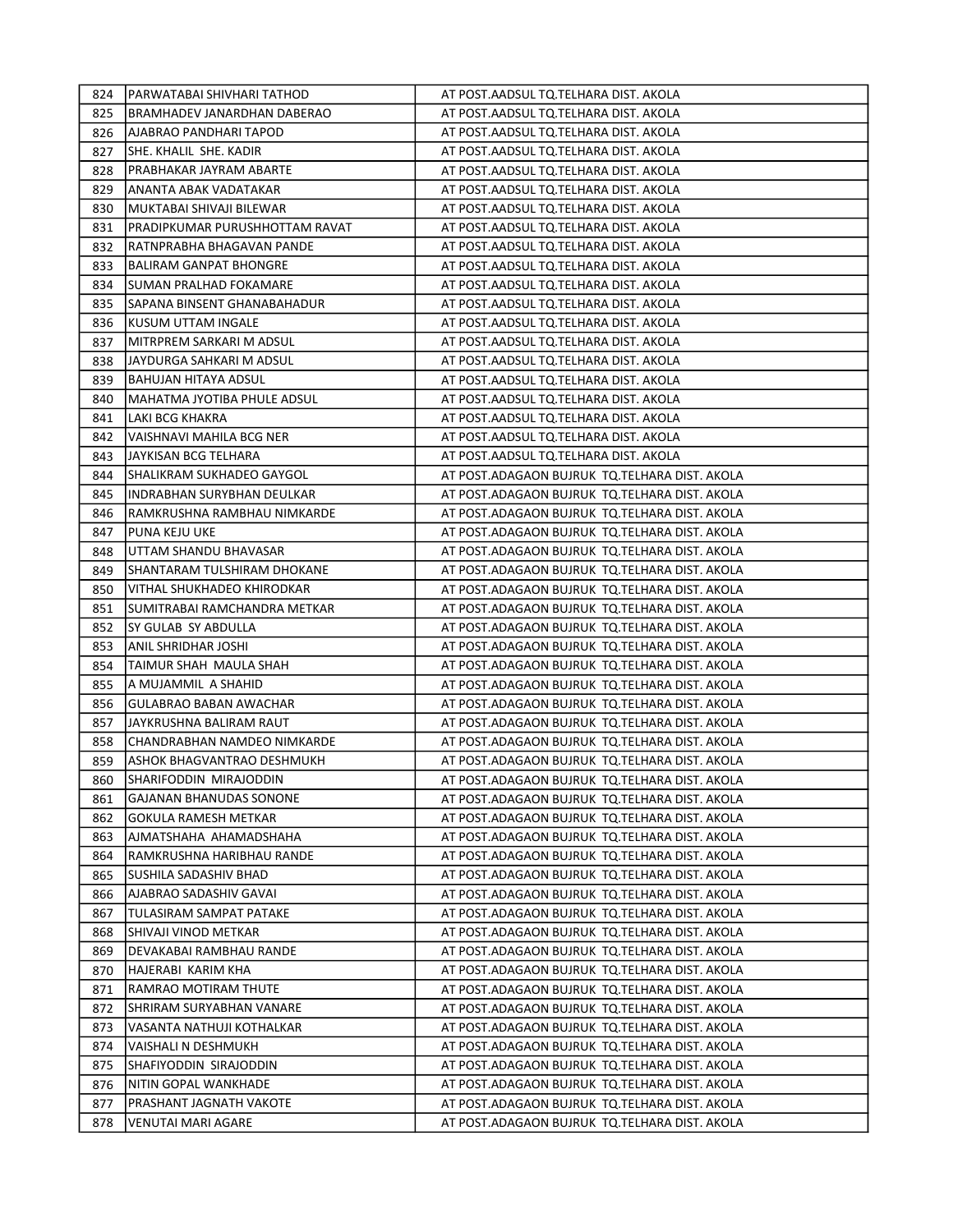| | | |
|---|---|---|
| 824 | PARWATABAI SHIVHARI TATHOD | AT POST.AADSUL TQ.TELHARA DIST. AKOLA |
| 825 | BRAMHADEV JANARDHAN DABERAO | AT POST.AADSUL TQ.TELHARA DIST. AKOLA |
| 826 | AJABRAO PANDHARI TAPOD | AT POST.AADSUL TQ.TELHARA DIST. AKOLA |
| 827 | SHE. KHALIL SHE. KADIR | AT POST.AADSUL TQ.TELHARA DIST. AKOLA |
| 828 | PRABHAKAR JAYRAM ABARTE | AT POST.AADSUL TQ.TELHARA DIST. AKOLA |
| 829 | ANANTA ABAK VADATAKAR | AT POST.AADSUL TQ.TELHARA DIST. AKOLA |
| 830 | MUKTABAI SHIVAJI BILEWAR | AT POST.AADSUL TQ.TELHARA DIST. AKOLA |
| 831 | PRADIPKUMAR PURUSHHOTTAM RAVAT | AT POST.AADSUL TQ.TELHARA DIST. AKOLA |
| 832 | RATNPRABHA BHAGAVAN PANDE | AT POST.AADSUL TQ.TELHARA DIST. AKOLA |
| 833 | BALIRAM GANPAT BHONGRE | AT POST.AADSUL TQ.TELHARA DIST. AKOLA |
| 834 | SUMAN PRALHAD FOKAMARE | AT POST.AADSUL TQ.TELHARA DIST. AKOLA |
| 835 | SAPANA BINSENT GHANABAHADUR | AT POST.AADSUL TQ.TELHARA DIST. AKOLA |
| 836 | KUSUM UTTAM INGALE | AT POST.AADSUL TQ.TELHARA DIST. AKOLA |
| 837 | MITRPREM SARKARI M ADSUL | AT POST.AADSUL TQ.TELHARA DIST. AKOLA |
| 838 | JAYDURGA SAHKARI M ADSUL | AT POST.AADSUL TQ.TELHARA DIST. AKOLA |
| 839 | BAHUJAN HITAYA ADSUL | AT POST.AADSUL TQ.TELHARA DIST. AKOLA |
| 840 | MAHATMA JYOTIBA PHULE ADSUL | AT POST.AADSUL TQ.TELHARA DIST. AKOLA |
| 841 | LAKI BCG KHAKRA | AT POST.AADSUL TQ.TELHARA DIST. AKOLA |
| 842 | VAISHNAVI MAHILA BCG NER | AT POST.AADSUL TQ.TELHARA DIST. AKOLA |
| 843 | JAYKISAN BCG TELHARA | AT POST.AADSUL TQ.TELHARA DIST. AKOLA |
| 844 | SHALIKRAM SUKHADEO GAYGOL | AT POST.ADAGAON BUJRUK TQ.TELHARA DIST. AKOLA |
| 845 | INDRABHAN SURYBHAN DEULKAR | AT POST.ADAGAON BUJRUK TQ.TELHARA DIST. AKOLA |
| 846 | RAMKRUSHNA RAMBHAU NIMKARDE | AT POST.ADAGAON BUJRUK TQ.TELHARA DIST. AKOLA |
| 847 | PUNA KEJU UKE | AT POST.ADAGAON BUJRUK TQ.TELHARA DIST. AKOLA |
| 848 | UTTAM SHANDU BHAVASAR | AT POST.ADAGAON BUJRUK TQ.TELHARA DIST. AKOLA |
| 849 | SHANTARAM TULSHIRAM DHOKANE | AT POST.ADAGAON BUJRUK TQ.TELHARA DIST. AKOLA |
| 850 | VITHAL SHUKHADEO KHIRODKAR | AT POST.ADAGAON BUJRUK TQ.TELHARA DIST. AKOLA |
| 851 | SUMITRABAI RAMCHANDRA METKAR | AT POST.ADAGAON BUJRUK TQ.TELHARA DIST. AKOLA |
| 852 | SY GULAB SY ABDULLA | AT POST.ADAGAON BUJRUK TQ.TELHARA DIST. AKOLA |
| 853 | ANIL SHRIDHAR JOSHI | AT POST.ADAGAON BUJRUK TQ.TELHARA DIST. AKOLA |
| 854 | TAIMUR SHAH MAULA SHAH | AT POST.ADAGAON BUJRUK TQ.TELHARA DIST. AKOLA |
| 855 | A MUJAMMIL A SHAHID | AT POST.ADAGAON BUJRUK TQ.TELHARA DIST. AKOLA |
| 856 | GULABRAO BABAN AWACHAR | AT POST.ADAGAON BUJRUK TQ.TELHARA DIST. AKOLA |
| 857 | JAYKRUSHNA BALIRAM RAUT | AT POST.ADAGAON BUJRUK TQ.TELHARA DIST. AKOLA |
| 858 | CHANDRABHAN NAMDEO NIMKARDE | AT POST.ADAGAON BUJRUK TQ.TELHARA DIST. AKOLA |
| 859 | ASHOK BHAGVANTRAO DESHMUKH | AT POST.ADAGAON BUJRUK TQ.TELHARA DIST. AKOLA |
| 860 | SHARIFODDIN MIRAJODDIN | AT POST.ADAGAON BUJRUK TQ.TELHARA DIST. AKOLA |
| 861 | GAJANAN BHANUDAS SONONE | AT POST.ADAGAON BUJRUK TQ.TELHARA DIST. AKOLA |
| 862 | GOKULA RAMESH METKAR | AT POST.ADAGAON BUJRUK TQ.TELHARA DIST. AKOLA |
| 863 | AJMATSHAHA AHAMADSHAHA | AT POST.ADAGAON BUJRUK TQ.TELHARA DIST. AKOLA |
| 864 | RAMKRUSHNA HARIBHAU RANDE | AT POST.ADAGAON BUJRUK TQ.TELHARA DIST. AKOLA |
| 865 | SUSHILA SADASHIV BHAD | AT POST.ADAGAON BUJRUK TQ.TELHARA DIST. AKOLA |
| 866 | AJABRAO SADASHIV GAVAI | AT POST.ADAGAON BUJRUK TQ.TELHARA DIST. AKOLA |
| 867 | TULASIRAM SAMPAT PATAKE | AT POST.ADAGAON BUJRUK TQ.TELHARA DIST. AKOLA |
| 868 | SHIVAJI VINOD METKAR | AT POST.ADAGAON BUJRUK TQ.TELHARA DIST. AKOLA |
| 869 | DEVAKABAI RAMBHAU RANDE | AT POST.ADAGAON BUJRUK TQ.TELHARA DIST. AKOLA |
| 870 | HAJERABI KARIM KHA | AT POST.ADAGAON BUJRUK TQ.TELHARA DIST. AKOLA |
| 871 | RAMRAO MOTIRAM THUTE | AT POST.ADAGAON BUJRUK TQ.TELHARA DIST. AKOLA |
| 872 | SHRIRAM SURYABHAN VANARE | AT POST.ADAGAON BUJRUK TQ.TELHARA DIST. AKOLA |
| 873 | VASANTA NATHUJI KOTHALKAR | AT POST.ADAGAON BUJRUK TQ.TELHARA DIST. AKOLA |
| 874 | VAISHALI N DESHMUKH | AT POST.ADAGAON BUJRUK TQ.TELHARA DIST. AKOLA |
| 875 | SHAFIYODDIN SIRAJODDIN | AT POST.ADAGAON BUJRUK TQ.TELHARA DIST. AKOLA |
| 876 | NITIN GOPAL WANKHADE | AT POST.ADAGAON BUJRUK TQ.TELHARA DIST. AKOLA |
| 877 | PRASHANT JAGNATH VAKOTE | AT POST.ADAGAON BUJRUK TQ.TELHARA DIST. AKOLA |
| 878 | VENUTAI MARI AGARE | AT POST.ADAGAON BUJRUK TQ.TELHARA DIST. AKOLA |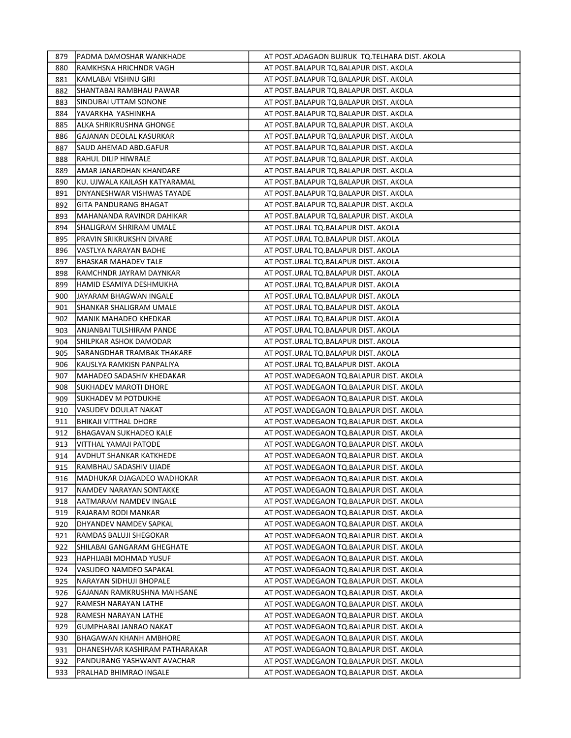| | | |
|---|---|---|
| 879 | PADMA DAMOSHAR WANKHADE | AT POST.ADAGAON BUJRUK TQ.TELHARA DIST. AKOLA |
| 880 | RAMKHSNA HRICHNDR VAGH | AT POST.BALAPUR TQ.BALAPUR DIST. AKOLA |
| 881 | KAMLABAI VISHNU GIRI | AT POST.BALAPUR TQ.BALAPUR DIST. AKOLA |
| 882 | SHANTABAI RAMBHAU PAWAR | AT POST.BALAPUR TQ.BALAPUR DIST. AKOLA |
| 883 | SINDUBAI UTTAM SONONE | AT POST.BALAPUR TQ.BALAPUR DIST. AKOLA |
| 884 | YAVARKHA YASHINKHA | AT POST.BALAPUR TQ.BALAPUR DIST. AKOLA |
| 885 | ALKA SHRIKRUSHNA GHONGE | AT POST.BALAPUR TQ.BALAPUR DIST. AKOLA |
| 886 | GAJANAN DEOLAL KASURKAR | AT POST.BALAPUR TQ.BALAPUR DIST. AKOLA |
| 887 | SAUD AHEMAD ABD.GAFUR | AT POST.BALAPUR TQ.BALAPUR DIST. AKOLA |
| 888 | RAHUL DILIP HIWRALE | AT POST.BALAPUR TQ.BALAPUR DIST. AKOLA |
| 889 | AMAR JANARDHAN KHANDARE | AT POST.BALAPUR TQ.BALAPUR DIST. AKOLA |
| 890 | KU. UJWALA KAILASH KATYARAMAL | AT POST.BALAPUR TQ.BALAPUR DIST. AKOLA |
| 891 | DNYANESHWAR VISHWAS TAYADE | AT POST.BALAPUR TQ.BALAPUR DIST. AKOLA |
| 892 | GITA PANDURANG BHAGAT | AT POST.BALAPUR TQ.BALAPUR DIST. AKOLA |
| 893 | MAHANANDA RAVINDR DAHIKAR | AT POST.BALAPUR TQ.BALAPUR DIST. AKOLA |
| 894 | SHALIGRAM SHRIRAM UMALE | AT POST.URAL TQ.BALAPUR DIST. AKOLA |
| 895 | PRAVIN SRIKRUKSHN DIVARE | AT POST.URAL TQ.BALAPUR DIST. AKOLA |
| 896 | VASTLYA NARAYAN BADHE | AT POST.URAL TQ.BALAPUR DIST. AKOLA |
| 897 | BHASKAR MAHADEV TALE | AT POST.URAL TQ.BALAPUR DIST. AKOLA |
| 898 | RAMCHNDR JAYRAM DAYNKAR | AT POST.URAL TQ.BALAPUR DIST. AKOLA |
| 899 | HAMID ESAMIYA DESHMUKHA | AT POST.URAL TQ.BALAPUR DIST. AKOLA |
| 900 | JAYARAM BHAGWAN INGALE | AT POST.URAL TQ.BALAPUR DIST. AKOLA |
| 901 | SHANKAR SHALIGRAM UMALE | AT POST.URAL TQ.BALAPUR DIST. AKOLA |
| 902 | MANIK MAHADEO KHEDKAR | AT POST.URAL TQ.BALAPUR DIST. AKOLA |
| 903 | ANJANBAI TULSHIRAM PANDE | AT POST.URAL TQ.BALAPUR DIST. AKOLA |
| 904 | SHILPKAR ASHOK DAMODAR | AT POST.URAL TQ.BALAPUR DIST. AKOLA |
| 905 | SARANGDHAR TRAMBAK THAKARE | AT POST.URAL TQ.BALAPUR DIST. AKOLA |
| 906 | KAUSLYA RAMKISN PANPALIYA | AT POST.URAL TQ.BALAPUR DIST. AKOLA |
| 907 | MAHADEO SADASHIV KHEDAKAR | AT POST.WADEGAON TQ.BALAPUR DIST. AKOLA |
| 908 | SUKHADEV MAROTI DHORE | AT POST.WADEGAON TQ.BALAPUR DIST. AKOLA |
| 909 | SUKHADEV M POTDUKHE | AT POST.WADEGAON TQ.BALAPUR DIST. AKOLA |
| 910 | VASUDEV DOULAT NAKAT | AT POST.WADEGAON TQ.BALAPUR DIST. AKOLA |
| 911 | BHIKAJI VITTHAL DHORE | AT POST.WADEGAON TQ.BALAPUR DIST. AKOLA |
| 912 | BHAGAVAN SUKHADEO KALE | AT POST.WADEGAON TQ.BALAPUR DIST. AKOLA |
| 913 | VITTHAL YAMAJI PATODE | AT POST.WADEGAON TQ.BALAPUR DIST. AKOLA |
| 914 | AVDHUT SHANKAR KATKHEDE | AT POST.WADEGAON TQ.BALAPUR DIST. AKOLA |
| 915 | RAMBHAU SADASHIV UJADE | AT POST.WADEGAON TQ.BALAPUR DIST. AKOLA |
| 916 | MADHUKAR DJAGADEO WADHOKAR | AT POST.WADEGAON TQ.BALAPUR DIST. AKOLA |
| 917 | NAMDEV NARAYAN SONTAKKE | AT POST.WADEGAON TQ.BALAPUR DIST. AKOLA |
| 918 | AATMARAM NAMDEV INGALE | AT POST.WADEGAON TQ.BALAPUR DIST. AKOLA |
| 919 | RAJARAM RODI MANKAR | AT POST.WADEGAON TQ.BALAPUR DIST. AKOLA |
| 920 | DHYANDEV NAMDEV SAPKAL | AT POST.WADEGAON TQ.BALAPUR DIST. AKOLA |
| 921 | RAMDAS BALUJI SHEGOKAR | AT POST.WADEGAON TQ.BALAPUR DIST. AKOLA |
| 922 | SHILABAI GANGARAM GHEGHATE | AT POST.WADEGAON TQ.BALAPUR DIST. AKOLA |
| 923 | HAPHIJABI MOHMAD YUSUF | AT POST.WADEGAON TQ.BALAPUR DIST. AKOLA |
| 924 | VASUDEO NAMDEO SAPAKAL | AT POST.WADEGAON TQ.BALAPUR DIST. AKOLA |
| 925 | NARAYAN SIDHUJI BHOPALE | AT POST.WADEGAON TQ.BALAPUR DIST. AKOLA |
| 926 | GAJANAN RAMKRUSHNA MAIHSANE | AT POST.WADEGAON TQ.BALAPUR DIST. AKOLA |
| 927 | RAMESH NARAYAN LATHE | AT POST.WADEGAON TQ.BALAPUR DIST. AKOLA |
| 928 | RAMESH NARAYAN LATHE | AT POST.WADEGAON TQ.BALAPUR DIST. AKOLA |
| 929 | GUMPHABAI JANRAO NAKAT | AT POST.WADEGAON TQ.BALAPUR DIST. AKOLA |
| 930 | BHAGAWAN KHANH AMBHORE | AT POST.WADEGAON TQ.BALAPUR DIST. AKOLA |
| 931 | DHANESHVAR KASHIRAM PATHARAKAR | AT POST.WADEGAON TQ.BALAPUR DIST. AKOLA |
| 932 | PANDURANG YASHWANT AVACHAR | AT POST.WADEGAON TQ.BALAPUR DIST. AKOLA |
| 933 | PRALHAD BHIMRAO INGALE | AT POST.WADEGAON TQ.BALAPUR DIST. AKOLA |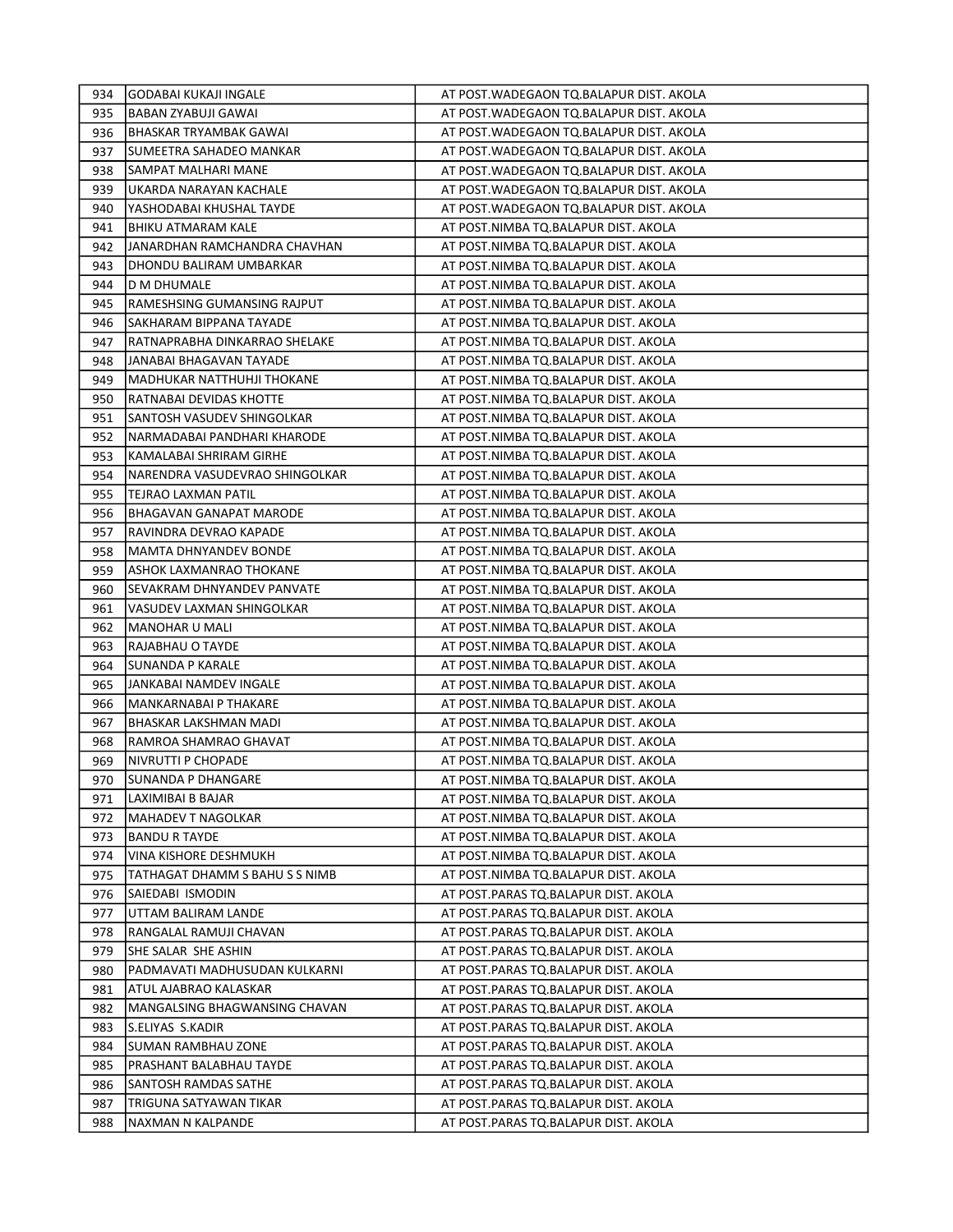| | | |
|---|---|---|
| 934 | GODABAI KUKAJI INGALE | AT POST.WADEGAON TQ.BALAPUR DIST. AKOLA |
| 935 | BABAN ZYABUJI GAWAI | AT POST.WADEGAON TQ.BALAPUR DIST. AKOLA |
| 936 | BHASKAR TRYAMBAK GAWAI | AT POST.WADEGAON TQ.BALAPUR DIST. AKOLA |
| 937 | SUMEETRA SAHADEO MANKAR | AT POST.WADEGAON TQ.BALAPUR DIST. AKOLA |
| 938 | SAMPAT MALHARI MANE | AT POST.WADEGAON TQ.BALAPUR DIST. AKOLA |
| 939 | UKARDA NARAYAN KACHALE | AT POST.WADEGAON TQ.BALAPUR DIST. AKOLA |
| 940 | YASHODABAI KHUSHAL TAYDE | AT POST.WADEGAON TQ.BALAPUR DIST. AKOLA |
| 941 | BHIKU ATMARAM KALE | AT POST.NIMBA TQ.BALAPUR DIST. AKOLA |
| 942 | JANARDHAN RAMCHANDRA CHAVHAN | AT POST.NIMBA TQ.BALAPUR DIST. AKOLA |
| 943 | DHONDU BALIRAM UMBARKAR | AT POST.NIMBA TQ.BALAPUR DIST. AKOLA |
| 944 | D M DHUMALE | AT POST.NIMBA TQ.BALAPUR DIST. AKOLA |
| 945 | RAMESHSING GUMANSING RAJPUT | AT POST.NIMBA TQ.BALAPUR DIST. AKOLA |
| 946 | SAKHARAM BIPPANA TAYADE | AT POST.NIMBA TQ.BALAPUR DIST. AKOLA |
| 947 | RATNAPRABHA DINKARRAO SHELAKE | AT POST.NIMBA TQ.BALAPUR DIST. AKOLA |
| 948 | JANABAI BHAGAVAN TAYADE | AT POST.NIMBA TQ.BALAPUR DIST. AKOLA |
| 949 | MADHUKAR NATTHUHJI THOKANE | AT POST.NIMBA TQ.BALAPUR DIST. AKOLA |
| 950 | RATNABAI DEVIDAS KHOTTE | AT POST.NIMBA TQ.BALAPUR DIST. AKOLA |
| 951 | SANTOSH VASUDEV SHINGOLKAR | AT POST.NIMBA TQ.BALAPUR DIST. AKOLA |
| 952 | NARMADABAI PANDHARI KHARODE | AT POST.NIMBA TQ.BALAPUR DIST. AKOLA |
| 953 | KAMALABAI SHRIRAM GIRHE | AT POST.NIMBA TQ.BALAPUR DIST. AKOLA |
| 954 | NARENDRA VASUDEVRAO SHINGOLKAR | AT POST.NIMBA TQ.BALAPUR DIST. AKOLA |
| 955 | TEJRAO LAXMAN PATIL | AT POST.NIMBA TQ.BALAPUR DIST. AKOLA |
| 956 | BHAGAVAN GANAPAT MARODE | AT POST.NIMBA TQ.BALAPUR DIST. AKOLA |
| 957 | RAVINDRA DEVRAO KAPADE | AT POST.NIMBA TQ.BALAPUR DIST. AKOLA |
| 958 | MAMTA DHNYANDEV BONDE | AT POST.NIMBA TQ.BALAPUR DIST. AKOLA |
| 959 | ASHOK LAXMANRAO THOKANE | AT POST.NIMBA TQ.BALAPUR DIST. AKOLA |
| 960 | SEVAKRAM DHNYANDEV PANVATE | AT POST.NIMBA TQ.BALAPUR DIST. AKOLA |
| 961 | VASUDEV LAXMAN SHINGOLKAR | AT POST.NIMBA TQ.BALAPUR DIST. AKOLA |
| 962 | MANOHAR U MALI | AT POST.NIMBA TQ.BALAPUR DIST. AKOLA |
| 963 | RAJABHAU O TAYDE | AT POST.NIMBA TQ.BALAPUR DIST. AKOLA |
| 964 | SUNANDA P KARALE | AT POST.NIMBA TQ.BALAPUR DIST. AKOLA |
| 965 | JANKABAI NAMDEV INGALE | AT POST.NIMBA TQ.BALAPUR DIST. AKOLA |
| 966 | MANKARNABAI P THAKARE | AT POST.NIMBA TQ.BALAPUR DIST. AKOLA |
| 967 | BHASKAR LAKSHMAN MADI | AT POST.NIMBA TQ.BALAPUR DIST. AKOLA |
| 968 | RAMROA SHAMRAO GHAVAT | AT POST.NIMBA TQ.BALAPUR DIST. AKOLA |
| 969 | NIVRUTTI P CHOPADE | AT POST.NIMBA TQ.BALAPUR DIST. AKOLA |
| 970 | SUNANDA P DHANGARE | AT POST.NIMBA TQ.BALAPUR DIST. AKOLA |
| 971 | LAXIMIBAI B BAJAR | AT POST.NIMBA TQ.BALAPUR DIST. AKOLA |
| 972 | MAHADEV T NAGOLKAR | AT POST.NIMBA TQ.BALAPUR DIST. AKOLA |
| 973 | BANDU R TAYDE | AT POST.NIMBA TQ.BALAPUR DIST. AKOLA |
| 974 | VINA KISHORE DESHMUKH | AT POST.NIMBA TQ.BALAPUR DIST. AKOLA |
| 975 | TATHAGAT DHAMM S BAHU S S NIMB | AT POST.NIMBA TQ.BALAPUR DIST. AKOLA |
| 976 | SAIEDABI ISMODIN | AT POST.PARAS TQ.BALAPUR DIST. AKOLA |
| 977 | UTTAM BALIRAM LANDE | AT POST.PARAS TQ.BALAPUR DIST. AKOLA |
| 978 | RANGALAL RAMUJI CHAVAN | AT POST.PARAS TQ.BALAPUR DIST. AKOLA |
| 979 | SHE SALAR SHE ASHIN | AT POST.PARAS TQ.BALAPUR DIST. AKOLA |
| 980 | PADMAVATI MADHUSUDAN KULKARNI | AT POST.PARAS TQ.BALAPUR DIST. AKOLA |
| 981 | ATUL AJABRAO KALASKAR | AT POST.PARAS TQ.BALAPUR DIST. AKOLA |
| 982 | MANGALSING BHAGWANSING CHAVAN | AT POST.PARAS TQ.BALAPUR DIST. AKOLA |
| 983 | S.ELIYAS S.KADIR | AT POST.PARAS TQ.BALAPUR DIST. AKOLA |
| 984 | SUMAN RAMBHAU ZONE | AT POST.PARAS TQ.BALAPUR DIST. AKOLA |
| 985 | PRASHANT BALABHAU TAYDE | AT POST.PARAS TQ.BALAPUR DIST. AKOLA |
| 986 | SANTOSH RAMDAS SATHE | AT POST.PARAS TQ.BALAPUR DIST. AKOLA |
| 987 | TRIGUNA SATYAWAN TIKAR | AT POST.PARAS TQ.BALAPUR DIST. AKOLA |
| 988 | NAXMAN N KALPANDE | AT POST.PARAS TQ.BALAPUR DIST. AKOLA |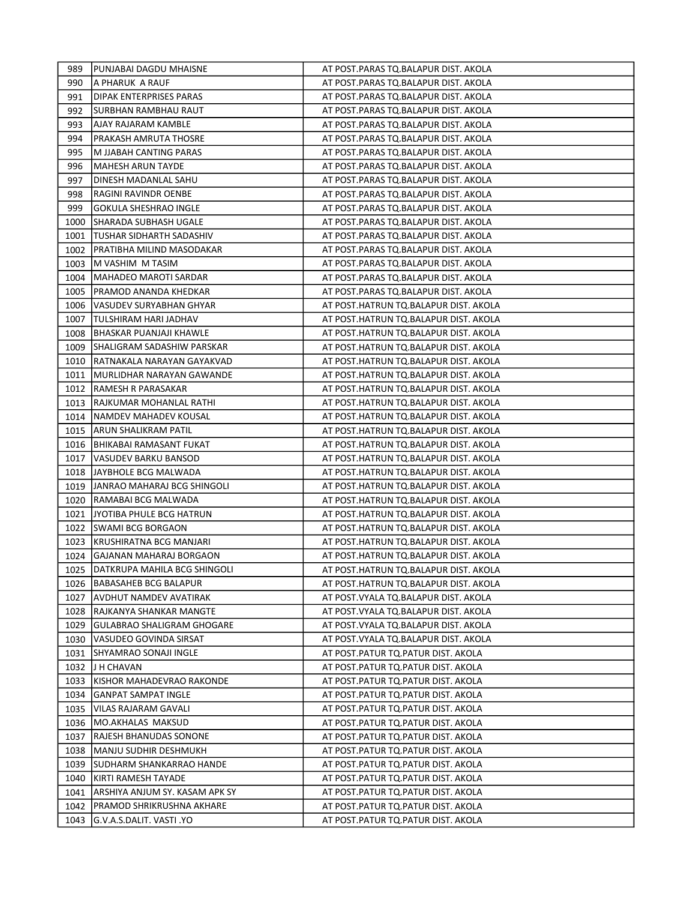| | | |
|---|---|---|
| 989 | PUNJABAI DAGDU MHAISNE | AT POST.PARAS TQ.BALAPUR DIST. AKOLA |
| 990 | A PHARUK A RAUF | AT POST.PARAS TQ.BALAPUR DIST. AKOLA |
| 991 | DIPAK ENTERPRISES PARAS | AT POST.PARAS TQ.BALAPUR DIST. AKOLA |
| 992 | SURBHAN RAMBHAU RAUT | AT POST.PARAS TQ.BALAPUR DIST. AKOLA |
| 993 | AJAY RAJARAM KAMBLE | AT POST.PARAS TQ.BALAPUR DIST. AKOLA |
| 994 | PRAKASH AMRUTA THOSRE | AT POST.PARAS TQ.BALAPUR DIST. AKOLA |
| 995 | M JJABAH CANTING PARAS | AT POST.PARAS TQ.BALAPUR DIST. AKOLA |
| 996 | MAHESH ARUN TAYDE | AT POST.PARAS TQ.BALAPUR DIST. AKOLA |
| 997 | DINESH MADANLAL SAHU | AT POST.PARAS TQ.BALAPUR DIST. AKOLA |
| 998 | RAGINI RAVINDR OENBE | AT POST.PARAS TQ.BALAPUR DIST. AKOLA |
| 999 | GOKULA SHESHRAO INGLE | AT POST.PARAS TQ.BALAPUR DIST. AKOLA |
| 1000 | SHARADA SUBHASH UGALE | AT POST.PARAS TQ.BALAPUR DIST. AKOLA |
| 1001 | TUSHAR SIDHARTH SADASHIV | AT POST.PARAS TQ.BALAPUR DIST. AKOLA |
| 1002 | PRATIBHA MILIND MASODAKAR | AT POST.PARAS TQ.BALAPUR DIST. AKOLA |
| 1003 | M VASHIM M TASIM | AT POST.PARAS TQ.BALAPUR DIST. AKOLA |
| 1004 | MAHADEO MAROTI SARDAR | AT POST.PARAS TQ.BALAPUR DIST. AKOLA |
| 1005 | PRAMOD ANANDA KHEDKAR | AT POST.PARAS TQ.BALAPUR DIST. AKOLA |
| 1006 | VASUDEV SURYABHAN GHYAR | AT POST.HATRUN TQ.BALAPUR DIST. AKOLA |
| 1007 | TULSHIRAM HARI JADHAV | AT POST.HATRUN TQ.BALAPUR DIST. AKOLA |
| 1008 | BHASKAR PUANJAJI KHAWLE | AT POST.HATRUN TQ.BALAPUR DIST. AKOLA |
| 1009 | SHALIGRAM SADASHIW PARSKAR | AT POST.HATRUN TQ.BALAPUR DIST. AKOLA |
| 1010 | RATNAKALA NARAYAN GAYAKVAD | AT POST.HATRUN TQ.BALAPUR DIST. AKOLA |
| 1011 | MURLIDHAR NARAYAN GAWANDE | AT POST.HATRUN TQ.BALAPUR DIST. AKOLA |
| 1012 | RAMESH R PARASAKAR | AT POST.HATRUN TQ.BALAPUR DIST. AKOLA |
| 1013 | RAJKUMAR MOHANLAL RATHI | AT POST.HATRUN TQ.BALAPUR DIST. AKOLA |
| 1014 | NAMDEV MAHADEV KOUSAL | AT POST.HATRUN TQ.BALAPUR DIST. AKOLA |
| 1015 | ARUN SHALIKRAM PATIL | AT POST.HATRUN TQ.BALAPUR DIST. AKOLA |
| 1016 | BHIKABAI RAMASANT FUKAT | AT POST.HATRUN TQ.BALAPUR DIST. AKOLA |
| 1017 | VASUDEV BARKU BANSOD | AT POST.HATRUN TQ.BALAPUR DIST. AKOLA |
| 1018 | JAYBHOLE BCG MALWADA | AT POST.HATRUN TQ.BALAPUR DIST. AKOLA |
| 1019 | JANRAO MAHARAJ BCG SHINGOLI | AT POST.HATRUN TQ.BALAPUR DIST. AKOLA |
| 1020 | RAMABAI BCG MALWADA | AT POST.HATRUN TQ.BALAPUR DIST. AKOLA |
| 1021 | JYOTIBA PHULE BCG HATRUN | AT POST.HATRUN TQ.BALAPUR DIST. AKOLA |
| 1022 | SWAMI BCG BORGAON | AT POST.HATRUN TQ.BALAPUR DIST. AKOLA |
| 1023 | KRUSHIRATNA BCG MANJARI | AT POST.HATRUN TQ.BALAPUR DIST. AKOLA |
| 1024 | GAJANAN MAHARAJ BORGAON | AT POST.HATRUN TQ.BALAPUR DIST. AKOLA |
| 1025 | DATKRUPA MAHILA BCG SHINGOLI | AT POST.HATRUN TQ.BALAPUR DIST. AKOLA |
| 1026 | BABASAHEB BCG BALAPUR | AT POST.HATRUN TQ.BALAPUR DIST. AKOLA |
| 1027 | AVDHUT NAMDEV AVATIRAK | AT POST.VYALA TQ.BALAPUR DIST. AKOLA |
| 1028 | RAJKANYA SHANKAR MANGTE | AT POST.VYALA TQ.BALAPUR DIST. AKOLA |
| 1029 | GULABRAO SHALIGRAM GHOGARE | AT POST.VYALA TQ.BALAPUR DIST. AKOLA |
| 1030 | VASUDEO GOVINDA SIRSAT | AT POST.VYALA TQ.BALAPUR DIST. AKOLA |
| 1031 | SHYAMRAO SONAJI INGLE | AT POST.PATUR TQ.PATUR DIST. AKOLA |
| 1032 | J H CHAVAN | AT POST.PATUR TQ.PATUR DIST. AKOLA |
| 1033 | KISHOR MAHADEVRAO RAKONDE | AT POST.PATUR TQ.PATUR DIST. AKOLA |
| 1034 | GANPAT SAMPAT INGLE | AT POST.PATUR TQ.PATUR DIST. AKOLA |
| 1035 | VILAS RAJARAM GAVALI | AT POST.PATUR TQ.PATUR DIST. AKOLA |
| 1036 | MO.AKHALAS MAKSUD | AT POST.PATUR TQ.PATUR DIST. AKOLA |
| 1037 | RAJESH BHANUDAS SONONE | AT POST.PATUR TQ.PATUR DIST. AKOLA |
| 1038 | MANJU SUDHIR DESHMUKH | AT POST.PATUR TQ.PATUR DIST. AKOLA |
| 1039 | SUDHARM SHANKARRAO HANDE | AT POST.PATUR TQ.PATUR DIST. AKOLA |
| 1040 | KIRTI RAMESH TAYADE | AT POST.PATUR TQ.PATUR DIST. AKOLA |
| 1041 | ARSHIYA ANJUM SY. KASAM APK SY | AT POST.PATUR TQ.PATUR DIST. AKOLA |
| 1042 | PRAMOD SHRIKRUSHNA AKHARE | AT POST.PATUR TQ.PATUR DIST. AKOLA |
| 1043 | G.V.A.S.DALIT. VASTI .YO | AT POST.PATUR TQ.PATUR DIST. AKOLA |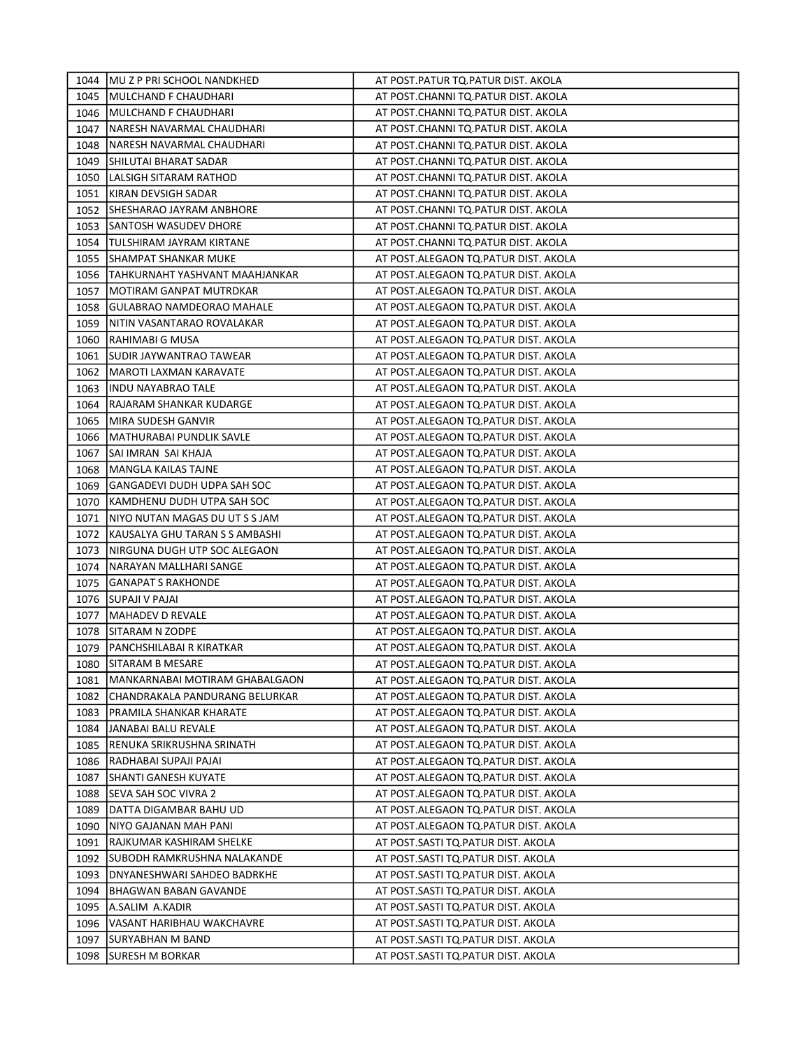| | | |
|---|---|---|
| 1044 | MU Z P PRI SCHOOL NANDKHED | AT POST.PATUR TQ.PATUR DIST. AKOLA |
| 1045 | MULCHAND F CHAUDHARI | AT POST.CHANNI TQ.PATUR DIST. AKOLA |
| 1046 | MULCHAND F CHAUDHARI | AT POST.CHANNI TQ.PATUR DIST. AKOLA |
| 1047 | NARESH NAVARMAL CHAUDHARI | AT POST.CHANNI TQ.PATUR DIST. AKOLA |
| 1048 | NARESH NAVARMAL CHAUDHARI | AT POST.CHANNI TQ.PATUR DIST. AKOLA |
| 1049 | SHILUTAI BHARAT SADAR | AT POST.CHANNI TQ.PATUR DIST. AKOLA |
| 1050 | LALSIGH SITARAM RATHOD | AT POST.CHANNI TQ.PATUR DIST. AKOLA |
| 1051 | KIRAN DEVSIGH SADAR | AT POST.CHANNI TQ.PATUR DIST. AKOLA |
| 1052 | SHESHARAO JAYRAM ANBHORE | AT POST.CHANNI TQ.PATUR DIST. AKOLA |
| 1053 | SANTOSH WASUDEV DHORE | AT POST.CHANNI TQ.PATUR DIST. AKOLA |
| 1054 | TULSHIRAM JAYRAM KIRTANE | AT POST.CHANNI TQ.PATUR DIST. AKOLA |
| 1055 | SHAMPAT SHANKAR MUKE | AT POST.ALEGAON TQ.PATUR DIST. AKOLA |
| 1056 | TAHKURNAHT YASHVANT MAAHJANKAR | AT POST.ALEGAON TQ.PATUR DIST. AKOLA |
| 1057 | MOTIRAM GANPAT MUTRDKAR | AT POST.ALEGAON TQ.PATUR DIST. AKOLA |
| 1058 | GULABRAO NAMDEORAO MAHALE | AT POST.ALEGAON TQ.PATUR DIST. AKOLA |
| 1059 | NITIN VASANTARAO ROVALAKAR | AT POST.ALEGAON TQ.PATUR DIST. AKOLA |
| 1060 | RAHIMABI G MUSA | AT POST.ALEGAON TQ.PATUR DIST. AKOLA |
| 1061 | SUDIR JAYWANTRAO TAWEAR | AT POST.ALEGAON TQ.PATUR DIST. AKOLA |
| 1062 | MAROTI LAXMAN KARAVATE | AT POST.ALEGAON TQ.PATUR DIST. AKOLA |
| 1063 | INDU NAYABRAO TALE | AT POST.ALEGAON TQ.PATUR DIST. AKOLA |
| 1064 | RAJARAM SHANKAR KUDARGE | AT POST.ALEGAON TQ.PATUR DIST. AKOLA |
| 1065 | MIRA SUDESH GANVIR | AT POST.ALEGAON TQ.PATUR DIST. AKOLA |
| 1066 | MATHURABAI PUNDLIK SAVLE | AT POST.ALEGAON TQ.PATUR DIST. AKOLA |
| 1067 | SAI IMRAN SAI KHAJA | AT POST.ALEGAON TQ.PATUR DIST. AKOLA |
| 1068 | MANGLA KAILAS TAJNE | AT POST.ALEGAON TQ.PATUR DIST. AKOLA |
| 1069 | GANGADEVI DUDH UDPA SAH SOC | AT POST.ALEGAON TQ.PATUR DIST. AKOLA |
| 1070 | KAMDHENU DUDH UTPA SAH SOC | AT POST.ALEGAON TQ.PATUR DIST. AKOLA |
| 1071 | NIYO NUTAN MAGAS DU UT S S JAM | AT POST.ALEGAON TQ.PATUR DIST. AKOLA |
| 1072 | KAUSALYA GHU TARAN S S AMBASHI | AT POST.ALEGAON TQ.PATUR DIST. AKOLA |
| 1073 | NIRGUNA DUGH UTP SOC ALEGAON | AT POST.ALEGAON TQ.PATUR DIST. AKOLA |
| 1074 | NARAYAN MALLHARI SANGE | AT POST.ALEGAON TQ.PATUR DIST. AKOLA |
| 1075 | GANAPAT S RAKHONDE | AT POST.ALEGAON TQ.PATUR DIST. AKOLA |
| 1076 | SUPAJI V PAJAI | AT POST.ALEGAON TQ.PATUR DIST. AKOLA |
| 1077 | MAHADEV D REVALE | AT POST.ALEGAON TQ.PATUR DIST. AKOLA |
| 1078 | SITARAM N ZODPE | AT POST.ALEGAON TQ.PATUR DIST. AKOLA |
| 1079 | PANCHSHILABAI R KIRATKAR | AT POST.ALEGAON TQ.PATUR DIST. AKOLA |
| 1080 | SITARAM B MESARE | AT POST.ALEGAON TQ.PATUR DIST. AKOLA |
| 1081 | MANKARNABAI MOTIRAM GHABALGAON | AT POST.ALEGAON TQ.PATUR DIST. AKOLA |
| 1082 | CHANDRAKALA PANDURANG BELURKAR | AT POST.ALEGAON TQ.PATUR DIST. AKOLA |
| 1083 | PRAMILA SHANKAR KHARATE | AT POST.ALEGAON TQ.PATUR DIST. AKOLA |
| 1084 | JANABAI BALU REVALE | AT POST.ALEGAON TQ.PATUR DIST. AKOLA |
| 1085 | RENUKA SRIKRUSHNA SRINATH | AT POST.ALEGAON TQ.PATUR DIST. AKOLA |
| 1086 | RADHABAI SUPAJI PAJAI | AT POST.ALEGAON TQ.PATUR DIST. AKOLA |
| 1087 | SHANTI GANESH KUYATE | AT POST.ALEGAON TQ.PATUR DIST. AKOLA |
| 1088 | SEVA SAH SOC VIVRA 2 | AT POST.ALEGAON TQ.PATUR DIST. AKOLA |
| 1089 | DATTA DIGAMBAR BAHU UD | AT POST.ALEGAON TQ.PATUR DIST. AKOLA |
| 1090 | NIYO GAJANAN MAH PANI | AT POST.ALEGAON TQ.PATUR DIST. AKOLA |
| 1091 | RAJKUMAR KASHIRAM SHELKE | AT POST.SASTI TQ.PATUR DIST. AKOLA |
| 1092 | SUBODH RAMKRUSHNA NALAKANDE | AT POST.SASTI TQ.PATUR DIST. AKOLA |
| 1093 | DNYANESHWARI SAHDEO BADRKHE | AT POST.SASTI TQ.PATUR DIST. AKOLA |
| 1094 | BHAGWAN BABAN GAVANDE | AT POST.SASTI TQ.PATUR DIST. AKOLA |
| 1095 | A.SALIM A.KADIR | AT POST.SASTI TQ.PATUR DIST. AKOLA |
| 1096 | VASANT HARIBHAU WAKCHAVRE | AT POST.SASTI TQ.PATUR DIST. AKOLA |
| 1097 | SURYABHAN M BAND | AT POST.SASTI TQ.PATUR DIST. AKOLA |
| 1098 | SURESH M BORKAR | AT POST.SASTI TQ.PATUR DIST. AKOLA |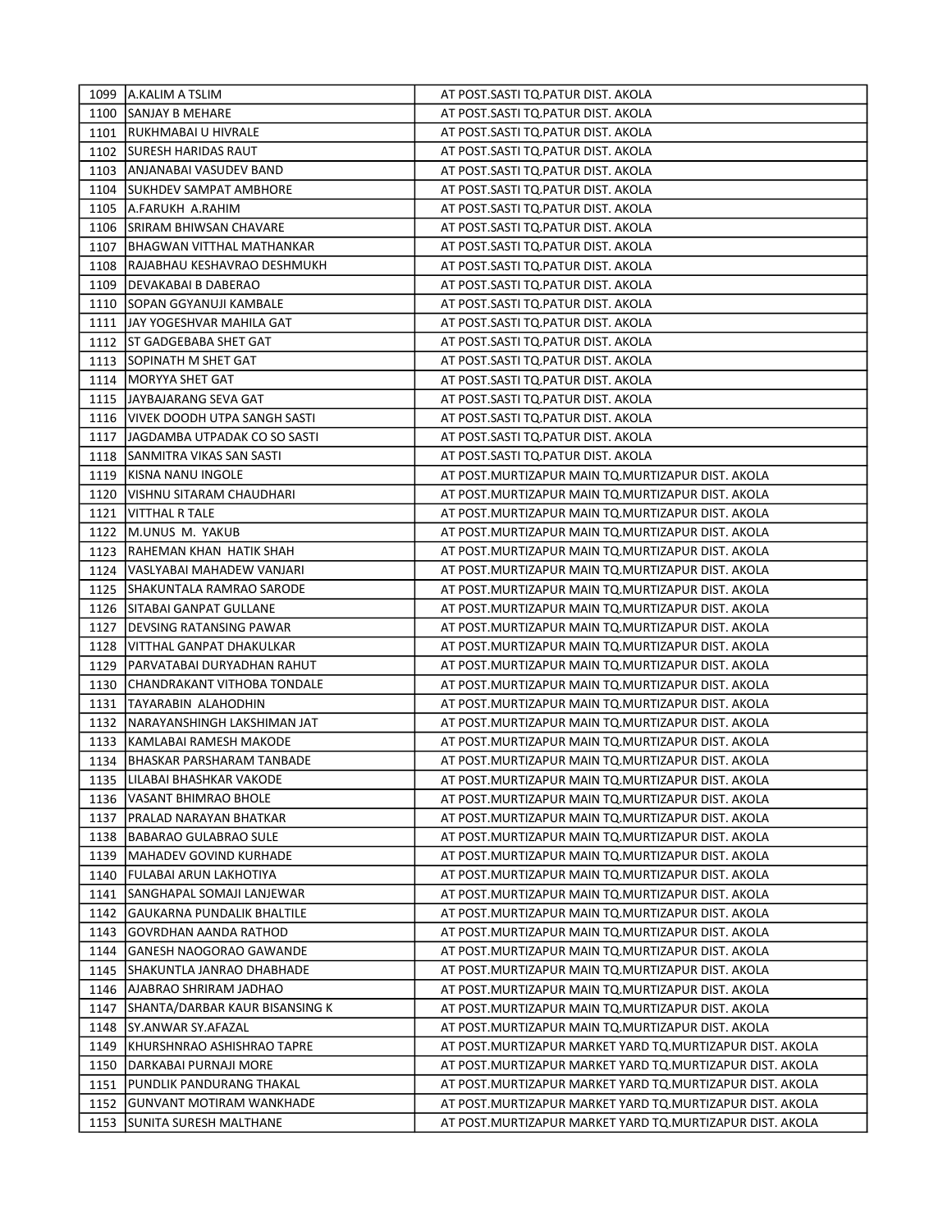| | | |
|---|---|---|
| 1099 | A.KALIM A TSLIM | AT POST.SASTI TQ.PATUR DIST. AKOLA |
| 1100 | SANJAY B MEHARE | AT POST.SASTI TQ.PATUR DIST. AKOLA |
| 1101 | RUKHMABAI U HIVRALE | AT POST.SASTI TQ.PATUR DIST. AKOLA |
| 1102 | SURESH HARIDAS RAUT | AT POST.SASTI TQ.PATUR DIST. AKOLA |
| 1103 | ANJANABAI VASUDEV BAND | AT POST.SASTI TQ.PATUR DIST. AKOLA |
| 1104 | SUKHDEV SAMPAT AMBHORE | AT POST.SASTI TQ.PATUR DIST. AKOLA |
| 1105 | A.FARUKH A.RAHIM | AT POST.SASTI TQ.PATUR DIST. AKOLA |
| 1106 | SRIRAM BHIWSAN CHAVARE | AT POST.SASTI TQ.PATUR DIST. AKOLA |
| 1107 | BHAGWAN VITTHAL MATHANKAR | AT POST.SASTI TQ.PATUR DIST. AKOLA |
| 1108 | RAJABHAU KESHAVRAO DESHMUKH | AT POST.SASTI TQ.PATUR DIST. AKOLA |
| 1109 | DEVAKABAI B DABERAO | AT POST.SASTI TQ.PATUR DIST. AKOLA |
| 1110 | SOPAN GGYANUJI KAMBALE | AT POST.SASTI TQ.PATUR DIST. AKOLA |
| 1111 | JAY YOGESHVAR MAHILA GAT | AT POST.SASTI TQ.PATUR DIST. AKOLA |
| 1112 | ST GADGEBABA SHET GAT | AT POST.SASTI TQ.PATUR DIST. AKOLA |
| 1113 | SOPINATH M SHET GAT | AT POST.SASTI TQ.PATUR DIST. AKOLA |
| 1114 | MORYYA SHET GAT | AT POST.SASTI TQ.PATUR DIST. AKOLA |
| 1115 | JAYBAJARANG SEVA GAT | AT POST.SASTI TQ.PATUR DIST. AKOLA |
| 1116 | VIVEK DOODH UTPA SANGH SASTI | AT POST.SASTI TQ.PATUR DIST. AKOLA |
| 1117 | JAGDAMBA UTPADAK CO SO SASTI | AT POST.SASTI TQ.PATUR DIST. AKOLA |
| 1118 | SANMITRA VIKAS SAN SASTI | AT POST.SASTI TQ.PATUR DIST. AKOLA |
| 1119 | KISNA NANU INGOLE | AT POST.MURTIZAPUR MAIN TQ.MURTIZAPUR DIST. AKOLA |
| 1120 | VISHNU SITARAM CHAUDHARI | AT POST.MURTIZAPUR MAIN TQ.MURTIZAPUR DIST. AKOLA |
| 1121 | VITTHAL R TALE | AT POST.MURTIZAPUR MAIN TQ.MURTIZAPUR DIST. AKOLA |
| 1122 | M.UNUS M. YAKUB | AT POST.MURTIZAPUR MAIN TQ.MURTIZAPUR DIST. AKOLA |
| 1123 | RAHEMAN KHAN HATIK SHAH | AT POST.MURTIZAPUR MAIN TQ.MURTIZAPUR DIST. AKOLA |
| 1124 | VASLYABAI MAHADEW VANJARI | AT POST.MURTIZAPUR MAIN TQ.MURTIZAPUR DIST. AKOLA |
| 1125 | SHAKUNTALA RAMRAO SARODE | AT POST.MURTIZAPUR MAIN TQ.MURTIZAPUR DIST. AKOLA |
| 1126 | SITABAI GANPAT GULLANE | AT POST.MURTIZAPUR MAIN TQ.MURTIZAPUR DIST. AKOLA |
| 1127 | DEVSING RATANSING PAWAR | AT POST.MURTIZAPUR MAIN TQ.MURTIZAPUR DIST. AKOLA |
| 1128 | VITTHAL GANPAT DHAKULKAR | AT POST.MURTIZAPUR MAIN TQ.MURTIZAPUR DIST. AKOLA |
| 1129 | PARVATABAI DURYADHAN RAHUT | AT POST.MURTIZAPUR MAIN TQ.MURTIZAPUR DIST. AKOLA |
| 1130 | CHANDRAKANT VITHOBA TONDALE | AT POST.MURTIZAPUR MAIN TQ.MURTIZAPUR DIST. AKOLA |
| 1131 | TAYARABIN ALAHODHIN | AT POST.MURTIZAPUR MAIN TQ.MURTIZAPUR DIST. AKOLA |
| 1132 | NARAYANSHINGH LAKSHIMAN JAT | AT POST.MURTIZAPUR MAIN TQ.MURTIZAPUR DIST. AKOLA |
| 1133 | KAMLABAI RAMESH MAKODE | AT POST.MURTIZAPUR MAIN TQ.MURTIZAPUR DIST. AKOLA |
| 1134 | BHASKAR PARSHARAM TANBADE | AT POST.MURTIZAPUR MAIN TQ.MURTIZAPUR DIST. AKOLA |
| 1135 | LILABAI BHASHKAR VAKODE | AT POST.MURTIZAPUR MAIN TQ.MURTIZAPUR DIST. AKOLA |
| 1136 | VASANT BHIMRAO BHOLE | AT POST.MURTIZAPUR MAIN TQ.MURTIZAPUR DIST. AKOLA |
| 1137 | PRALAD NARAYAN BHATKAR | AT POST.MURTIZAPUR MAIN TQ.MURTIZAPUR DIST. AKOLA |
| 1138 | BABARAO GULABRAO SULE | AT POST.MURTIZAPUR MAIN TQ.MURTIZAPUR DIST. AKOLA |
| 1139 | MAHADEV GOVIND KURHADE | AT POST.MURTIZAPUR MAIN TQ.MURTIZAPUR DIST. AKOLA |
| 1140 | FULABAI ARUN LAKHOTIYA | AT POST.MURTIZAPUR MAIN TQ.MURTIZAPUR DIST. AKOLA |
| 1141 | SANGHAPAL SOMAJI LANJEWAR | AT POST.MURTIZAPUR MAIN TQ.MURTIZAPUR DIST. AKOLA |
| 1142 | GAUKARNA PUNDALIK BHALTILE | AT POST.MURTIZAPUR MAIN TQ.MURTIZAPUR DIST. AKOLA |
| 1143 | GOVRDHAN AANDA RATHOD | AT POST.MURTIZAPUR MAIN TQ.MURTIZAPUR DIST. AKOLA |
| 1144 | GANESH NAOGORAO GAWANDE | AT POST.MURTIZAPUR MAIN TQ.MURTIZAPUR DIST. AKOLA |
| 1145 | SHAKUNTLA JANRAO DHABHADE | AT POST.MURTIZAPUR MAIN TQ.MURTIZAPUR DIST. AKOLA |
| 1146 | AJABRAO SHRIRAM JADHAO | AT POST.MURTIZAPUR MAIN TQ.MURTIZAPUR DIST. AKOLA |
| 1147 | SHANTA/DARBAR KAUR BISANSING K | AT POST.MURTIZAPUR MAIN TQ.MURTIZAPUR DIST. AKOLA |
| 1148 | SY.ANWAR SY.AFAZAL | AT POST.MURTIZAPUR MAIN TQ.MURTIZAPUR DIST. AKOLA |
| 1149 | KHURSHNRAO ASHISHRAO TAPRE | AT POST.MURTIZAPUR MARKET YARD TQ.MURTIZAPUR DIST. AKOLA |
| 1150 | DARKABAI PURNAJI MORE | AT POST.MURTIZAPUR MARKET YARD TQ.MURTIZAPUR DIST. AKOLA |
| 1151 | PUNDLIK PANDURANG THAKAL | AT POST.MURTIZAPUR MARKET YARD TQ.MURTIZAPUR DIST. AKOLA |
| 1152 | GUNVANT MOTIRAM WANKHADE | AT POST.MURTIZAPUR MARKET YARD TQ.MURTIZAPUR DIST. AKOLA |
| 1153 | SUNITA SURESH MALTHANE | AT POST.MURTIZAPUR MARKET YARD TQ.MURTIZAPUR DIST. AKOLA |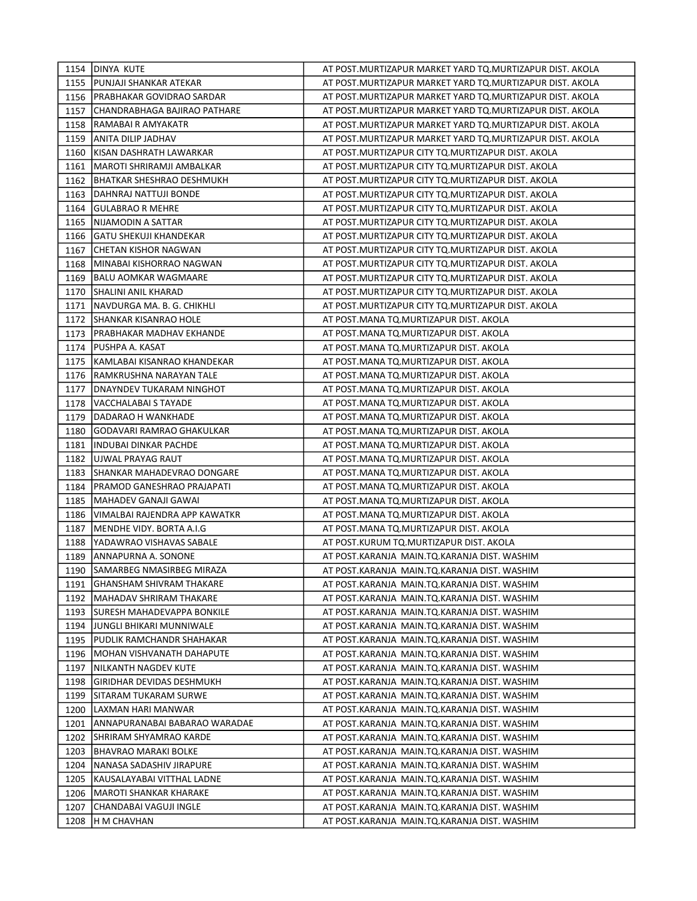| | | |
|---|---|---|
| 1154 | DINYA KUTE | AT POST.MURTIZAPUR MARKET YARD TQ.MURTIZAPUR DIST. AKOLA |
| 1155 | PUNJAJI SHANKAR ATEKAR | AT POST.MURTIZAPUR MARKET YARD TQ.MURTIZAPUR DIST. AKOLA |
| 1156 | PRABHAKAR GOVIDRAO SARDAR | AT POST.MURTIZAPUR MARKET YARD TQ.MURTIZAPUR DIST. AKOLA |
| 1157 | CHANDRABHAGA BAJIRAO PATHARE | AT POST.MURTIZAPUR MARKET YARD TQ.MURTIZAPUR DIST. AKOLA |
| 1158 | RAMABAI R AMYAKATR | AT POST.MURTIZAPUR MARKET YARD TQ.MURTIZAPUR DIST. AKOLA |
| 1159 | ANITA DILIP JADHAV | AT POST.MURTIZAPUR MARKET YARD TQ.MURTIZAPUR DIST. AKOLA |
| 1160 | KISAN DASHRATH LAWARKAR | AT POST.MURTIZAPUR CITY TQ.MURTIZAPUR DIST. AKOLA |
| 1161 | MAROTI SHRIRAMJI AMBALKAR | AT POST.MURTIZAPUR CITY TQ.MURTIZAPUR DIST. AKOLA |
| 1162 | BHATKAR SHESHRAO DESHMUKH | AT POST.MURTIZAPUR CITY TQ.MURTIZAPUR DIST. AKOLA |
| 1163 | DAHNRAJ NATTUJI BONDE | AT POST.MURTIZAPUR CITY TQ.MURTIZAPUR DIST. AKOLA |
| 1164 | GULABRAO R MEHRE | AT POST.MURTIZAPUR CITY TQ.MURTIZAPUR DIST. AKOLA |
| 1165 | NIJAMODIN A SATTAR | AT POST.MURTIZAPUR CITY TQ.MURTIZAPUR DIST. AKOLA |
| 1166 | GATU SHEKUJI KHANDEKAR | AT POST.MURTIZAPUR CITY TQ.MURTIZAPUR DIST. AKOLA |
| 1167 | CHETAN KISHOR NAGWAN | AT POST.MURTIZAPUR CITY TQ.MURTIZAPUR DIST. AKOLA |
| 1168 | MINABAI KISHORRAO NAGWAN | AT POST.MURTIZAPUR CITY TQ.MURTIZAPUR DIST. AKOLA |
| 1169 | BALU AOMKAR WAGMAARE | AT POST.MURTIZAPUR CITY TQ.MURTIZAPUR DIST. AKOLA |
| 1170 | SHALINI ANIL KHARAD | AT POST.MURTIZAPUR CITY TQ.MURTIZAPUR DIST. AKOLA |
| 1171 | NAVDURGA MA. B. G. CHIKHLI | AT POST.MURTIZAPUR CITY TQ.MURTIZAPUR DIST. AKOLA |
| 1172 | SHANKAR KISANRAO HOLE | AT POST.MANA TQ.MURTIZAPUR DIST. AKOLA |
| 1173 | PRABHAKAR MADHAV EKHANDE | AT POST.MANA TQ.MURTIZAPUR DIST. AKOLA |
| 1174 | PUSHPA A. KASAT | AT POST.MANA TQ.MURTIZAPUR DIST. AKOLA |
| 1175 | KAMLABAI KISANRAO KHANDEKAR | AT POST.MANA TQ.MURTIZAPUR DIST. AKOLA |
| 1176 | RAMKRUSHNA NARAYAN TALE | AT POST.MANA TQ.MURTIZAPUR DIST. AKOLA |
| 1177 | DNAYNDEV TUKARAM NINGHOT | AT POST.MANA TQ.MURTIZAPUR DIST. AKOLA |
| 1178 | VACCHALABAI S TAYADE | AT POST.MANA TQ.MURTIZAPUR DIST. AKOLA |
| 1179 | DADARAO H WANKHADE | AT POST.MANA TQ.MURTIZAPUR DIST. AKOLA |
| 1180 | GODAVARI RAMRAO GHAKULKAR | AT POST.MANA TQ.MURTIZAPUR DIST. AKOLA |
| 1181 | INDUBAI DINKAR PACHDE | AT POST.MANA TQ.MURTIZAPUR DIST. AKOLA |
| 1182 | UJWAL PRAYAG RAUT | AT POST.MANA TQ.MURTIZAPUR DIST. AKOLA |
| 1183 | SHANKAR MAHADEVRAO DONGARE | AT POST.MANA TQ.MURTIZAPUR DIST. AKOLA |
| 1184 | PRAMOD GANESHRAO PRAJAPATI | AT POST.MANA TQ.MURTIZAPUR DIST. AKOLA |
| 1185 | MAHADEV GANAJI GAWAI | AT POST.MANA TQ.MURTIZAPUR DIST. AKOLA |
| 1186 | VIMALBAI RAJENDRA APP KAWATKR | AT POST.MANA TQ.MURTIZAPUR DIST. AKOLA |
| 1187 | MENDHE VIDY. BORTA A.I.G | AT POST.MANA TQ.MURTIZAPUR DIST. AKOLA |
| 1188 | YADAWRAO VISHAVAS SABALE | AT POST.KURUM TQ.MURTIZAPUR DIST. AKOLA |
| 1189 | ANNAPURNA A. SONONE | AT POST.KARANJA MAIN.TQ.KARANJA DIST. WASHIM |
| 1190 | SAMARBEG NMASIRBEG MIRAZA | AT POST.KARANJA MAIN.TQ.KARANJA DIST. WASHIM |
| 1191 | GHANSHAM SHIVRAM THAKARE | AT POST.KARANJA MAIN.TQ.KARANJA DIST. WASHIM |
| 1192 | MAHADAV SHRIRAM THAKARE | AT POST.KARANJA MAIN.TQ.KARANJA DIST. WASHIM |
| 1193 | SURESH MAHADEVAPPA BONKILE | AT POST.KARANJA MAIN.TQ.KARANJA DIST. WASHIM |
| 1194 | JUNGLI BHIKARI MUNNIWALE | AT POST.KARANJA MAIN.TQ.KARANJA DIST. WASHIM |
| 1195 | PUDLIK RAMCHANDR SHAHAKAR | AT POST.KARANJA MAIN.TQ.KARANJA DIST. WASHIM |
| 1196 | MOHAN VISHVANATH DAHAPUTE | AT POST.KARANJA MAIN.TQ.KARANJA DIST. WASHIM |
| 1197 | NILKANTH NAGDEV KUTE | AT POST.KARANJA MAIN.TQ.KARANJA DIST. WASHIM |
| 1198 | GIRIDHAR DEVIDAS DESHMUKH | AT POST.KARANJA MAIN.TQ.KARANJA DIST. WASHIM |
| 1199 | SITARAM TUKARAM SURWE | AT POST.KARANJA MAIN.TQ.KARANJA DIST. WASHIM |
| 1200 | LAXMAN HARI MANWAR | AT POST.KARANJA MAIN.TQ.KARANJA DIST. WASHIM |
| 1201 | ANNAPURANABAI BABARAO WARADAE | AT POST.KARANJA MAIN.TQ.KARANJA DIST. WASHIM |
| 1202 | SHRIRAM SHYAMRAO KARDE | AT POST.KARANJA MAIN.TQ.KARANJA DIST. WASHIM |
| 1203 | BHAVRAO MARAKI BOLKE | AT POST.KARANJA MAIN.TQ.KARANJA DIST. WASHIM |
| 1204 | NANASA SADASHIV JIRAPURE | AT POST.KARANJA MAIN.TQ.KARANJA DIST. WASHIM |
| 1205 | KAUSALAYABAI VITTHAL LADNE | AT POST.KARANJA MAIN.TQ.KARANJA DIST. WASHIM |
| 1206 | MAROTI SHANKAR KHARAKE | AT POST.KARANJA MAIN.TQ.KARANJA DIST. WASHIM |
| 1207 | CHANDABAI VAGUJI INGLE | AT POST.KARANJA MAIN.TQ.KARANJA DIST. WASHIM |
| 1208 | H M CHAVHAN | AT POST.KARANJA MAIN.TQ.KARANJA DIST. WASHIM |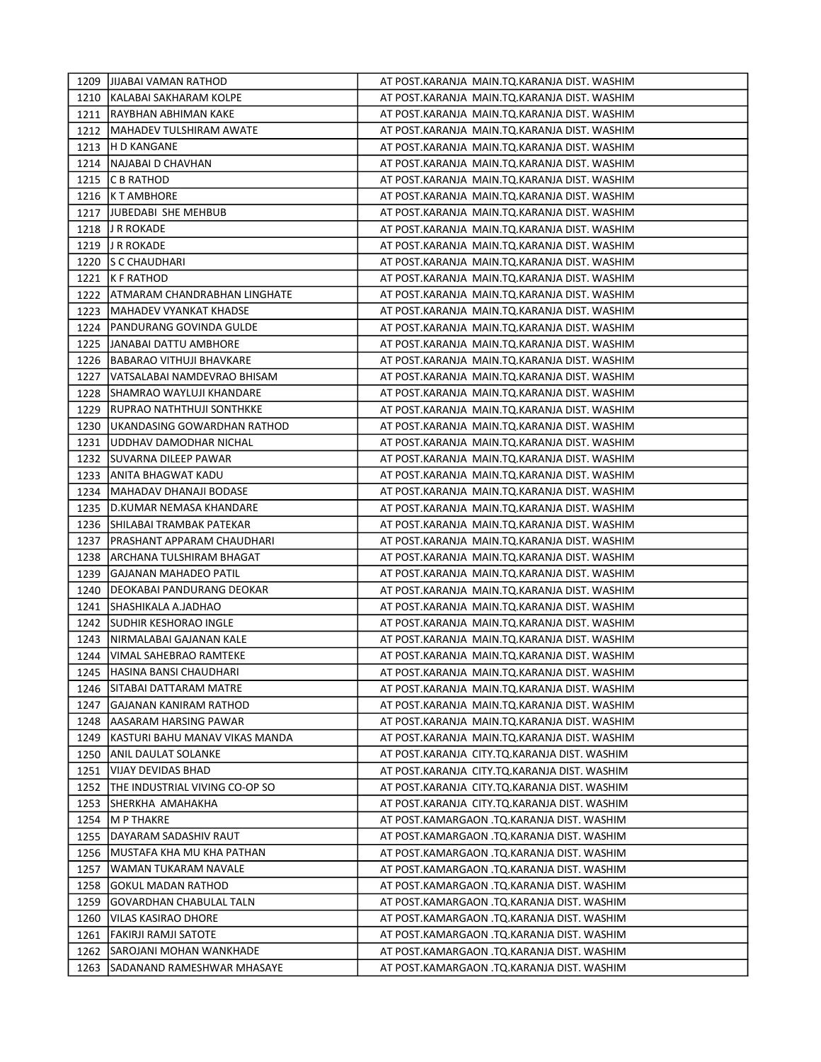| | | |
|---|---|---|
| 1209 | JIJABAI VAMAN RATHOD | AT POST.KARANJA MAIN.TQ.KARANJA DIST. WASHIM |
| 1210 | KALABAI SAKHARAM KOLPE | AT POST.KARANJA MAIN.TQ.KARANJA DIST. WASHIM |
| 1211 | RAYBHAN ABHIMAN KAKE | AT POST.KARANJA MAIN.TQ.KARANJA DIST. WASHIM |
| 1212 | MAHADEV TULSHIRAM AWATE | AT POST.KARANJA MAIN.TQ.KARANJA DIST. WASHIM |
| 1213 | H D KANGANE | AT POST.KARANJA MAIN.TQ.KARANJA DIST. WASHIM |
| 1214 | NAJABAI D CHAVHAN | AT POST.KARANJA MAIN.TQ.KARANJA DIST. WASHIM |
| 1215 | C B RATHOD | AT POST.KARANJA MAIN.TQ.KARANJA DIST. WASHIM |
| 1216 | K T AMBHORE | AT POST.KARANJA MAIN.TQ.KARANJA DIST. WASHIM |
| 1217 | JUBEDABI SHE MEHBUB | AT POST.KARANJA MAIN.TQ.KARANJA DIST. WASHIM |
| 1218 | J R ROKADE | AT POST.KARANJA MAIN.TQ.KARANJA DIST. WASHIM |
| 1219 | J R ROKADE | AT POST.KARANJA MAIN.TQ.KARANJA DIST. WASHIM |
| 1220 | S C CHAUDHARI | AT POST.KARANJA MAIN.TQ.KARANJA DIST. WASHIM |
| 1221 | K F RATHOD | AT POST.KARANJA MAIN.TQ.KARANJA DIST. WASHIM |
| 1222 | ATMARAM CHANDRABHAN LINGHATE | AT POST.KARANJA MAIN.TQ.KARANJA DIST. WASHIM |
| 1223 | MAHADEV VYANKAT KHADSE | AT POST.KARANJA MAIN.TQ.KARANJA DIST. WASHIM |
| 1224 | PANDURANG GOVINDA GULDE | AT POST.KARANJA MAIN.TQ.KARANJA DIST. WASHIM |
| 1225 | JANABAI DATTU AMBHORE | AT POST.KARANJA MAIN.TQ.KARANJA DIST. WASHIM |
| 1226 | BABARAO VITHUJI BHAVKARE | AT POST.KARANJA MAIN.TQ.KARANJA DIST. WASHIM |
| 1227 | VATSALABAI NAMDEVRAO BHISAM | AT POST.KARANJA MAIN.TQ.KARANJA DIST. WASHIM |
| 1228 | SHAMRAO WAYLUJI KHANDARE | AT POST.KARANJA MAIN.TQ.KARANJA DIST. WASHIM |
| 1229 | RUPRAO NATHTHUJI SONTHKKE | AT POST.KARANJA MAIN.TQ.KARANJA DIST. WASHIM |
| 1230 | UKANDASING GOWARDHAN RATHOD | AT POST.KARANJA MAIN.TQ.KARANJA DIST. WASHIM |
| 1231 | UDDHAV DAMODHAR NICHAL | AT POST.KARANJA MAIN.TQ.KARANJA DIST. WASHIM |
| 1232 | SUVARNA DILEEP PAWAR | AT POST.KARANJA MAIN.TQ.KARANJA DIST. WASHIM |
| 1233 | ANITA BHAGWAT KADU | AT POST.KARANJA MAIN.TQ.KARANJA DIST. WASHIM |
| 1234 | MAHADAV DHANAJI BODASE | AT POST.KARANJA MAIN.TQ.KARANJA DIST. WASHIM |
| 1235 | D.KUMAR NEMASA KHANDARE | AT POST.KARANJA MAIN.TQ.KARANJA DIST. WASHIM |
| 1236 | SHILABAI TRAMBAK PATEKAR | AT POST.KARANJA MAIN.TQ.KARANJA DIST. WASHIM |
| 1237 | PRASHANT APPARAM CHAUDHARI | AT POST.KARANJA MAIN.TQ.KARANJA DIST. WASHIM |
| 1238 | ARCHANA TULSHIRAM BHAGAT | AT POST.KARANJA MAIN.TQ.KARANJA DIST. WASHIM |
| 1239 | GAJANAN MAHADEO PATIL | AT POST.KARANJA MAIN.TQ.KARANJA DIST. WASHIM |
| 1240 | DEOKABAI PANDURANG DEOKAR | AT POST.KARANJA MAIN.TQ.KARANJA DIST. WASHIM |
| 1241 | SHASHIKALA A.JADHAO | AT POST.KARANJA MAIN.TQ.KARANJA DIST. WASHIM |
| 1242 | SUDHIR KESHORAO INGLE | AT POST.KARANJA MAIN.TQ.KARANJA DIST. WASHIM |
| 1243 | NIRMALABAI GAJANAN KALE | AT POST.KARANJA MAIN.TQ.KARANJA DIST. WASHIM |
| 1244 | VIMAL SAHEBRAO RAMTEKE | AT POST.KARANJA MAIN.TQ.KARANJA DIST. WASHIM |
| 1245 | HASINA BANSI CHAUDHARI | AT POST.KARANJA MAIN.TQ.KARANJA DIST. WASHIM |
| 1246 | SITABAI DATTARAM MATRE | AT POST.KARANJA MAIN.TQ.KARANJA DIST. WASHIM |
| 1247 | GAJANAN KANIRAM RATHOD | AT POST.KARANJA MAIN.TQ.KARANJA DIST. WASHIM |
| 1248 | AASARAM HARSING PAWAR | AT POST.KARANJA MAIN.TQ.KARANJA DIST. WASHIM |
| 1249 | KASTURI BAHU MANAV VIKAS MANDA | AT POST.KARANJA MAIN.TQ.KARANJA DIST. WASHIM |
| 1250 | ANIL DAULAT SOLANKE | AT POST.KARANJA CITY.TQ.KARANJA DIST. WASHIM |
| 1251 | VIJAY DEVIDAS BHAD | AT POST.KARANJA CITY.TQ.KARANJA DIST. WASHIM |
| 1252 | THE INDUSTRIAL VIVING CO-OP SO | AT POST.KARANJA CITY.TQ.KARANJA DIST. WASHIM |
| 1253 | SHERKHA AMAHAKHA | AT POST.KARANJA CITY.TQ.KARANJA DIST. WASHIM |
| 1254 | M P THAKRE | AT POST.KAMARGAON .TQ.KARANJA DIST. WASHIM |
| 1255 | DAYARAM SADASHIV RAUT | AT POST.KAMARGAON .TQ.KARANJA DIST. WASHIM |
| 1256 | MUSTAFA KHA MU KHA PATHAN | AT POST.KAMARGAON .TQ.KARANJA DIST. WASHIM |
| 1257 | WAMAN TUKARAM NAVALE | AT POST.KAMARGAON .TQ.KARANJA DIST. WASHIM |
| 1258 | GOKUL MADAN RATHOD | AT POST.KAMARGAON .TQ.KARANJA DIST. WASHIM |
| 1259 | GOVARDHAN CHABULAL TALN | AT POST.KAMARGAON .TQ.KARANJA DIST. WASHIM |
| 1260 | VILAS KASIRAO DHORE | AT POST.KAMARGAON .TQ.KARANJA DIST. WASHIM |
| 1261 | FAKIRJI RAMJI SATOTE | AT POST.KAMARGAON .TQ.KARANJA DIST. WASHIM |
| 1262 | SAROJANI MOHAN WANKHADE | AT POST.KAMARGAON .TQ.KARANJA DIST. WASHIM |
| 1263 | SADANAND RAMESHWAR MHASAYE | AT POST.KAMARGAON .TQ.KARANJA DIST. WASHIM |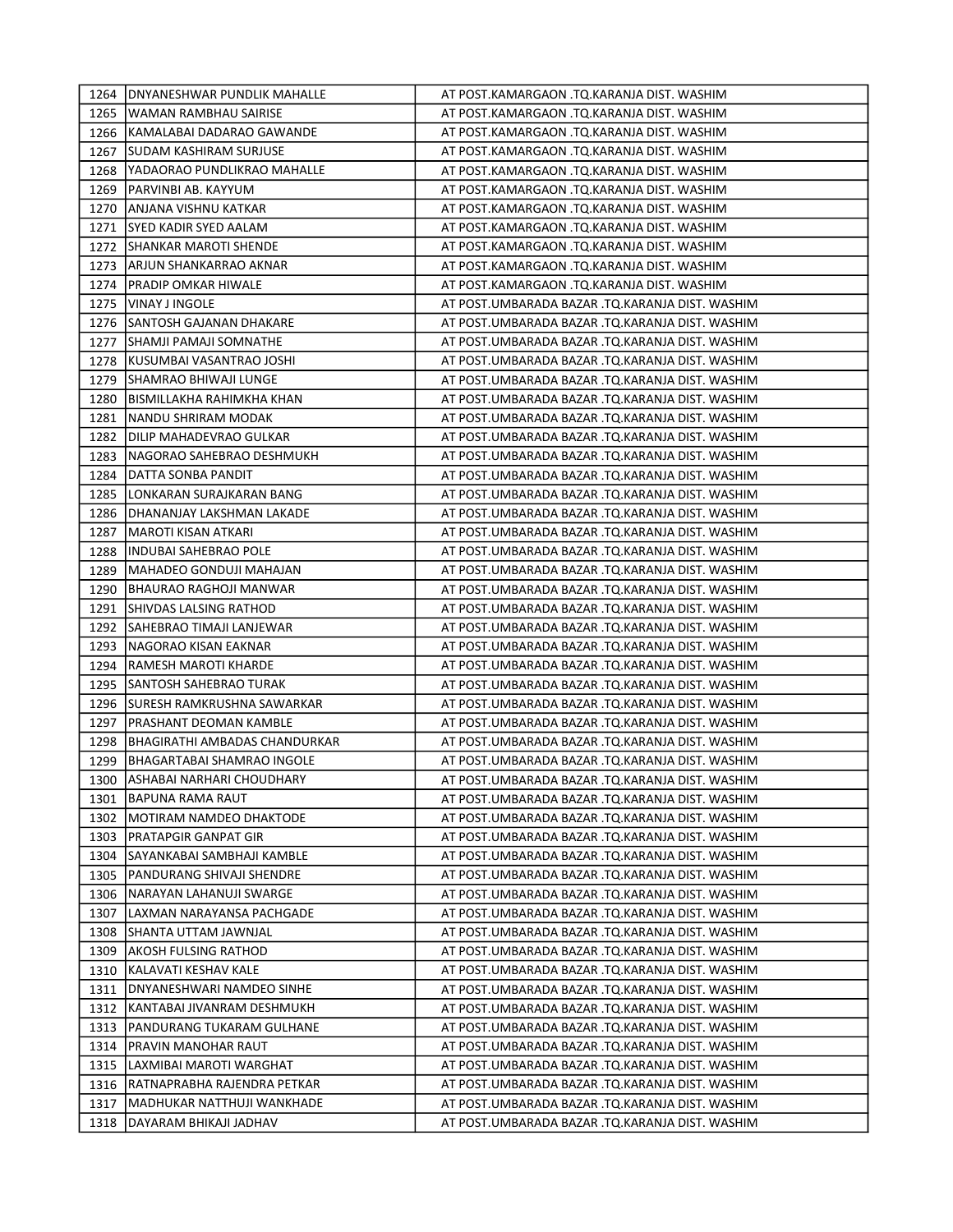| | | |
|---|---|---|
| 1264 | DNYANESHWAR PUNDLIK MAHALLE | AT POST.KAMARGAON .TQ.KARANJA DIST. WASHIM |
| 1265 | WAMAN RAMBHAU SAIRISE | AT POST.KAMARGAON .TQ.KARANJA DIST. WASHIM |
| 1266 | KAMALABAI DADARAO GAWANDE | AT POST.KAMARGAON .TQ.KARANJA DIST. WASHIM |
| 1267 | SUDAM KASHIRAM SURJUSE | AT POST.KAMARGAON .TQ.KARANJA DIST. WASHIM |
| 1268 | YADAORAO PUNDLIKRAO MAHALLE | AT POST.KAMARGAON .TQ.KARANJA DIST. WASHIM |
| 1269 | PARVINBI AB. KAYYUM | AT POST.KAMARGAON .TQ.KARANJA DIST. WASHIM |
| 1270 | ANJANA VISHNU KATKAR | AT POST.KAMARGAON .TQ.KARANJA DIST. WASHIM |
| 1271 | SYED KADIR SYED AALAM | AT POST.KAMARGAON .TQ.KARANJA DIST. WASHIM |
| 1272 | SHANKAR MAROTI SHENDE | AT POST.KAMARGAON .TQ.KARANJA DIST. WASHIM |
| 1273 | ARJUN SHANKARRAO AKNAR | AT POST.KAMARGAON .TQ.KARANJA DIST. WASHIM |
| 1274 | PRADIP OMKAR HIWALE | AT POST.KAMARGAON .TQ.KARANJA DIST. WASHIM |
| 1275 | VINAY J INGOLE | AT POST.UMBARADA BAZAR .TQ.KARANJA DIST. WASHIM |
| 1276 | SANTOSH GAJANAN DHAKARE | AT POST.UMBARADA BAZAR .TQ.KARANJA DIST. WASHIM |
| 1277 | SHAMJI PAMAJI SOMNATHE | AT POST.UMBARADA BAZAR .TQ.KARANJA DIST. WASHIM |
| 1278 | KUSUMBAI VASANTRAO JOSHI | AT POST.UMBARADA BAZAR .TQ.KARANJA DIST. WASHIM |
| 1279 | SHAMRAO BHIWAJI LUNGE | AT POST.UMBARADA BAZAR .TQ.KARANJA DIST. WASHIM |
| 1280 | BISMILLAKHA RAHIMKHA KHAN | AT POST.UMBARADA BAZAR .TQ.KARANJA DIST. WASHIM |
| 1281 | NANDU SHRIRAM MODAK | AT POST.UMBARADA BAZAR .TQ.KARANJA DIST. WASHIM |
| 1282 | DILIP MAHADEVRAO GULKAR | AT POST.UMBARADA BAZAR .TQ.KARANJA DIST. WASHIM |
| 1283 | NAGORAO SAHEBRAO DESHMUKH | AT POST.UMBARADA BAZAR .TQ.KARANJA DIST. WASHIM |
| 1284 | DATTA SONBA PANDIT | AT POST.UMBARADA BAZAR .TQ.KARANJA DIST. WASHIM |
| 1285 | LONKARAN SURAJKARAN BANG | AT POST.UMBARADA BAZAR .TQ.KARANJA DIST. WASHIM |
| 1286 | DHANANJAY LAKSHMAN LAKADE | AT POST.UMBARADA BAZAR .TQ.KARANJA DIST. WASHIM |
| 1287 | MAROTI KISAN ATKARI | AT POST.UMBARADA BAZAR .TQ.KARANJA DIST. WASHIM |
| 1288 | INDUBAI SAHEBRAO POLE | AT POST.UMBARADA BAZAR .TQ.KARANJA DIST. WASHIM |
| 1289 | MAHADEO GONDUJI MAHAJAN | AT POST.UMBARADA BAZAR .TQ.KARANJA DIST. WASHIM |
| 1290 | BHAURAO RAGHOJI MANWAR | AT POST.UMBARADA BAZAR .TQ.KARANJA DIST. WASHIM |
| 1291 | SHIVDAS LALSING RATHOD | AT POST.UMBARADA BAZAR .TQ.KARANJA DIST. WASHIM |
| 1292 | SAHEBRAO TIMAJI LANJEWAR | AT POST.UMBARADA BAZAR .TQ.KARANJA DIST. WASHIM |
| 1293 | NAGORAO KISAN EAKNAR | AT POST.UMBARADA BAZAR .TQ.KARANJA DIST. WASHIM |
| 1294 | RAMESH MAROTI KHARDE | AT POST.UMBARADA BAZAR .TQ.KARANJA DIST. WASHIM |
| 1295 | SANTOSH SAHEBRAO TURAK | AT POST.UMBARADA BAZAR .TQ.KARANJA DIST. WASHIM |
| 1296 | SURESH RAMKRUSHNA SAWARKAR | AT POST.UMBARADA BAZAR .TQ.KARANJA DIST. WASHIM |
| 1297 | PRASHANT DEOMAN KAMBLE | AT POST.UMBARADA BAZAR .TQ.KARANJA DIST. WASHIM |
| 1298 | BHAGIRATHI AMBADAS CHANDURKAR | AT POST.UMBARADA BAZAR .TQ.KARANJA DIST. WASHIM |
| 1299 | BHAGARTABAI SHAMRAO INGOLE | AT POST.UMBARADA BAZAR .TQ.KARANJA DIST. WASHIM |
| 1300 | ASHABAI NARHARI CHOUDHARY | AT POST.UMBARADA BAZAR .TQ.KARANJA DIST. WASHIM |
| 1301 | BAPUNA RAMA RAUT | AT POST.UMBARADA BAZAR .TQ.KARANJA DIST. WASHIM |
| 1302 | MOTIRAM NAMDEO DHAKTODE | AT POST.UMBARADA BAZAR .TQ.KARANJA DIST. WASHIM |
| 1303 | PRATAPGIR GANPAT GIR | AT POST.UMBARADA BAZAR .TQ.KARANJA DIST. WASHIM |
| 1304 | SAYANKABAI SAMBHAJI KAMBLE | AT POST.UMBARADA BAZAR .TQ.KARANJA DIST. WASHIM |
| 1305 | PANDURANG SHIVAJI SHENDRE | AT POST.UMBARADA BAZAR .TQ.KARANJA DIST. WASHIM |
| 1306 | NARAYAN LAHANUJI SWARGE | AT POST.UMBARADA BAZAR .TQ.KARANJA DIST. WASHIM |
| 1307 | LAXMAN NARAYANSA PACHGADE | AT POST.UMBARADA BAZAR .TQ.KARANJA DIST. WASHIM |
| 1308 | SHANTA UTTAM JAWNJAL | AT POST.UMBARADA BAZAR .TQ.KARANJA DIST. WASHIM |
| 1309 | AKOSH FULSING RATHOD | AT POST.UMBARADA BAZAR .TQ.KARANJA DIST. WASHIM |
| 1310 | KALAVATI KESHAV KALE | AT POST.UMBARADA BAZAR .TQ.KARANJA DIST. WASHIM |
| 1311 | DNYANESHWARI NAMDEO SINHE | AT POST.UMBARADA BAZAR .TQ.KARANJA DIST. WASHIM |
| 1312 | KANTABAI JIVANRAM DESHMUKH | AT POST.UMBARADA BAZAR .TQ.KARANJA DIST. WASHIM |
| 1313 | PANDURANG TUKARAM GULHANE | AT POST.UMBARADA BAZAR .TQ.KARANJA DIST. WASHIM |
| 1314 | PRAVIN MANOHAR RAUT | AT POST.UMBARADA BAZAR .TQ.KARANJA DIST. WASHIM |
| 1315 | LAXMIBAI MAROTI WARGHAT | AT POST.UMBARADA BAZAR .TQ.KARANJA DIST. WASHIM |
| 1316 | RATNAPRABHA RAJENDRA PETKAR | AT POST.UMBARADA BAZAR .TQ.KARANJA DIST. WASHIM |
| 1317 | MADHUKAR NATTHUJI WANKHADE | AT POST.UMBARADA BAZAR .TQ.KARANJA DIST. WASHIM |
| 1318 | DAYARAM BHIKAJI JADHAV | AT POST.UMBARADA BAZAR .TQ.KARANJA DIST. WASHIM |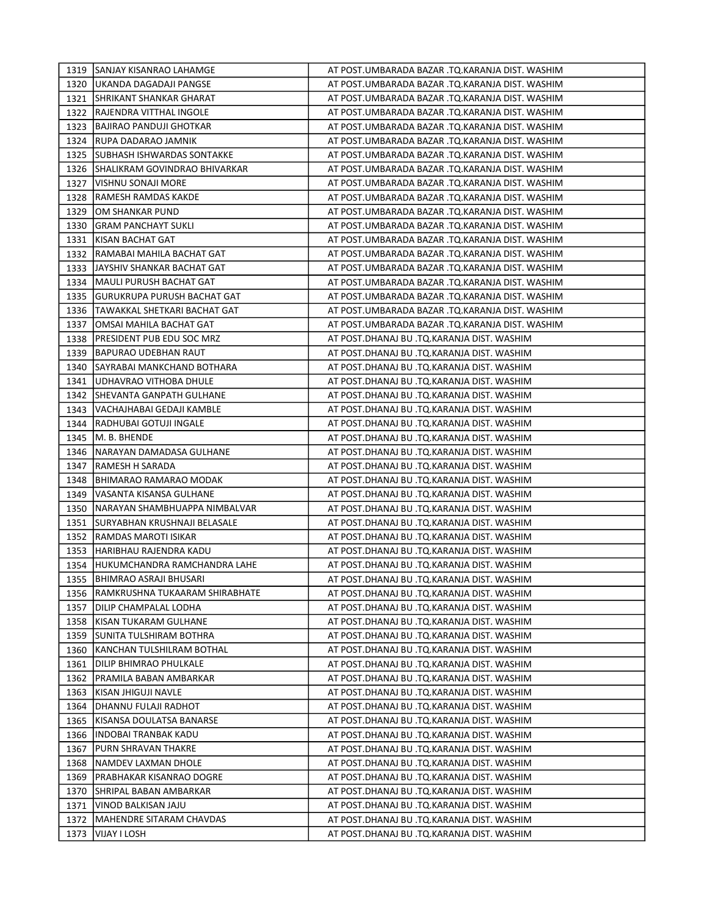| | | |
|---|---|---|
| 1319 | SANJAY KISANRAO LAHAMGE | AT POST.UMBARADA BAZAR .TQ.KARANJA DIST. WASHIM |
| 1320 | UKANDA DAGADAJI PANGSE | AT POST.UMBARADA BAZAR .TQ.KARANJA DIST. WASHIM |
| 1321 | SHRIKANT SHANKAR GHARAT | AT POST.UMBARADA BAZAR .TQ.KARANJA DIST. WASHIM |
| 1322 | RAJENDRA VITTHAL INGOLE | AT POST.UMBARADA BAZAR .TQ.KARANJA DIST. WASHIM |
| 1323 | BAJIRAO PANDUJI GHOTKAR | AT POST.UMBARADA BAZAR .TQ.KARANJA DIST. WASHIM |
| 1324 | RUPA DADARAO JAMNIK | AT POST.UMBARADA BAZAR .TQ.KARANJA DIST. WASHIM |
| 1325 | SUBHASH ISHWARDAS SONTAKKE | AT POST.UMBARADA BAZAR .TQ.KARANJA DIST. WASHIM |
| 1326 | SHALIKRAM GOVINDRAO BHIVARKAR | AT POST.UMBARADA BAZAR .TQ.KARANJA DIST. WASHIM |
| 1327 | VISHNU SONAJI MORE | AT POST.UMBARADA BAZAR .TQ.KARANJA DIST. WASHIM |
| 1328 | RAMESH RAMDAS KAKDE | AT POST.UMBARADA BAZAR .TQ.KARANJA DIST. WASHIM |
| 1329 | OM SHANKAR PUND | AT POST.UMBARADA BAZAR .TQ.KARANJA DIST. WASHIM |
| 1330 | GRAM PANCHAYT SUKLI | AT POST.UMBARADA BAZAR .TQ.KARANJA DIST. WASHIM |
| 1331 | KISAN BACHAT GAT | AT POST.UMBARADA BAZAR .TQ.KARANJA DIST. WASHIM |
| 1332 | RAMABAI MAHILA BACHAT GAT | AT POST.UMBARADA BAZAR .TQ.KARANJA DIST. WASHIM |
| 1333 | JAYSHIV SHANKAR BACHAT GAT | AT POST.UMBARADA BAZAR .TQ.KARANJA DIST. WASHIM |
| 1334 | MAULI PURUSH BACHAT GAT | AT POST.UMBARADA BAZAR .TQ.KARANJA DIST. WASHIM |
| 1335 | GURUKRUPA PURUSH BACHAT GAT | AT POST.UMBARADA BAZAR .TQ.KARANJA DIST. WASHIM |
| 1336 | TAWAKKAL SHETKARI BACHAT GAT | AT POST.UMBARADA BAZAR .TQ.KARANJA DIST. WASHIM |
| 1337 | OMSAI MAHILA BACHAT GAT | AT POST.UMBARADA BAZAR .TQ.KARANJA DIST. WASHIM |
| 1338 | PRESIDENT PUB EDU SOC MRZ | AT POST.DHANAJ BU .TQ.KARANJA DIST. WASHIM |
| 1339 | BAPURAO UDEBHAN RAUT | AT POST.DHANAJ BU .TQ.KARANJA DIST. WASHIM |
| 1340 | SAYRABAI MANKCHAND BOTHARA | AT POST.DHANAJ BU .TQ.KARANJA DIST. WASHIM |
| 1341 | UDHAVRAO VITHOBA DHULE | AT POST.DHANAJ BU .TQ.KARANJA DIST. WASHIM |
| 1342 | SHEVANTA GANPATH GULHANE | AT POST.DHANAJ BU .TQ.KARANJA DIST. WASHIM |
| 1343 | VACHAJHABAI GEDAJI KAMBLE | AT POST.DHANAJ BU .TQ.KARANJA DIST. WASHIM |
| 1344 | RADHUBAI GOTUJI INGALE | AT POST.DHANAJ BU .TQ.KARANJA DIST. WASHIM |
| 1345 | M. B. BHENDE | AT POST.DHANAJ BU .TQ.KARANJA DIST. WASHIM |
| 1346 | NARAYAN DAMADASA GULHANE | AT POST.DHANAJ BU .TQ.KARANJA DIST. WASHIM |
| 1347 | RAMESH H SARADA | AT POST.DHANAJ BU .TQ.KARANJA DIST. WASHIM |
| 1348 | BHIMARAO RAMARAO MODAK | AT POST.DHANAJ BU .TQ.KARANJA DIST. WASHIM |
| 1349 | VASANTA KISANSA GULHANE | AT POST.DHANAJ BU .TQ.KARANJA DIST. WASHIM |
| 1350 | NARAYAN SHAMBHUAPPA NIMBALVAR | AT POST.DHANAJ BU .TQ.KARANJA DIST. WASHIM |
| 1351 | SURYABHAN KRUSHNAJI BELASALE | AT POST.DHANAJ BU .TQ.KARANJA DIST. WASHIM |
| 1352 | RAMDAS MAROTI ISIKAR | AT POST.DHANAJ BU .TQ.KARANJA DIST. WASHIM |
| 1353 | HARIBHAU RAJENDRA KADU | AT POST.DHANAJ BU .TQ.KARANJA DIST. WASHIM |
| 1354 | HUKUMCHANDRA RAMCHANDRA LAHE | AT POST.DHANAJ BU .TQ.KARANJA DIST. WASHIM |
| 1355 | BHIMRAO ASRAJI BHUSARI | AT POST.DHANAJ BU .TQ.KARANJA DIST. WASHIM |
| 1356 | RAMKRUSHNA TUKAARAM SHIRABHATE | AT POST.DHANAJ BU .TQ.KARANJA DIST. WASHIM |
| 1357 | DILIP CHAMPALAL LODHA | AT POST.DHANAJ BU .TQ.KARANJA DIST. WASHIM |
| 1358 | KISAN TUKARAM GULHANE | AT POST.DHANAJ BU .TQ.KARANJA DIST. WASHIM |
| 1359 | SUNITA TULSHIRAM BOTHRA | AT POST.DHANAJ BU .TQ.KARANJA DIST. WASHIM |
| 1360 | KANCHAN TULSHILRAM BOTHAL | AT POST.DHANAJ BU .TQ.KARANJA DIST. WASHIM |
| 1361 | DILIP BHIMRAO PHULKALE | AT POST.DHANAJ BU .TQ.KARANJA DIST. WASHIM |
| 1362 | PRAMILA BABAN AMBARKAR | AT POST.DHANAJ BU .TQ.KARANJA DIST. WASHIM |
| 1363 | KISAN JHIGUJI NAVLE | AT POST.DHANAJ BU .TQ.KARANJA DIST. WASHIM |
| 1364 | DHANNU FULAJI RADHOT | AT POST.DHANAJ BU .TQ.KARANJA DIST. WASHIM |
| 1365 | KISANSA DOULATSA BANARSE | AT POST.DHANAJ BU .TQ.KARANJA DIST. WASHIM |
| 1366 | INDOBAI TRANBAK KADU | AT POST.DHANAJ BU .TQ.KARANJA DIST. WASHIM |
| 1367 | PURN SHRAVAN THAKRE | AT POST.DHANAJ BU .TQ.KARANJA DIST. WASHIM |
| 1368 | NAMDEV LAXMAN DHOLE | AT POST.DHANAJ BU .TQ.KARANJA DIST. WASHIM |
| 1369 | PRABHAKAR KISANRAO DOGRE | AT POST.DHANAJ BU .TQ.KARANJA DIST. WASHIM |
| 1370 | SHRIPAL BABAN AMBARKAR | AT POST.DHANAJ BU .TQ.KARANJA DIST. WASHIM |
| 1371 | VINOD BALKISAN JAJU | AT POST.DHANAJ BU .TQ.KARANJA DIST. WASHIM |
| 1372 | MAHENDRE SITARAM CHAVDAS | AT POST.DHANAJ BU .TQ.KARANJA DIST. WASHIM |
| 1373 | VIJAY I LOSH | AT POST.DHANAJ BU .TQ.KARANJA DIST. WASHIM |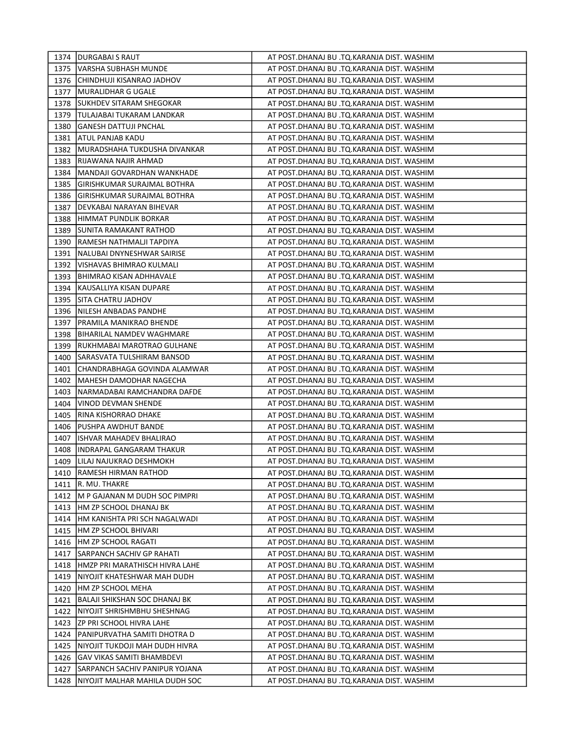| | | |
|---|---|---|
| 1374 | DURGABAI S RAUT | AT POST.DHANAJ BU .TQ.KARANJA DIST. WASHIM |
| 1375 | VARSHA SUBHASH MUNDE | AT POST.DHANAJ BU .TQ.KARANJA DIST. WASHIM |
| 1376 | CHINDHUJI KISANRAO JADHOV | AT POST.DHANAJ BU .TQ.KARANJA DIST. WASHIM |
| 1377 | MURALIDHAR G UGALE | AT POST.DHANAJ BU .TQ.KARANJA DIST. WASHIM |
| 1378 | SUKHDEV SITARAM SHEGOKAR | AT POST.DHANAJ BU .TQ.KARANJA DIST. WASHIM |
| 1379 | TULAJABAI TUKARAM LANDKAR | AT POST.DHANAJ BU .TQ.KARANJA DIST. WASHIM |
| 1380 | GANESH DATTUJI PNCHAL | AT POST.DHANAJ BU .TQ.KARANJA DIST. WASHIM |
| 1381 | ATUL PANJAB KADU | AT POST.DHANAJ BU .TQ.KARANJA DIST. WASHIM |
| 1382 | MURADSHAHA TUKDUSHA DIVANKAR | AT POST.DHANAJ BU .TQ.KARANJA DIST. WASHIM |
| 1383 | RIJAWANA NAJIR AHMAD | AT POST.DHANAJ BU .TQ.KARANJA DIST. WASHIM |
| 1384 | MANDAJI GOVARDHAN WANKHADE | AT POST.DHANAJ BU .TQ.KARANJA DIST. WASHIM |
| 1385 | GIRISHKUMAR SURAJMAL BOTHRA | AT POST.DHANAJ BU .TQ.KARANJA DIST. WASHIM |
| 1386 | GIRISHKUMAR SURAJMAL BOTHRA | AT POST.DHANAJ BU .TQ.KARANJA DIST. WASHIM |
| 1387 | DEVKABAI NARAYAN BIHEVAR | AT POST.DHANAJ BU .TQ.KARANJA DIST. WASHIM |
| 1388 | HIMMAT PUNDLIK BORKAR | AT POST.DHANAJ BU .TQ.KARANJA DIST. WASHIM |
| 1389 | SUNITA RAMAKANT RATHOD | AT POST.DHANAJ BU .TQ.KARANJA DIST. WASHIM |
| 1390 | RAMESH NATHMALJI TAPDIYA | AT POST.DHANAJ BU .TQ.KARANJA DIST. WASHIM |
| 1391 | NALUBAI DNYNESHWAR SAIRISE | AT POST.DHANAJ BU .TQ.KARANJA DIST. WASHIM |
| 1392 | VISHAVAS BHIMRAO KULMALI | AT POST.DHANAJ BU .TQ.KARANJA DIST. WASHIM |
| 1393 | BHIMRAO KISAN ADHHAVALE | AT POST.DHANAJ BU .TQ.KARANJA DIST. WASHIM |
| 1394 | KAUSALLIYA KISAN DUPARE | AT POST.DHANAJ BU .TQ.KARANJA DIST. WASHIM |
| 1395 | SITA CHATRU JADHOV | AT POST.DHANAJ BU .TQ.KARANJA DIST. WASHIM |
| 1396 | NILESH ANBADAS PANDHE | AT POST.DHANAJ BU .TQ.KARANJA DIST. WASHIM |
| 1397 | PRAMILA MANIKRAO BHENDE | AT POST.DHANAJ BU .TQ.KARANJA DIST. WASHIM |
| 1398 | BIHARILAL NAMDEV WAGHMARE | AT POST.DHANAJ BU .TQ.KARANJA DIST. WASHIM |
| 1399 | RUKHMABAI MAROTRAO GULHANE | AT POST.DHANAJ BU .TQ.KARANJA DIST. WASHIM |
| 1400 | SARASVATA TULSHIRAM BANSOD | AT POST.DHANAJ BU .TQ.KARANJA DIST. WASHIM |
| 1401 | CHANDRABHAGA GOVINDA ALAMWAR | AT POST.DHANAJ BU .TQ.KARANJA DIST. WASHIM |
| 1402 | MAHESH DAMODHAR NAGECHA | AT POST.DHANAJ BU .TQ.KARANJA DIST. WASHIM |
| 1403 | NARMADABAI RAMCHANDRA DAFDE | AT POST.DHANAJ BU .TQ.KARANJA DIST. WASHIM |
| 1404 | VINOD DEVMAN SHENDE | AT POST.DHANAJ BU .TQ.KARANJA DIST. WASHIM |
| 1405 | RINA KISHORRAO DHAKE | AT POST.DHANAJ BU .TQ.KARANJA DIST. WASHIM |
| 1406 | PUSHPA AWDHUT BANDE | AT POST.DHANAJ BU .TQ.KARANJA DIST. WASHIM |
| 1407 | ISHVAR MAHADEV BHALIRAO | AT POST.DHANAJ BU .TQ.KARANJA DIST. WASHIM |
| 1408 | INDRAPAL GANGARAM THAKUR | AT POST.DHANAJ BU .TQ.KARANJA DIST. WASHIM |
| 1409 | LILAJ NAJUKRAO DESHMOKH | AT POST.DHANAJ BU .TQ.KARANJA DIST. WASHIM |
| 1410 | RAMESH HIRMAN RATHOD | AT POST.DHANAJ BU .TQ.KARANJA DIST. WASHIM |
| 1411 | R. MU. THAKRE | AT POST.DHANAJ BU .TQ.KARANJA DIST. WASHIM |
| 1412 | M P GAJANAN M DUDH SOC PIMPRI | AT POST.DHANAJ BU .TQ.KARANJA DIST. WASHIM |
| 1413 | HM ZP SCHOOL DHANAJ BK | AT POST.DHANAJ BU .TQ.KARANJA DIST. WASHIM |
| 1414 | HM KANISHTA PRI SCH NAGALWADI | AT POST.DHANAJ BU .TQ.KARANJA DIST. WASHIM |
| 1415 | HM ZP SCHOOL BHIVARI | AT POST.DHANAJ BU .TQ.KARANJA DIST. WASHIM |
| 1416 | HM ZP SCHOOL RAGATI | AT POST.DHANAJ BU .TQ.KARANJA DIST. WASHIM |
| 1417 | SARPANCH SACHIV GP RAHATI | AT POST.DHANAJ BU .TQ.KARANJA DIST. WASHIM |
| 1418 | HMZP PRI MARATHISCH HIVRA LAHE | AT POST.DHANAJ BU .TQ.KARANJA DIST. WASHIM |
| 1419 | NIYOJIT KHATESHWAR MAH DUDH | AT POST.DHANAJ BU .TQ.KARANJA DIST. WASHIM |
| 1420 | HM ZP SCHOOL MEHA | AT POST.DHANAJ BU .TQ.KARANJA DIST. WASHIM |
| 1421 | BALAJI SHIKSHAN SOC DHANAJ BK | AT POST.DHANAJ BU .TQ.KARANJA DIST. WASHIM |
| 1422 | NIYOJIT SHRISHMBHU SHESHNAG | AT POST.DHANAJ BU .TQ.KARANJA DIST. WASHIM |
| 1423 | ZP PRI SCHOOL HIVRA LAHE | AT POST.DHANAJ BU .TQ.KARANJA DIST. WASHIM |
| 1424 | PANIPURVATHA SAMITI DHOTRA D | AT POST.DHANAJ BU .TQ.KARANJA DIST. WASHIM |
| 1425 | NIYOJIT TUKDOJI MAH DUDH HIVRA | AT POST.DHANAJ BU .TQ.KARANJA DIST. WASHIM |
| 1426 | GAV VIKAS SAMITI BHAMBDEVI | AT POST.DHANAJ BU .TQ.KARANJA DIST. WASHIM |
| 1427 | SARPANCH SACHIV PANIPUR YOJANA | AT POST.DHANAJ BU .TQ.KARANJA DIST. WASHIM |
| 1428 | NIYOJIT MALHAR MAHILA DUDH SOC | AT POST.DHANAJ BU .TQ.KARANJA DIST. WASHIM |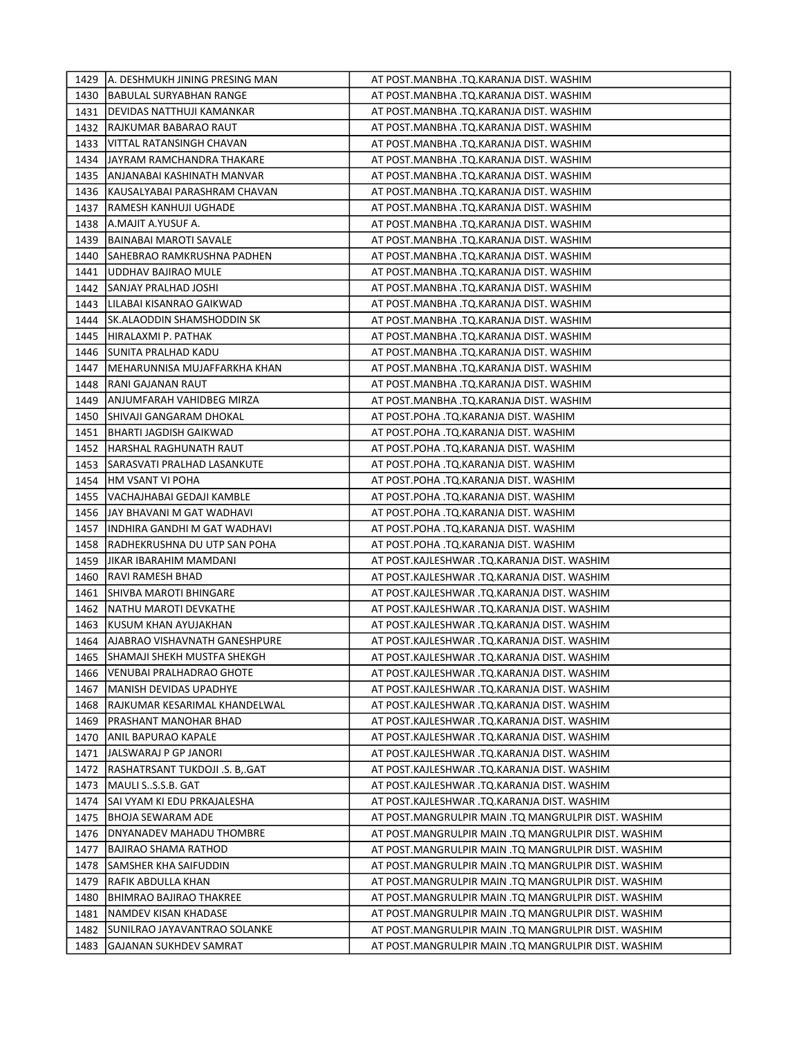| | | |
|---|---|---|
| 1429 | A. DESHMUKH JINING PRESING MAN | AT POST.MANBHA .TQ.KARANJA DIST. WASHIM |
| 1430 | BABULAL SURYABHAN RANGE | AT POST.MANBHA .TQ.KARANJA DIST. WASHIM |
| 1431 | DEVIDAS NATTHUJI KAMANKAR | AT POST.MANBHA .TQ.KARANJA DIST. WASHIM |
| 1432 | RAJKUMAR BABARAO RAUT | AT POST.MANBHA .TQ.KARANJA DIST. WASHIM |
| 1433 | VITTAL RATANSINGH CHAVAN | AT POST.MANBHA .TQ.KARANJA DIST. WASHIM |
| 1434 | JAYRAM RAMCHANDRA THAKARE | AT POST.MANBHA .TQ.KARANJA DIST. WASHIM |
| 1435 | ANJANABAI KASHINATH MANVAR | AT POST.MANBHA .TQ.KARANJA DIST. WASHIM |
| 1436 | KAUSALYABAI PARASHRAM CHAVAN | AT POST.MANBHA .TQ.KARANJA DIST. WASHIM |
| 1437 | RAMESH KANHUJI UGHADE | AT POST.MANBHA .TQ.KARANJA DIST. WASHIM |
| 1438 | A.MAJIT A.YUSUF A. | AT POST.MANBHA .TQ.KARANJA DIST. WASHIM |
| 1439 | BAINABAI MAROTI SAVALE | AT POST.MANBHA .TQ.KARANJA DIST. WASHIM |
| 1440 | SAHEBRAO RAMKRUSHNA PADHEN | AT POST.MANBHA .TQ.KARANJA DIST. WASHIM |
| 1441 | UDDHAV BAJIRAO MULE | AT POST.MANBHA .TQ.KARANJA DIST. WASHIM |
| 1442 | SANJAY PRALHAD JOSHI | AT POST.MANBHA .TQ.KARANJA DIST. WASHIM |
| 1443 | LILABAI KISANRAO GAIKWAD | AT POST.MANBHA .TQ.KARANJA DIST. WASHIM |
| 1444 | SK.ALAODDIN SHAMSHODDIN SK | AT POST.MANBHA .TQ.KARANJA DIST. WASHIM |
| 1445 | HIRALAXMI P. PATHAK | AT POST.MANBHA .TQ.KARANJA DIST. WASHIM |
| 1446 | SUNITA PRALHAD KADU | AT POST.MANBHA .TQ.KARANJA DIST. WASHIM |
| 1447 | MEHARUNNISA MUJAFFARKHA KHAN | AT POST.MANBHA .TQ.KARANJA DIST. WASHIM |
| 1448 | RANI GAJANAN RAUT | AT POST.MANBHA .TQ.KARANJA DIST. WASHIM |
| 1449 | ANJUMFARAH VAHIDBEG MIRZA | AT POST.MANBHA .TQ.KARANJA DIST. WASHIM |
| 1450 | SHIVAJI GANGARAM DHOKAL | AT POST.POHA .TQ.KARANJA DIST. WASHIM |
| 1451 | BHARTI JAGDISH GAIKWAD | AT POST.POHA .TQ.KARANJA DIST. WASHIM |
| 1452 | HARSHAL RAGHUNATH RAUT | AT POST.POHA .TQ.KARANJA DIST. WASHIM |
| 1453 | SARASVATI PRALHAD LASANKUTE | AT POST.POHA .TQ.KARANJA DIST. WASHIM |
| 1454 | HM VSANT VI POHA | AT POST.POHA .TQ.KARANJA DIST. WASHIM |
| 1455 | VACHAJHABAI GEDAJI KAMBLE | AT POST.POHA .TQ.KARANJA DIST. WASHIM |
| 1456 | JAY BHAVANI M GAT WADHAVI | AT POST.POHA .TQ.KARANJA DIST. WASHIM |
| 1457 | INDHIRA GANDHI M GAT WADHAVI | AT POST.POHA .TQ.KARANJA DIST. WASHIM |
| 1458 | RADHEKRUSHNA DU UTP SAN POHA | AT POST.POHA .TQ.KARANJA DIST. WASHIM |
| 1459 | JIKAR IBARAHIM MAMDANI | AT POST.KAJLESHWAR .TQ.KARANJA DIST. WASHIM |
| 1460 | RAVI RAMESH BHAD | AT POST.KAJLESHWAR .TQ.KARANJA DIST. WASHIM |
| 1461 | SHIVBA MAROTI BHINGARE | AT POST.KAJLESHWAR .TQ.KARANJA DIST. WASHIM |
| 1462 | NATHU MAROTI DEVKATHE | AT POST.KAJLESHWAR .TQ.KARANJA DIST. WASHIM |
| 1463 | KUSUM KHAN AYUJAKHAN | AT POST.KAJLESHWAR .TQ.KARANJA DIST. WASHIM |
| 1464 | AJABRAO VISHAVNATH GANESHPURE | AT POST.KAJLESHWAR .TQ.KARANJA DIST. WASHIM |
| 1465 | SHAMAJI SHEKH MUSTFA SHEKGH | AT POST.KAJLESHWAR .TQ.KARANJA DIST. WASHIM |
| 1466 | VENUBAI PRALHADRAO GHOTE | AT POST.KAJLESHWAR .TQ.KARANJA DIST. WASHIM |
| 1467 | MANISH DEVIDAS UPADHYE | AT POST.KAJLESHWAR .TQ.KARANJA DIST. WASHIM |
| 1468 | RAJKUMAR KESARIMAL KHANDELWAL | AT POST.KAJLESHWAR .TQ.KARANJA DIST. WASHIM |
| 1469 | PRASHANT MANOHAR BHAD | AT POST.KAJLESHWAR .TQ.KARANJA DIST. WASHIM |
| 1470 | ANIL BAPURAO KAPALE | AT POST.KAJLESHWAR .TQ.KARANJA DIST. WASHIM |
| 1471 | JALSWARAJ P GP JANORI | AT POST.KAJLESHWAR .TQ.KARANJA DIST. WASHIM |
| 1472 | RASHATRSANT TUKDOJI .S. B,.GAT | AT POST.KAJLESHWAR .TQ.KARANJA DIST. WASHIM |
| 1473 | MAULI S..S.S.B. GAT | AT POST.KAJLESHWAR .TQ.KARANJA DIST. WASHIM |
| 1474 | SAI VYAM KI EDU PRKAJALESHA | AT POST.KAJLESHWAR .TQ.KARANJA DIST. WASHIM |
| 1475 | BHOJA SEWARAM ADE | AT POST.MANGRULPIR MAIN .TQ MANGRULPIR DIST. WASHIM |
| 1476 | DNYANADEV MAHADU THOMBRE | AT POST.MANGRULPIR MAIN .TQ MANGRULPIR DIST. WASHIM |
| 1477 | BAJIRAO SHAMA RATHOD | AT POST.MANGRULPIR MAIN .TQ MANGRULPIR DIST. WASHIM |
| 1478 | SAMSHER KHA SAIFUDDIN | AT POST.MANGRULPIR MAIN .TQ MANGRULPIR DIST. WASHIM |
| 1479 | RAFIK ABDULLA KHAN | AT POST.MANGRULPIR MAIN .TQ MANGRULPIR DIST. WASHIM |
| 1480 | BHIMRAO BAJIRAO THAKREE | AT POST.MANGRULPIR MAIN .TQ MANGRULPIR DIST. WASHIM |
| 1481 | NAMDEV KISAN KHADASE | AT POST.MANGRULPIR MAIN .TQ MANGRULPIR DIST. WASHIM |
| 1482 | SUNILRAO JAYAVANTRAO SOLANKE | AT POST.MANGRULPIR MAIN .TQ MANGRULPIR DIST. WASHIM |
| 1483 | GAJANAN SUKHDEV SAMRAT | AT POST.MANGRULPIR MAIN .TQ MANGRULPIR DIST. WASHIM |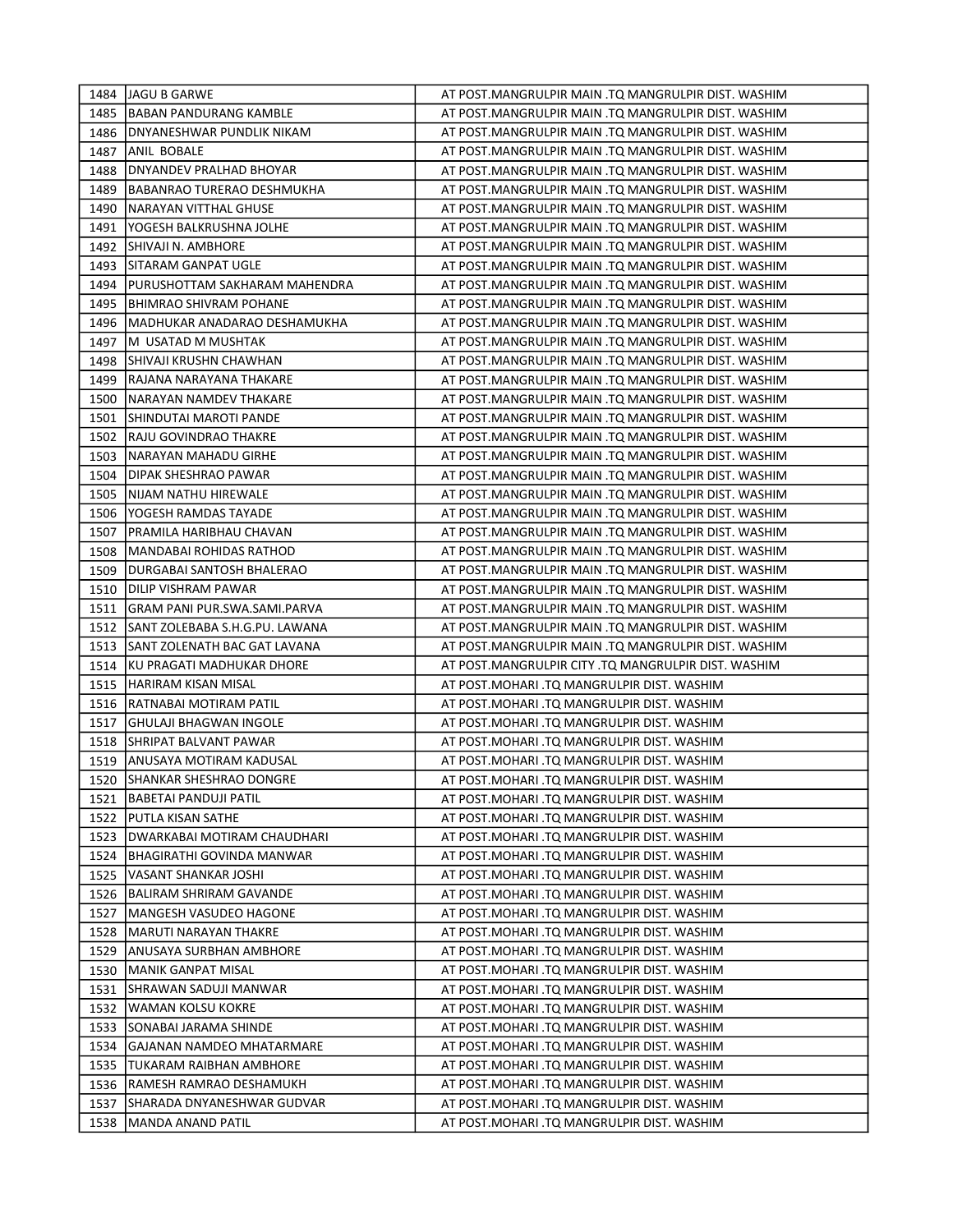| | | |
|---|---|---|
| 1484 | JAGU B GARWE | AT POST.MANGRULPIR MAIN .TQ MANGRULPIR DIST. WASHIM |
| 1485 | BABAN PANDURANG KAMBLE | AT POST.MANGRULPIR MAIN .TQ MANGRULPIR DIST. WASHIM |
| 1486 | DNYANESHWAR PUNDLIK NIKAM | AT POST.MANGRULPIR MAIN .TQ MANGRULPIR DIST. WASHIM |
| 1487 | ANIL BOBALE | AT POST.MANGRULPIR MAIN .TQ MANGRULPIR DIST. WASHIM |
| 1488 | DNYANDEV PRALHAD BHOYAR | AT POST.MANGRULPIR MAIN .TQ MANGRULPIR DIST. WASHIM |
| 1489 | BABANRAO TURERAO DESHMUKHA | AT POST.MANGRULPIR MAIN .TQ MANGRULPIR DIST. WASHIM |
| 1490 | NARAYAN VITTHAL GHUSE | AT POST.MANGRULPIR MAIN .TQ MANGRULPIR DIST. WASHIM |
| 1491 | YOGESH BALKRUSHNA JOLHE | AT POST.MANGRULPIR MAIN .TQ MANGRULPIR DIST. WASHIM |
| 1492 | SHIVAJI N. AMBHORE | AT POST.MANGRULPIR MAIN .TQ MANGRULPIR DIST. WASHIM |
| 1493 | SITARAM GANPAT UGLE | AT POST.MANGRULPIR MAIN .TQ MANGRULPIR DIST. WASHIM |
| 1494 | PURUSHOTTAM SAKHARAM MAHENDRA | AT POST.MANGRULPIR MAIN .TQ MANGRULPIR DIST. WASHIM |
| 1495 | BHIMRAO SHIVRAM POHANE | AT POST.MANGRULPIR MAIN .TQ MANGRULPIR DIST. WASHIM |
| 1496 | MADHUKAR ANADARAO DESHAMUKHA | AT POST.MANGRULPIR MAIN .TQ MANGRULPIR DIST. WASHIM |
| 1497 | M USATAD M MUSHTAK | AT POST.MANGRULPIR MAIN .TQ MANGRULPIR DIST. WASHIM |
| 1498 | SHIVAJI KRUSHN CHAWHAN | AT POST.MANGRULPIR MAIN .TQ MANGRULPIR DIST. WASHIM |
| 1499 | RAJANA NARAYANA THAKARE | AT POST.MANGRULPIR MAIN .TQ MANGRULPIR DIST. WASHIM |
| 1500 | NARAYAN NAMDEV THAKARE | AT POST.MANGRULPIR MAIN .TQ MANGRULPIR DIST. WASHIM |
| 1501 | SHINDUTAI MAROTI PANDE | AT POST.MANGRULPIR MAIN .TQ MANGRULPIR DIST. WASHIM |
| 1502 | RAJU GOVINDRAO THAKRE | AT POST.MANGRULPIR MAIN .TQ MANGRULPIR DIST. WASHIM |
| 1503 | NARAYAN MAHADU GIRHE | AT POST.MANGRULPIR MAIN .TQ MANGRULPIR DIST. WASHIM |
| 1504 | DIPAK SHESHRAO PAWAR | AT POST.MANGRULPIR MAIN .TQ MANGRULPIR DIST. WASHIM |
| 1505 | NIJAM NATHU HIREWALE | AT POST.MANGRULPIR MAIN .TQ MANGRULPIR DIST. WASHIM |
| 1506 | YOGESH RAMDAS TAYADE | AT POST.MANGRULPIR MAIN .TQ MANGRULPIR DIST. WASHIM |
| 1507 | PRAMILA HARIBHAU CHAVAN | AT POST.MANGRULPIR MAIN .TQ MANGRULPIR DIST. WASHIM |
| 1508 | MANDABAI ROHIDAS RATHOD | AT POST.MANGRULPIR MAIN .TQ MANGRULPIR DIST. WASHIM |
| 1509 | DURGABAI SANTOSH BHALERAO | AT POST.MANGRULPIR MAIN .TQ MANGRULPIR DIST. WASHIM |
| 1510 | DILIP VISHRAM PAWAR | AT POST.MANGRULPIR MAIN .TQ MANGRULPIR DIST. WASHIM |
| 1511 | GRAM PANI PUR.SWA.SAMI.PARVA | AT POST.MANGRULPIR MAIN .TQ MANGRULPIR DIST. WASHIM |
| 1512 | SANT ZOLEBABA S.H.G.PU. LAWANA | AT POST.MANGRULPIR MAIN .TQ MANGRULPIR DIST. WASHIM |
| 1513 | SANT ZOLENATH BAC GAT LAVANA | AT POST.MANGRULPIR MAIN .TQ MANGRULPIR DIST. WASHIM |
| 1514 | KU PRAGATI MADHUKAR DHORE | AT POST.MANGRULPIR CITY .TQ MANGRULPIR DIST. WASHIM |
| 1515 | HARIRAM KISAN MISAL | AT POST.MOHARI .TQ MANGRULPIR DIST. WASHIM |
| 1516 | RATNABAI MOTIRAM PATIL | AT POST.MOHARI .TQ MANGRULPIR DIST. WASHIM |
| 1517 | GHULAJI BHAGWAN INGOLE | AT POST.MOHARI .TQ MANGRULPIR DIST. WASHIM |
| 1518 | SHRIPAT BALVANT PAWAR | AT POST.MOHARI .TQ MANGRULPIR DIST. WASHIM |
| 1519 | ANUSAYA MOTIRAM KADUSAL | AT POST.MOHARI .TQ MANGRULPIR DIST. WASHIM |
| 1520 | SHANKAR SHESHRAO DONGRE | AT POST.MOHARI .TQ MANGRULPIR DIST. WASHIM |
| 1521 | BABETAI PANDUJI PATIL | AT POST.MOHARI .TQ MANGRULPIR DIST. WASHIM |
| 1522 | PUTLA KISAN SATHE | AT POST.MOHARI .TQ MANGRULPIR DIST. WASHIM |
| 1523 | DWARKABAI MOTIRAM CHAUDHARI | AT POST.MOHARI .TQ MANGRULPIR DIST. WASHIM |
| 1524 | BHAGIRATHI GOVINDA MANWAR | AT POST.MOHARI .TQ MANGRULPIR DIST. WASHIM |
| 1525 | VASANT SHANKAR JOSHI | AT POST.MOHARI .TQ MANGRULPIR DIST. WASHIM |
| 1526 | BALIRAM SHRIRAM GAVANDE | AT POST.MOHARI .TQ MANGRULPIR DIST. WASHIM |
| 1527 | MANGESH VASUDEO HAGONE | AT POST.MOHARI .TQ MANGRULPIR DIST. WASHIM |
| 1528 | MARUTI NARAYAN THAKRE | AT POST.MOHARI .TQ MANGRULPIR DIST. WASHIM |
| 1529 | ANUSAYA SURBHAN AMBHORE | AT POST.MOHARI .TQ MANGRULPIR DIST. WASHIM |
| 1530 | MANIK GANPAT MISAL | AT POST.MOHARI .TQ MANGRULPIR DIST. WASHIM |
| 1531 | SHRAWAN SADUJI MANWAR | AT POST.MOHARI .TQ MANGRULPIR DIST. WASHIM |
| 1532 | WAMAN KOLSU KOKRE | AT POST.MOHARI .TQ MANGRULPIR DIST. WASHIM |
| 1533 | SONABAI JARAMA SHINDE | AT POST.MOHARI .TQ MANGRULPIR DIST. WASHIM |
| 1534 | GAJANAN NAMDEO MHATARMARE | AT POST.MOHARI .TQ MANGRULPIR DIST. WASHIM |
| 1535 | TUKARAM RAIBHAN AMBHORE | AT POST.MOHARI .TQ MANGRULPIR DIST. WASHIM |
| 1536 | RAMESH RAMRAO DESHAMUKH | AT POST.MOHARI .TQ MANGRULPIR DIST. WASHIM |
| 1537 | SHARADA DNYANESHWAR GUDVAR | AT POST.MOHARI .TQ MANGRULPIR DIST. WASHIM |
| 1538 | MANDA ANAND PATIL | AT POST.MOHARI .TQ MANGRULPIR DIST. WASHIM |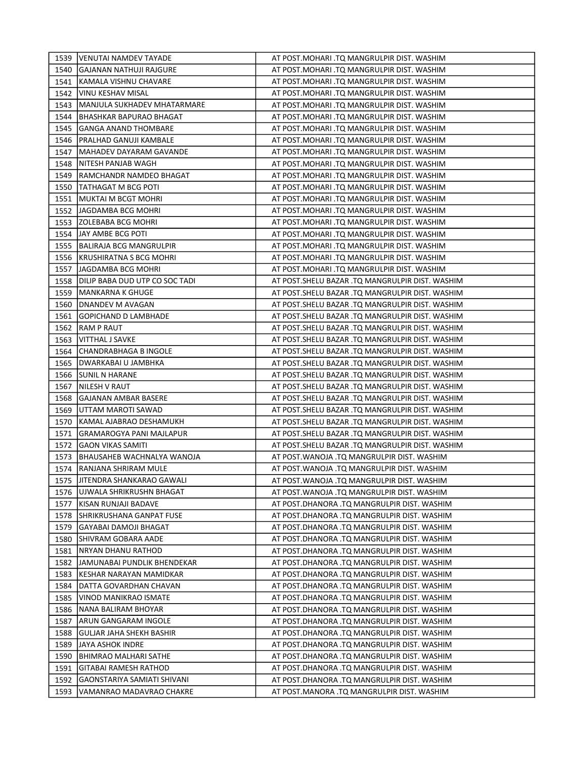| | | |
|---|---|---|
| 1539 | VENUTAI NAMDEV TAYADE | AT POST.MOHARI .TQ MANGRULPIR DIST. WASHIM |
| 1540 | GAJANAN NATHUJI RAJGURE | AT POST.MOHARI .TQ MANGRULPIR DIST. WASHIM |
| 1541 | KAMALA VISHNU CHAVARE | AT POST.MOHARI .TQ MANGRULPIR DIST. WASHIM |
| 1542 | VINU KESHAV MISAL | AT POST.MOHARI .TQ MANGRULPIR DIST. WASHIM |
| 1543 | MANJULA SUKHADEV MHATARMARE | AT POST.MOHARI .TQ MANGRULPIR DIST. WASHIM |
| 1544 | BHASHKAR BAPURAO BHAGAT | AT POST.MOHARI .TQ MANGRULPIR DIST. WASHIM |
| 1545 | GANGA ANAND THOMBARE | AT POST.MOHARI .TQ MANGRULPIR DIST. WASHIM |
| 1546 | PRALHAD GANUJI KAMBALE | AT POST.MOHARI .TQ MANGRULPIR DIST. WASHIM |
| 1547 | MAHADEV DAYARAM GAVANDE | AT POST.MOHARI .TQ MANGRULPIR DIST. WASHIM |
| 1548 | NITESH PANJAB WAGH | AT POST.MOHARI .TQ MANGRULPIR DIST. WASHIM |
| 1549 | RAMCHANDR NAMDEO BHAGAT | AT POST.MOHARI .TQ MANGRULPIR DIST. WASHIM |
| 1550 | TATHAGAT M BCG POTI | AT POST.MOHARI .TQ MANGRULPIR DIST. WASHIM |
| 1551 | MUKTAI M BCGT MOHRI | AT POST.MOHARI .TQ MANGRULPIR DIST. WASHIM |
| 1552 | JAGDAMBA BCG MOHRI | AT POST.MOHARI .TQ MANGRULPIR DIST. WASHIM |
| 1553 | ZOLEBABA BCG MOHRI | AT POST.MOHARI .TQ MANGRULPIR DIST. WASHIM |
| 1554 | JAY AMBE BCG POTI | AT POST.MOHARI .TQ MANGRULPIR DIST. WASHIM |
| 1555 | BALIRAJA BCG MANGRULPIR | AT POST.MOHARI .TQ MANGRULPIR DIST. WASHIM |
| 1556 | KRUSHIRATNA S BCG MOHRI | AT POST.MOHARI .TQ MANGRULPIR DIST. WASHIM |
| 1557 | JAGDAMBA BCG MOHRI | AT POST.MOHARI .TQ MANGRULPIR DIST. WASHIM |
| 1558 | DILIP BABA DUD UTP CO SOC TADI | AT POST.SHELU BAZAR .TQ MANGRULPIR DIST. WASHIM |
| 1559 | MANKARNA K GHUGE | AT POST.SHELU BAZAR .TQ MANGRULPIR DIST. WASHIM |
| 1560 | DNANDEV M AVAGAN | AT POST.SHELU BAZAR .TQ MANGRULPIR DIST. WASHIM |
| 1561 | GOPICHAND D LAMBHADE | AT POST.SHELU BAZAR .TQ MANGRULPIR DIST. WASHIM |
| 1562 | RAM P RAUT | AT POST.SHELU BAZAR .TQ MANGRULPIR DIST. WASHIM |
| 1563 | VITTHAL J SAVKE | AT POST.SHELU BAZAR .TQ MANGRULPIR DIST. WASHIM |
| 1564 | CHANDRABHAGA B INGOLE | AT POST.SHELU BAZAR .TQ MANGRULPIR DIST. WASHIM |
| 1565 | DWARKABAI U JAMBHKA | AT POST.SHELU BAZAR .TQ MANGRULPIR DIST. WASHIM |
| 1566 | SUNIL N HARANE | AT POST.SHELU BAZAR .TQ MANGRULPIR DIST. WASHIM |
| 1567 | NILESH V RAUT | AT POST.SHELU BAZAR .TQ MANGRULPIR DIST. WASHIM |
| 1568 | GAJANAN AMBAR BASERE | AT POST.SHELU BAZAR .TQ MANGRULPIR DIST. WASHIM |
| 1569 | UTTAM MAROTI SAWAD | AT POST.SHELU BAZAR .TQ MANGRULPIR DIST. WASHIM |
| 1570 | KAMAL AJABRAO DESHAMUKH | AT POST.SHELU BAZAR .TQ MANGRULPIR DIST. WASHIM |
| 1571 | GRAMAROGYA PANI MAJLAPUR | AT POST.SHELU BAZAR .TQ MANGRULPIR DIST. WASHIM |
| 1572 | GAON VIKAS SAMITI | AT POST.SHELU BAZAR .TQ MANGRULPIR DIST. WASHIM |
| 1573 | BHAUSAHEB WACHNALYA WANOJA | AT POST.WANOJA .TQ MANGRULPIR DIST. WASHIM |
| 1574 | RANJANA SHRIRAM MULE | AT POST.WANOJA .TQ MANGRULPIR DIST. WASHIM |
| 1575 | JITENDRA SHANKARAO GAWALI | AT POST.WANOJA .TQ MANGRULPIR DIST. WASHIM |
| 1576 | UJWALA SHRIKRUSHN BHAGAT | AT POST.WANOJA .TQ MANGRULPIR DIST. WASHIM |
| 1577 | KISAN RUNJAJI BADAVE | AT POST.DHANORA .TQ MANGRULPIR DIST. WASHIM |
| 1578 | SHRIKRUSHANA GANPAT FUSE | AT POST.DHANORA .TQ MANGRULPIR DIST. WASHIM |
| 1579 | GAYABAI DAMOJI BHAGAT | AT POST.DHANORA .TQ MANGRULPIR DIST. WASHIM |
| 1580 | SHIVRAM GOBARA AADE | AT POST.DHANORA .TQ MANGRULPIR DIST. WASHIM |
| 1581 | NRYAN DHANU RATHOD | AT POST.DHANORA .TQ MANGRULPIR DIST. WASHIM |
| 1582 | JAMUNABAI PUNDLIK BHENDEKAR | AT POST.DHANORA .TQ MANGRULPIR DIST. WASHIM |
| 1583 | KESHAR NARAYAN MAMIDKAR | AT POST.DHANORA .TQ MANGRULPIR DIST. WASHIM |
| 1584 | DATTA GOVARDHAN CHAVAN | AT POST.DHANORA .TQ MANGRULPIR DIST. WASHIM |
| 1585 | VINOD MANIKRAO ISMATE | AT POST.DHANORA .TQ MANGRULPIR DIST. WASHIM |
| 1586 | NANA BALIRAM BHOYAR | AT POST.DHANORA .TQ MANGRULPIR DIST. WASHIM |
| 1587 | ARUN GANGARAM INGOLE | AT POST.DHANORA .TQ MANGRULPIR DIST. WASHIM |
| 1588 | GULJAR JAHA SHEKH BASHIR | AT POST.DHANORA .TQ MANGRULPIR DIST. WASHIM |
| 1589 | JAYA ASHOK INDRE | AT POST.DHANORA .TQ MANGRULPIR DIST. WASHIM |
| 1590 | BHIMRAO MALHARI SATHE | AT POST.DHANORA .TQ MANGRULPIR DIST. WASHIM |
| 1591 | GITABAI RAMESH RATHOD | AT POST.DHANORA .TQ MANGRULPIR DIST. WASHIM |
| 1592 | GAONSTARIYA SAMIATI SHIVANI | AT POST.DHANORA .TQ MANGRULPIR DIST. WASHIM |
| 1593 | VAMANRAO MADAVRAO CHAKRE | AT POST.MANORA .TQ MANGRULPIR DIST. WASHIM |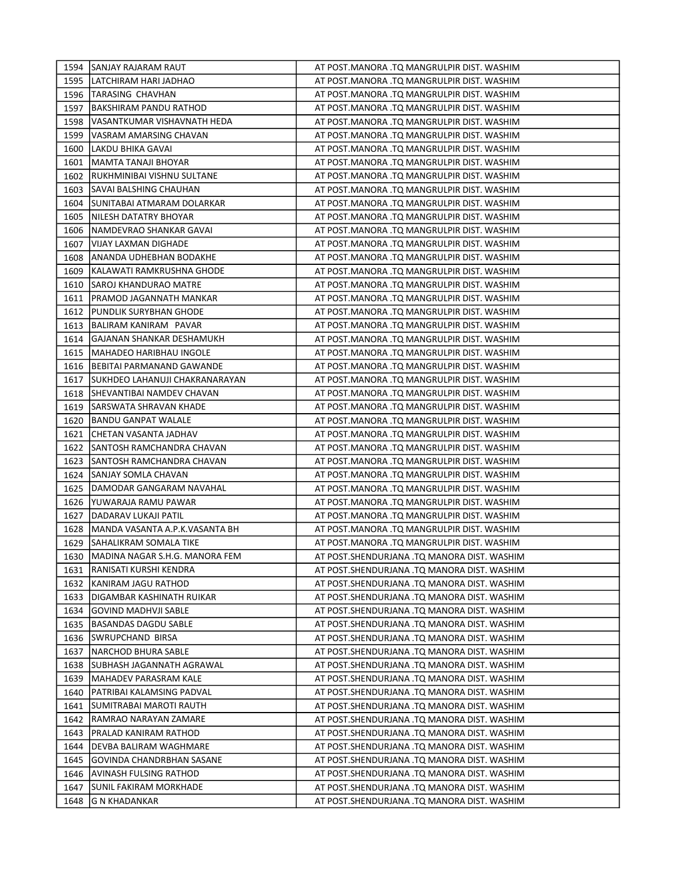| | | |
|---|---|---|
| 1594 | SANJAY RAJARAM RAUT | AT POST.MANORA .TQ MANGRULPIR DIST. WASHIM |
| 1595 | LATCHIRAM HARI JADHAO | AT POST.MANORA .TQ MANGRULPIR DIST. WASHIM |
| 1596 | TARASING  CHAVHAN | AT POST.MANORA .TQ MANGRULPIR DIST. WASHIM |
| 1597 | BAKSHIRAM PANDU RATHOD | AT POST.MANORA .TQ MANGRULPIR DIST. WASHIM |
| 1598 | VASANTKUMAR VISHAVNATH HEDA | AT POST.MANORA .TQ MANGRULPIR DIST. WASHIM |
| 1599 | VASRAM AMARSING CHAVAN | AT POST.MANORA .TQ MANGRULPIR DIST. WASHIM |
| 1600 | LAKDU BHIKA GAVAI | AT POST.MANORA .TQ MANGRULPIR DIST. WASHIM |
| 1601 | MAMTA TANAJI BHOYAR | AT POST.MANORA .TQ MANGRULPIR DIST. WASHIM |
| 1602 | RUKHMINIBAI VISHNU SULTANE | AT POST.MANORA .TQ MANGRULPIR DIST. WASHIM |
| 1603 | SAVAI BALSHING CHAUHAN | AT POST.MANORA .TQ MANGRULPIR DIST. WASHIM |
| 1604 | SUNITABAI ATMARAM DOLARKAR | AT POST.MANORA .TQ MANGRULPIR DIST. WASHIM |
| 1605 | NILESH DATATRY BHOYAR | AT POST.MANORA .TQ MANGRULPIR DIST. WASHIM |
| 1606 | NAMDEVRAO SHANKAR GAVAI | AT POST.MANORA .TQ MANGRULPIR DIST. WASHIM |
| 1607 | VIJAY LAXMAN DIGHADE | AT POST.MANORA .TQ MANGRULPIR DIST. WASHIM |
| 1608 | ANANDA UDHEBHAN BODAKHE | AT POST.MANORA .TQ MANGRULPIR DIST. WASHIM |
| 1609 | KALAWATI RAMKRUSHNA GHODE | AT POST.MANORA .TQ MANGRULPIR DIST. WASHIM |
| 1610 | SAROJ KHANDURAO MATRE | AT POST.MANORA .TQ MANGRULPIR DIST. WASHIM |
| 1611 | PRAMOD JAGANNATH MANKAR | AT POST.MANORA .TQ MANGRULPIR DIST. WASHIM |
| 1612 | PUNDLIK SURYBHAN GHODE | AT POST.MANORA .TQ MANGRULPIR DIST. WASHIM |
| 1613 | BALIRAM KANIRAM   PAVAR | AT POST.MANORA .TQ MANGRULPIR DIST. WASHIM |
| 1614 | GAJANAN SHANKAR DESHAMUKH | AT POST.MANORA .TQ MANGRULPIR DIST. WASHIM |
| 1615 | MAHADEO HARIBHAU INGOLE | AT POST.MANORA .TQ MANGRULPIR DIST. WASHIM |
| 1616 | BEBITAI PARMANAND GAWANDE | AT POST.MANORA .TQ MANGRULPIR DIST. WASHIM |
| 1617 | SUKHDEO LAHANUJI CHAKRANARAYAN | AT POST.MANORA .TQ MANGRULPIR DIST. WASHIM |
| 1618 | SHEVANTIBAI NAMDEV CHAVAN | AT POST.MANORA .TQ MANGRULPIR DIST. WASHIM |
| 1619 | SARSWATA SHRAVAN KHADE | AT POST.MANORA .TQ MANGRULPIR DIST. WASHIM |
| 1620 | BANDU GANPAT WALALE | AT POST.MANORA .TQ MANGRULPIR DIST. WASHIM |
| 1621 | CHETAN VASANTA JADHAV | AT POST.MANORA .TQ MANGRULPIR DIST. WASHIM |
| 1622 | SANTOSH RAMCHANDRA CHAVAN | AT POST.MANORA .TQ MANGRULPIR DIST. WASHIM |
| 1623 | SANTOSH RAMCHANDRA CHAVAN | AT POST.MANORA .TQ MANGRULPIR DIST. WASHIM |
| 1624 | SANJAY SOMLA CHAVAN | AT POST.MANORA .TQ MANGRULPIR DIST. WASHIM |
| 1625 | DAMODAR GANGARAM NAVAHAL | AT POST.MANORA .TQ MANGRULPIR DIST. WASHIM |
| 1626 | YUWARAJA RAMU PAWAR | AT POST.MANORA .TQ MANGRULPIR DIST. WASHIM |
| 1627 | DADARAV LUKAJI PATIL | AT POST.MANORA .TQ MANGRULPIR DIST. WASHIM |
| 1628 | MANDA VASANTA A.P.K.VASANTA BH | AT POST.MANORA .TQ MANGRULPIR DIST. WASHIM |
| 1629 | SAHALIKRAM SOMALA TIKE | AT POST.MANORA .TQ MANGRULPIR DIST. WASHIM |
| 1630 | MADINA NAGAR S.H.G. MANORA FEM | AT POST.SHENDURJANA .TQ MANORA DIST. WASHIM |
| 1631 | RANISATI KURSHI KENDRA | AT POST.SHENDURJANA .TQ MANORA DIST. WASHIM |
| 1632 | KANIRAM JAGU RATHOD | AT POST.SHENDURJANA .TQ MANORA DIST. WASHIM |
| 1633 | DIGAMBAR KASHINATH RUIKAR | AT POST.SHENDURJANA .TQ MANORA DIST. WASHIM |
| 1634 | GOVIND MADHVJI SABLE | AT POST.SHENDURJANA .TQ MANORA DIST. WASHIM |
| 1635 | BASANDAS DAGDU SABLE | AT POST.SHENDURJANA .TQ MANORA DIST. WASHIM |
| 1636 | SWRUPCHAND  BIRSA | AT POST.SHENDURJANA .TQ MANORA DIST. WASHIM |
| 1637 | NARCHOD BHURA SABLE | AT POST.SHENDURJANA .TQ MANORA DIST. WASHIM |
| 1638 | SUBHASH JAGANNATH AGRAWAL | AT POST.SHENDURJANA .TQ MANORA DIST. WASHIM |
| 1639 | MAHADEV PARASRAM KALE | AT POST.SHENDURJANA .TQ MANORA DIST. WASHIM |
| 1640 | PATRIBAI KALAMSING PADVAL | AT POST.SHENDURJANA .TQ MANORA DIST. WASHIM |
| 1641 | SUMITRABAI MAROTI RAUTH | AT POST.SHENDURJANA .TQ MANORA DIST. WASHIM |
| 1642 | RAMRAO NARAYAN ZAMARE | AT POST.SHENDURJANA .TQ MANORA DIST. WASHIM |
| 1643 | PRALAD KANIRAM RATHOD | AT POST.SHENDURJANA .TQ MANORA DIST. WASHIM |
| 1644 | DEVBA BALIRAM WAGHMARE | AT POST.SHENDURJANA .TQ MANORA DIST. WASHIM |
| 1645 | GOVINDA CHANDRBHAN SASANE | AT POST.SHENDURJANA .TQ MANORA DIST. WASHIM |
| 1646 | AVINASH FULSING RATHOD | AT POST.SHENDURJANA .TQ MANORA DIST. WASHIM |
| 1647 | SUNIL FAKIRAM MORKHADE | AT POST.SHENDURJANA .TQ MANORA DIST. WASHIM |
| 1648 | G N KHADANKAR | AT POST.SHENDURJANA .TQ MANORA DIST. WASHIM |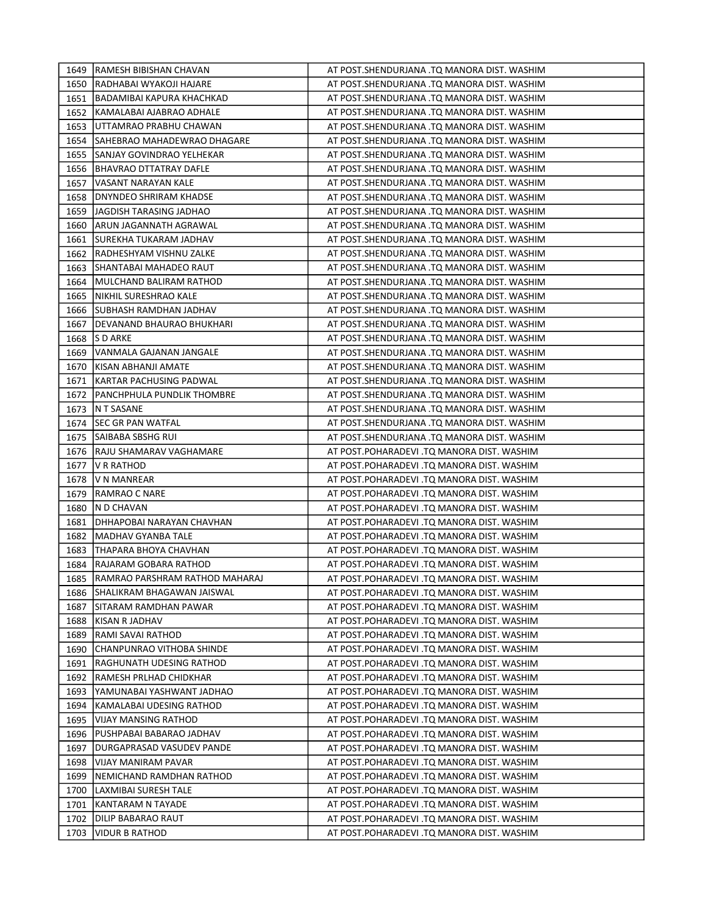| 1649 | RAMESH BIBISHAN CHAVAN | AT POST.SHENDURJANA .TQ MANORA DIST. WASHIM |
|---|---|---|
| 1650 | RADHABAI WYAKOJI HAJARE | AT POST.SHENDURJANA .TQ MANORA DIST. WASHIM |
| 1651 | BADAMIBAI KAPURA KHACHKAD | AT POST.SHENDURJANA .TQ MANORA DIST. WASHIM |
| 1652 | KAMALABAI AJABRAO ADHALE | AT POST.SHENDURJANA .TQ MANORA DIST. WASHIM |
| 1653 | UTTAMRAO PRABHU CHAWAN | AT POST.SHENDURJANA .TQ MANORA DIST. WASHIM |
| 1654 | SAHEBRAO MAHADEWRAO DHAGARE | AT POST.SHENDURJANA .TQ MANORA DIST. WASHIM |
| 1655 | SANJAY GOVINDRAO YELHEKAR | AT POST.SHENDURJANA .TQ MANORA DIST. WASHIM |
| 1656 | BHAVRAO DTTATRAY DAFLE | AT POST.SHENDURJANA .TQ MANORA DIST. WASHIM |
| 1657 | VASANT NARAYAN KALE | AT POST.SHENDURJANA .TQ MANORA DIST. WASHIM |
| 1658 | DNYNDEO SHRIRAM KHADSE | AT POST.SHENDURJANA .TQ MANORA DIST. WASHIM |
| 1659 | JAGDISH TARASING JADHAO | AT POST.SHENDURJANA .TQ MANORA DIST. WASHIM |
| 1660 | ARUN JAGANNATH AGRAWAL | AT POST.SHENDURJANA .TQ MANORA DIST. WASHIM |
| 1661 | SUREKHA TUKARAM JADHAV | AT POST.SHENDURJANA .TQ MANORA DIST. WASHIM |
| 1662 | RADHESHYAM VISHNU ZALKE | AT POST.SHENDURJANA .TQ MANORA DIST. WASHIM |
| 1663 | SHANTABAI MAHADEO RAUT | AT POST.SHENDURJANA .TQ MANORA DIST. WASHIM |
| 1664 | MULCHAND BALIRAM RATHOD | AT POST.SHENDURJANA .TQ MANORA DIST. WASHIM |
| 1665 | NIKHIL SURESHRAO KALE | AT POST.SHENDURJANA .TQ MANORA DIST. WASHIM |
| 1666 | SUBHASH RAMDHAN JADHAV | AT POST.SHENDURJANA .TQ MANORA DIST. WASHIM |
| 1667 | DEVANAND BHAURAO BHUKHARI | AT POST.SHENDURJANA .TQ MANORA DIST. WASHIM |
| 1668 | S D ARKE | AT POST.SHENDURJANA .TQ MANORA DIST. WASHIM |
| 1669 | VANMALA GAJANAN JANGALE | AT POST.SHENDURJANA .TQ MANORA DIST. WASHIM |
| 1670 | KISAN ABHANJI AMATE | AT POST.SHENDURJANA .TQ MANORA DIST. WASHIM |
| 1671 | KARTAR PACHUSING PADWAL | AT POST.SHENDURJANA .TQ MANORA DIST. WASHIM |
| 1672 | PANCHPHULA PUNDLIK THOMBRE | AT POST.SHENDURJANA .TQ MANORA DIST. WASHIM |
| 1673 | N T SASANE | AT POST.SHENDURJANA .TQ MANORA DIST. WASHIM |
| 1674 | SEC GR PAN WATFAL | AT POST.SHENDURJANA .TQ MANORA DIST. WASHIM |
| 1675 | SAIBABA SBSHG RUI | AT POST.SHENDURJANA .TQ MANORA DIST. WASHIM |
| 1676 | RAJU SHAMARAV VAGHAMARE | AT POST.POHARADEVI .TQ MANORA DIST. WASHIM |
| 1677 | V R RATHOD | AT POST.POHARADEVI .TQ MANORA DIST. WASHIM |
| 1678 | V N MANREAR | AT POST.POHARADEVI .TQ MANORA DIST. WASHIM |
| 1679 | RAMRAO C NARE | AT POST.POHARADEVI .TQ MANORA DIST. WASHIM |
| 1680 | N D CHAVAN | AT POST.POHARADEVI .TQ MANORA DIST. WASHIM |
| 1681 | DHHAPOBAI NARAYAN CHAVHAN | AT POST.POHARADEVI .TQ MANORA DIST. WASHIM |
| 1682 | MADHAV GYANBA TALE | AT POST.POHARADEVI .TQ MANORA DIST. WASHIM |
| 1683 | THAPARA BHOYA CHAVHAN | AT POST.POHARADEVI .TQ MANORA DIST. WASHIM |
| 1684 | RAJARAM GOBARA RATHOD | AT POST.POHARADEVI .TQ MANORA DIST. WASHIM |
| 1685 | RAMRAO PARSHRAM RATHOD MAHARAJ | AT POST.POHARADEVI .TQ MANORA DIST. WASHIM |
| 1686 | SHALIKRAM BHAGAWAN JAISWAL | AT POST.POHARADEVI .TQ MANORA DIST. WASHIM |
| 1687 | SITARAM RAMDHAN PAWAR | AT POST.POHARADEVI .TQ MANORA DIST. WASHIM |
| 1688 | KISAN R JADHAV | AT POST.POHARADEVI .TQ MANORA DIST. WASHIM |
| 1689 | RAMI SAVAI RATHOD | AT POST.POHARADEVI .TQ MANORA DIST. WASHIM |
| 1690 | CHANPUNRAO VITHOBA SHINDE | AT POST.POHARADEVI .TQ MANORA DIST. WASHIM |
| 1691 | RAGHUNATH UDESING RATHOD | AT POST.POHARADEVI .TQ MANORA DIST. WASHIM |
| 1692 | RAMESH PRLHAD CHIDKHAR | AT POST.POHARADEVI .TQ MANORA DIST. WASHIM |
| 1693 | YAMUNABAI YASHWANT JADHAO | AT POST.POHARADEVI .TQ MANORA DIST. WASHIM |
| 1694 | KAMALABAI UDESING RATHOD | AT POST.POHARADEVI .TQ MANORA DIST. WASHIM |
| 1695 | VIJAY MANSING RATHOD | AT POST.POHARADEVI .TQ MANORA DIST. WASHIM |
| 1696 | PUSHPABAI BABARAO JADHAV | AT POST.POHARADEVI .TQ MANORA DIST. WASHIM |
| 1697 | DURGAPRASAD VASUDEV PANDE | AT POST.POHARADEVI .TQ MANORA DIST. WASHIM |
| 1698 | VIJAY MANIRAM PAVAR | AT POST.POHARADEVI .TQ MANORA DIST. WASHIM |
| 1699 | NEMICHAND RAMDHAN RATHOD | AT POST.POHARADEVI .TQ MANORA DIST. WASHIM |
| 1700 | LAXMIBAI SURESH TALE | AT POST.POHARADEVI .TQ MANORA DIST. WASHIM |
| 1701 | KANTARAM N TAYADE | AT POST.POHARADEVI .TQ MANORA DIST. WASHIM |
| 1702 | DILIP BABARAO RAUT | AT POST.POHARADEVI .TQ MANORA DIST. WASHIM |
| 1703 | VIDUR B RATHOD | AT POST.POHARADEVI .TQ MANORA DIST. WASHIM |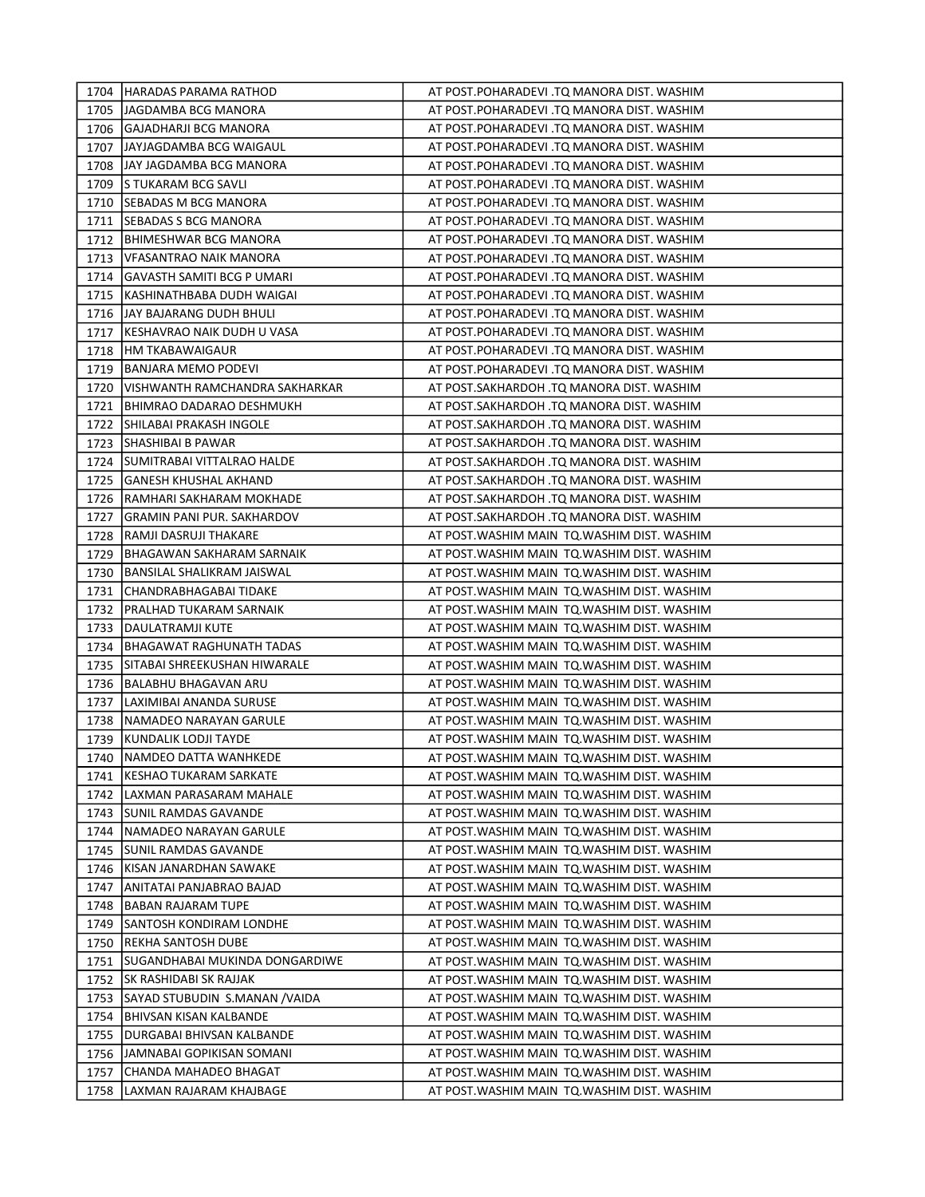| | | |
|---|---|---|
| 1704 | HARADAS PARAMA RATHOD | AT POST.POHARADEVI .TQ MANORA DIST. WASHIM |
| 1705 | JAGDAMBA BCG MANORA | AT POST.POHARADEVI .TQ MANORA DIST. WASHIM |
| 1706 | GAJADHARJI BCG MANORA | AT POST.POHARADEVI .TQ MANORA DIST. WASHIM |
| 1707 | JAYJAGDAMBA BCG WAIGAUL | AT POST.POHARADEVI .TQ MANORA DIST. WASHIM |
| 1708 | JAY JAGDAMBA BCG MANORA | AT POST.POHARADEVI .TQ MANORA DIST. WASHIM |
| 1709 | S TUKARAM BCG SAVLI | AT POST.POHARADEVI .TQ MANORA DIST. WASHIM |
| 1710 | SEBADAS M BCG MANORA | AT POST.POHARADEVI .TQ MANORA DIST. WASHIM |
| 1711 | SEBADAS S BCG MANORA | AT POST.POHARADEVI .TQ MANORA DIST. WASHIM |
| 1712 | BHIMESHWAR BCG MANORA | AT POST.POHARADEVI .TQ MANORA DIST. WASHIM |
| 1713 | VFASANTRAO NAIK MANORA | AT POST.POHARADEVI .TQ MANORA DIST. WASHIM |
| 1714 | GAVASTH SAMITI BCG P UMARI | AT POST.POHARADEVI .TQ MANORA DIST. WASHIM |
| 1715 | KASHINATHBABA DUDH WAIGAI | AT POST.POHARADEVI .TQ MANORA DIST. WASHIM |
| 1716 | JAY BAJARANG DUDH BHULI | AT POST.POHARADEVI .TQ MANORA DIST. WASHIM |
| 1717 | KESHAVRAO NAIK DUDH U VASA | AT POST.POHARADEVI .TQ MANORA DIST. WASHIM |
| 1718 | HM TKABAWAIGAUR | AT POST.POHARADEVI .TQ MANORA DIST. WASHIM |
| 1719 | BANJARA MEMO PODEVI | AT POST.POHARADEVI .TQ MANORA DIST. WASHIM |
| 1720 | VISHWANTH RAMCHANDRA SAKHARKAR | AT POST.SAKHARDOH .TQ MANORA DIST. WASHIM |
| 1721 | BHIMRAO DADARAO DESHMUKH | AT POST.SAKHARDOH .TQ MANORA DIST. WASHIM |
| 1722 | SHILABAI PRAKASH INGOLE | AT POST.SAKHARDOH .TQ MANORA DIST. WASHIM |
| 1723 | SHASHIBAI B PAWAR | AT POST.SAKHARDOH .TQ MANORA DIST. WASHIM |
| 1724 | SUMITRABAI VITTALRAO HALDE | AT POST.SAKHARDOH .TQ MANORA DIST. WASHIM |
| 1725 | GANESH KHUSHAL AKHAND | AT POST.SAKHARDOH .TQ MANORA DIST. WASHIM |
| 1726 | RAMHARI SAKHARAM MOKHADE | AT POST.SAKHARDOH .TQ MANORA DIST. WASHIM |
| 1727 | GRAMIN PANI PUR. SAKHARDOV | AT POST.SAKHARDOH .TQ MANORA DIST. WASHIM |
| 1728 | RAMJI DASRUJI THAKARE | AT POST.WASHIM MAIN TQ.WASHIM DIST. WASHIM |
| 1729 | BHAGAWAN SAKHARAM SARNAIK | AT POST.WASHIM MAIN TQ.WASHIM DIST. WASHIM |
| 1730 | BANSILAL SHALIKRAM JAISWAL | AT POST.WASHIM MAIN TQ.WASHIM DIST. WASHIM |
| 1731 | CHANDRABHAGABAI TIDAKE | AT POST.WASHIM MAIN TQ.WASHIM DIST. WASHIM |
| 1732 | PRALHAD TUKARAM SARNAIK | AT POST.WASHIM MAIN TQ.WASHIM DIST. WASHIM |
| 1733 | DAULATRAMJI KUTE | AT POST.WASHIM MAIN TQ.WASHIM DIST. WASHIM |
| 1734 | BHAGAWAT RAGHUNATH TADAS | AT POST.WASHIM MAIN TQ.WASHIM DIST. WASHIM |
| 1735 | SITABAI SHREEKUSHAN HIWARALE | AT POST.WASHIM MAIN TQ.WASHIM DIST. WASHIM |
| 1736 | BALABHU BHAGAVAN ARU | AT POST.WASHIM MAIN TQ.WASHIM DIST. WASHIM |
| 1737 | LAXIMIBAI ANANDA SURUSE | AT POST.WASHIM MAIN TQ.WASHIM DIST. WASHIM |
| 1738 | NAMADEO NARAYAN GARULE | AT POST.WASHIM MAIN TQ.WASHIM DIST. WASHIM |
| 1739 | KUNDALIK LODJI TAYDE | AT POST.WASHIM MAIN TQ.WASHIM DIST. WASHIM |
| 1740 | NAMDEO DATTA WANHKEDE | AT POST.WASHIM MAIN TQ.WASHIM DIST. WASHIM |
| 1741 | KESHAO TUKARAM SARKATE | AT POST.WASHIM MAIN TQ.WASHIM DIST. WASHIM |
| 1742 | LAXMAN PARASARAM MAHALE | AT POST.WASHIM MAIN TQ.WASHIM DIST. WASHIM |
| 1743 | SUNIL RAMDAS GAVANDE | AT POST.WASHIM MAIN TQ.WASHIM DIST. WASHIM |
| 1744 | NAMADEO NARAYAN GARULE | AT POST.WASHIM MAIN TQ.WASHIM DIST. WASHIM |
| 1745 | SUNIL RAMDAS GAVANDE | AT POST.WASHIM MAIN TQ.WASHIM DIST. WASHIM |
| 1746 | KISAN JANARDHAN SAWAKE | AT POST.WASHIM MAIN TQ.WASHIM DIST. WASHIM |
| 1747 | ANITATAI PANJABRAO BAJAD | AT POST.WASHIM MAIN TQ.WASHIM DIST. WASHIM |
| 1748 | BABAN RAJARAM TUPE | AT POST.WASHIM MAIN TQ.WASHIM DIST. WASHIM |
| 1749 | SANTOSH KONDIRAM LONDHE | AT POST.WASHIM MAIN TQ.WASHIM DIST. WASHIM |
| 1750 | REKHA SANTOSH DUBE | AT POST.WASHIM MAIN TQ.WASHIM DIST. WASHIM |
| 1751 | SUGANDHABAI MUKINDA DONGARDIWE | AT POST.WASHIM MAIN TQ.WASHIM DIST. WASHIM |
| 1752 | SK RASHIDABI SK RAJJAK | AT POST.WASHIM MAIN TQ.WASHIM DIST. WASHIM |
| 1753 | SAYAD STUBUDIN S.MANAN /VAIDA | AT POST.WASHIM MAIN TQ.WASHIM DIST. WASHIM |
| 1754 | BHIVSAN KISAN KALBANDE | AT POST.WASHIM MAIN TQ.WASHIM DIST. WASHIM |
| 1755 | DURGABAI BHIVSAN KALBANDE | AT POST.WASHIM MAIN TQ.WASHIM DIST. WASHIM |
| 1756 | JAMNABAI GOPIKISAN SOMANI | AT POST.WASHIM MAIN TQ.WASHIM DIST. WASHIM |
| 1757 | CHANDA MAHADEO BHAGAT | AT POST.WASHIM MAIN TQ.WASHIM DIST. WASHIM |
| 1758 | LAXMAN RAJARAM KHAJBAGE | AT POST.WASHIM MAIN TQ.WASHIM DIST. WASHIM |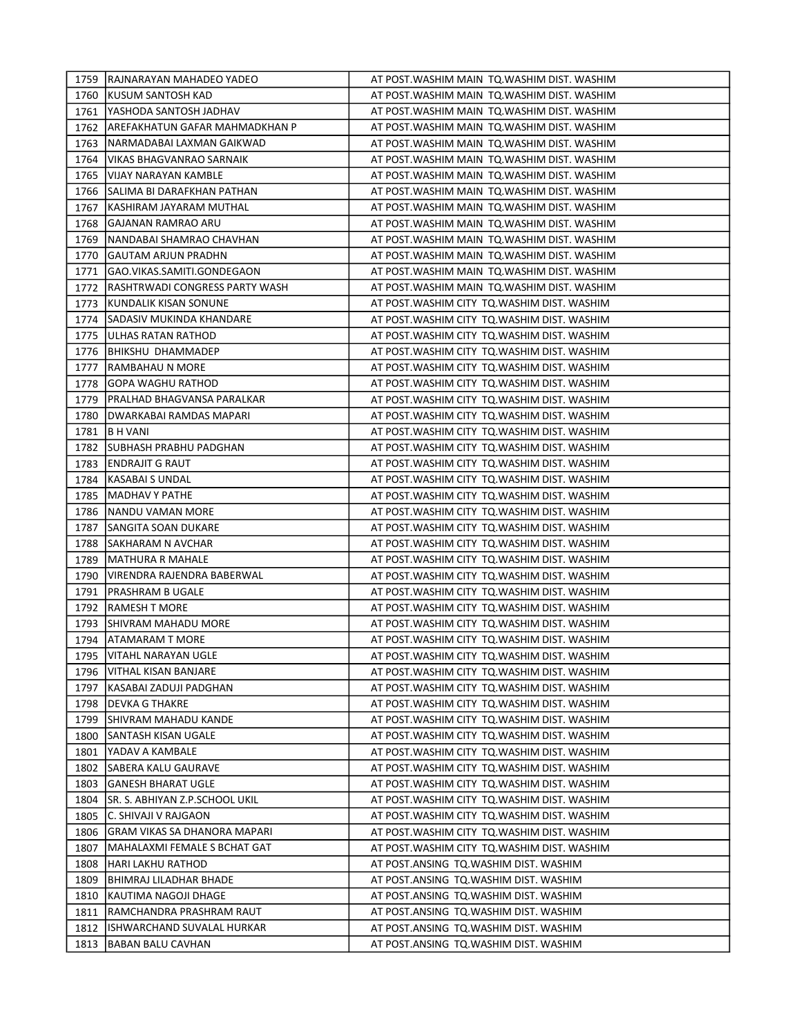| | | |
|---|---|---|
| 1759 | RAJNARAYAN MAHADEO YADEO | AT POST.WASHIM MAIN TQ.WASHIM DIST. WASHIM |
| 1760 | KUSUM SANTOSH KAD | AT POST.WASHIM MAIN TQ.WASHIM DIST. WASHIM |
| 1761 | YASHODA SANTOSH JADHAV | AT POST.WASHIM MAIN TQ.WASHIM DIST. WASHIM |
| 1762 | AREFAKHATUN GAFAR MAHMADKHAN P | AT POST.WASHIM MAIN TQ.WASHIM DIST. WASHIM |
| 1763 | NARMADABAI LAXMAN GAIKWAD | AT POST.WASHIM MAIN TQ.WASHIM DIST. WASHIM |
| 1764 | VIKAS BHAGVANRAO SARNAIK | AT POST.WASHIM MAIN TQ.WASHIM DIST. WASHIM |
| 1765 | VIJAY NARAYAN KAMBLE | AT POST.WASHIM MAIN TQ.WASHIM DIST. WASHIM |
| 1766 | SALIMA BI DARAFKHAN PATHAN | AT POST.WASHIM MAIN TQ.WASHIM DIST. WASHIM |
| 1767 | KASHIRAM JAYARAM MUTHAL | AT POST.WASHIM MAIN TQ.WASHIM DIST. WASHIM |
| 1768 | GAJANAN RAMRAO ARU | AT POST.WASHIM MAIN TQ.WASHIM DIST. WASHIM |
| 1769 | NANDABAI SHAMRAO CHAVHAN | AT POST.WASHIM MAIN TQ.WASHIM DIST. WASHIM |
| 1770 | GAUTAM ARJUN PRADHN | AT POST.WASHIM MAIN TQ.WASHIM DIST. WASHIM |
| 1771 | GAO.VIKAS.SAMITI.GONDEGAON | AT POST.WASHIM MAIN TQ.WASHIM DIST. WASHIM |
| 1772 | RASHTRWADI CONGRESS PARTY WASH | AT POST.WASHIM MAIN TQ.WASHIM DIST. WASHIM |
| 1773 | KUNDALIK KISAN SONUNE | AT POST.WASHIM CITY TQ.WASHIM DIST. WASHIM |
| 1774 | SADASIV MUKINDA KHANDARE | AT POST.WASHIM CITY TQ.WASHIM DIST. WASHIM |
| 1775 | ULHAS RATAN RATHOD | AT POST.WASHIM CITY TQ.WASHIM DIST. WASHIM |
| 1776 | BHIKSHU DHAMMADEP | AT POST.WASHIM CITY TQ.WASHIM DIST. WASHIM |
| 1777 | RAMBAHAU N MORE | AT POST.WASHIM CITY TQ.WASHIM DIST. WASHIM |
| 1778 | GOPA WAGHU RATHOD | AT POST.WASHIM CITY TQ.WASHIM DIST. WASHIM |
| 1779 | PRALHAD BHAGVANSA PARALKAR | AT POST.WASHIM CITY TQ.WASHIM DIST. WASHIM |
| 1780 | DWARKABAI RAMDAS MAPARI | AT POST.WASHIM CITY TQ.WASHIM DIST. WASHIM |
| 1781 | B H VANI | AT POST.WASHIM CITY TQ.WASHIM DIST. WASHIM |
| 1782 | SUBHASH PRABHU PADGHAN | AT POST.WASHIM CITY TQ.WASHIM DIST. WASHIM |
| 1783 | ENDRAJIT G RAUT | AT POST.WASHIM CITY TQ.WASHIM DIST. WASHIM |
| 1784 | KASABAI S UNDAL | AT POST.WASHIM CITY TQ.WASHIM DIST. WASHIM |
| 1785 | MADHAV Y PATHE | AT POST.WASHIM CITY TQ.WASHIM DIST. WASHIM |
| 1786 | NANDU VAMAN MORE | AT POST.WASHIM CITY TQ.WASHIM DIST. WASHIM |
| 1787 | SANGITA SOAN DUKARE | AT POST.WASHIM CITY TQ.WASHIM DIST. WASHIM |
| 1788 | SAKHARAM N AVCHAR | AT POST.WASHIM CITY TQ.WASHIM DIST. WASHIM |
| 1789 | MATHURA R MAHALE | AT POST.WASHIM CITY TQ.WASHIM DIST. WASHIM |
| 1790 | VIRENDRA RAJENDRA BABERWAL | AT POST.WASHIM CITY TQ.WASHIM DIST. WASHIM |
| 1791 | PRASHRAM B UGALE | AT POST.WASHIM CITY TQ.WASHIM DIST. WASHIM |
| 1792 | RAMESH T MORE | AT POST.WASHIM CITY TQ.WASHIM DIST. WASHIM |
| 1793 | SHIVRAM MAHADU MORE | AT POST.WASHIM CITY TQ.WASHIM DIST. WASHIM |
| 1794 | ATAMARAM T MORE | AT POST.WASHIM CITY TQ.WASHIM DIST. WASHIM |
| 1795 | VITAHL NARAYAN UGLE | AT POST.WASHIM CITY TQ.WASHIM DIST. WASHIM |
| 1796 | VITHAL KISAN BANJARE | AT POST.WASHIM CITY TQ.WASHIM DIST. WASHIM |
| 1797 | KASABAI ZADUJI PADGHAN | AT POST.WASHIM CITY TQ.WASHIM DIST. WASHIM |
| 1798 | DEVKA G THAKRE | AT POST.WASHIM CITY TQ.WASHIM DIST. WASHIM |
| 1799 | SHIVRAM MAHADU KANDE | AT POST.WASHIM CITY TQ.WASHIM DIST. WASHIM |
| 1800 | SANTASH KISAN UGALE | AT POST.WASHIM CITY TQ.WASHIM DIST. WASHIM |
| 1801 | YADAV A KAMBALE | AT POST.WASHIM CITY TQ.WASHIM DIST. WASHIM |
| 1802 | SABERA KALU GAURAVE | AT POST.WASHIM CITY TQ.WASHIM DIST. WASHIM |
| 1803 | GANESH BHARAT UGLE | AT POST.WASHIM CITY TQ.WASHIM DIST. WASHIM |
| 1804 | SR. S. ABHIYAN Z.P.SCHOOL UKIL | AT POST.WASHIM CITY TQ.WASHIM DIST. WASHIM |
| 1805 | C. SHIVAJI V RAJGAON | AT POST.WASHIM CITY TQ.WASHIM DIST. WASHIM |
| 1806 | GRAM VIKAS SA DHANORA MAPARI | AT POST.WASHIM CITY TQ.WASHIM DIST. WASHIM |
| 1807 | MAHALAXMI FEMALE S BCHAT GAT | AT POST.WASHIM CITY TQ.WASHIM DIST. WASHIM |
| 1808 | HARI LAKHU RATHOD | AT POST.ANSING TQ.WASHIM DIST. WASHIM |
| 1809 | BHIMRAJ LILADHAR BHADE | AT POST.ANSING TQ.WASHIM DIST. WASHIM |
| 1810 | KAUTIMA NAGOJI DHAGE | AT POST.ANSING TQ.WASHIM DIST. WASHIM |
| 1811 | RAMCHANDRA PRASHRAM RAUT | AT POST.ANSING TQ.WASHIM DIST. WASHIM |
| 1812 | ISHWARCHAND SUVALAL HURKAR | AT POST.ANSING TQ.WASHIM DIST. WASHIM |
| 1813 | BABAN BALU CAVHAN | AT POST.ANSING TQ.WASHIM DIST. WASHIM |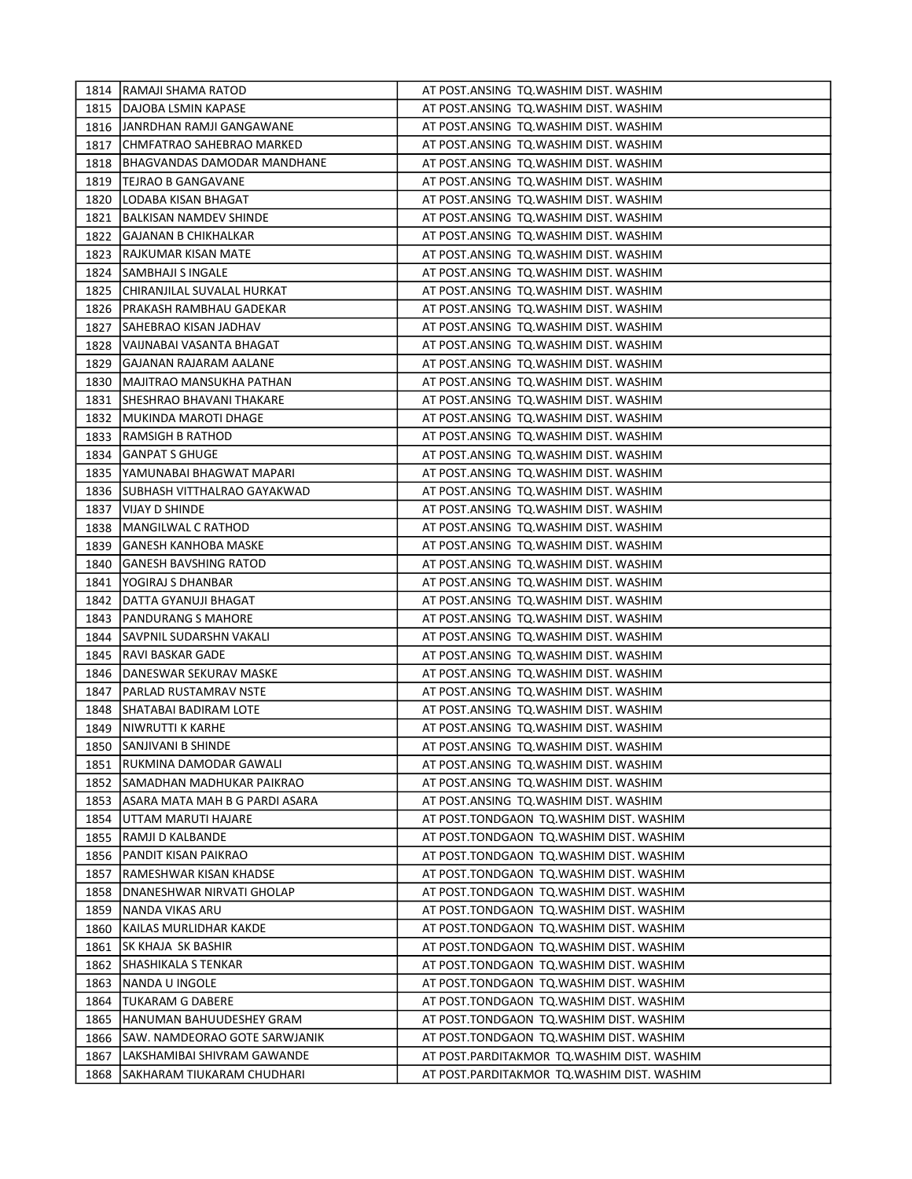| | | |
|---|---|---|
| 1814 | RAMAJI SHAMA RATOD | AT POST.ANSING TQ.WASHIM DIST. WASHIM |
| 1815 | DAJOBA LSMIN KAPASE | AT POST.ANSING TQ.WASHIM DIST. WASHIM |
| 1816 | JANRDHAN RAMJI GANGAWANE | AT POST.ANSING TQ.WASHIM DIST. WASHIM |
| 1817 | CHMFATRAO SAHEBRAO MARKED | AT POST.ANSING TQ.WASHIM DIST. WASHIM |
| 1818 | BHAGVANDAS DAMODAR MANDHANE | AT POST.ANSING TQ.WASHIM DIST. WASHIM |
| 1819 | TEJRAO B GANGAVANE | AT POST.ANSING TQ.WASHIM DIST. WASHIM |
| 1820 | LODABA KISAN BHAGAT | AT POST.ANSING TQ.WASHIM DIST. WASHIM |
| 1821 | BALKISAN NAMDEV SHINDE | AT POST.ANSING TQ.WASHIM DIST. WASHIM |
| 1822 | GAJANAN B CHIKHALKAR | AT POST.ANSING TQ.WASHIM DIST. WASHIM |
| 1823 | RAJKUMAR KISAN MATE | AT POST.ANSING TQ.WASHIM DIST. WASHIM |
| 1824 | SAMBHAJI S INGALE | AT POST.ANSING TQ.WASHIM DIST. WASHIM |
| 1825 | CHIRANJILAL SUVALAL HURKAT | AT POST.ANSING TQ.WASHIM DIST. WASHIM |
| 1826 | PRAKASH RAMBHAU GADEKAR | AT POST.ANSING TQ.WASHIM DIST. WASHIM |
| 1827 | SAHEBRAO KISAN JADHAV | AT POST.ANSING TQ.WASHIM DIST. WASHIM |
| 1828 | VAIJNABAI VASANTA BHAGAT | AT POST.ANSING TQ.WASHIM DIST. WASHIM |
| 1829 | GAJANAN RAJARAM AALANE | AT POST.ANSING TQ.WASHIM DIST. WASHIM |
| 1830 | MAJITRAO MANSUKHA PATHAN | AT POST.ANSING TQ.WASHIM DIST. WASHIM |
| 1831 | SHESHRAO BHAVANI THAKARE | AT POST.ANSING TQ.WASHIM DIST. WASHIM |
| 1832 | MUKINDA MAROTI DHAGE | AT POST.ANSING TQ.WASHIM DIST. WASHIM |
| 1833 | RAMSIGH B RATHOD | AT POST.ANSING TQ.WASHIM DIST. WASHIM |
| 1834 | GANPAT S GHUGE | AT POST.ANSING TQ.WASHIM DIST. WASHIM |
| 1835 | YAMUNABAI BHAGWAT MAPARI | AT POST.ANSING TQ.WASHIM DIST. WASHIM |
| 1836 | SUBHASH VITTHALRAO GAYAKWAD | AT POST.ANSING TQ.WASHIM DIST. WASHIM |
| 1837 | VIJAY D SHINDE | AT POST.ANSING TQ.WASHIM DIST. WASHIM |
| 1838 | MANGILWAL C RATHOD | AT POST.ANSING TQ.WASHIM DIST. WASHIM |
| 1839 | GANESH KANHOBA MASKE | AT POST.ANSING TQ.WASHIM DIST. WASHIM |
| 1840 | GANESH BAVSHING RATOD | AT POST.ANSING TQ.WASHIM DIST. WASHIM |
| 1841 | YOGIRAJ S DHANBAR | AT POST.ANSING TQ.WASHIM DIST. WASHIM |
| 1842 | DATTA GYANUJI BHAGAT | AT POST.ANSING TQ.WASHIM DIST. WASHIM |
| 1843 | PANDURANG S MAHORE | AT POST.ANSING TQ.WASHIM DIST. WASHIM |
| 1844 | SAVPNIL SUDARSHN VAKALI | AT POST.ANSING TQ.WASHIM DIST. WASHIM |
| 1845 | RAVI BASKAR GADE | AT POST.ANSING TQ.WASHIM DIST. WASHIM |
| 1846 | DANESWAR SEKURAV MASKE | AT POST.ANSING TQ.WASHIM DIST. WASHIM |
| 1847 | PARLAD RUSTAMRAV NSTE | AT POST.ANSING TQ.WASHIM DIST. WASHIM |
| 1848 | SHATABAI BADIRAM LOTE | AT POST.ANSING TQ.WASHIM DIST. WASHIM |
| 1849 | NIWRUTTI K KARHE | AT POST.ANSING TQ.WASHIM DIST. WASHIM |
| 1850 | SANJIVANI B SHINDE | AT POST.ANSING TQ.WASHIM DIST. WASHIM |
| 1851 | RUKMINA DAMODAR GAWALI | AT POST.ANSING TQ.WASHIM DIST. WASHIM |
| 1852 | SAMADHAN MADHUKAR PAIKRAO | AT POST.ANSING TQ.WASHIM DIST. WASHIM |
| 1853 | ASARA MATA MAH B G PARDI ASARA | AT POST.ANSING TQ.WASHIM DIST. WASHIM |
| 1854 | UTTAM MARUTI HAJARE | AT POST.TONDGAON TQ.WASHIM DIST. WASHIM |
| 1855 | RAMJI D KALBANDE | AT POST.TONDGAON TQ.WASHIM DIST. WASHIM |
| 1856 | PANDIT KISAN PAIKRAO | AT POST.TONDGAON TQ.WASHIM DIST. WASHIM |
| 1857 | RAMESHWAR KISAN KHADSE | AT POST.TONDGAON TQ.WASHIM DIST. WASHIM |
| 1858 | DNANESHWAR NIRVATI GHOLAP | AT POST.TONDGAON TQ.WASHIM DIST. WASHIM |
| 1859 | NANDA VIKAS ARU | AT POST.TONDGAON TQ.WASHIM DIST. WASHIM |
| 1860 | KAILAS MURLIDHAR KAKDE | AT POST.TONDGAON TQ.WASHIM DIST. WASHIM |
| 1861 | SK KHAJA SK BASHIR | AT POST.TONDGAON TQ.WASHIM DIST. WASHIM |
| 1862 | SHASHIKALA S TENKAR | AT POST.TONDGAON TQ.WASHIM DIST. WASHIM |
| 1863 | NANDA U INGOLE | AT POST.TONDGAON TQ.WASHIM DIST. WASHIM |
| 1864 | TUKARAM G DABERE | AT POST.TONDGAON TQ.WASHIM DIST. WASHIM |
| 1865 | HANUMAN BAHUUDESHEY GRAM | AT POST.TONDGAON TQ.WASHIM DIST. WASHIM |
| 1866 | SAW. NAMDEORAO GOTE SARWJANIK | AT POST.TONDGAON TQ.WASHIM DIST. WASHIM |
| 1867 | LAKSHAMIBAI SHIVRAM GAWANDE | AT POST.PARDITAKMOR TQ.WASHIM DIST. WASHIM |
| 1868 | SAKHARAM TIUKARAM CHUDHARI | AT POST.PARDITAKMOR TQ.WASHIM DIST. WASHIM |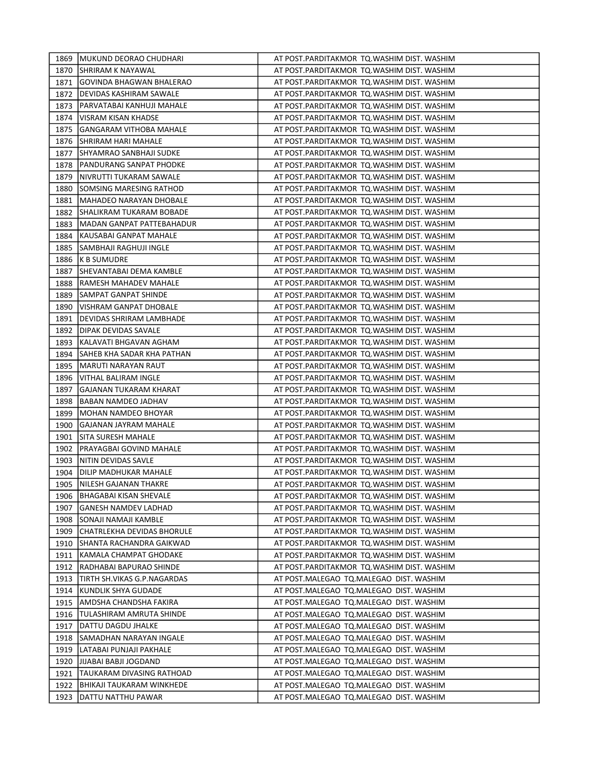| | | |
|---|---|---|
| 1869 | MUKUND DEORAO CHUDHARI | AT POST.PARDITAKMOR TQ.WASHIM DIST. WASHIM |
| 1870 | SHRIRAM K NAYAWAL | AT POST.PARDITAKMOR TQ.WASHIM DIST. WASHIM |
| 1871 | GOVINDA BHAGWAN BHALERAO | AT POST.PARDITAKMOR TQ.WASHIM DIST. WASHIM |
| 1872 | DEVIDAS KASHIRAM SAWALE | AT POST.PARDITAKMOR TQ.WASHIM DIST. WASHIM |
| 1873 | PARVATABAI KANHUJI MAHALE | AT POST.PARDITAKMOR TQ.WASHIM DIST. WASHIM |
| 1874 | VISRAM KISAN KHADSE | AT POST.PARDITAKMOR TQ.WASHIM DIST. WASHIM |
| 1875 | GANGARAM VITHOBA MAHALE | AT POST.PARDITAKMOR TQ.WASHIM DIST. WASHIM |
| 1876 | SHRIRAM HARI MAHALE | AT POST.PARDITAKMOR TQ.WASHIM DIST. WASHIM |
| 1877 | SHYAMRAO SANBHAJI SUDKE | AT POST.PARDITAKMOR TQ.WASHIM DIST. WASHIM |
| 1878 | PANDURANG SANPAT PHODKE | AT POST.PARDITAKMOR TQ.WASHIM DIST. WASHIM |
| 1879 | NIVRUTTI TUKARAM SAWALE | AT POST.PARDITAKMOR TQ.WASHIM DIST. WASHIM |
| 1880 | SOMSING MARESING RATHOD | AT POST.PARDITAKMOR TQ.WASHIM DIST. WASHIM |
| 1881 | MAHADEO NARAYAN DHOBALE | AT POST.PARDITAKMOR TQ.WASHIM DIST. WASHIM |
| 1882 | SHALIKRAM TUKARAM BOBADE | AT POST.PARDITAKMOR TQ.WASHIM DIST. WASHIM |
| 1883 | MADAN GANPAT PATTEBAHADUR | AT POST.PARDITAKMOR TQ.WASHIM DIST. WASHIM |
| 1884 | KAUSABAI GANPAT MAHALE | AT POST.PARDITAKMOR TQ.WASHIM DIST. WASHIM |
| 1885 | SAMBHAJI RAGHUJI INGLE | AT POST.PARDITAKMOR TQ.WASHIM DIST. WASHIM |
| 1886 | K B SUMUDRE | AT POST.PARDITAKMOR TQ.WASHIM DIST. WASHIM |
| 1887 | SHEVANTABAI DEMA KAMBLE | AT POST.PARDITAKMOR TQ.WASHIM DIST. WASHIM |
| 1888 | RAMESH MAHADEV MAHALE | AT POST.PARDITAKMOR TQ.WASHIM DIST. WASHIM |
| 1889 | SAMPAT GANPAT SHINDE | AT POST.PARDITAKMOR TQ.WASHIM DIST. WASHIM |
| 1890 | VISHRAM GANPAT DHOBALE | AT POST.PARDITAKMOR TQ.WASHIM DIST. WASHIM |
| 1891 | DEVIDAS SHRIRAM LAMBHADE | AT POST.PARDITAKMOR TQ.WASHIM DIST. WASHIM |
| 1892 | DIPAK DEVIDAS SAVALE | AT POST.PARDITAKMOR TQ.WASHIM DIST. WASHIM |
| 1893 | KALAVATI BHGAVAN AGHAM | AT POST.PARDITAKMOR TQ.WASHIM DIST. WASHIM |
| 1894 | SAHEB KHA SADAR KHA PATHAN | AT POST.PARDITAKMOR TQ.WASHIM DIST. WASHIM |
| 1895 | MARUTI NARAYAN RAUT | AT POST.PARDITAKMOR TQ.WASHIM DIST. WASHIM |
| 1896 | VITHAL BALIRAM INGLE | AT POST.PARDITAKMOR TQ.WASHIM DIST. WASHIM |
| 1897 | GAJANAN TUKARAM KHARAT | AT POST.PARDITAKMOR TQ.WASHIM DIST. WASHIM |
| 1898 | BABAN NAMDEO JADHAV | AT POST.PARDITAKMOR TQ.WASHIM DIST. WASHIM |
| 1899 | MOHAN NAMDEO BHOYAR | AT POST.PARDITAKMOR TQ.WASHIM DIST. WASHIM |
| 1900 | GAJANAN JAYRAM MAHALE | AT POST.PARDITAKMOR TQ.WASHIM DIST. WASHIM |
| 1901 | SITA SURESH MAHALE | AT POST.PARDITAKMOR TQ.WASHIM DIST. WASHIM |
| 1902 | PRAYAGBAI GOVIND MAHALE | AT POST.PARDITAKMOR TQ.WASHIM DIST. WASHIM |
| 1903 | NITIN DEVIDAS SAVLE | AT POST.PARDITAKMOR TQ.WASHIM DIST. WASHIM |
| 1904 | DILIP MADHUKAR MAHALE | AT POST.PARDITAKMOR TQ.WASHIM DIST. WASHIM |
| 1905 | NILESH GAJANAN THAKRE | AT POST.PARDITAKMOR TQ.WASHIM DIST. WASHIM |
| 1906 | BHAGABAI KISAN SHEVALE | AT POST.PARDITAKMOR TQ.WASHIM DIST. WASHIM |
| 1907 | GANESH NAMDEV LADHAD | AT POST.PARDITAKMOR TQ.WASHIM DIST. WASHIM |
| 1908 | SONAJI NAMAJI KAMBLE | AT POST.PARDITAKMOR TQ.WASHIM DIST. WASHIM |
| 1909 | CHATRLEKHA DEVIDAS BHORULE | AT POST.PARDITAKMOR TQ.WASHIM DIST. WASHIM |
| 1910 | SHANTA RACHANDRA GAIKWAD | AT POST.PARDITAKMOR TQ.WASHIM DIST. WASHIM |
| 1911 | KAMALA CHAMPAT GHODAKE | AT POST.PARDITAKMOR TQ.WASHIM DIST. WASHIM |
| 1912 | RADHABAI BAPURAO SHINDE | AT POST.PARDITAKMOR TQ.WASHIM DIST. WASHIM |
| 1913 | TIRTH SH.VIKAS G.P.NAGARDAS | AT POST.MALEGAO TQ.MALEGAO DIST. WASHIM |
| 1914 | KUNDLIK SHYA GUDADE | AT POST.MALEGAO TQ.MALEGAO DIST. WASHIM |
| 1915 | AMDSHA CHANDSHA FAKIRA | AT POST.MALEGAO TQ.MALEGAO DIST. WASHIM |
| 1916 | TULASHIRAM AMRUTA SHINDE | AT POST.MALEGAO TQ.MALEGAO DIST. WASHIM |
| 1917 | DATTU DAGDU JHALKE | AT POST.MALEGAO TQ.MALEGAO DIST. WASHIM |
| 1918 | SAMADHAN NARAYAN INGALE | AT POST.MALEGAO TQ.MALEGAO DIST. WASHIM |
| 1919 | LATABAI PUNJAJI PAKHALE | AT POST.MALEGAO TQ.MALEGAO DIST. WASHIM |
| 1920 | JIJABAI BABJI JOGDAND | AT POST.MALEGAO TQ.MALEGAO DIST. WASHIM |
| 1921 | TAUKARAM DIVASING RATHOAD | AT POST.MALEGAO TQ.MALEGAO DIST. WASHIM |
| 1922 | BHIKAJI TAUKARAM WINKHEDE | AT POST.MALEGAO TQ.MALEGAO DIST. WASHIM |
| 1923 | DATTU NATTHU PAWAR | AT POST.MALEGAO TQ.MALEGAO DIST. WASHIM |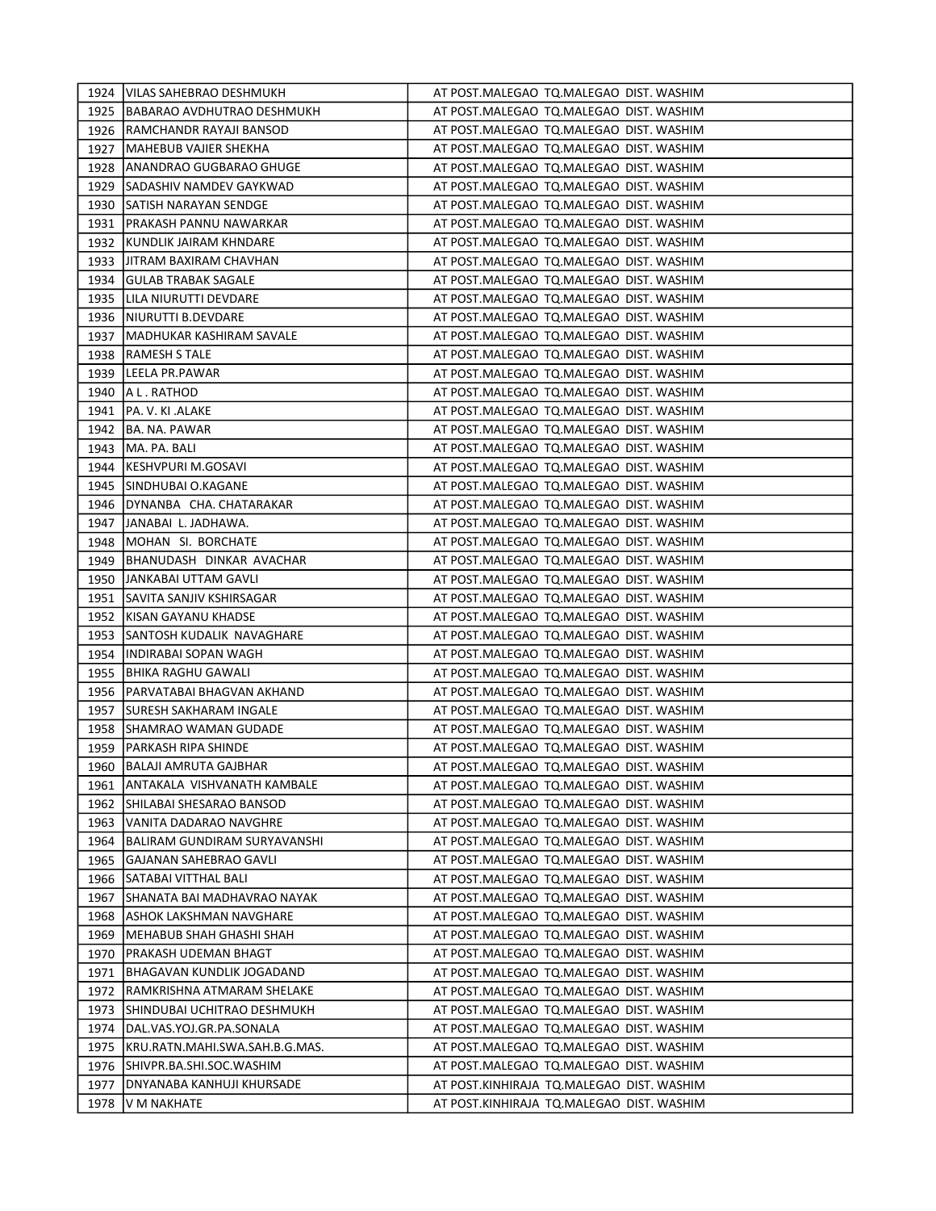| | | |
|---|---|---|
| 1924 | VILAS SAHEBRAO DESHMUKH | AT POST.MALEGAO TQ.MALEGAO DIST. WASHIM |
| 1925 | BABARAO AVDHUTRAO DESHMUKH | AT POST.MALEGAO TQ.MALEGAO DIST. WASHIM |
| 1926 | RAMCHANDR RAYAJI BANSOD | AT POST.MALEGAO TQ.MALEGAO DIST. WASHIM |
| 1927 | MAHEBUB VAJIER SHEKHA | AT POST.MALEGAO TQ.MALEGAO DIST. WASHIM |
| 1928 | ANANDRAO GUGBARAO GHUGE | AT POST.MALEGAO TQ.MALEGAO DIST. WASHIM |
| 1929 | SADASHIV NAMDEV GAYKWAD | AT POST.MALEGAO TQ.MALEGAO DIST. WASHIM |
| 1930 | SATISH NARAYAN SENDGE | AT POST.MALEGAO TQ.MALEGAO DIST. WASHIM |
| 1931 | PRAKASH PANNU NAWARKAR | AT POST.MALEGAO TQ.MALEGAO DIST. WASHIM |
| 1932 | KUNDLIK JAIRAM KHNDARE | AT POST.MALEGAO TQ.MALEGAO DIST. WASHIM |
| 1933 | JITRAM BAXIRAM CHAVHAN | AT POST.MALEGAO TQ.MALEGAO DIST. WASHIM |
| 1934 | GULAB TRABAK SAGALE | AT POST.MALEGAO TQ.MALEGAO DIST. WASHIM |
| 1935 | LILA NIURUTTI DEVDARE | AT POST.MALEGAO TQ.MALEGAO DIST. WASHIM |
| 1936 | NIURUTTI B.DEVDARE | AT POST.MALEGAO TQ.MALEGAO DIST. WASHIM |
| 1937 | MADHUKAR KASHIRAM SAVALE | AT POST.MALEGAO TQ.MALEGAO DIST. WASHIM |
| 1938 | RAMESH S TALE | AT POST.MALEGAO TQ.MALEGAO DIST. WASHIM |
| 1939 | LEELA PR.PAWAR | AT POST.MALEGAO TQ.MALEGAO DIST. WASHIM |
| 1940 | A L . RATHOD | AT POST.MALEGAO TQ.MALEGAO DIST. WASHIM |
| 1941 | PA. V. KI .ALAKE | AT POST.MALEGAO TQ.MALEGAO DIST. WASHIM |
| 1942 | BA. NA. PAWAR | AT POST.MALEGAO TQ.MALEGAO DIST. WASHIM |
| 1943 | MA. PA. BALI | AT POST.MALEGAO TQ.MALEGAO DIST. WASHIM |
| 1944 | KESHVPURI M.GOSAVI | AT POST.MALEGAO TQ.MALEGAO DIST. WASHIM |
| 1945 | SINDHUBAI O.KAGANE | AT POST.MALEGAO TQ.MALEGAO DIST. WASHIM |
| 1946 | DYNANBA CHA. CHATARAKAR | AT POST.MALEGAO TQ.MALEGAO DIST. WASHIM |
| 1947 | JANABAI L. JADHAWA. | AT POST.MALEGAO TQ.MALEGAO DIST. WASHIM |
| 1948 | MOHAN SI. BORCHATE | AT POST.MALEGAO TQ.MALEGAO DIST. WASHIM |
| 1949 | BHANUDASH DINKAR AVACHAR | AT POST.MALEGAO TQ.MALEGAO DIST. WASHIM |
| 1950 | JANKABAI UTTAM GAVLI | AT POST.MALEGAO TQ.MALEGAO DIST. WASHIM |
| 1951 | SAVITA SANJIV KSHIRSAGAR | AT POST.MALEGAO TQ.MALEGAO DIST. WASHIM |
| 1952 | KISAN GAYANU KHADSE | AT POST.MALEGAO TQ.MALEGAO DIST. WASHIM |
| 1953 | SANTOSH KUDALIK NAVAGHARE | AT POST.MALEGAO TQ.MALEGAO DIST. WASHIM |
| 1954 | INDIRABAI SOPAN WAGH | AT POST.MALEGAO TQ.MALEGAO DIST. WASHIM |
| 1955 | BHIKA RAGHU GAWALI | AT POST.MALEGAO TQ.MALEGAO DIST. WASHIM |
| 1956 | PARVATABAI BHAGVAN AKHAND | AT POST.MALEGAO TQ.MALEGAO DIST. WASHIM |
| 1957 | SURESH SAKHARAM INGALE | AT POST.MALEGAO TQ.MALEGAO DIST. WASHIM |
| 1958 | SHAMRAO WAMAN GUDADE | AT POST.MALEGAO TQ.MALEGAO DIST. WASHIM |
| 1959 | PARKASH RIPA SHINDE | AT POST.MALEGAO TQ.MALEGAO DIST. WASHIM |
| 1960 | BALAJI AMRUTA GAJBHAR | AT POST.MALEGAO TQ.MALEGAO DIST. WASHIM |
| 1961 | ANTAKALA VISHVANATH KAMBALE | AT POST.MALEGAO TQ.MALEGAO DIST. WASHIM |
| 1962 | SHILABAI SHESARAO BANSOD | AT POST.MALEGAO TQ.MALEGAO DIST. WASHIM |
| 1963 | VANITA DADARAO NAVGHRE | AT POST.MALEGAO TQ.MALEGAO DIST. WASHIM |
| 1964 | BALIRAM GUNDIRAM SURYAVANSHI | AT POST.MALEGAO TQ.MALEGAO DIST. WASHIM |
| 1965 | GAJANAN SAHEBRAO GAVLI | AT POST.MALEGAO TQ.MALEGAO DIST. WASHIM |
| 1966 | SATABAI VITTHAL BALI | AT POST.MALEGAO TQ.MALEGAO DIST. WASHIM |
| 1967 | SHANATA BAI MADHAVRAO NAYAK | AT POST.MALEGAO TQ.MALEGAO DIST. WASHIM |
| 1968 | ASHOK LAKSHMAN NAVGHARE | AT POST.MALEGAO TQ.MALEGAO DIST. WASHIM |
| 1969 | MEHABUB SHAH GHASHI SHAH | AT POST.MALEGAO TQ.MALEGAO DIST. WASHIM |
| 1970 | PRAKASH UDEMAN BHAGT | AT POST.MALEGAO TQ.MALEGAO DIST. WASHIM |
| 1971 | BHAGAVAN KUNDLIK JOGADAND | AT POST.MALEGAO TQ.MALEGAO DIST. WASHIM |
| 1972 | RAMKRISHNA ATMARAM SHELAKE | AT POST.MALEGAO TQ.MALEGAO DIST. WASHIM |
| 1973 | SHINDUBAI UCHITRAO DESHMUKH | AT POST.MALEGAO TQ.MALEGAO DIST. WASHIM |
| 1974 | DAL.VAS.YOJ.GR.PA.SONALA | AT POST.MALEGAO TQ.MALEGAO DIST. WASHIM |
| 1975 | KRU.RATN.MAHI.SWA.SAH.B.G.MAS. | AT POST.MALEGAO TQ.MALEGAO DIST. WASHIM |
| 1976 | SHIVPR.BA.SHI.SOC.WASHIM | AT POST.MALEGAO TQ.MALEGAO DIST. WASHIM |
| 1977 | DNYANABA KANHUJI KHURSADE | AT POST.KINHIRAJA TQ.MALEGAO DIST. WASHIM |
| 1978 | V M NAKHATE | AT POST.KINHIRAJA TQ.MALEGAO DIST. WASHIM |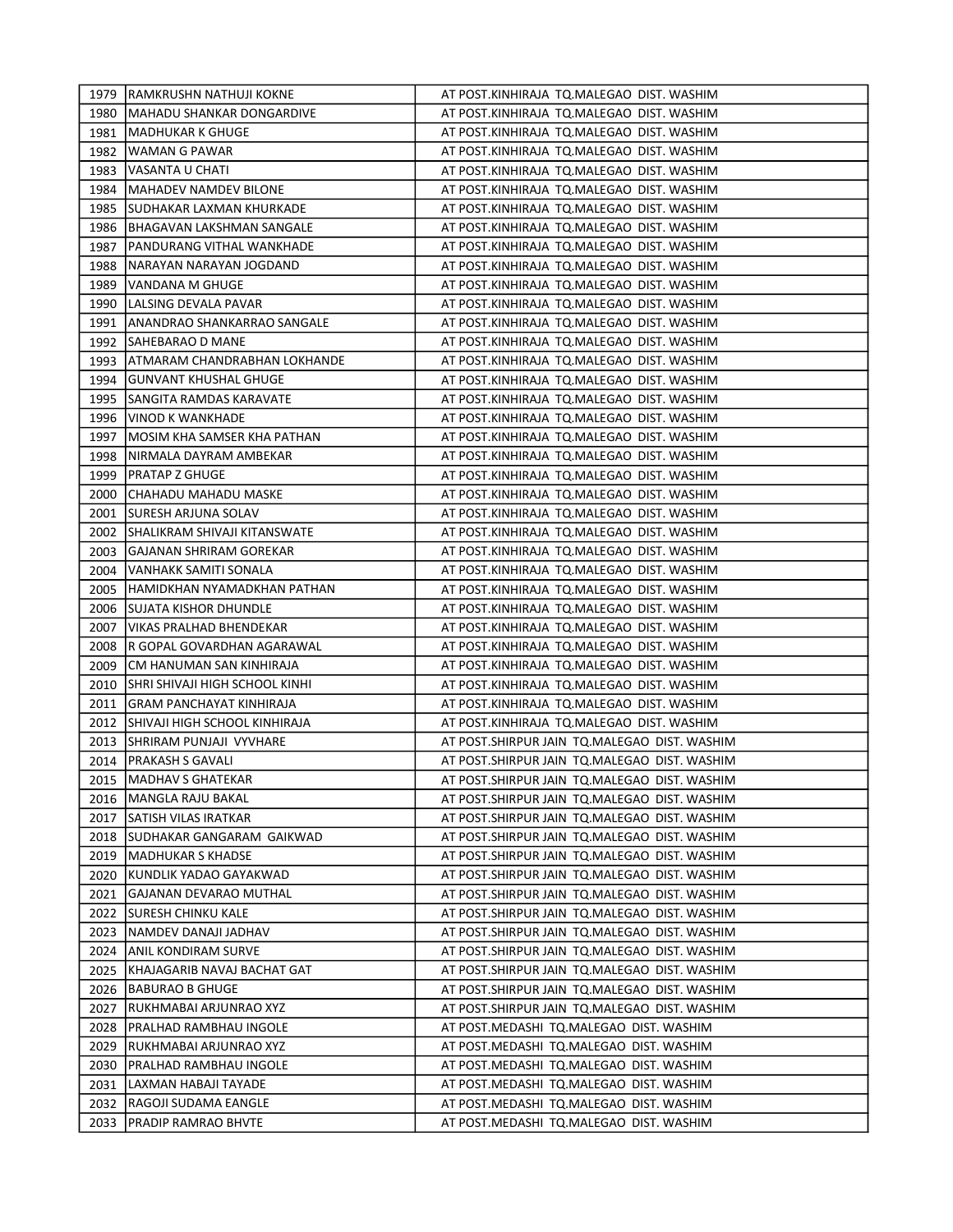| | | |
|---|---|---|
| 1979 | RAMKRUSHN NATHUJI KOKNE | AT POST.KINHIRAJA TQ.MALEGAO DIST. WASHIM |
| 1980 | MAHADU SHANKAR DONGARDIVE | AT POST.KINHIRAJA TQ.MALEGAO DIST. WASHIM |
| 1981 | MADHUKAR K GHUGE | AT POST.KINHIRAJA TQ.MALEGAO DIST. WASHIM |
| 1982 | WAMAN G PAWAR | AT POST.KINHIRAJA TQ.MALEGAO DIST. WASHIM |
| 1983 | VASANTA U CHATI | AT POST.KINHIRAJA TQ.MALEGAO DIST. WASHIM |
| 1984 | MAHADEV NAMDEV BILONE | AT POST.KINHIRAJA TQ.MALEGAO DIST. WASHIM |
| 1985 | SUDHAKAR LAXMAN KHURKADE | AT POST.KINHIRAJA TQ.MALEGAO DIST. WASHIM |
| 1986 | BHAGAVAN LAKSHMAN SANGALE | AT POST.KINHIRAJA TQ.MALEGAO DIST. WASHIM |
| 1987 | PANDURANG VITHAL WANKHADE | AT POST.KINHIRAJA TQ.MALEGAO DIST. WASHIM |
| 1988 | NARAYAN NARAYAN JOGDAND | AT POST.KINHIRAJA TQ.MALEGAO DIST. WASHIM |
| 1989 | VANDANA M GHUGE | AT POST.KINHIRAJA TQ.MALEGAO DIST. WASHIM |
| 1990 | LALSING DEVALA PAVAR | AT POST.KINHIRAJA TQ.MALEGAO DIST. WASHIM |
| 1991 | ANANDRAO SHANKARRAO SANGALE | AT POST.KINHIRAJA TQ.MALEGAO DIST. WASHIM |
| 1992 | SAHEBARAO D MANE | AT POST.KINHIRAJA TQ.MALEGAO DIST. WASHIM |
| 1993 | ATMARAM CHANDRABHAN LOKHANDE | AT POST.KINHIRAJA TQ.MALEGAO DIST. WASHIM |
| 1994 | GUNVANT KHUSHAL GHUGE | AT POST.KINHIRAJA TQ.MALEGAO DIST. WASHIM |
| 1995 | SANGITA RAMDAS KARAVATE | AT POST.KINHIRAJA TQ.MALEGAO DIST. WASHIM |
| 1996 | VINOD K WANKHADE | AT POST.KINHIRAJA TQ.MALEGAO DIST. WASHIM |
| 1997 | MOSIM KHA SAMSER KHA PATHAN | AT POST.KINHIRAJA TQ.MALEGAO DIST. WASHIM |
| 1998 | NIRMALA DAYRAM AMBEKAR | AT POST.KINHIRAJA TQ.MALEGAO DIST. WASHIM |
| 1999 | PRATAP Z GHUGE | AT POST.KINHIRAJA TQ.MALEGAO DIST. WASHIM |
| 2000 | CHAHADU MAHADU MASKE | AT POST.KINHIRAJA TQ.MALEGAO DIST. WASHIM |
| 2001 | SURESH ARJUNA SOLAV | AT POST.KINHIRAJA TQ.MALEGAO DIST. WASHIM |
| 2002 | SHALIKRAM SHIVAJI KITANSWATE | AT POST.KINHIRAJA TQ.MALEGAO DIST. WASHIM |
| 2003 | GAJANAN SHRIRAM GOREKAR | AT POST.KINHIRAJA TQ.MALEGAO DIST. WASHIM |
| 2004 | VANHAKK SAMITI SONALA | AT POST.KINHIRAJA TQ.MALEGAO DIST. WASHIM |
| 2005 | HAMIDKHAN NYAMADKHAN PATHAN | AT POST.KINHIRAJA TQ.MALEGAO DIST. WASHIM |
| 2006 | SUJATA KISHOR DHUNDLE | AT POST.KINHIRAJA TQ.MALEGAO DIST. WASHIM |
| 2007 | VIKAS PRALHAD BHENDEKAR | AT POST.KINHIRAJA TQ.MALEGAO DIST. WASHIM |
| 2008 | R GOPAL GOVARDHAN AGARAWAL | AT POST.KINHIRAJA TQ.MALEGAO DIST. WASHIM |
| 2009 | CM HANUMAN SAN KINHIRAJA | AT POST.KINHIRAJA TQ.MALEGAO DIST. WASHIM |
| 2010 | SHRI SHIVAJI HIGH SCHOOL KINHI | AT POST.KINHIRAJA TQ.MALEGAO DIST. WASHIM |
| 2011 | GRAM PANCHAYAT KINHIRAJA | AT POST.KINHIRAJA TQ.MALEGAO DIST. WASHIM |
| 2012 | SHIVAJI HIGH SCHOOL KINHIRAJA | AT POST.KINHIRAJA TQ.MALEGAO DIST. WASHIM |
| 2013 | SHRIRAM PUNJAJI VYVHARE | AT POST.SHIRPUR JAIN TQ.MALEGAO DIST. WASHIM |
| 2014 | PRAKASH S GAVALI | AT POST.SHIRPUR JAIN TQ.MALEGAO DIST. WASHIM |
| 2015 | MADHAV S GHATEKAR | AT POST.SHIRPUR JAIN TQ.MALEGAO DIST. WASHIM |
| 2016 | MANGLA RAJU BAKAL | AT POST.SHIRPUR JAIN TQ.MALEGAO DIST. WASHIM |
| 2017 | SATISH VILAS IRATKAR | AT POST.SHIRPUR JAIN TQ.MALEGAO DIST. WASHIM |
| 2018 | SUDHAKAR GANGARAM GAIKWAD | AT POST.SHIRPUR JAIN TQ.MALEGAO DIST. WASHIM |
| 2019 | MADHUKAR S KHADSE | AT POST.SHIRPUR JAIN TQ.MALEGAO DIST. WASHIM |
| 2020 | KUNDLIK YADAO GAYAKWAD | AT POST.SHIRPUR JAIN TQ.MALEGAO DIST. WASHIM |
| 2021 | GAJANAN DEVARAO MUTHAL | AT POST.SHIRPUR JAIN TQ.MALEGAO DIST. WASHIM |
| 2022 | SURESH CHINKU KALE | AT POST.SHIRPUR JAIN TQ.MALEGAO DIST. WASHIM |
| 2023 | NAMDEV DANAJI JADHAV | AT POST.SHIRPUR JAIN TQ.MALEGAO DIST. WASHIM |
| 2024 | ANIL KONDIRAM SURVE | AT POST.SHIRPUR JAIN TQ.MALEGAO DIST. WASHIM |
| 2025 | KHAJAGARIB NAVAJ BACHAT GAT | AT POST.SHIRPUR JAIN TQ.MALEGAO DIST. WASHIM |
| 2026 | BABURAO B GHUGE | AT POST.SHIRPUR JAIN TQ.MALEGAO DIST. WASHIM |
| 2027 | RUKHMABAI ARJUNRAO XYZ | AT POST.SHIRPUR JAIN TQ.MALEGAO DIST. WASHIM |
| 2028 | PRALHAD RAMBHAU INGOLE | AT POST.MEDASHI TQ.MALEGAO DIST. WASHIM |
| 2029 | RUKHMABAI ARJUNRAO XYZ | AT POST.MEDASHI TQ.MALEGAO DIST. WASHIM |
| 2030 | PRALHAD RAMBHAU INGOLE | AT POST.MEDASHI TQ.MALEGAO DIST. WASHIM |
| 2031 | LAXMAN HABAJI TAYADE | AT POST.MEDASHI TQ.MALEGAO DIST. WASHIM |
| 2032 | RAGOJI SUDAMA EANGLE | AT POST.MEDASHI TQ.MALEGAO DIST. WASHIM |
| 2033 | PRADIP RAMRAO BHVTE | AT POST.MEDASHI TQ.MALEGAO DIST. WASHIM |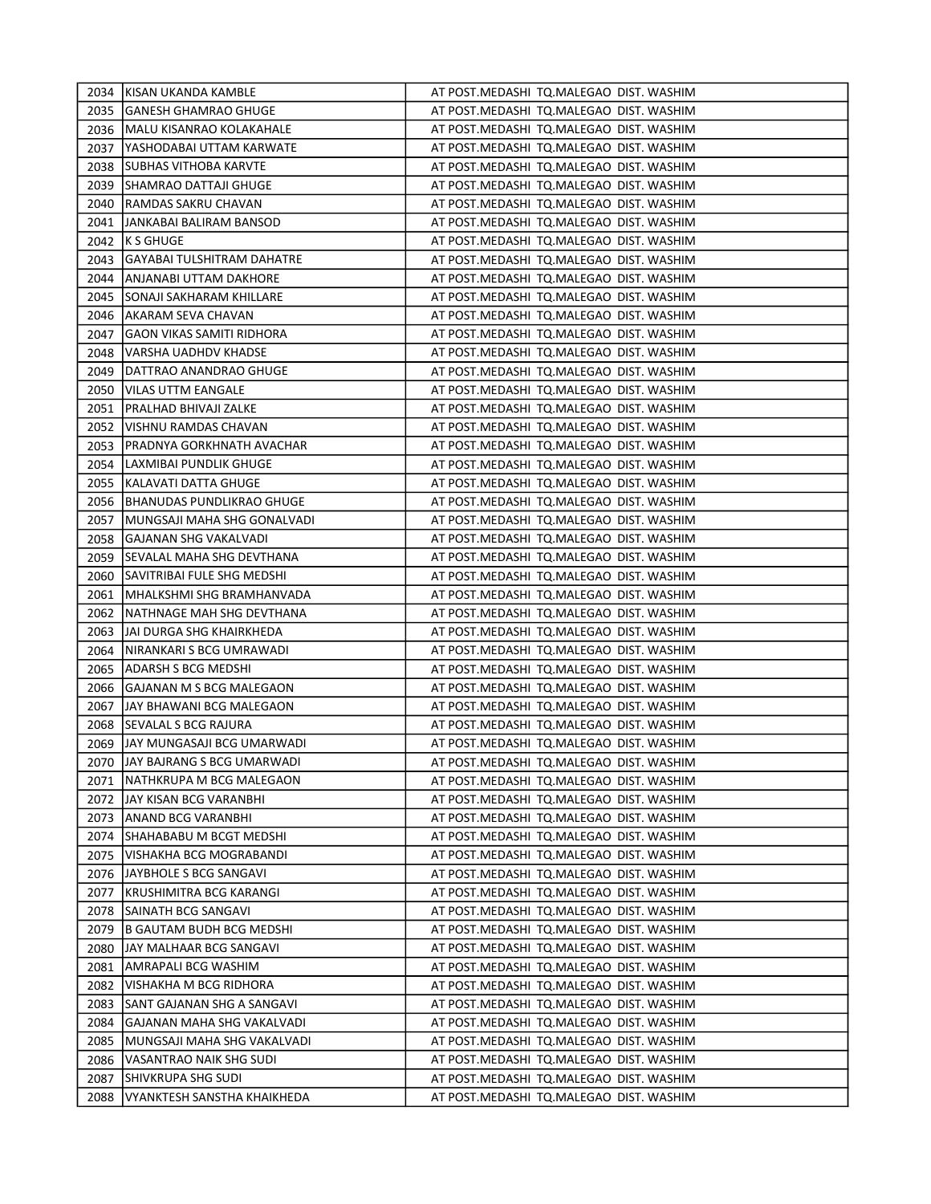| | | |
|---|---|---|
| 2034 | KISAN UKANDA KAMBLE | AT POST.MEDASHI TQ.MALEGAO DIST. WASHIM |
| 2035 | GANESH GHAMRAO GHUGE | AT POST.MEDASHI TQ.MALEGAO DIST. WASHIM |
| 2036 | MALU KISANRAO KOLAKAHALE | AT POST.MEDASHI TQ.MALEGAO DIST. WASHIM |
| 2037 | YASHODABAI UTTAM KARWATE | AT POST.MEDASHI TQ.MALEGAO DIST. WASHIM |
| 2038 | SUBHAS VITHOBA KARVTE | AT POST.MEDASHI TQ.MALEGAO DIST. WASHIM |
| 2039 | SHAMRAO DATTAJI GHUGE | AT POST.MEDASHI TQ.MALEGAO DIST. WASHIM |
| 2040 | RAMDAS SAKRU CHAVAN | AT POST.MEDASHI TQ.MALEGAO DIST. WASHIM |
| 2041 | JANKABAI BALIRAM BANSOD | AT POST.MEDASHI TQ.MALEGAO DIST. WASHIM |
| 2042 | K S GHUGE | AT POST.MEDASHI TQ.MALEGAO DIST. WASHIM |
| 2043 | GAYABAI TULSHITRAM DAHATRE | AT POST.MEDASHI TQ.MALEGAO DIST. WASHIM |
| 2044 | ANJANABI UTTAM DAKHORE | AT POST.MEDASHI TQ.MALEGAO DIST. WASHIM |
| 2045 | SONAJI SAKHARAM KHILLARE | AT POST.MEDASHI TQ.MALEGAO DIST. WASHIM |
| 2046 | AKARAM SEVA CHAVAN | AT POST.MEDASHI TQ.MALEGAO DIST. WASHIM |
| 2047 | GAON VIKAS SAMITI RIDHORA | AT POST.MEDASHI TQ.MALEGAO DIST. WASHIM |
| 2048 | VARSHA UADHDV KHADSE | AT POST.MEDASHI TQ.MALEGAO DIST. WASHIM |
| 2049 | DATTRAO ANANDRAO GHUGE | AT POST.MEDASHI TQ.MALEGAO DIST. WASHIM |
| 2050 | VILAS UTTM EANGALE | AT POST.MEDASHI TQ.MALEGAO DIST. WASHIM |
| 2051 | PRALHAD BHIVAJI ZALKE | AT POST.MEDASHI TQ.MALEGAO DIST. WASHIM |
| 2052 | VISHNU RAMDAS CHAVAN | AT POST.MEDASHI TQ.MALEGAO DIST. WASHIM |
| 2053 | PRADNYA GORKHNATH AVACHAR | AT POST.MEDASHI TQ.MALEGAO DIST. WASHIM |
| 2054 | LAXMIBAI PUNDLIK GHUGE | AT POST.MEDASHI TQ.MALEGAO DIST. WASHIM |
| 2055 | KALAVATI DATTA GHUGE | AT POST.MEDASHI TQ.MALEGAO DIST. WASHIM |
| 2056 | BHANUDAS PUNDLIKRAO GHUGE | AT POST.MEDASHI TQ.MALEGAO DIST. WASHIM |
| 2057 | MUNGSAJI MAHA SHG GONALVADI | AT POST.MEDASHI TQ.MALEGAO DIST. WASHIM |
| 2058 | GAJANAN SHG VAKALVADI | AT POST.MEDASHI TQ.MALEGAO DIST. WASHIM |
| 2059 | SEVALAL MAHA SHG DEVTHANA | AT POST.MEDASHI TQ.MALEGAO DIST. WASHIM |
| 2060 | SAVITRIBAI FULE SHG MEDSHI | AT POST.MEDASHI TQ.MALEGAO DIST. WASHIM |
| 2061 | MHALKSHMI SHG BRAMHANVADA | AT POST.MEDASHI TQ.MALEGAO DIST. WASHIM |
| 2062 | NATHNAGE MAH SHG DEVTHANA | AT POST.MEDASHI TQ.MALEGAO DIST. WASHIM |
| 2063 | JAI DURGA SHG KHAIRKHEDA | AT POST.MEDASHI TQ.MALEGAO DIST. WASHIM |
| 2064 | NIRANKARI S BCG UMRAWADI | AT POST.MEDASHI TQ.MALEGAO DIST. WASHIM |
| 2065 | ADARSH S BCG MEDSHI | AT POST.MEDASHI TQ.MALEGAO DIST. WASHIM |
| 2066 | GAJANAN M S BCG MALEGAON | AT POST.MEDASHI TQ.MALEGAO DIST. WASHIM |
| 2067 | JAY BHAWANI BCG MALEGAON | AT POST.MEDASHI TQ.MALEGAO DIST. WASHIM |
| 2068 | SEVALAL S BCG RAJURA | AT POST.MEDASHI TQ.MALEGAO DIST. WASHIM |
| 2069 | JAY MUNGASAJI BCG UMARWADI | AT POST.MEDASHI TQ.MALEGAO DIST. WASHIM |
| 2070 | JAY BAJRANG S BCG UMARWADI | AT POST.MEDASHI TQ.MALEGAO DIST. WASHIM |
| 2071 | NATHKRUPA M BCG MALEGAON | AT POST.MEDASHI TQ.MALEGAO DIST. WASHIM |
| 2072 | JAY KISAN BCG VARANBHI | AT POST.MEDASHI TQ.MALEGAO DIST. WASHIM |
| 2073 | ANAND BCG VARANBHI | AT POST.MEDASHI TQ.MALEGAO DIST. WASHIM |
| 2074 | SHAHABABU M BCGT MEDSHI | AT POST.MEDASHI TQ.MALEGAO DIST. WASHIM |
| 2075 | VISHAKHA BCG MOGRABANDI | AT POST.MEDASHI TQ.MALEGAO DIST. WASHIM |
| 2076 | JAYBHOLE S BCG SANGAVI | AT POST.MEDASHI TQ.MALEGAO DIST. WASHIM |
| 2077 | KRUSHIMITRA BCG KARANGI | AT POST.MEDASHI TQ.MALEGAO DIST. WASHIM |
| 2078 | SAINATH BCG SANGAVI | AT POST.MEDASHI TQ.MALEGAO DIST. WASHIM |
| 2079 | B GAUTAM BUDH BCG MEDSHI | AT POST.MEDASHI TQ.MALEGAO DIST. WASHIM |
| 2080 | JAY MALHAAR BCG SANGAVI | AT POST.MEDASHI TQ.MALEGAO DIST. WASHIM |
| 2081 | AMRAPALI BCG WASHIM | AT POST.MEDASHI TQ.MALEGAO DIST. WASHIM |
| 2082 | VISHAKHA M BCG RIDHORA | AT POST.MEDASHI TQ.MALEGAO DIST. WASHIM |
| 2083 | SANT GAJANAN SHG A SANGAVI | AT POST.MEDASHI TQ.MALEGAO DIST. WASHIM |
| 2084 | GAJANAN MAHA SHG VAKALVADI | AT POST.MEDASHI TQ.MALEGAO DIST. WASHIM |
| 2085 | MUNGSAJI MAHA SHG VAKALVADI | AT POST.MEDASHI TQ.MALEGAO DIST. WASHIM |
| 2086 | VASANTRAO NAIK SHG SUDI | AT POST.MEDASHI TQ.MALEGAO DIST. WASHIM |
| 2087 | SHIVKRUPA SHG SUDI | AT POST.MEDASHI TQ.MALEGAO DIST. WASHIM |
| 2088 | VYANKTESH SANSTHA KHAIKHEDA | AT POST.MEDASHI TQ.MALEGAO DIST. WASHIM |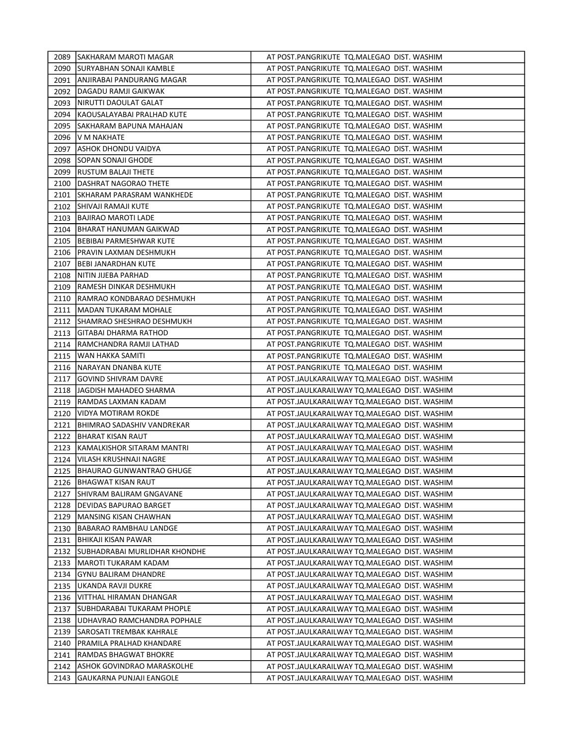| | | |
|---|---|---|
| 2089 | SAKHARAM MAROTI MAGAR | AT POST.PANGRIKUTE TQ.MALEGAO DIST. WASHIM |
| 2090 | SURYABHAN SONAJI KAMBLE | AT POST.PANGRIKUTE TQ.MALEGAO DIST. WASHIM |
| 2091 | ANJIRABAI PANDURANG MAGAR | AT POST.PANGRIKUTE TQ.MALEGAO DIST. WASHIM |
| 2092 | DAGADU RAMJI GAIKWAK | AT POST.PANGRIKUTE TQ.MALEGAO DIST. WASHIM |
| 2093 | NIRUTTI DAOULAT GALAT | AT POST.PANGRIKUTE TQ.MALEGAO DIST. WASHIM |
| 2094 | KAOUSALAYABAI PRALHAD KUTE | AT POST.PANGRIKUTE TQ.MALEGAO DIST. WASHIM |
| 2095 | SAKHARAM BAPUNA MAHAJAN | AT POST.PANGRIKUTE TQ.MALEGAO DIST. WASHIM |
| 2096 | V M NAKHATE | AT POST.PANGRIKUTE TQ.MALEGAO DIST. WASHIM |
| 2097 | ASHOK DHONDU VAIDYA | AT POST.PANGRIKUTE TQ.MALEGAO DIST. WASHIM |
| 2098 | SOPAN SONAJI GHODE | AT POST.PANGRIKUTE TQ.MALEGAO DIST. WASHIM |
| 2099 | RUSTUM BALAJI THETE | AT POST.PANGRIKUTE TQ.MALEGAO DIST. WASHIM |
| 2100 | DASHRAT NAGORAO THETE | AT POST.PANGRIKUTE TQ.MALEGAO DIST. WASHIM |
| 2101 | SKHARAM PARASRAM WANKHEDE | AT POST.PANGRIKUTE TQ.MALEGAO DIST. WASHIM |
| 2102 | SHIVAJI RAMAJI KUTE | AT POST.PANGRIKUTE TQ.MALEGAO DIST. WASHIM |
| 2103 | BAJIRAO MAROTI LADE | AT POST.PANGRIKUTE TQ.MALEGAO DIST. WASHIM |
| 2104 | BHARAT HANUMAN GAIKWAD | AT POST.PANGRIKUTE TQ.MALEGAO DIST. WASHIM |
| 2105 | BEBIBAI PARMESHWAR KUTE | AT POST.PANGRIKUTE TQ.MALEGAO DIST. WASHIM |
| 2106 | PRAVIN LAXMAN DESHMUKH | AT POST.PANGRIKUTE TQ.MALEGAO DIST. WASHIM |
| 2107 | BEBI JANARDHAN KUTE | AT POST.PANGRIKUTE TQ.MALEGAO DIST. WASHIM |
| 2108 | NITIN JIJEBA PARHAD | AT POST.PANGRIKUTE TQ.MALEGAO DIST. WASHIM |
| 2109 | RAMESH DINKAR DESHMUKH | AT POST.PANGRIKUTE TQ.MALEGAO DIST. WASHIM |
| 2110 | RAMRAO KONDBARAO DESHMUKH | AT POST.PANGRIKUTE TQ.MALEGAO DIST. WASHIM |
| 2111 | MADAN TUKARAM MOHALE | AT POST.PANGRIKUTE TQ.MALEGAO DIST. WASHIM |
| 2112 | SHAMRAO SHESHRAO DESHMUKH | AT POST.PANGRIKUTE TQ.MALEGAO DIST. WASHIM |
| 2113 | GITABAI DHARMA RATHOD | AT POST.PANGRIKUTE TQ.MALEGAO DIST. WASHIM |
| 2114 | RAMCHANDRA RAMJI LATHAD | AT POST.PANGRIKUTE TQ.MALEGAO DIST. WASHIM |
| 2115 | WAN HAKKA SAMITI | AT POST.PANGRIKUTE TQ.MALEGAO DIST. WASHIM |
| 2116 | NARAYAN DNANBA KUTE | AT POST.PANGRIKUTE TQ.MALEGAO DIST. WASHIM |
| 2117 | GOVIND SHIVRAM DAVRE | AT POST.JAULKARAILWAY TQ.MALEGAO DIST. WASHIM |
| 2118 | JAGDISH MAHADEO SHARMA | AT POST.JAULKARAILWAY TQ.MALEGAO DIST. WASHIM |
| 2119 | RAMDAS LAXMAN KADAM | AT POST.JAULKARAILWAY TQ.MALEGAO DIST. WASHIM |
| 2120 | VIDYA MOTIRAM ROKDE | AT POST.JAULKARAILWAY TQ.MALEGAO DIST. WASHIM |
| 2121 | BHIMRAO SADASHIV VANDREKAR | AT POST.JAULKARAILWAY TQ.MALEGAO DIST. WASHIM |
| 2122 | BHARAT KISAN RAUT | AT POST.JAULKARAILWAY TQ.MALEGAO DIST. WASHIM |
| 2123 | KAMALKISHOR SITARAM MANTRI | AT POST.JAULKARAILWAY TQ.MALEGAO DIST. WASHIM |
| 2124 | VILASH KRUSHNAJI NAGRE | AT POST.JAULKARAILWAY TQ.MALEGAO DIST. WASHIM |
| 2125 | BHAURAO GUNWANTRAO GHUGE | AT POST.JAULKARAILWAY TQ.MALEGAO DIST. WASHIM |
| 2126 | BHAGWAT KISAN RAUT | AT POST.JAULKARAILWAY TQ.MALEGAO DIST. WASHIM |
| 2127 | SHIVRAM BALIRAM GNGAVANE | AT POST.JAULKARAILWAY TQ.MALEGAO DIST. WASHIM |
| 2128 | DEVIDAS BAPURAO BARGET | AT POST.JAULKARAILWAY TQ.MALEGAO DIST. WASHIM |
| 2129 | MANSING KISAN CHAWHAN | AT POST.JAULKARAILWAY TQ.MALEGAO DIST. WASHIM |
| 2130 | BABARAO RAMBHAU LANDGE | AT POST.JAULKARAILWAY TQ.MALEGAO DIST. WASHIM |
| 2131 | BHIKAJI KISAN PAWAR | AT POST.JAULKARAILWAY TQ.MALEGAO DIST. WASHIM |
| 2132 | SUBHADRABAI MURLIDHAR KHONDHE | AT POST.JAULKARAILWAY TQ.MALEGAO DIST. WASHIM |
| 2133 | MAROTI TUKARAM KADAM | AT POST.JAULKARAILWAY TQ.MALEGAO DIST. WASHIM |
| 2134 | GYNU BALIRAM DHANDRE | AT POST.JAULKARAILWAY TQ.MALEGAO DIST. WASHIM |
| 2135 | UKANDA RAVJI DUKRE | AT POST.JAULKARAILWAY TQ.MALEGAO DIST. WASHIM |
| 2136 | VITTHAL HIRAMAN DHANGAR | AT POST.JAULKARAILWAY TQ.MALEGAO DIST. WASHIM |
| 2137 | SUBHDARABAI TUKARAM PHOPLE | AT POST.JAULKARAILWAY TQ.MALEGAO DIST. WASHIM |
| 2138 | UDHAVRAO RAMCHANDRA POPHALE | AT POST.JAULKARAILWAY TQ.MALEGAO DIST. WASHIM |
| 2139 | SAROSATI TREMBAK KAHRALE | AT POST.JAULKARAILWAY TQ.MALEGAO DIST. WASHIM |
| 2140 | PRAMILA PRALHAD KHANDARE | AT POST.JAULKARAILWAY TQ.MALEGAO DIST. WASHIM |
| 2141 | RAMDAS BHAGWAT BHOKRE | AT POST.JAULKARAILWAY TQ.MALEGAO DIST. WASHIM |
| 2142 | ASHOK GOVINDRAO MARASKOLHE | AT POST.JAULKARAILWAY TQ.MALEGAO DIST. WASHIM |
| 2143 | GAUKARNA PUNJAJI EANGOLE | AT POST.JAULKARAILWAY TQ.MALEGAO DIST. WASHIM |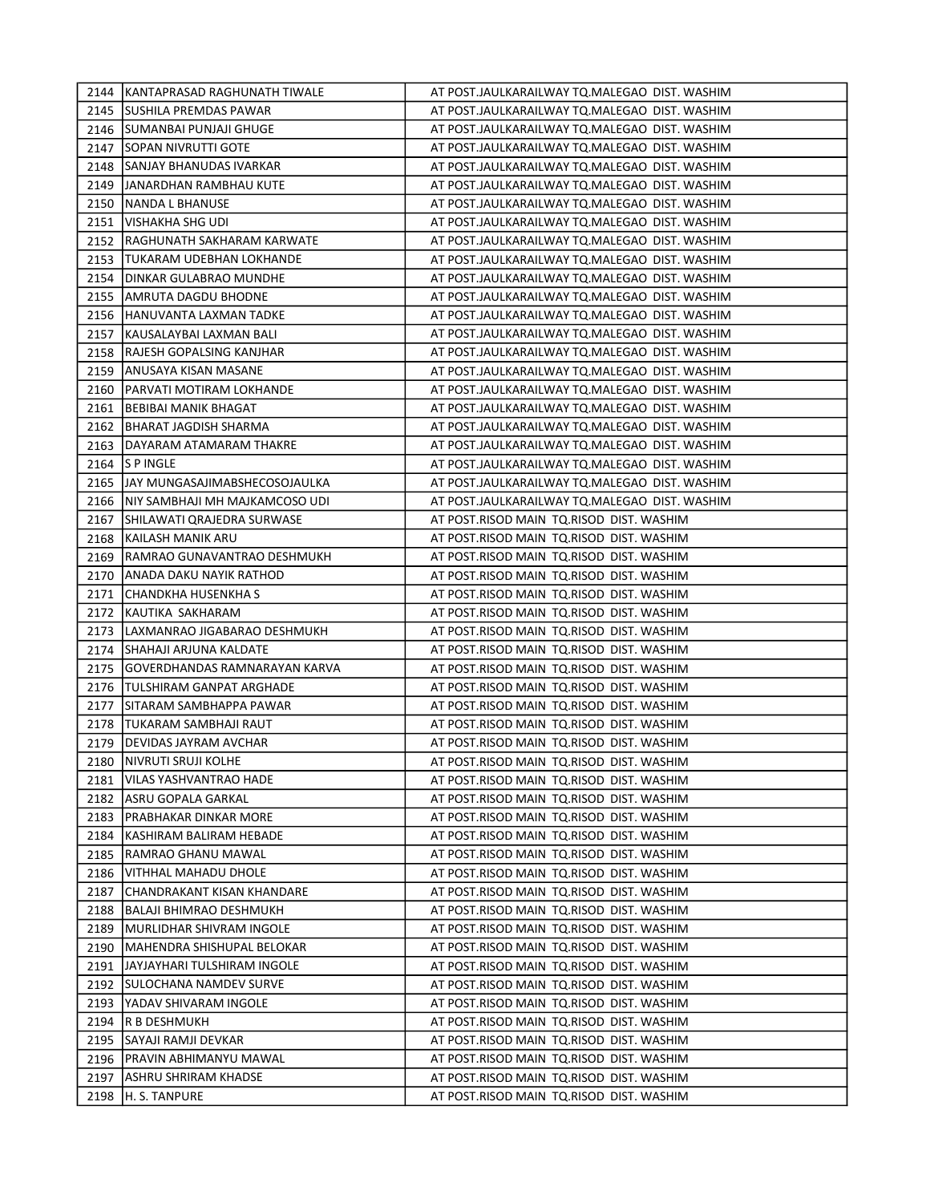| | | |
|---|---|---|
| 2144 | KANTAPRASAD RAGHUNATH TIWALE | AT POST.JAULKARAILWAY TQ.MALEGAO DIST. WASHIM |
| 2145 | SUSHILA PREMDAS PAWAR | AT POST.JAULKARAILWAY TQ.MALEGAO DIST. WASHIM |
| 2146 | SUMANBAI PUNJAJI GHUGE | AT POST.JAULKARAILWAY TQ.MALEGAO DIST. WASHIM |
| 2147 | SOPAN NIVRUTTI GOTE | AT POST.JAULKARAILWAY TQ.MALEGAO DIST. WASHIM |
| 2148 | SANJAY BHANUDAS IVARKAR | AT POST.JAULKARAILWAY TQ.MALEGAO DIST. WASHIM |
| 2149 | JANARDHAN RAMBHAU KUTE | AT POST.JAULKARAILWAY TQ.MALEGAO DIST. WASHIM |
| 2150 | NANDA L BHANUSE | AT POST.JAULKARAILWAY TQ.MALEGAO DIST. WASHIM |
| 2151 | VISHAKHA SHG UDI | AT POST.JAULKARAILWAY TQ.MALEGAO DIST. WASHIM |
| 2152 | RAGHUNATH SAKHARAM KARWATE | AT POST.JAULKARAILWAY TQ.MALEGAO DIST. WASHIM |
| 2153 | TUKARAM UDEBHAN LOKHANDE | AT POST.JAULKARAILWAY TQ.MALEGAO DIST. WASHIM |
| 2154 | DINKAR GULABRAO MUNDHE | AT POST.JAULKARAILWAY TQ.MALEGAO DIST. WASHIM |
| 2155 | AMRUTA DAGDU BHODNE | AT POST.JAULKARAILWAY TQ.MALEGAO DIST. WASHIM |
| 2156 | HANUVANTA LAXMAN TADKE | AT POST.JAULKARAILWAY TQ.MALEGAO DIST. WASHIM |
| 2157 | KAUSALAYBAI LAXMAN BALI | AT POST.JAULKARAILWAY TQ.MALEGAO DIST. WASHIM |
| 2158 | RAJESH GOPALSING KANJHAR | AT POST.JAULKARAILWAY TQ.MALEGAO DIST. WASHIM |
| 2159 | ANUSAYA KISAN MASANE | AT POST.JAULKARAILWAY TQ.MALEGAO DIST. WASHIM |
| 2160 | PARVATI MOTIRAM LOKHANDE | AT POST.JAULKARAILWAY TQ.MALEGAO DIST. WASHIM |
| 2161 | BEBIBAI MANIK BHAGAT | AT POST.JAULKARAILWAY TQ.MALEGAO DIST. WASHIM |
| 2162 | BHARAT JAGDISH SHARMA | AT POST.JAULKARAILWAY TQ.MALEGAO DIST. WASHIM |
| 2163 | DAYARAM ATAMARAM THAKRE | AT POST.JAULKARAILWAY TQ.MALEGAO DIST. WASHIM |
| 2164 | S P INGLE | AT POST.JAULKARAILWAY TQ.MALEGAO DIST. WASHIM |
| 2165 | JAY MUNGASAJIMABSHECOSOJAULKA | AT POST.JAULKARAILWAY TQ.MALEGAO DIST. WASHIM |
| 2166 | NIY SAMBHAJI MH MAJKAMCOSO UDI | AT POST.JAULKARAILWAY TQ.MALEGAO DIST. WASHIM |
| 2167 | SHILAWATI QRAJEDRA SURWASE | AT POST.RISOD MAIN TQ.RISOD DIST. WASHIM |
| 2168 | KAILASH MANIK ARU | AT POST.RISOD MAIN TQ.RISOD DIST. WASHIM |
| 2169 | RAMRAO GUNAVANTRAO DESHMUKH | AT POST.RISOD MAIN TQ.RISOD DIST. WASHIM |
| 2170 | ANADA DAKU NAYIK RATHOD | AT POST.RISOD MAIN TQ.RISOD DIST. WASHIM |
| 2171 | CHANDKHA HUSENKHA S | AT POST.RISOD MAIN TQ.RISOD DIST. WASHIM |
| 2172 | KAUTIKA SAKHARAM | AT POST.RISOD MAIN TQ.RISOD DIST. WASHIM |
| 2173 | LAXMANRAO JIGABARAO DESHMUKH | AT POST.RISOD MAIN TQ.RISOD DIST. WASHIM |
| 2174 | SHAHAJI ARJUNA KALDATE | AT POST.RISOD MAIN TQ.RISOD DIST. WASHIM |
| 2175 | GOVERDHANDAS RAMNARAYAN KARVA | AT POST.RISOD MAIN TQ.RISOD DIST. WASHIM |
| 2176 | TULSHIRAM GANPAT ARGHADE | AT POST.RISOD MAIN TQ.RISOD DIST. WASHIM |
| 2177 | SITARAM SAMBHAPPA PAWAR | AT POST.RISOD MAIN TQ.RISOD DIST. WASHIM |
| 2178 | TUKARAM SAMBHAJI RAUT | AT POST.RISOD MAIN TQ.RISOD DIST. WASHIM |
| 2179 | DEVIDAS JAYRAM AVCHAR | AT POST.RISOD MAIN TQ.RISOD DIST. WASHIM |
| 2180 | NIVRUTI SRUJI KOLHE | AT POST.RISOD MAIN TQ.RISOD DIST. WASHIM |
| 2181 | VILAS YASHVANTRAO HADE | AT POST.RISOD MAIN TQ.RISOD DIST. WASHIM |
| 2182 | ASRU GOPALA GARKAL | AT POST.RISOD MAIN TQ.RISOD DIST. WASHIM |
| 2183 | PRABHAKAR DINKAR MORE | AT POST.RISOD MAIN TQ.RISOD DIST. WASHIM |
| 2184 | KASHIRAM BALIRAM HEBADE | AT POST.RISOD MAIN TQ.RISOD DIST. WASHIM |
| 2185 | RAMRAO GHANU MAWAL | AT POST.RISOD MAIN TQ.RISOD DIST. WASHIM |
| 2186 | VITHHAL MAHADU DHOLE | AT POST.RISOD MAIN TQ.RISOD DIST. WASHIM |
| 2187 | CHANDRAKANT KISAN KHANDARE | AT POST.RISOD MAIN TQ.RISOD DIST. WASHIM |
| 2188 | BALAJI BHIMRAO DESHMUKH | AT POST.RISOD MAIN TQ.RISOD DIST. WASHIM |
| 2189 | MURLIDHAR SHIVRAM INGOLE | AT POST.RISOD MAIN TQ.RISOD DIST. WASHIM |
| 2190 | MAHENDRA SHISHUPAL BELOKAR | AT POST.RISOD MAIN TQ.RISOD DIST. WASHIM |
| 2191 | JAYJAYHARI TULSHIRAM INGOLE | AT POST.RISOD MAIN TQ.RISOD DIST. WASHIM |
| 2192 | SULOCHANA NAMDEV SURVE | AT POST.RISOD MAIN TQ.RISOD DIST. WASHIM |
| 2193 | YADAV SHIVARAM INGOLE | AT POST.RISOD MAIN TQ.RISOD DIST. WASHIM |
| 2194 | R B DESHMUKH | AT POST.RISOD MAIN TQ.RISOD DIST. WASHIM |
| 2195 | SAYAJI RAMJI DEVKAR | AT POST.RISOD MAIN TQ.RISOD DIST. WASHIM |
| 2196 | PRAVIN ABHIMANYU MAWAL | AT POST.RISOD MAIN TQ.RISOD DIST. WASHIM |
| 2197 | ASHRU SHRIRAM KHADSE | AT POST.RISOD MAIN TQ.RISOD DIST. WASHIM |
| 2198 | H. S. TANPURE | AT POST.RISOD MAIN TQ.RISOD DIST. WASHIM |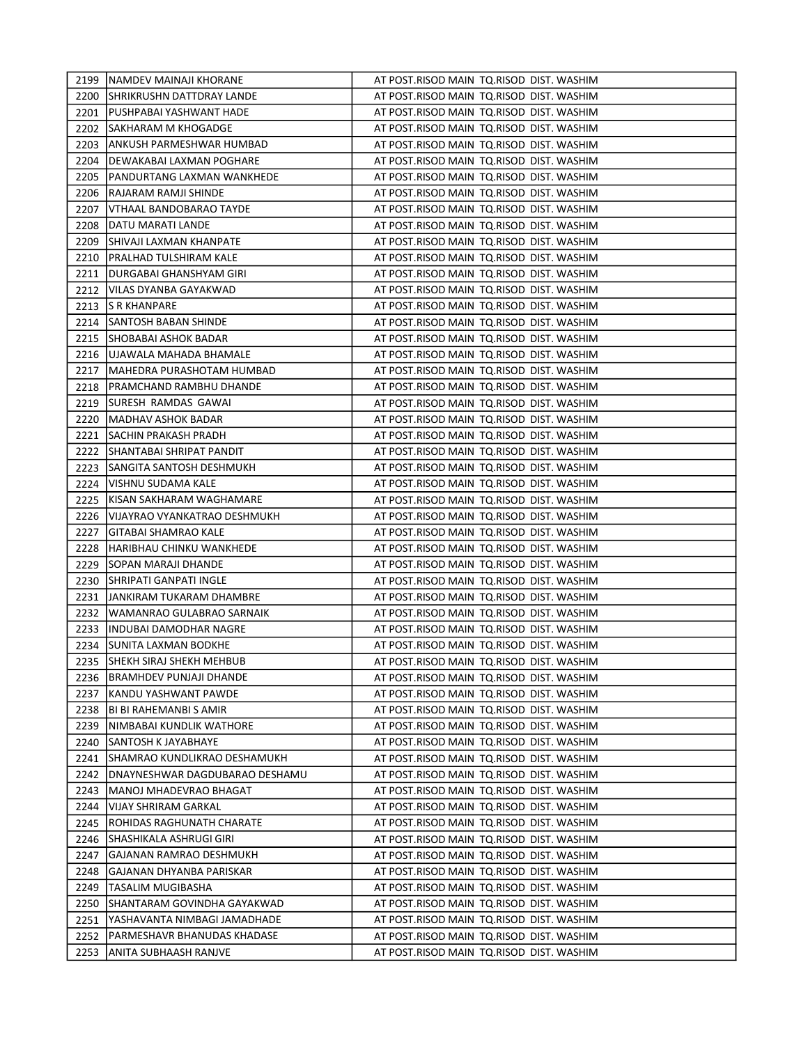| | | |
|---|---|---|
| 2199 | NAMDEV MAINAJI KHORANE | AT POST.RISOD MAIN TQ.RISOD DIST. WASHIM |
| 2200 | SHRIKRUSHN DATTDRAY LANDE | AT POST.RISOD MAIN TQ.RISOD DIST. WASHIM |
| 2201 | PUSHPABAI YASHWANT HADE | AT POST.RISOD MAIN TQ.RISOD DIST. WASHIM |
| 2202 | SAKHARAM M KHOGADGE | AT POST.RISOD MAIN TQ.RISOD DIST. WASHIM |
| 2203 | ANKUSH PARMESHWAR HUMBAD | AT POST.RISOD MAIN TQ.RISOD DIST. WASHIM |
| 2204 | DEWAKABAI LAXMAN POGHARE | AT POST.RISOD MAIN TQ.RISOD DIST. WASHIM |
| 2205 | PANDURTANG LAXMAN WANKHEDE | AT POST.RISOD MAIN TQ.RISOD DIST. WASHIM |
| 2206 | RAJARAM RAMJI SHINDE | AT POST.RISOD MAIN TQ.RISOD DIST. WASHIM |
| 2207 | VTHAAL BANDOBARAO TAYDE | AT POST.RISOD MAIN TQ.RISOD DIST. WASHIM |
| 2208 | DATU MARATI LANDE | AT POST.RISOD MAIN TQ.RISOD DIST. WASHIM |
| 2209 | SHIVAJI LAXMAN KHANPATE | AT POST.RISOD MAIN TQ.RISOD DIST. WASHIM |
| 2210 | PRALHAD TULSHIRAM KALE | AT POST.RISOD MAIN TQ.RISOD DIST. WASHIM |
| 2211 | DURGABAI GHANSHYAM GIRI | AT POST.RISOD MAIN TQ.RISOD DIST. WASHIM |
| 2212 | VILAS DYANBA GAYAKWAD | AT POST.RISOD MAIN TQ.RISOD DIST. WASHIM |
| 2213 | S R KHANPARE | AT POST.RISOD MAIN TQ.RISOD DIST. WASHIM |
| 2214 | SANTOSH BABAN SHINDE | AT POST.RISOD MAIN TQ.RISOD DIST. WASHIM |
| 2215 | SHOBABAI ASHOK BADAR | AT POST.RISOD MAIN TQ.RISOD DIST. WASHIM |
| 2216 | UJAWALA MAHADA BHAMALE | AT POST.RISOD MAIN TQ.RISOD DIST. WASHIM |
| 2217 | MAHEDRA PURASHOTAM HUMBAD | AT POST.RISOD MAIN TQ.RISOD DIST. WASHIM |
| 2218 | PRAMCHAND RAMBHU DHANDE | AT POST.RISOD MAIN TQ.RISOD DIST. WASHIM |
| 2219 | SURESH RAMDAS GAWAI | AT POST.RISOD MAIN TQ.RISOD DIST. WASHIM |
| 2220 | MADHAV ASHOK BADAR | AT POST.RISOD MAIN TQ.RISOD DIST. WASHIM |
| 2221 | SACHIN PRAKASH PRADH | AT POST.RISOD MAIN TQ.RISOD DIST. WASHIM |
| 2222 | SHANTABAI SHRIPAT PANDIT | AT POST.RISOD MAIN TQ.RISOD DIST. WASHIM |
| 2223 | SANGITA SANTOSH DESHMUKH | AT POST.RISOD MAIN TQ.RISOD DIST. WASHIM |
| 2224 | VISHNU SUDAMA KALE | AT POST.RISOD MAIN TQ.RISOD DIST. WASHIM |
| 2225 | KISAN SAKHARAM WAGHAMARE | AT POST.RISOD MAIN TQ.RISOD DIST. WASHIM |
| 2226 | VIJAYRAO VYANKATRAO DESHMUKH | AT POST.RISOD MAIN TQ.RISOD DIST. WASHIM |
| 2227 | GITABAI SHAMRAO KALE | AT POST.RISOD MAIN TQ.RISOD DIST. WASHIM |
| 2228 | HARIBHAU CHINKU WANKHEDE | AT POST.RISOD MAIN TQ.RISOD DIST. WASHIM |
| 2229 | SOPAN MARAJI DHANDE | AT POST.RISOD MAIN TQ.RISOD DIST. WASHIM |
| 2230 | SHRIPATI GANPATI INGLE | AT POST.RISOD MAIN TQ.RISOD DIST. WASHIM |
| 2231 | JANKIRAM TUKARAM DHAMBRE | AT POST.RISOD MAIN TQ.RISOD DIST. WASHIM |
| 2232 | WAMANRAO GULABRAO SARNAIK | AT POST.RISOD MAIN TQ.RISOD DIST. WASHIM |
| 2233 | INDUBAI DAMODHAR NAGRE | AT POST.RISOD MAIN TQ.RISOD DIST. WASHIM |
| 2234 | SUNITA LAXMAN BODKHE | AT POST.RISOD MAIN TQ.RISOD DIST. WASHIM |
| 2235 | SHEKH SIRAJ SHEKH MEHBUB | AT POST.RISOD MAIN TQ.RISOD DIST. WASHIM |
| 2236 | BRAMHDEV PUNJAJI DHANDE | AT POST.RISOD MAIN TQ.RISOD DIST. WASHIM |
| 2237 | KANDU YASHWANT PAWDE | AT POST.RISOD MAIN TQ.RISOD DIST. WASHIM |
| 2238 | BI BI RAHEMANBI S AMIR | AT POST.RISOD MAIN TQ.RISOD DIST. WASHIM |
| 2239 | NIMBABAI KUNDLIK WATHORE | AT POST.RISOD MAIN TQ.RISOD DIST. WASHIM |
| 2240 | SANTOSH K JAYABHAYE | AT POST.RISOD MAIN TQ.RISOD DIST. WASHIM |
| 2241 | SHAMRAO KUNDLIKRAO DESHAMUKH | AT POST.RISOD MAIN TQ.RISOD DIST. WASHIM |
| 2242 | DNAYNESHWAR DAGDUBARAO DESHAMU | AT POST.RISOD MAIN TQ.RISOD DIST. WASHIM |
| 2243 | MANOJ MHADEVRAO BHAGAT | AT POST.RISOD MAIN TQ.RISOD DIST. WASHIM |
| 2244 | VIJAY SHRIRAM GARKAL | AT POST.RISOD MAIN TQ.RISOD DIST. WASHIM |
| 2245 | ROHIDAS RAGHUNATH CHARATE | AT POST.RISOD MAIN TQ.RISOD DIST. WASHIM |
| 2246 | SHASHIKALA ASHRUGI GIRI | AT POST.RISOD MAIN TQ.RISOD DIST. WASHIM |
| 2247 | GAJANAN RAMRAO DESHMUKH | AT POST.RISOD MAIN TQ.RISOD DIST. WASHIM |
| 2248 | GAJANAN DHYANBA PARISKAR | AT POST.RISOD MAIN TQ.RISOD DIST. WASHIM |
| 2249 | TASALIM MUGIBASHA | AT POST.RISOD MAIN TQ.RISOD DIST. WASHIM |
| 2250 | SHANTARAM GOVINDHA GAYAKWAD | AT POST.RISOD MAIN TQ.RISOD DIST. WASHIM |
| 2251 | YASHAVANTA NIMBAGI JAMADHADE | AT POST.RISOD MAIN TQ.RISOD DIST. WASHIM |
| 2252 | PARMESHAVR BHANUDAS KHADASE | AT POST.RISOD MAIN TQ.RISOD DIST. WASHIM |
| 2253 | ANITA SUBHAASH RANJVE | AT POST.RISOD MAIN TQ.RISOD DIST. WASHIM |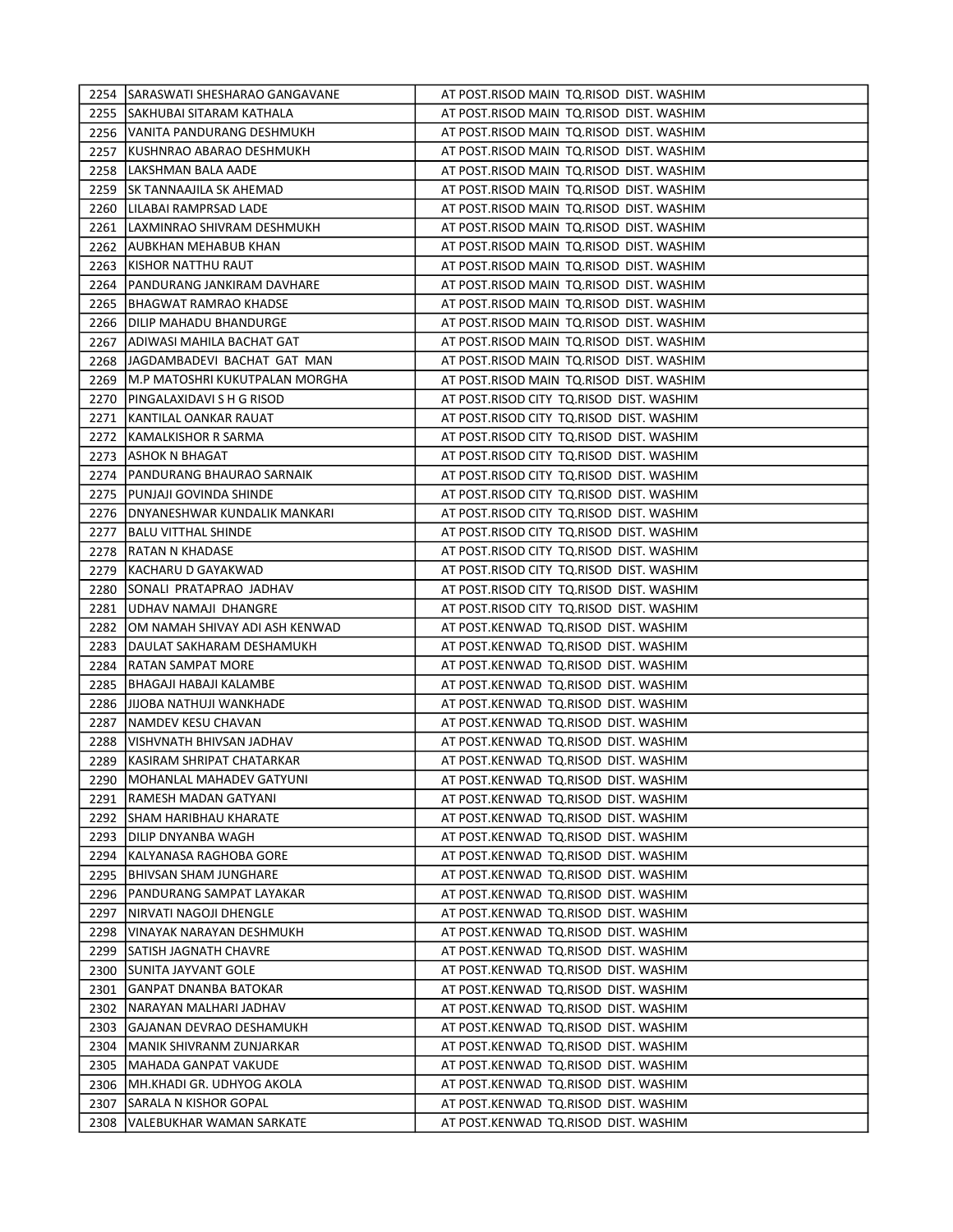| | | |
|---|---|---|
| 2254 | SARASWATI SHESHARAO GANGAVANE | AT POST.RISOD MAIN TQ.RISOD DIST. WASHIM |
| 2255 | SAKHUBAI SITARAM KATHALA | AT POST.RISOD MAIN TQ.RISOD DIST. WASHIM |
| 2256 | VANITA PANDURANG DESHMUKH | AT POST.RISOD MAIN TQ.RISOD DIST. WASHIM |
| 2257 | KUSHNRAO ABARAO DESHMUKH | AT POST.RISOD MAIN TQ.RISOD DIST. WASHIM |
| 2258 | LAKSHMAN BALA AADE | AT POST.RISOD MAIN TQ.RISOD DIST. WASHIM |
| 2259 | SK TANNAAJILA SK AHEMAD | AT POST.RISOD MAIN TQ.RISOD DIST. WASHIM |
| 2260 | LILABAI RAMPRSAD LADE | AT POST.RISOD MAIN TQ.RISOD DIST. WASHIM |
| 2261 | LAXMINRAO SHIVRAM DESHMUKH | AT POST.RISOD MAIN TQ.RISOD DIST. WASHIM |
| 2262 | AUBKHAN MEHABUB KHAN | AT POST.RISOD MAIN TQ.RISOD DIST. WASHIM |
| 2263 | KISHOR NATTHU RAUT | AT POST.RISOD MAIN TQ.RISOD DIST. WASHIM |
| 2264 | PANDURANG JANKIRAM DAVHARE | AT POST.RISOD MAIN TQ.RISOD DIST. WASHIM |
| 2265 | BHAGWAT RAMRAO KHADSE | AT POST.RISOD MAIN TQ.RISOD DIST. WASHIM |
| 2266 | DILIP MAHADU BHANDURGE | AT POST.RISOD MAIN TQ.RISOD DIST. WASHIM |
| 2267 | ADIWASI MAHILA BACHAT GAT | AT POST.RISOD MAIN TQ.RISOD DIST. WASHIM |
| 2268 | JAGDAMBADEVI BACHAT GAT MAN | AT POST.RISOD MAIN TQ.RISOD DIST. WASHIM |
| 2269 | M.P MATOSHRI KUKUTPALAN MORGHA | AT POST.RISOD MAIN TQ.RISOD DIST. WASHIM |
| 2270 | PINGALAXIDAVI S H G RISOD | AT POST.RISOD CITY TQ.RISOD DIST. WASHIM |
| 2271 | KANTILAL OANKAR RAUAT | AT POST.RISOD CITY TQ.RISOD DIST. WASHIM |
| 2272 | KAMALKISHOR R SARMA | AT POST.RISOD CITY TQ.RISOD DIST. WASHIM |
| 2273 | ASHOK N BHAGAT | AT POST.RISOD CITY TQ.RISOD DIST. WASHIM |
| 2274 | PANDURANG BHAURAO SARNAIK | AT POST.RISOD CITY TQ.RISOD DIST. WASHIM |
| 2275 | PUNJAJI GOVINDA SHINDE | AT POST.RISOD CITY TQ.RISOD DIST. WASHIM |
| 2276 | DNYANESHWAR KUNDALIK MANKARI | AT POST.RISOD CITY TQ.RISOD DIST. WASHIM |
| 2277 | BALU VITTHAL SHINDE | AT POST.RISOD CITY TQ.RISOD DIST. WASHIM |
| 2278 | RATAN N KHADASE | AT POST.RISOD CITY TQ.RISOD DIST. WASHIM |
| 2279 | KACHARU D GAYAKWAD | AT POST.RISOD CITY TQ.RISOD DIST. WASHIM |
| 2280 | SONALI PRATAPRAO JADHAV | AT POST.RISOD CITY TQ.RISOD DIST. WASHIM |
| 2281 | UDHAV NAMAJI DHANGRE | AT POST.RISOD CITY TQ.RISOD DIST. WASHIM |
| 2282 | OM NAMAH SHIVAY ADI ASH KENWAD | AT POST.KENWAD TQ.RISOD DIST. WASHIM |
| 2283 | DAULAT SAKHARAM DESHAMUKH | AT POST.KENWAD TQ.RISOD DIST. WASHIM |
| 2284 | RATAN SAMPAT MORE | AT POST.KENWAD TQ.RISOD DIST. WASHIM |
| 2285 | BHAGAJI HABAJI KALAMBE | AT POST.KENWAD TQ.RISOD DIST. WASHIM |
| 2286 | JIJOBA NATHUJI WANKHADE | AT POST.KENWAD TQ.RISOD DIST. WASHIM |
| 2287 | NAMDEV KESU CHAVAN | AT POST.KENWAD TQ.RISOD DIST. WASHIM |
| 2288 | VISHVNATH BHIVSAN JADHAV | AT POST.KENWAD TQ.RISOD DIST. WASHIM |
| 2289 | KASIRAM SHRIPAT CHATARKAR | AT POST.KENWAD TQ.RISOD DIST. WASHIM |
| 2290 | MOHANLAL MAHADEV GATYUNI | AT POST.KENWAD TQ.RISOD DIST. WASHIM |
| 2291 | RAMESH MADAN GATYANI | AT POST.KENWAD TQ.RISOD DIST. WASHIM |
| 2292 | SHAM HARIBHAU KHARATE | AT POST.KENWAD TQ.RISOD DIST. WASHIM |
| 2293 | DILIP DNYANBA WAGH | AT POST.KENWAD TQ.RISOD DIST. WASHIM |
| 2294 | KALYANASA RAGHOBA GORE | AT POST.KENWAD TQ.RISOD DIST. WASHIM |
| 2295 | BHIVSAN SHAM JUNGHARE | AT POST.KENWAD TQ.RISOD DIST. WASHIM |
| 2296 | PANDURANG SAMPAT LAYAKAR | AT POST.KENWAD TQ.RISOD DIST. WASHIM |
| 2297 | NIRVATI NAGOJI DHENGLE | AT POST.KENWAD TQ.RISOD DIST. WASHIM |
| 2298 | VINAYAK NARAYAN DESHMUKH | AT POST.KENWAD TQ.RISOD DIST. WASHIM |
| 2299 | SATISH JAGNATH CHAVRE | AT POST.KENWAD TQ.RISOD DIST. WASHIM |
| 2300 | SUNITA JAYVANT GOLE | AT POST.KENWAD TQ.RISOD DIST. WASHIM |
| 2301 | GANPAT DNANBA BATOKAR | AT POST.KENWAD TQ.RISOD DIST. WASHIM |
| 2302 | NARAYAN MALHARI JADHAV | AT POST.KENWAD TQ.RISOD DIST. WASHIM |
| 2303 | GAJANAN DEVRAO DESHAMUKH | AT POST.KENWAD TQ.RISOD DIST. WASHIM |
| 2304 | MANIK SHIVRANM ZUNJARKAR | AT POST.KENWAD TQ.RISOD DIST. WASHIM |
| 2305 | MAHADA GANPAT VAKUDE | AT POST.KENWAD TQ.RISOD DIST. WASHIM |
| 2306 | MH.KHADI GR. UDHYOG AKOLA | AT POST.KENWAD TQ.RISOD DIST. WASHIM |
| 2307 | SARALA N KISHOR GOPAL | AT POST.KENWAD TQ.RISOD DIST. WASHIM |
| 2308 | VALEBUKHAR WAMAN SARKATE | AT POST.KENWAD TQ.RISOD DIST. WASHIM |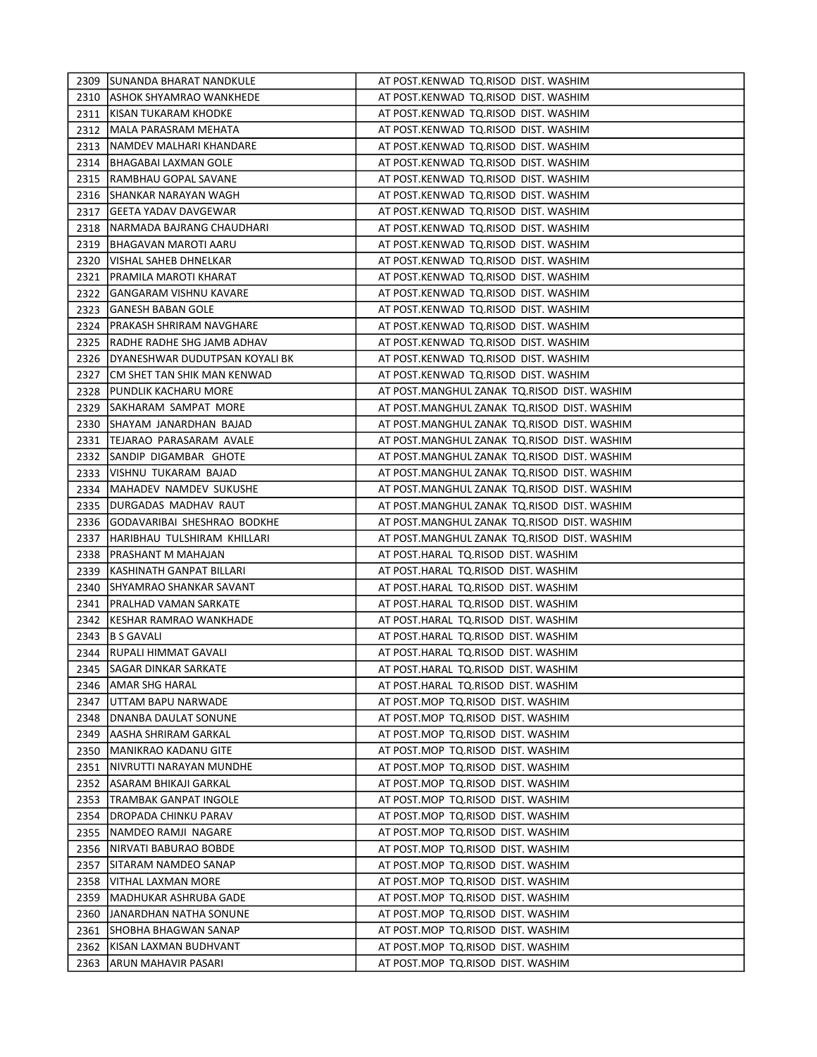| | | |
|---|---|---|
| 2309 | SUNANDA BHARAT NANDKULE | AT POST.KENWAD TQ.RISOD DIST. WASHIM |
| 2310 | ASHOK SHYAMRAO WANKHEDE | AT POST.KENWAD TQ.RISOD DIST. WASHIM |
| 2311 | KISAN TUKARAM KHODKE | AT POST.KENWAD TQ.RISOD DIST. WASHIM |
| 2312 | MALA PARASRAM MEHATA | AT POST.KENWAD TQ.RISOD DIST. WASHIM |
| 2313 | NAMDEV MALHARI KHANDARE | AT POST.KENWAD TQ.RISOD DIST. WASHIM |
| 2314 | BHAGABAI LAXMAN GOLE | AT POST.KENWAD TQ.RISOD DIST. WASHIM |
| 2315 | RAMBHAU GOPAL SAVANE | AT POST.KENWAD TQ.RISOD DIST. WASHIM |
| 2316 | SHANKAR NARAYAN WAGH | AT POST.KENWAD TQ.RISOD DIST. WASHIM |
| 2317 | GEETA YADAV DAVGEWAR | AT POST.KENWAD TQ.RISOD DIST. WASHIM |
| 2318 | NARMADA BAJRANG CHAUDHARI | AT POST.KENWAD TQ.RISOD DIST. WASHIM |
| 2319 | BHAGAVAN MAROTI AARU | AT POST.KENWAD TQ.RISOD DIST. WASHIM |
| 2320 | VISHAL SAHEB DHNELKAR | AT POST.KENWAD TQ.RISOD DIST. WASHIM |
| 2321 | PRAMILA MAROTI KHARAT | AT POST.KENWAD TQ.RISOD DIST. WASHIM |
| 2322 | GANGARAM VISHNU KAVARE | AT POST.KENWAD TQ.RISOD DIST. WASHIM |
| 2323 | GANESH BABAN GOLE | AT POST.KENWAD TQ.RISOD DIST. WASHIM |
| 2324 | PRAKASH SHRIRAM NAVGHARE | AT POST.KENWAD TQ.RISOD DIST. WASHIM |
| 2325 | RADHE RADHE SHG JAMB ADHAV | AT POST.KENWAD TQ.RISOD DIST. WASHIM |
| 2326 | DYANESHWAR DUDUTPSAN KOYALI BK | AT POST.KENWAD TQ.RISOD DIST. WASHIM |
| 2327 | CM SHET TAN SHIK MAN KENWAD | AT POST.KENWAD TQ.RISOD DIST. WASHIM |
| 2328 | PUNDLIK KACHARU MORE | AT POST.MANGHUL ZANAK TQ.RISOD DIST. WASHIM |
| 2329 | SAKHARAM SAMPAT MORE | AT POST.MANGHUL ZANAK TQ.RISOD DIST. WASHIM |
| 2330 | SHAYAM JANARDHAN BAJAD | AT POST.MANGHUL ZANAK TQ.RISOD DIST. WASHIM |
| 2331 | TEJARAO PARASARAM AVALE | AT POST.MANGHUL ZANAK TQ.RISOD DIST. WASHIM |
| 2332 | SANDIP DIGAMBAR GHOTE | AT POST.MANGHUL ZANAK TQ.RISOD DIST. WASHIM |
| 2333 | VISHNU TUKARAM BAJAD | AT POST.MANGHUL ZANAK TQ.RISOD DIST. WASHIM |
| 2334 | MAHADEV NAMDEV SUKUSHE | AT POST.MANGHUL ZANAK TQ.RISOD DIST. WASHIM |
| 2335 | DURGADAS MADHAV RAUT | AT POST.MANGHUL ZANAK TQ.RISOD DIST. WASHIM |
| 2336 | GODAVARIBAI SHESHRAO BODKHE | AT POST.MANGHUL ZANAK TQ.RISOD DIST. WASHIM |
| 2337 | HARIBHAU TULSHIRAM KHILLARI | AT POST.MANGHUL ZANAK TQ.RISOD DIST. WASHIM |
| 2338 | PRASHANT M MAHAJAN | AT POST.HARAL TQ.RISOD DIST. WASHIM |
| 2339 | KASHINATH GANPAT BILLARI | AT POST.HARAL TQ.RISOD DIST. WASHIM |
| 2340 | SHYAMRAO SHANKAR SAVANT | AT POST.HARAL TQ.RISOD DIST. WASHIM |
| 2341 | PRALHAD VAMAN SARKATE | AT POST.HARAL TQ.RISOD DIST. WASHIM |
| 2342 | KESHAR RAMRAO WANKHADE | AT POST.HARAL TQ.RISOD DIST. WASHIM |
| 2343 | B S GAVALI | AT POST.HARAL TQ.RISOD DIST. WASHIM |
| 2344 | RUPALI HIMMAT GAVALI | AT POST.HARAL TQ.RISOD DIST. WASHIM |
| 2345 | SAGAR DINKAR SARKATE | AT POST.HARAL TQ.RISOD DIST. WASHIM |
| 2346 | AMAR SHG HARAL | AT POST.HARAL TQ.RISOD DIST. WASHIM |
| 2347 | UTTAM BAPU NARWADE | AT POST.MOP TQ.RISOD DIST. WASHIM |
| 2348 | DNANBA DAULAT SONUNE | AT POST.MOP TQ.RISOD DIST. WASHIM |
| 2349 | AASHA SHRIRAM GARKAL | AT POST.MOP TQ.RISOD DIST. WASHIM |
| 2350 | MANIKRAO KADANU GITE | AT POST.MOP TQ.RISOD DIST. WASHIM |
| 2351 | NIVRUTTI NARAYAN MUNDHE | AT POST.MOP TQ.RISOD DIST. WASHIM |
| 2352 | ASARAM BHIKAJI GARKAL | AT POST.MOP TQ.RISOD DIST. WASHIM |
| 2353 | TRAMBAK GANPAT INGOLE | AT POST.MOP TQ.RISOD DIST. WASHIM |
| 2354 | DROPADA CHINKU PARAV | AT POST.MOP TQ.RISOD DIST. WASHIM |
| 2355 | NAMDEO RAMJI NAGARE | AT POST.MOP TQ.RISOD DIST. WASHIM |
| 2356 | NIRVATI BABURAO BOBDE | AT POST.MOP TQ.RISOD DIST. WASHIM |
| 2357 | SITARAM NAMDEO SANAP | AT POST.MOP TQ.RISOD DIST. WASHIM |
| 2358 | VITHAL LAXMAN MORE | AT POST.MOP TQ.RISOD DIST. WASHIM |
| 2359 | MADHUKAR ASHRUBA GADE | AT POST.MOP TQ.RISOD DIST. WASHIM |
| 2360 | JANARDHAN NATHA SONUNE | AT POST.MOP TQ.RISOD DIST. WASHIM |
| 2361 | SHOBHA BHAGWAN SANAP | AT POST.MOP TQ.RISOD DIST. WASHIM |
| 2362 | KISAN LAXMAN BUDHVANT | AT POST.MOP TQ.RISOD DIST. WASHIM |
| 2363 | ARUN MAHAVIR PASARI | AT POST.MOP TQ.RISOD DIST. WASHIM |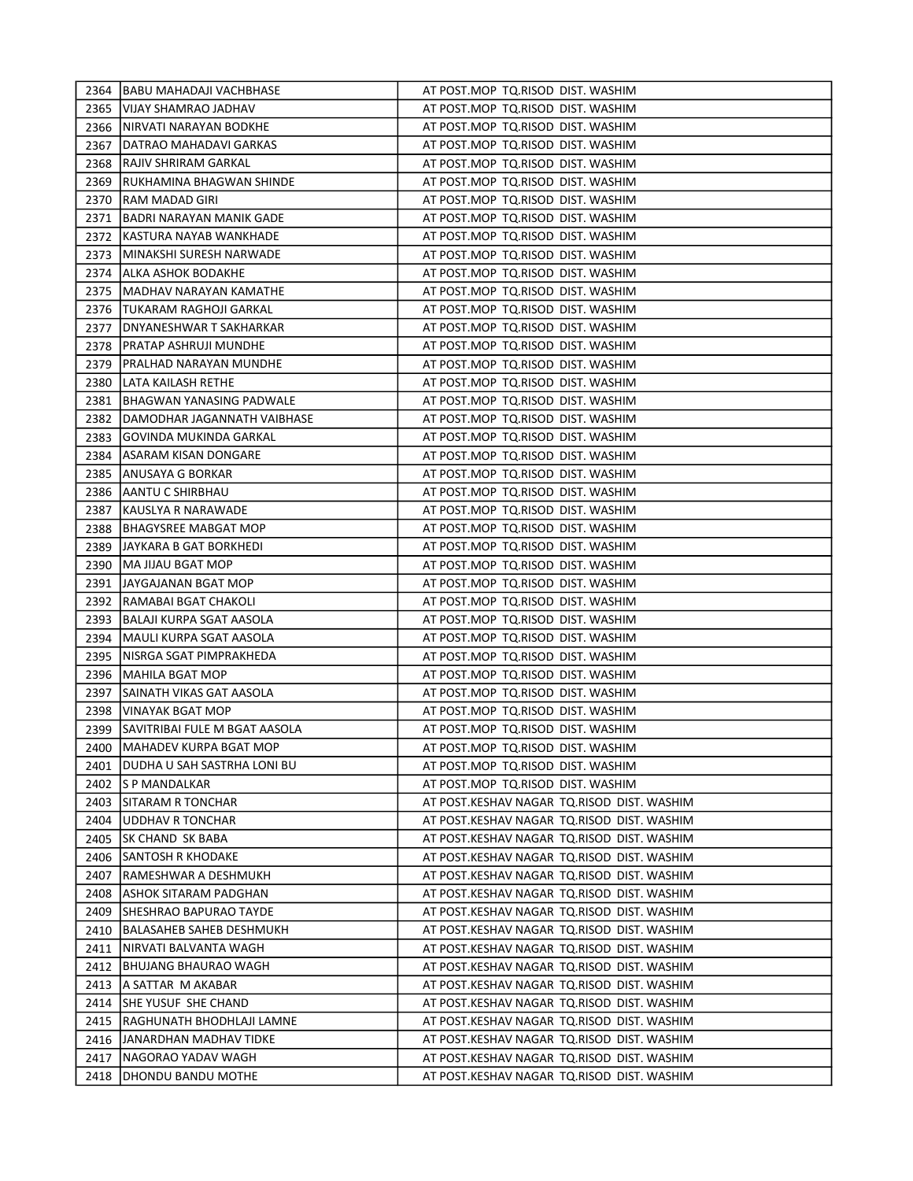| | | |
|---|---|---|
| 2364 | BABU MAHADAJI VACHBHASE | AT POST.MOP TQ.RISOD DIST. WASHIM |
| 2365 | VIJAY SHAMRAO JADHAV | AT POST.MOP TQ.RISOD DIST. WASHIM |
| 2366 | NIRVATI NARAYAN BODKHE | AT POST.MOP TQ.RISOD DIST. WASHIM |
| 2367 | DATRAO MAHADAVI GARKAS | AT POST.MOP TQ.RISOD DIST. WASHIM |
| 2368 | RAJIV SHRIRAM GARKAL | AT POST.MOP TQ.RISOD DIST. WASHIM |
| 2369 | RUKHAMINA BHAGWAN SHINDE | AT POST.MOP TQ.RISOD DIST. WASHIM |
| 2370 | RAM MADAD GIRI | AT POST.MOP TQ.RISOD DIST. WASHIM |
| 2371 | BADRI NARAYAN MANIK GADE | AT POST.MOP TQ.RISOD DIST. WASHIM |
| 2372 | KASTURA NAYAB WANKHADE | AT POST.MOP TQ.RISOD DIST. WASHIM |
| 2373 | MINAKSHI SURESH NARWADE | AT POST.MOP TQ.RISOD DIST. WASHIM |
| 2374 | ALKA ASHOK BODAKHE | AT POST.MOP TQ.RISOD DIST. WASHIM |
| 2375 | MADHAV NARAYAN KAMATHE | AT POST.MOP TQ.RISOD DIST. WASHIM |
| 2376 | TUKARAM RAGHOJI GARKAL | AT POST.MOP TQ.RISOD DIST. WASHIM |
| 2377 | DNYANESHWAR T SAKHARKAR | AT POST.MOP TQ.RISOD DIST. WASHIM |
| 2378 | PRATAP ASHRUJI MUNDHE | AT POST.MOP TQ.RISOD DIST. WASHIM |
| 2379 | PRALHAD NARAYAN MUNDHE | AT POST.MOP TQ.RISOD DIST. WASHIM |
| 2380 | LATA KAILASH RETHE | AT POST.MOP TQ.RISOD DIST. WASHIM |
| 2381 | BHAGWAN YANASING PADWALE | AT POST.MOP TQ.RISOD DIST. WASHIM |
| 2382 | DAMODHAR JAGANNATH VAIBHASE | AT POST.MOP TQ.RISOD DIST. WASHIM |
| 2383 | GOVINDA MUKINDA GARKAL | AT POST.MOP TQ.RISOD DIST. WASHIM |
| 2384 | ASARAM KISAN DONGARE | AT POST.MOP TQ.RISOD DIST. WASHIM |
| 2385 | ANUSAYA G BORKAR | AT POST.MOP TQ.RISOD DIST. WASHIM |
| 2386 | AANTU C SHIRBHAU | AT POST.MOP TQ.RISOD DIST. WASHIM |
| 2387 | KAUSLYA R NARAWADE | AT POST.MOP TQ.RISOD DIST. WASHIM |
| 2388 | BHAGYSREE MABGAT MOP | AT POST.MOP TQ.RISOD DIST. WASHIM |
| 2389 | JAYKARA B GAT BORKHEDI | AT POST.MOP TQ.RISOD DIST. WASHIM |
| 2390 | MA JIJAU BGAT MOP | AT POST.MOP TQ.RISOD DIST. WASHIM |
| 2391 | JAYGAJANAN BGAT MOP | AT POST.MOP TQ.RISOD DIST. WASHIM |
| 2392 | RAMABAI BGAT CHAKOLI | AT POST.MOP TQ.RISOD DIST. WASHIM |
| 2393 | BALAJI KURPA SGAT AASOLA | AT POST.MOP TQ.RISOD DIST. WASHIM |
| 2394 | MAULI KURPA SGAT AASOLA | AT POST.MOP TQ.RISOD DIST. WASHIM |
| 2395 | NISRGA SGAT PIMPRAKHEDA | AT POST.MOP TQ.RISOD DIST. WASHIM |
| 2396 | MAHILA BGAT MOP | AT POST.MOP TQ.RISOD DIST. WASHIM |
| 2397 | SAINATH VIKAS GAT AASOLA | AT POST.MOP TQ.RISOD DIST. WASHIM |
| 2398 | VINAYAK BGAT MOP | AT POST.MOP TQ.RISOD DIST. WASHIM |
| 2399 | SAVITRIBAI FULE M BGAT AASOLA | AT POST.MOP TQ.RISOD DIST. WASHIM |
| 2400 | MAHADEV KURPA BGAT MOP | AT POST.MOP TQ.RISOD DIST. WASHIM |
| 2401 | DUDHA U SAH SASTRHA LONI BU | AT POST.MOP TQ.RISOD DIST. WASHIM |
| 2402 | S P MANDALKAR | AT POST.MOP TQ.RISOD DIST. WASHIM |
| 2403 | SITARAM R TONCHAR | AT POST.KESHAV NAGAR TQ.RISOD DIST. WASHIM |
| 2404 | UDDHAV R TONCHAR | AT POST.KESHAV NAGAR TQ.RISOD DIST. WASHIM |
| 2405 | SK CHAND SK BABA | AT POST.KESHAV NAGAR TQ.RISOD DIST. WASHIM |
| 2406 | SANTOSH R KHODAKE | AT POST.KESHAV NAGAR TQ.RISOD DIST. WASHIM |
| 2407 | RAMESHWAR A DESHMUKH | AT POST.KESHAV NAGAR TQ.RISOD DIST. WASHIM |
| 2408 | ASHOK SITARAM PADGHAN | AT POST.KESHAV NAGAR TQ.RISOD DIST. WASHIM |
| 2409 | SHESHRAO BAPURAO TAYDE | AT POST.KESHAV NAGAR TQ.RISOD DIST. WASHIM |
| 2410 | BALASAHEB SAHEB DESHMUKH | AT POST.KESHAV NAGAR TQ.RISOD DIST. WASHIM |
| 2411 | NIRVATI BALVANTA WAGH | AT POST.KESHAV NAGAR TQ.RISOD DIST. WASHIM |
| 2412 | BHUJANG BHAURAO WAGH | AT POST.KESHAV NAGAR TQ.RISOD DIST. WASHIM |
| 2413 | A SATTAR M AKABAR | AT POST.KESHAV NAGAR TQ.RISOD DIST. WASHIM |
| 2414 | SHE YUSUF SHE CHAND | AT POST.KESHAV NAGAR TQ.RISOD DIST. WASHIM |
| 2415 | RAGHUNATH BHODHLAJI LAMNE | AT POST.KESHAV NAGAR TQ.RISOD DIST. WASHIM |
| 2416 | JANARDHAN MADHAV TIDKE | AT POST.KESHAV NAGAR TQ.RISOD DIST. WASHIM |
| 2417 | NAGORAO YADAV WAGH | AT POST.KESHAV NAGAR TQ.RISOD DIST. WASHIM |
| 2418 | DHONDU BANDU MOTHE | AT POST.KESHAV NAGAR TQ.RISOD DIST. WASHIM |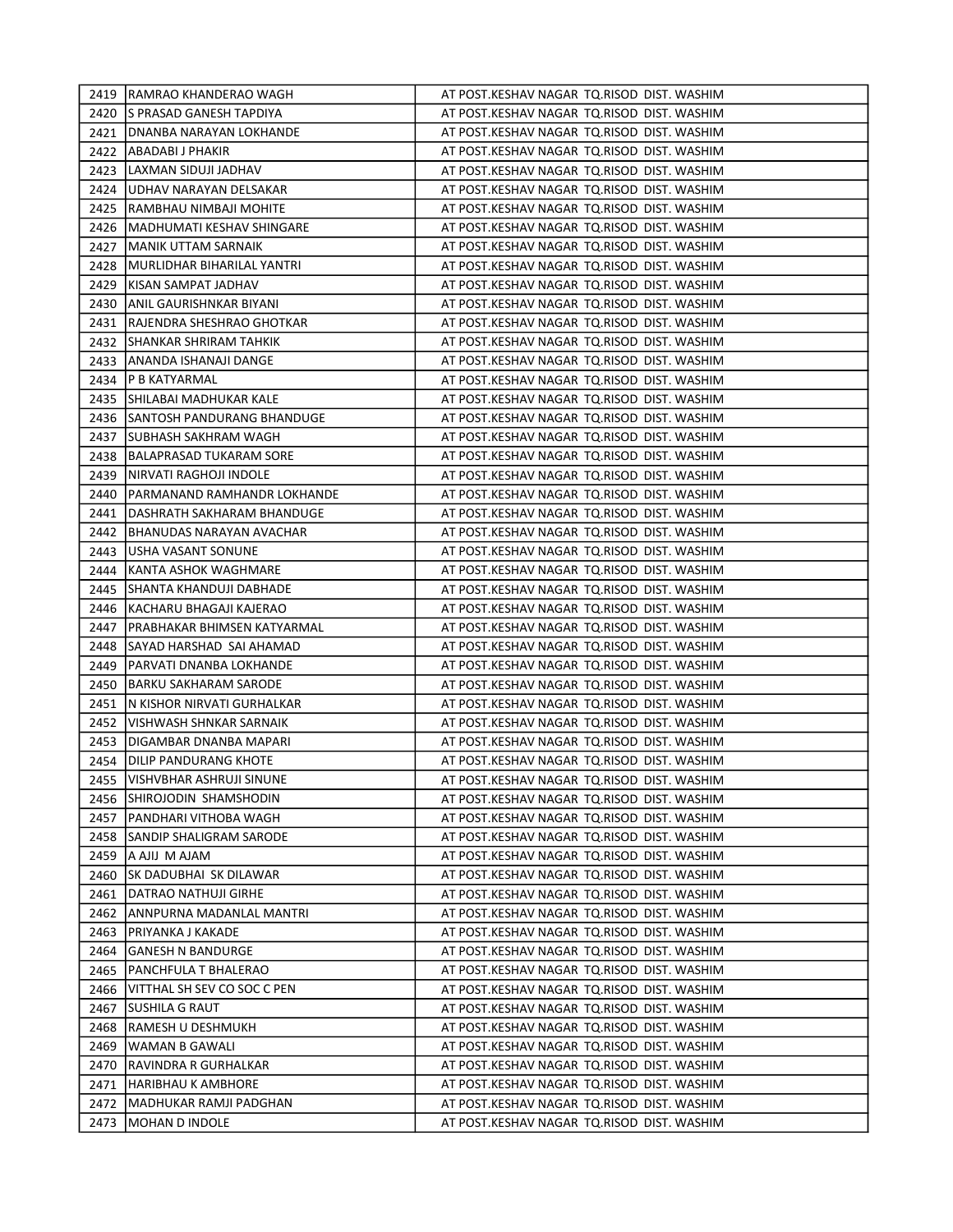| | | |
|---|---|---|
| 2419 | RAMRAO KHANDERAO WAGH | AT POST.KESHAV NAGAR TQ.RISOD DIST. WASHIM |
| 2420 | S PRASAD GANESH TAPDIYA | AT POST.KESHAV NAGAR TQ.RISOD DIST. WASHIM |
| 2421 | DNANBA NARAYAN LOKHANDE | AT POST.KESHAV NAGAR TQ.RISOD DIST. WASHIM |
| 2422 | ABADABI J PHAKIR | AT POST.KESHAV NAGAR TQ.RISOD DIST. WASHIM |
| 2423 | LAXMAN SIDUJI JADHAV | AT POST.KESHAV NAGAR TQ.RISOD DIST. WASHIM |
| 2424 | UDHAV NARAYAN DELSAKAR | AT POST.KESHAV NAGAR TQ.RISOD DIST. WASHIM |
| 2425 | RAMBHAU NIMBAJI MOHITE | AT POST.KESHAV NAGAR TQ.RISOD DIST. WASHIM |
| 2426 | MADHUMATI KESHAV SHINGARE | AT POST.KESHAV NAGAR TQ.RISOD DIST. WASHIM |
| 2427 | MANIK UTTAM SARNAIK | AT POST.KESHAV NAGAR TQ.RISOD DIST. WASHIM |
| 2428 | MURLIDHAR BIHARILAL YANTRI | AT POST.KESHAV NAGAR TQ.RISOD DIST. WASHIM |
| 2429 | KISAN SAMPAT JADHAV | AT POST.KESHAV NAGAR TQ.RISOD DIST. WASHIM |
| 2430 | ANIL GAURISHNKAR BIYANI | AT POST.KESHAV NAGAR TQ.RISOD DIST. WASHIM |
| 2431 | RAJENDRA SHESHRAO GHOTKAR | AT POST.KESHAV NAGAR TQ.RISOD DIST. WASHIM |
| 2432 | SHANKAR SHRIRAM TAHKIK | AT POST.KESHAV NAGAR TQ.RISOD DIST. WASHIM |
| 2433 | ANANDA ISHANAJI DANGE | AT POST.KESHAV NAGAR TQ.RISOD DIST. WASHIM |
| 2434 | P B KATYARMAL | AT POST.KESHAV NAGAR TQ.RISOD DIST. WASHIM |
| 2435 | SHILABAI MADHUKAR KALE | AT POST.KESHAV NAGAR TQ.RISOD DIST. WASHIM |
| 2436 | SANTOSH PANDURANG BHANDUGE | AT POST.KESHAV NAGAR TQ.RISOD DIST. WASHIM |
| 2437 | SUBHASH SAKHRAM WAGH | AT POST.KESHAV NAGAR TQ.RISOD DIST. WASHIM |
| 2438 | BALAPRASAD TUKARAM SORE | AT POST.KESHAV NAGAR TQ.RISOD DIST. WASHIM |
| 2439 | NIRVATI RAGHOJI INDOLE | AT POST.KESHAV NAGAR TQ.RISOD DIST. WASHIM |
| 2440 | PARMANAND RAMHANDR LOKHANDE | AT POST.KESHAV NAGAR TQ.RISOD DIST. WASHIM |
| 2441 | DASHRATH SAKHARAM BHANDUGE | AT POST.KESHAV NAGAR TQ.RISOD DIST. WASHIM |
| 2442 | BHANUDAS NARAYAN AVACHAR | AT POST.KESHAV NAGAR TQ.RISOD DIST. WASHIM |
| 2443 | USHA VASANT SONUNE | AT POST.KESHAV NAGAR TQ.RISOD DIST. WASHIM |
| 2444 | KANTA ASHOK WAGHMARE | AT POST.KESHAV NAGAR TQ.RISOD DIST. WASHIM |
| 2445 | SHANTA KHANDUJI DABHADE | AT POST.KESHAV NAGAR TQ.RISOD DIST. WASHIM |
| 2446 | KACHARU BHAGAJI KAJERAO | AT POST.KESHAV NAGAR TQ.RISOD DIST. WASHIM |
| 2447 | PRABHAKAR BHIMSEN KATYARMAL | AT POST.KESHAV NAGAR TQ.RISOD DIST. WASHIM |
| 2448 | SAYAD HARSHAD SAI AHAMAD | AT POST.KESHAV NAGAR TQ.RISOD DIST. WASHIM |
| 2449 | PARVATI DNANBA LOKHANDE | AT POST.KESHAV NAGAR TQ.RISOD DIST. WASHIM |
| 2450 | BARKU SAKHARAM SARODE | AT POST.KESHAV NAGAR TQ.RISOD DIST. WASHIM |
| 2451 | N KISHOR NIRVATI GURHALKAR | AT POST.KESHAV NAGAR TQ.RISOD DIST. WASHIM |
| 2452 | VISHWASH SHNKAR SARNAIK | AT POST.KESHAV NAGAR TQ.RISOD DIST. WASHIM |
| 2453 | DIGAMBAR DNANBA MAPARI | AT POST.KESHAV NAGAR TQ.RISOD DIST. WASHIM |
| 2454 | DILIP PANDURANG KHOTE | AT POST.KESHAV NAGAR TQ.RISOD DIST. WASHIM |
| 2455 | VISHVBHAR ASHRUJI SINUNE | AT POST.KESHAV NAGAR TQ.RISOD DIST. WASHIM |
| 2456 | SHIROJODIN SHAMSHODIN | AT POST.KESHAV NAGAR TQ.RISOD DIST. WASHIM |
| 2457 | PANDHARI VITHOBA WAGH | AT POST.KESHAV NAGAR TQ.RISOD DIST. WASHIM |
| 2458 | SANDIP SHALIGRAM SARODE | AT POST.KESHAV NAGAR TQ.RISOD DIST. WASHIM |
| 2459 | A AJIJ M AJAM | AT POST.KESHAV NAGAR TQ.RISOD DIST. WASHIM |
| 2460 | SK DADUBHAI SK DILAWAR | AT POST.KESHAV NAGAR TQ.RISOD DIST. WASHIM |
| 2461 | DATRAO NATHUJI GIRHE | AT POST.KESHAV NAGAR TQ.RISOD DIST. WASHIM |
| 2462 | ANNPURNA MADANLAL MANTRI | AT POST.KESHAV NAGAR TQ.RISOD DIST. WASHIM |
| 2463 | PRIYANKA J KAKADE | AT POST.KESHAV NAGAR TQ.RISOD DIST. WASHIM |
| 2464 | GANESH N BANDURGE | AT POST.KESHAV NAGAR TQ.RISOD DIST. WASHIM |
| 2465 | PANCHFULA T BHALERAO | AT POST.KESHAV NAGAR TQ.RISOD DIST. WASHIM |
| 2466 | VITTHAL SH SEV CO SOC C PEN | AT POST.KESHAV NAGAR TQ.RISOD DIST. WASHIM |
| 2467 | SUSHILA G RAUT | AT POST.KESHAV NAGAR TQ.RISOD DIST. WASHIM |
| 2468 | RAMESH U DESHMUKH | AT POST.KESHAV NAGAR TQ.RISOD DIST. WASHIM |
| 2469 | WAMAN B GAWALI | AT POST.KESHAV NAGAR TQ.RISOD DIST. WASHIM |
| 2470 | RAVINDRA R GURHALKAR | AT POST.KESHAV NAGAR TQ.RISOD DIST. WASHIM |
| 2471 | HARIBHAU K AMBHORE | AT POST.KESHAV NAGAR TQ.RISOD DIST. WASHIM |
| 2472 | MADHUKAR RAMJI PADGHAN | AT POST.KESHAV NAGAR TQ.RISOD DIST. WASHIM |
| 2473 | MOHAN D INDOLE | AT POST.KESHAV NAGAR TQ.RISOD DIST. WASHIM |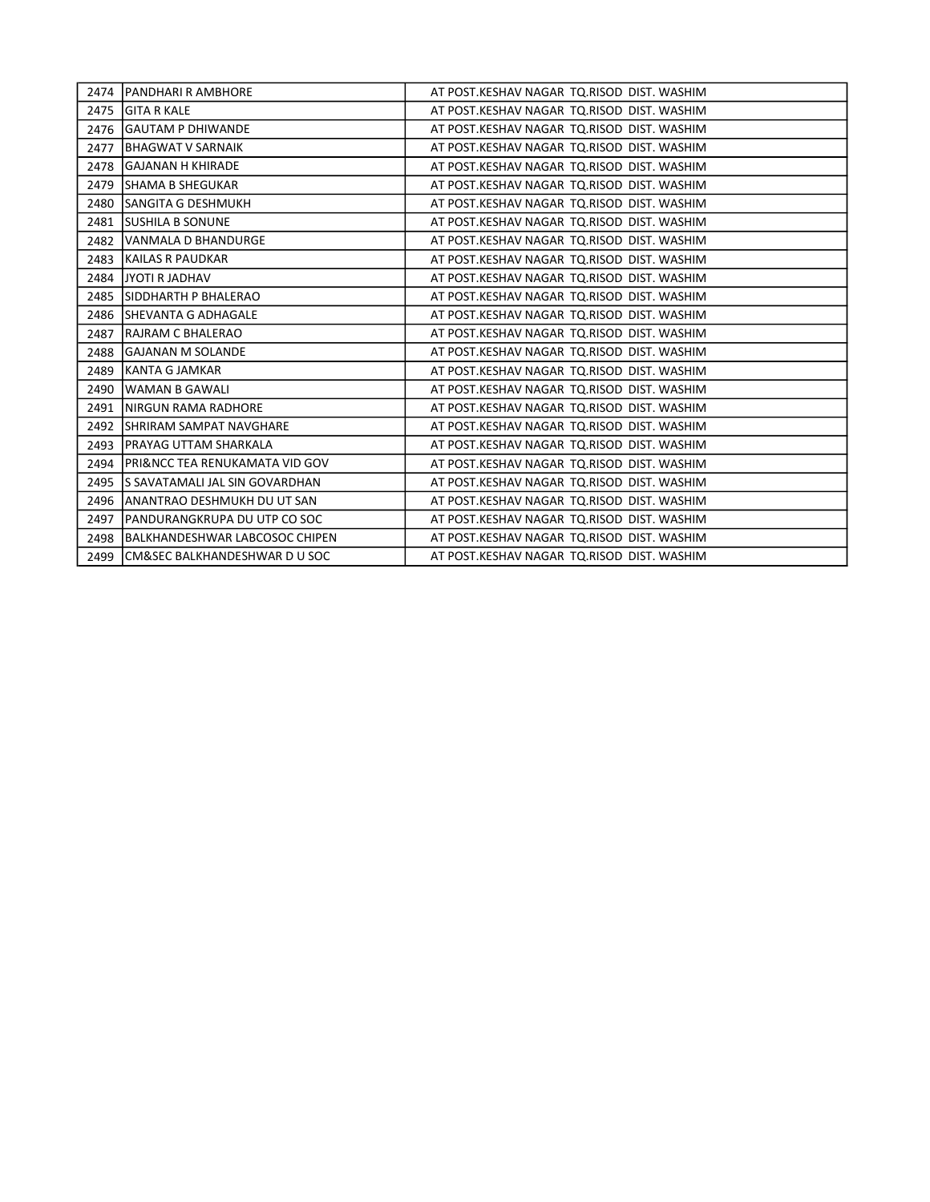| | | |
|---|---|---|
| 2474 | PANDHARI R AMBHORE | AT POST.KESHAV NAGAR TQ.RISOD DIST. WASHIM |
| 2475 | GITA R KALE | AT POST.KESHAV NAGAR TQ.RISOD DIST. WASHIM |
| 2476 | GAUTAM P DHIWANDE | AT POST.KESHAV NAGAR TQ.RISOD DIST. WASHIM |
| 2477 | BHAGWAT V SARNAIK | AT POST.KESHAV NAGAR TQ.RISOD DIST. WASHIM |
| 2478 | GAJANAN H KHIRADE | AT POST.KESHAV NAGAR TQ.RISOD DIST. WASHIM |
| 2479 | SHAMA B SHEGUKAR | AT POST.KESHAV NAGAR TQ.RISOD DIST. WASHIM |
| 2480 | SANGITA G DESHMUKH | AT POST.KESHAV NAGAR TQ.RISOD DIST. WASHIM |
| 2481 | SUSHILA B SONUNE | AT POST.KESHAV NAGAR TQ.RISOD DIST. WASHIM |
| 2482 | VANMALA D BHANDURGE | AT POST.KESHAV NAGAR TQ.RISOD DIST. WASHIM |
| 2483 | KAILAS R PAUDKAR | AT POST.KESHAV NAGAR TQ.RISOD DIST. WASHIM |
| 2484 | JYOTI R JADHAV | AT POST.KESHAV NAGAR TQ.RISOD DIST. WASHIM |
| 2485 | SIDDHARTH P BHALERAO | AT POST.KESHAV NAGAR TQ.RISOD DIST. WASHIM |
| 2486 | SHEVANTA G ADHAGALE | AT POST.KESHAV NAGAR TQ.RISOD DIST. WASHIM |
| 2487 | RAJRAM C BHALERAO | AT POST.KESHAV NAGAR TQ.RISOD DIST. WASHIM |
| 2488 | GAJANAN M SOLANDE | AT POST.KESHAV NAGAR TQ.RISOD DIST. WASHIM |
| 2489 | KANTA G JAMKAR | AT POST.KESHAV NAGAR TQ.RISOD DIST. WASHIM |
| 2490 | WAMAN B GAWALI | AT POST.KESHAV NAGAR TQ.RISOD DIST. WASHIM |
| 2491 | NIRGUN RAMA RADHORE | AT POST.KESHAV NAGAR TQ.RISOD DIST. WASHIM |
| 2492 | SHRIRAM SAMPAT NAVGHARE | AT POST.KESHAV NAGAR TQ.RISOD DIST. WASHIM |
| 2493 | PRAYAG UTTAM SHARKALA | AT POST.KESHAV NAGAR TQ.RISOD DIST. WASHIM |
| 2494 | PRI&NCC TEA RENUKAMATA VID GOV | AT POST.KESHAV NAGAR TQ.RISOD DIST. WASHIM |
| 2495 | S SAVATAMALI JAL SIN GOVARDHAN | AT POST.KESHAV NAGAR TQ.RISOD DIST. WASHIM |
| 2496 | ANANTRAO DESHMUKH DU UT SAN | AT POST.KESHAV NAGAR TQ.RISOD DIST. WASHIM |
| 2497 | PANDURANGKRUPA DU UTP CO SOC | AT POST.KESHAV NAGAR TQ.RISOD DIST. WASHIM |
| 2498 | BALKHANDESHWAR LABCOSOC CHIPEN | AT POST.KESHAV NAGAR TQ.RISOD DIST. WASHIM |
| 2499 | CM&SEC BALKHANDESHWAR D U SOC | AT POST.KESHAV NAGAR TQ.RISOD DIST. WASHIM |